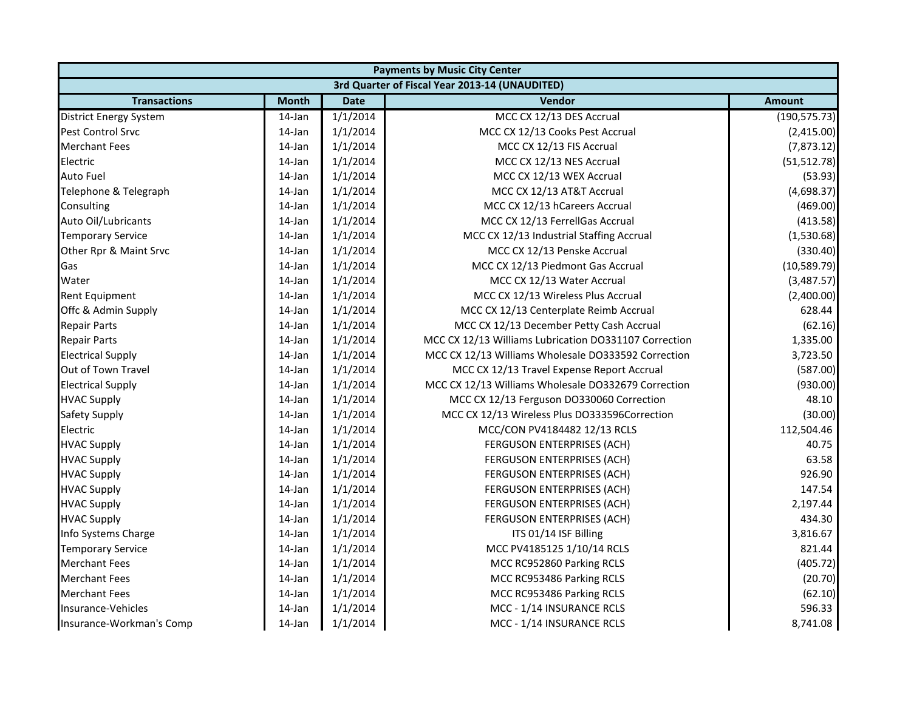| Payments by Music City Center | | | | |
|---|---|---|---|---|
| 3rd Quarter of Fiscal Year 2013-14 (UNAUDITED) | | | | |
| **Transactions** | **Month** | **Date** | **Vendor** | **Amount** |
| District Energy System | 14-Jan | 1/1/2014 | MCC CX 12/13 DES Accrual | (190,575.73) |
| Pest Control Srvc | 14-Jan | 1/1/2014 | MCC CX 12/13 Cooks Pest Accrual | (2,415.00) |
| Merchant Fees | 14-Jan | 1/1/2014 | MCC CX 12/13 FIS Accrual | (7,873.12) |
| Electric | 14-Jan | 1/1/2014 | MCC CX 12/13 NES Accrual | (51,512.78) |
| Auto Fuel | 14-Jan | 1/1/2014 | MCC CX 12/13 WEX Accrual | (53.93) |
| Telephone & Telegraph | 14-Jan | 1/1/2014 | MCC CX 12/13 AT&T Accrual | (4,698.37) |
| Consulting | 14-Jan | 1/1/2014 | MCC CX 12/13 hCareers Accrual | (469.00) |
| Auto Oil/Lubricants | 14-Jan | 1/1/2014 | MCC CX 12/13 FerrellGas Accrual | (413.58) |
| Temporary Service | 14-Jan | 1/1/2014 | MCC CX 12/13 Industrial Staffing Accrual | (1,530.68) |
| Other Rpr & Maint Srvc | 14-Jan | 1/1/2014 | MCC CX 12/13 Penske Accrual | (330.40) |
| Gas | 14-Jan | 1/1/2014 | MCC CX 12/13 Piedmont Gas Accrual | (10,589.79) |
| Water | 14-Jan | 1/1/2014 | MCC CX 12/13 Water Accrual | (3,487.57) |
| Rent Equipment | 14-Jan | 1/1/2014 | MCC CX 12/13 Wireless Plus Accrual | (2,400.00) |
| Offc & Admin Supply | 14-Jan | 1/1/2014 | MCC CX 12/13 Centerplate Reimb Accrual | 628.44 |
| Repair Parts | 14-Jan | 1/1/2014 | MCC CX 12/13 December Petty Cash Accrual | (62.16) |
| Repair Parts | 14-Jan | 1/1/2014 | MCC CX 12/13 Williams Lubrication DO331107 Correction | 1,335.00 |
| Electrical Supply | 14-Jan | 1/1/2014 | MCC CX 12/13 Williams Wholesale DO333592 Correction | 3,723.50 |
| Out of Town Travel | 14-Jan | 1/1/2014 | MCC CX 12/13 Travel Expense Report Accrual | (587.00) |
| Electrical Supply | 14-Jan | 1/1/2014 | MCC CX 12/13 Williams Wholesale DO332679 Correction | (930.00) |
| HVAC Supply | 14-Jan | 1/1/2014 | MCC CX 12/13 Ferguson DO330060 Correction | 48.10 |
| Safety Supply | 14-Jan | 1/1/2014 | MCC CX 12/13 Wireless Plus DO333596Correction | (30.00) |
| Electric | 14-Jan | 1/1/2014 | MCC/CON PV4184482 12/13 RCLS | 112,504.46 |
| HVAC Supply | 14-Jan | 1/1/2014 | FERGUSON ENTERPRISES (ACH) | 40.75 |
| HVAC Supply | 14-Jan | 1/1/2014 | FERGUSON ENTERPRISES (ACH) | 63.58 |
| HVAC Supply | 14-Jan | 1/1/2014 | FERGUSON ENTERPRISES (ACH) | 926.90 |
| HVAC Supply | 14-Jan | 1/1/2014 | FERGUSON ENTERPRISES (ACH) | 147.54 |
| HVAC Supply | 14-Jan | 1/1/2014 | FERGUSON ENTERPRISES (ACH) | 2,197.44 |
| HVAC Supply | 14-Jan | 1/1/2014 | FERGUSON ENTERPRISES (ACH) | 434.30 |
| Info Systems Charge | 14-Jan | 1/1/2014 | ITS 01/14 ISF Billing | 3,816.67 |
| Temporary Service | 14-Jan | 1/1/2014 | MCC PV4185125 1/10/14 RCLS | 821.44 |
| Merchant Fees | 14-Jan | 1/1/2014 | MCC RC952860 Parking RCLS | (405.72) |
| Merchant Fees | 14-Jan | 1/1/2014 | MCC RC953486 Parking RCLS | (20.70) |
| Merchant Fees | 14-Jan | 1/1/2014 | MCC RC953486 Parking RCLS | (62.10) |
| Insurance-Vehicles | 14-Jan | 1/1/2014 | MCC - 1/14 INSURANCE RCLS | 596.33 |
| Insurance-Workman's Comp | 14-Jan | 1/1/2014 | MCC - 1/14 INSURANCE RCLS | 8,741.08 |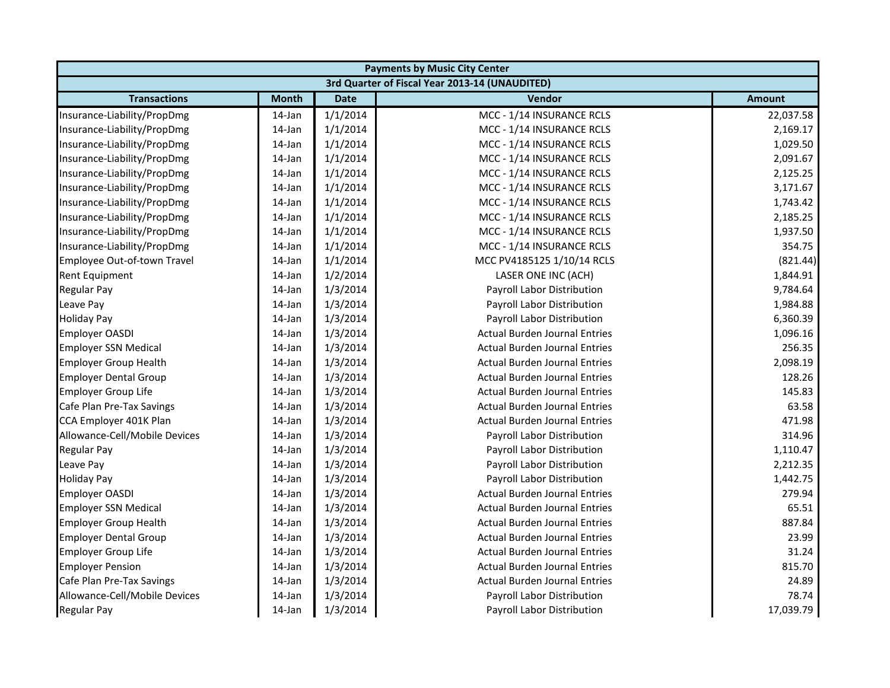| Payments by Music City Center | | | | |
|---|---|---|---|---|
| 3rd Quarter of Fiscal Year 2013-14 (UNAUDITED) | | | | |
| **Transactions** | **Month** | **Date** | **Vendor** | **Amount** |
| Insurance-Liability/PropDmg | 14-Jan | 1/1/2014 | MCC - 1/14 INSURANCE RCLS | 22,037.58 |
| Insurance-Liability/PropDmg | 14-Jan | 1/1/2014 | MCC - 1/14 INSURANCE RCLS | 2,169.17 |
| Insurance-Liability/PropDmg | 14-Jan | 1/1/2014 | MCC - 1/14 INSURANCE RCLS | 1,029.50 |
| Insurance-Liability/PropDmg | 14-Jan | 1/1/2014 | MCC - 1/14 INSURANCE RCLS | 2,091.67 |
| Insurance-Liability/PropDmg | 14-Jan | 1/1/2014 | MCC - 1/14 INSURANCE RCLS | 2,125.25 |
| Insurance-Liability/PropDmg | 14-Jan | 1/1/2014 | MCC - 1/14 INSURANCE RCLS | 3,171.67 |
| Insurance-Liability/PropDmg | 14-Jan | 1/1/2014 | MCC - 1/14 INSURANCE RCLS | 1,743.42 |
| Insurance-Liability/PropDmg | 14-Jan | 1/1/2014 | MCC - 1/14 INSURANCE RCLS | 2,185.25 |
| Insurance-Liability/PropDmg | 14-Jan | 1/1/2014 | MCC - 1/14 INSURANCE RCLS | 1,937.50 |
| Insurance-Liability/PropDmg | 14-Jan | 1/1/2014 | MCC - 1/14 INSURANCE RCLS | 354.75 |
| Employee Out-of-town Travel | 14-Jan | 1/1/2014 | MCC PV4185125 1/10/14 RCLS | (821.44) |
| Rent Equipment | 14-Jan | 1/2/2014 | LASER ONE INC (ACH) | 1,844.91 |
| Regular Pay | 14-Jan | 1/3/2014 | Payroll Labor Distribution | 9,784.64 |
| Leave Pay | 14-Jan | 1/3/2014 | Payroll Labor Distribution | 1,984.88 |
| Holiday Pay | 14-Jan | 1/3/2014 | Payroll Labor Distribution | 6,360.39 |
| Employer OASDI | 14-Jan | 1/3/2014 | Actual Burden Journal Entries | 1,096.16 |
| Employer SSN Medical | 14-Jan | 1/3/2014 | Actual Burden Journal Entries | 256.35 |
| Employer Group Health | 14-Jan | 1/3/2014 | Actual Burden Journal Entries | 2,098.19 |
| Employer Dental Group | 14-Jan | 1/3/2014 | Actual Burden Journal Entries | 128.26 |
| Employer Group Life | 14-Jan | 1/3/2014 | Actual Burden Journal Entries | 145.83 |
| Cafe Plan Pre-Tax Savings | 14-Jan | 1/3/2014 | Actual Burden Journal Entries | 63.58 |
| CCA Employer 401K Plan | 14-Jan | 1/3/2014 | Actual Burden Journal Entries | 471.98 |
| Allowance-Cell/Mobile Devices | 14-Jan | 1/3/2014 | Payroll Labor Distribution | 314.96 |
| Regular Pay | 14-Jan | 1/3/2014 | Payroll Labor Distribution | 1,110.47 |
| Leave Pay | 14-Jan | 1/3/2014 | Payroll Labor Distribution | 2,212.35 |
| Holiday Pay | 14-Jan | 1/3/2014 | Payroll Labor Distribution | 1,442.75 |
| Employer OASDI | 14-Jan | 1/3/2014 | Actual Burden Journal Entries | 279.94 |
| Employer SSN Medical | 14-Jan | 1/3/2014 | Actual Burden Journal Entries | 65.51 |
| Employer Group Health | 14-Jan | 1/3/2014 | Actual Burden Journal Entries | 887.84 |
| Employer Dental Group | 14-Jan | 1/3/2014 | Actual Burden Journal Entries | 23.99 |
| Employer Group Life | 14-Jan | 1/3/2014 | Actual Burden Journal Entries | 31.24 |
| Employer Pension | 14-Jan | 1/3/2014 | Actual Burden Journal Entries | 815.70 |
| Cafe Plan Pre-Tax Savings | 14-Jan | 1/3/2014 | Actual Burden Journal Entries | 24.89 |
| Allowance-Cell/Mobile Devices | 14-Jan | 1/3/2014 | Payroll Labor Distribution | 78.74 |
| Regular Pay | 14-Jan | 1/3/2014 | Payroll Labor Distribution | 17,039.79 |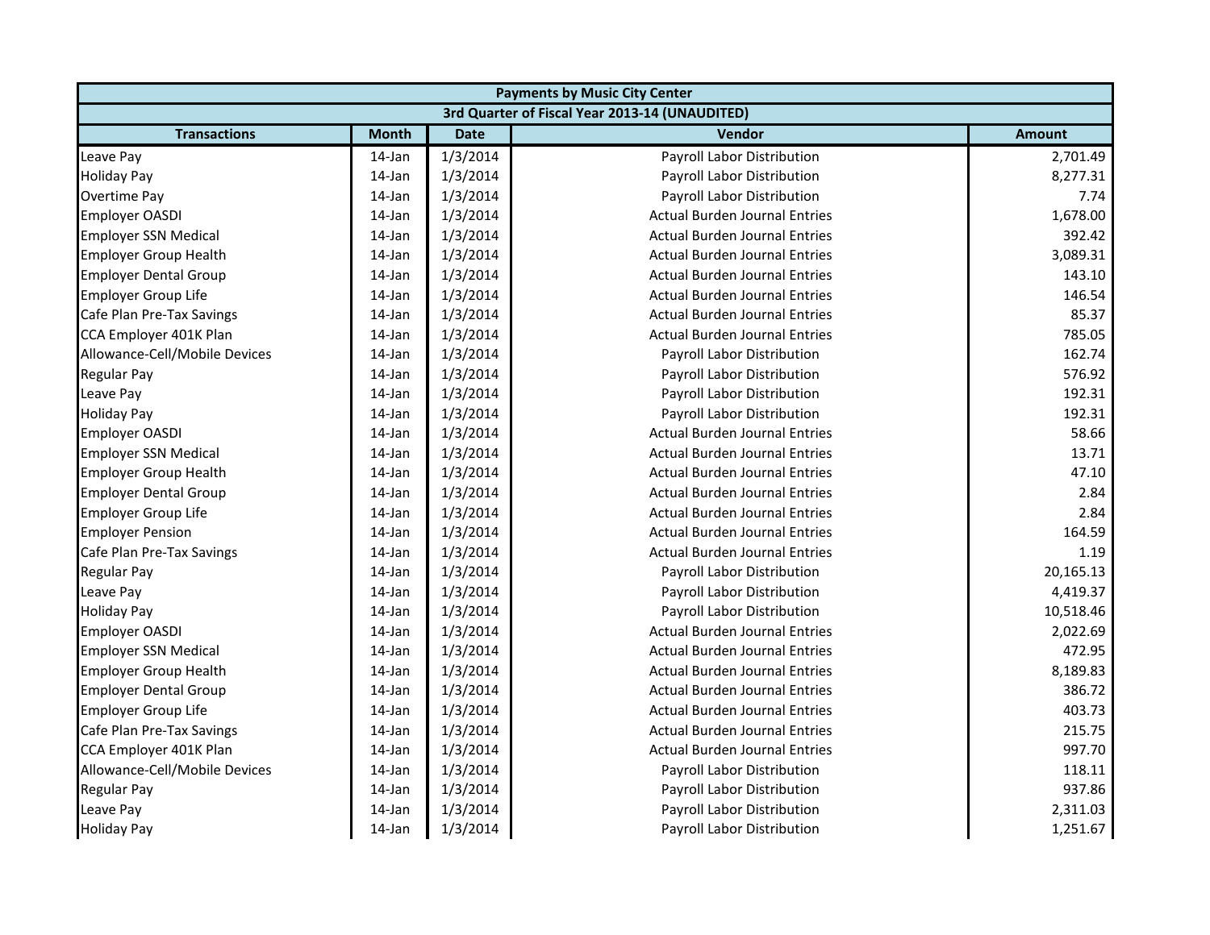| Payments by Music City Center | | | | |
|---|---|---|---|---|
| 3rd Quarter of Fiscal Year 2013-14 (UNAUDITED) | | | | |
| **Transactions** | **Month** | **Date** | **Vendor** | **Amount** |
| Leave Pay | 14-Jan | 1/3/2014 | Payroll Labor Distribution | 2,701.49 |
| Holiday Pay | 14-Jan | 1/3/2014 | Payroll Labor Distribution | 8,277.31 |
| Overtime Pay | 14-Jan | 1/3/2014 | Payroll Labor Distribution | 7.74 |
| Employer OASDI | 14-Jan | 1/3/2014 | Actual Burden Journal Entries | 1,678.00 |
| Employer SSN Medical | 14-Jan | 1/3/2014 | Actual Burden Journal Entries | 392.42 |
| Employer Group Health | 14-Jan | 1/3/2014 | Actual Burden Journal Entries | 3,089.31 |
| Employer Dental Group | 14-Jan | 1/3/2014 | Actual Burden Journal Entries | 143.10 |
| Employer Group Life | 14-Jan | 1/3/2014 | Actual Burden Journal Entries | 146.54 |
| Cafe Plan Pre-Tax Savings | 14-Jan | 1/3/2014 | Actual Burden Journal Entries | 85.37 |
| CCA Employer 401K Plan | 14-Jan | 1/3/2014 | Actual Burden Journal Entries | 785.05 |
| Allowance-Cell/Mobile Devices | 14-Jan | 1/3/2014 | Payroll Labor Distribution | 162.74 |
| Regular Pay | 14-Jan | 1/3/2014 | Payroll Labor Distribution | 576.92 |
| Leave Pay | 14-Jan | 1/3/2014 | Payroll Labor Distribution | 192.31 |
| Holiday Pay | 14-Jan | 1/3/2014 | Payroll Labor Distribution | 192.31 |
| Employer OASDI | 14-Jan | 1/3/2014 | Actual Burden Journal Entries | 58.66 |
| Employer SSN Medical | 14-Jan | 1/3/2014 | Actual Burden Journal Entries | 13.71 |
| Employer Group Health | 14-Jan | 1/3/2014 | Actual Burden Journal Entries | 47.10 |
| Employer Dental Group | 14-Jan | 1/3/2014 | Actual Burden Journal Entries | 2.84 |
| Employer Group Life | 14-Jan | 1/3/2014 | Actual Burden Journal Entries | 2.84 |
| Employer Pension | 14-Jan | 1/3/2014 | Actual Burden Journal Entries | 164.59 |
| Cafe Plan Pre-Tax Savings | 14-Jan | 1/3/2014 | Actual Burden Journal Entries | 1.19 |
| Regular Pay | 14-Jan | 1/3/2014 | Payroll Labor Distribution | 20,165.13 |
| Leave Pay | 14-Jan | 1/3/2014 | Payroll Labor Distribution | 4,419.37 |
| Holiday Pay | 14-Jan | 1/3/2014 | Payroll Labor Distribution | 10,518.46 |
| Employer OASDI | 14-Jan | 1/3/2014 | Actual Burden Journal Entries | 2,022.69 |
| Employer SSN Medical | 14-Jan | 1/3/2014 | Actual Burden Journal Entries | 472.95 |
| Employer Group Health | 14-Jan | 1/3/2014 | Actual Burden Journal Entries | 8,189.83 |
| Employer Dental Group | 14-Jan | 1/3/2014 | Actual Burden Journal Entries | 386.72 |
| Employer Group Life | 14-Jan | 1/3/2014 | Actual Burden Journal Entries | 403.73 |
| Cafe Plan Pre-Tax Savings | 14-Jan | 1/3/2014 | Actual Burden Journal Entries | 215.75 |
| CCA Employer 401K Plan | 14-Jan | 1/3/2014 | Actual Burden Journal Entries | 997.70 |
| Allowance-Cell/Mobile Devices | 14-Jan | 1/3/2014 | Payroll Labor Distribution | 118.11 |
| Regular Pay | 14-Jan | 1/3/2014 | Payroll Labor Distribution | 937.86 |
| Leave Pay | 14-Jan | 1/3/2014 | Payroll Labor Distribution | 2,311.03 |
| Holiday Pay | 14-Jan | 1/3/2014 | Payroll Labor Distribution | 1,251.67 |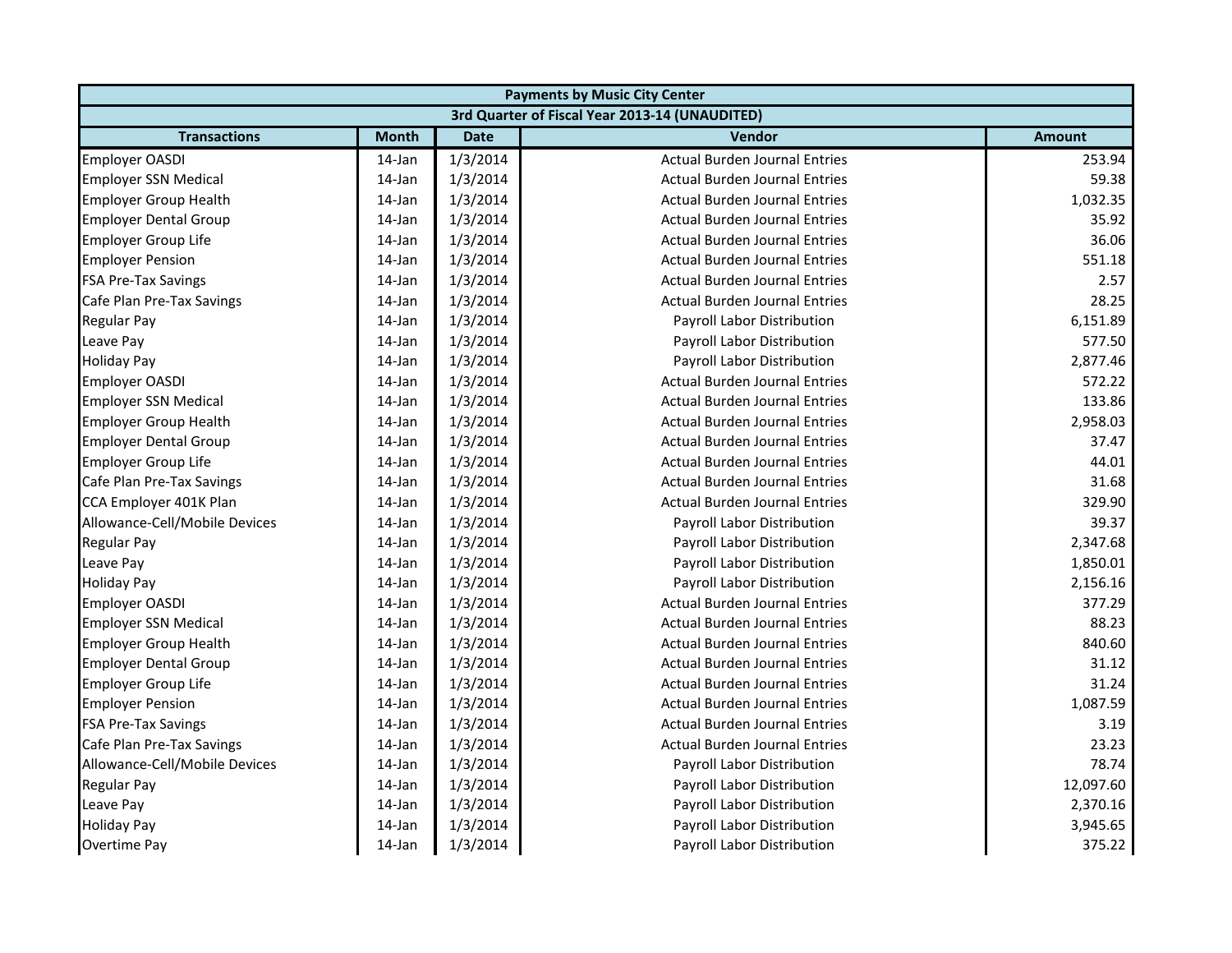| Payments by Music City Center | | | | |
|---|---|---|---|---|
| 3rd Quarter of Fiscal Year 2013-14 (UNAUDITED) | | | | |
| **Transactions** | **Month** | **Date** | **Vendor** | **Amount** |
| Employer OASDI | 14-Jan | 1/3/2014 | Actual Burden Journal Entries | 253.94 |
| Employer SSN Medical | 14-Jan | 1/3/2014 | Actual Burden Journal Entries | 59.38 |
| Employer Group Health | 14-Jan | 1/3/2014 | Actual Burden Journal Entries | 1,032.35 |
| Employer Dental Group | 14-Jan | 1/3/2014 | Actual Burden Journal Entries | 35.92 |
| Employer Group Life | 14-Jan | 1/3/2014 | Actual Burden Journal Entries | 36.06 |
| Employer Pension | 14-Jan | 1/3/2014 | Actual Burden Journal Entries | 551.18 |
| FSA Pre-Tax Savings | 14-Jan | 1/3/2014 | Actual Burden Journal Entries | 2.57 |
| Cafe Plan Pre-Tax Savings | 14-Jan | 1/3/2014 | Actual Burden Journal Entries | 28.25 |
| Regular Pay | 14-Jan | 1/3/2014 | Payroll Labor Distribution | 6,151.89 |
| Leave Pay | 14-Jan | 1/3/2014 | Payroll Labor Distribution | 577.50 |
| Holiday Pay | 14-Jan | 1/3/2014 | Payroll Labor Distribution | 2,877.46 |
| Employer OASDI | 14-Jan | 1/3/2014 | Actual Burden Journal Entries | 572.22 |
| Employer SSN Medical | 14-Jan | 1/3/2014 | Actual Burden Journal Entries | 133.86 |
| Employer Group Health | 14-Jan | 1/3/2014 | Actual Burden Journal Entries | 2,958.03 |
| Employer Dental Group | 14-Jan | 1/3/2014 | Actual Burden Journal Entries | 37.47 |
| Employer Group Life | 14-Jan | 1/3/2014 | Actual Burden Journal Entries | 44.01 |
| Cafe Plan Pre-Tax Savings | 14-Jan | 1/3/2014 | Actual Burden Journal Entries | 31.68 |
| CCA Employer 401K Plan | 14-Jan | 1/3/2014 | Actual Burden Journal Entries | 329.90 |
| Allowance-Cell/Mobile Devices | 14-Jan | 1/3/2014 | Payroll Labor Distribution | 39.37 |
| Regular Pay | 14-Jan | 1/3/2014 | Payroll Labor Distribution | 2,347.68 |
| Leave Pay | 14-Jan | 1/3/2014 | Payroll Labor Distribution | 1,850.01 |
| Holiday Pay | 14-Jan | 1/3/2014 | Payroll Labor Distribution | 2,156.16 |
| Employer OASDI | 14-Jan | 1/3/2014 | Actual Burden Journal Entries | 377.29 |
| Employer SSN Medical | 14-Jan | 1/3/2014 | Actual Burden Journal Entries | 88.23 |
| Employer Group Health | 14-Jan | 1/3/2014 | Actual Burden Journal Entries | 840.60 |
| Employer Dental Group | 14-Jan | 1/3/2014 | Actual Burden Journal Entries | 31.12 |
| Employer Group Life | 14-Jan | 1/3/2014 | Actual Burden Journal Entries | 31.24 |
| Employer Pension | 14-Jan | 1/3/2014 | Actual Burden Journal Entries | 1,087.59 |
| FSA Pre-Tax Savings | 14-Jan | 1/3/2014 | Actual Burden Journal Entries | 3.19 |
| Cafe Plan Pre-Tax Savings | 14-Jan | 1/3/2014 | Actual Burden Journal Entries | 23.23 |
| Allowance-Cell/Mobile Devices | 14-Jan | 1/3/2014 | Payroll Labor Distribution | 78.74 |
| Regular Pay | 14-Jan | 1/3/2014 | Payroll Labor Distribution | 12,097.60 |
| Leave Pay | 14-Jan | 1/3/2014 | Payroll Labor Distribution | 2,370.16 |
| Holiday Pay | 14-Jan | 1/3/2014 | Payroll Labor Distribution | 3,945.65 |
| Overtime Pay | 14-Jan | 1/3/2014 | Payroll Labor Distribution | 375.22 |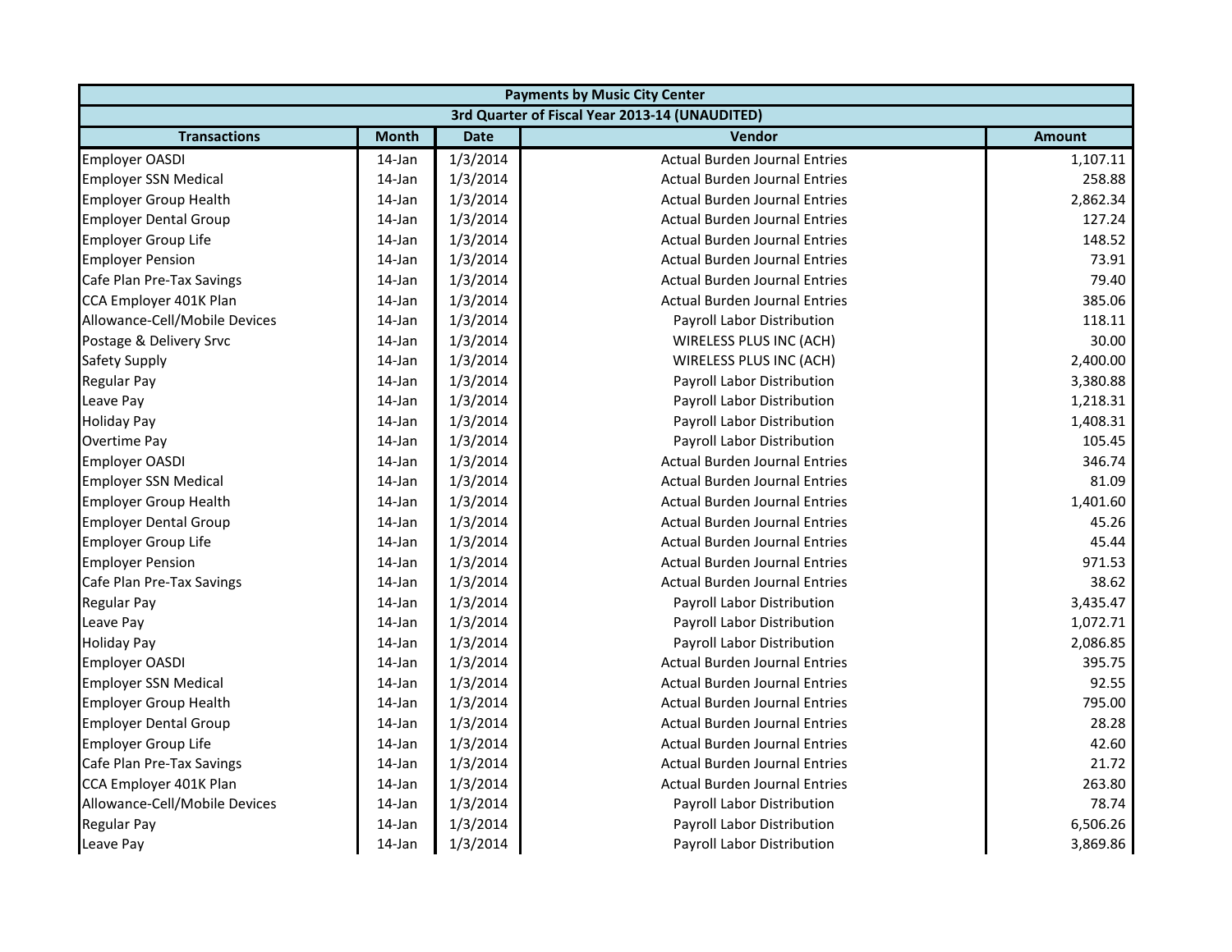| Payments by Music City Center | | | | |
|---|---|---|---|---|
| 3rd Quarter of Fiscal Year 2013-14 (UNAUDITED) | | | | |
| **Transactions** | **Month** | **Date** | **Vendor** | **Amount** |
| Employer OASDI | 14-Jan | 1/3/2014 | Actual Burden Journal Entries | 1,107.11 |
| Employer SSN Medical | 14-Jan | 1/3/2014 | Actual Burden Journal Entries | 258.88 |
| Employer Group Health | 14-Jan | 1/3/2014 | Actual Burden Journal Entries | 2,862.34 |
| Employer Dental Group | 14-Jan | 1/3/2014 | Actual Burden Journal Entries | 127.24 |
| Employer Group Life | 14-Jan | 1/3/2014 | Actual Burden Journal Entries | 148.52 |
| Employer Pension | 14-Jan | 1/3/2014 | Actual Burden Journal Entries | 73.91 |
| Cafe Plan Pre-Tax Savings | 14-Jan | 1/3/2014 | Actual Burden Journal Entries | 79.40 |
| CCA Employer 401K Plan | 14-Jan | 1/3/2014 | Actual Burden Journal Entries | 385.06 |
| Allowance-Cell/Mobile Devices | 14-Jan | 1/3/2014 | Payroll Labor Distribution | 118.11 |
| Postage & Delivery Srvc | 14-Jan | 1/3/2014 | WIRELESS PLUS INC (ACH) | 30.00 |
| Safety Supply | 14-Jan | 1/3/2014 | WIRELESS PLUS INC (ACH) | 2,400.00 |
| Regular Pay | 14-Jan | 1/3/2014 | Payroll Labor Distribution | 3,380.88 |
| Leave Pay | 14-Jan | 1/3/2014 | Payroll Labor Distribution | 1,218.31 |
| Holiday Pay | 14-Jan | 1/3/2014 | Payroll Labor Distribution | 1,408.31 |
| Overtime Pay | 14-Jan | 1/3/2014 | Payroll Labor Distribution | 105.45 |
| Employer OASDI | 14-Jan | 1/3/2014 | Actual Burden Journal Entries | 346.74 |
| Employer SSN Medical | 14-Jan | 1/3/2014 | Actual Burden Journal Entries | 81.09 |
| Employer Group Health | 14-Jan | 1/3/2014 | Actual Burden Journal Entries | 1,401.60 |
| Employer Dental Group | 14-Jan | 1/3/2014 | Actual Burden Journal Entries | 45.26 |
| Employer Group Life | 14-Jan | 1/3/2014 | Actual Burden Journal Entries | 45.44 |
| Employer Pension | 14-Jan | 1/3/2014 | Actual Burden Journal Entries | 971.53 |
| Cafe Plan Pre-Tax Savings | 14-Jan | 1/3/2014 | Actual Burden Journal Entries | 38.62 |
| Regular Pay | 14-Jan | 1/3/2014 | Payroll Labor Distribution | 3,435.47 |
| Leave Pay | 14-Jan | 1/3/2014 | Payroll Labor Distribution | 1,072.71 |
| Holiday Pay | 14-Jan | 1/3/2014 | Payroll Labor Distribution | 2,086.85 |
| Employer OASDI | 14-Jan | 1/3/2014 | Actual Burden Journal Entries | 395.75 |
| Employer SSN Medical | 14-Jan | 1/3/2014 | Actual Burden Journal Entries | 92.55 |
| Employer Group Health | 14-Jan | 1/3/2014 | Actual Burden Journal Entries | 795.00 |
| Employer Dental Group | 14-Jan | 1/3/2014 | Actual Burden Journal Entries | 28.28 |
| Employer Group Life | 14-Jan | 1/3/2014 | Actual Burden Journal Entries | 42.60 |
| Cafe Plan Pre-Tax Savings | 14-Jan | 1/3/2014 | Actual Burden Journal Entries | 21.72 |
| CCA Employer 401K Plan | 14-Jan | 1/3/2014 | Actual Burden Journal Entries | 263.80 |
| Allowance-Cell/Mobile Devices | 14-Jan | 1/3/2014 | Payroll Labor Distribution | 78.74 |
| Regular Pay | 14-Jan | 1/3/2014 | Payroll Labor Distribution | 6,506.26 |
| Leave Pay | 14-Jan | 1/3/2014 | Payroll Labor Distribution | 3,869.86 |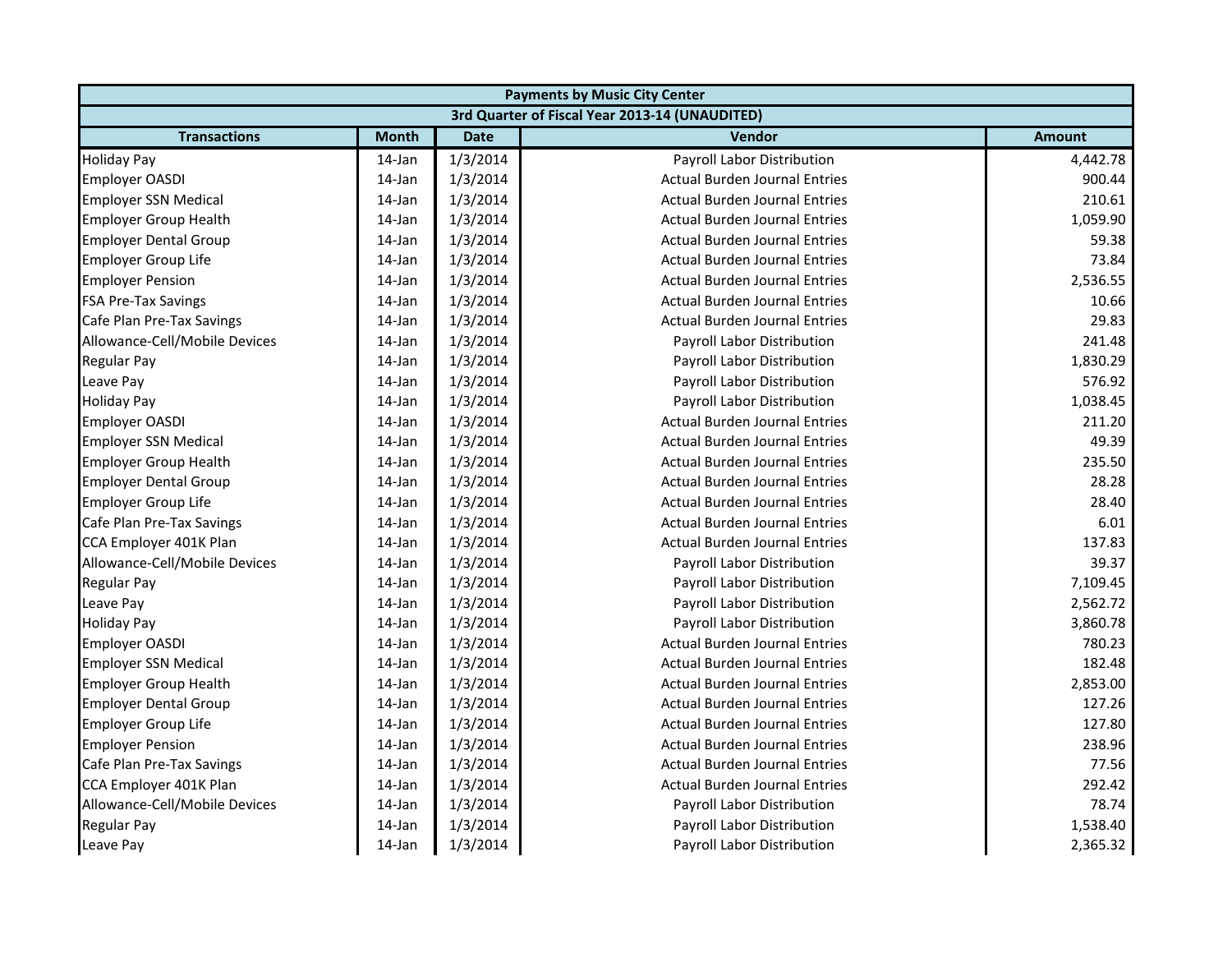| Payments by Music City Center | | | | |
|---|---|---|---|---|
| 3rd Quarter of Fiscal Year 2013-14 (UNAUDITED) | | | | |
| **Transactions** | **Month** | **Date** | **Vendor** | **Amount** |
| Holiday Pay | 14-Jan | 1/3/2014 | Payroll Labor Distribution | 4,442.78 |
| Employer OASDI | 14-Jan | 1/3/2014 | Actual Burden Journal Entries | 900.44 |
| Employer SSN Medical | 14-Jan | 1/3/2014 | Actual Burden Journal Entries | 210.61 |
| Employer Group Health | 14-Jan | 1/3/2014 | Actual Burden Journal Entries | 1,059.90 |
| Employer Dental Group | 14-Jan | 1/3/2014 | Actual Burden Journal Entries | 59.38 |
| Employer Group Life | 14-Jan | 1/3/2014 | Actual Burden Journal Entries | 73.84 |
| Employer Pension | 14-Jan | 1/3/2014 | Actual Burden Journal Entries | 2,536.55 |
| FSA Pre-Tax Savings | 14-Jan | 1/3/2014 | Actual Burden Journal Entries | 10.66 |
| Cafe Plan Pre-Tax Savings | 14-Jan | 1/3/2014 | Actual Burden Journal Entries | 29.83 |
| Allowance-Cell/Mobile Devices | 14-Jan | 1/3/2014 | Payroll Labor Distribution | 241.48 |
| Regular Pay | 14-Jan | 1/3/2014 | Payroll Labor Distribution | 1,830.29 |
| Leave Pay | 14-Jan | 1/3/2014 | Payroll Labor Distribution | 576.92 |
| Holiday Pay | 14-Jan | 1/3/2014 | Payroll Labor Distribution | 1,038.45 |
| Employer OASDI | 14-Jan | 1/3/2014 | Actual Burden Journal Entries | 211.20 |
| Employer SSN Medical | 14-Jan | 1/3/2014 | Actual Burden Journal Entries | 49.39 |
| Employer Group Health | 14-Jan | 1/3/2014 | Actual Burden Journal Entries | 235.50 |
| Employer Dental Group | 14-Jan | 1/3/2014 | Actual Burden Journal Entries | 28.28 |
| Employer Group Life | 14-Jan | 1/3/2014 | Actual Burden Journal Entries | 28.40 |
| Cafe Plan Pre-Tax Savings | 14-Jan | 1/3/2014 | Actual Burden Journal Entries | 6.01 |
| CCA Employer 401K Plan | 14-Jan | 1/3/2014 | Actual Burden Journal Entries | 137.83 |
| Allowance-Cell/Mobile Devices | 14-Jan | 1/3/2014 | Payroll Labor Distribution | 39.37 |
| Regular Pay | 14-Jan | 1/3/2014 | Payroll Labor Distribution | 7,109.45 |
| Leave Pay | 14-Jan | 1/3/2014 | Payroll Labor Distribution | 2,562.72 |
| Holiday Pay | 14-Jan | 1/3/2014 | Payroll Labor Distribution | 3,860.78 |
| Employer OASDI | 14-Jan | 1/3/2014 | Actual Burden Journal Entries | 780.23 |
| Employer SSN Medical | 14-Jan | 1/3/2014 | Actual Burden Journal Entries | 182.48 |
| Employer Group Health | 14-Jan | 1/3/2014 | Actual Burden Journal Entries | 2,853.00 |
| Employer Dental Group | 14-Jan | 1/3/2014 | Actual Burden Journal Entries | 127.26 |
| Employer Group Life | 14-Jan | 1/3/2014 | Actual Burden Journal Entries | 127.80 |
| Employer Pension | 14-Jan | 1/3/2014 | Actual Burden Journal Entries | 238.96 |
| Cafe Plan Pre-Tax Savings | 14-Jan | 1/3/2014 | Actual Burden Journal Entries | 77.56 |
| CCA Employer 401K Plan | 14-Jan | 1/3/2014 | Actual Burden Journal Entries | 292.42 |
| Allowance-Cell/Mobile Devices | 14-Jan | 1/3/2014 | Payroll Labor Distribution | 78.74 |
| Regular Pay | 14-Jan | 1/3/2014 | Payroll Labor Distribution | 1,538.40 |
| Leave Pay | 14-Jan | 1/3/2014 | Payroll Labor Distribution | 2,365.32 |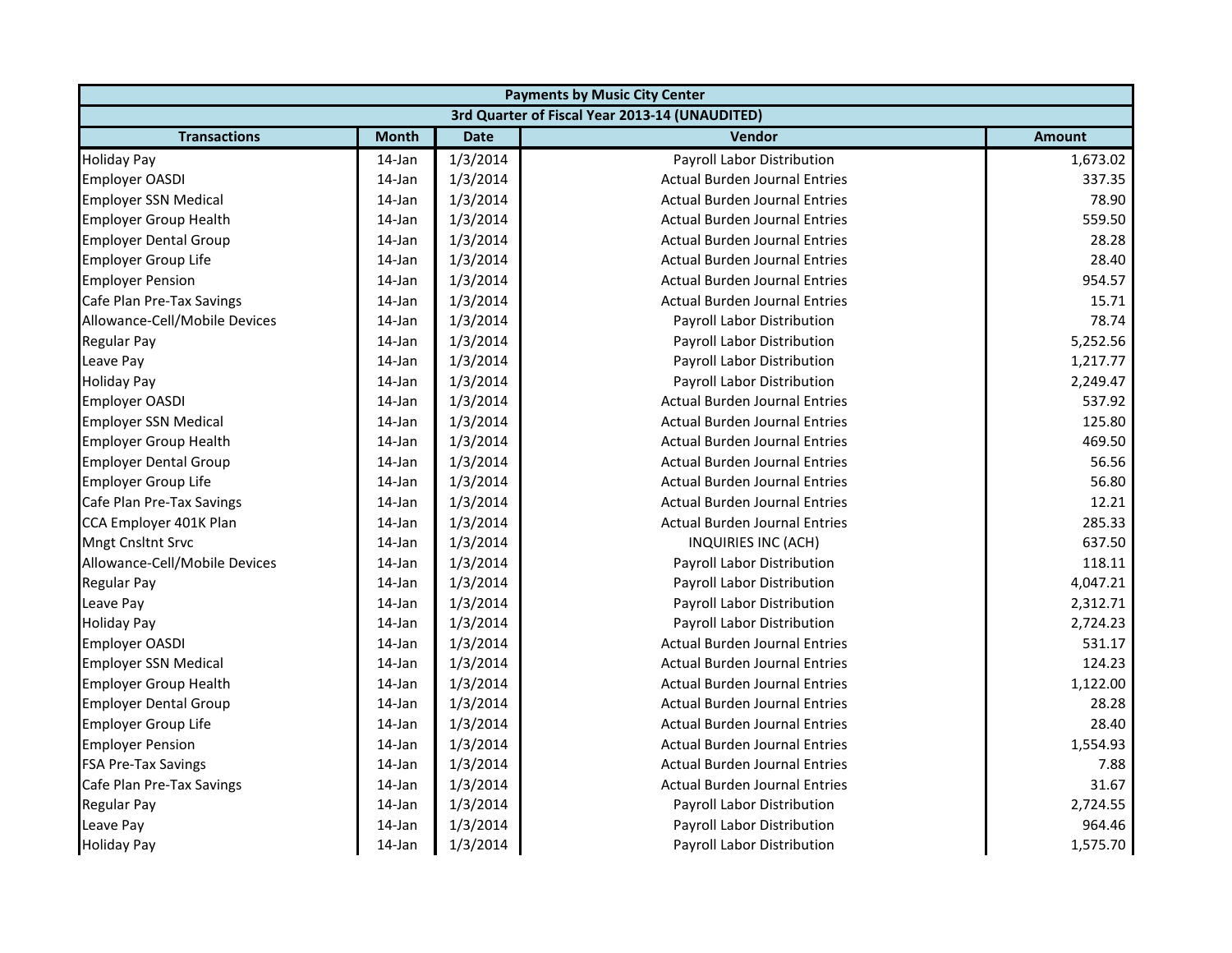| Payments by Music City Center | | | | |
|---|---|---|---|---|
| 3rd Quarter of Fiscal Year 2013-14 (UNAUDITED) | | | | |
| **Transactions** | **Month** | **Date** | **Vendor** | **Amount** |
| Holiday Pay | 14-Jan | 1/3/2014 | Payroll Labor Distribution | 1,673.02 |
| Employer OASDI | 14-Jan | 1/3/2014 | Actual Burden Journal Entries | 337.35 |
| Employer SSN Medical | 14-Jan | 1/3/2014 | Actual Burden Journal Entries | 78.90 |
| Employer Group Health | 14-Jan | 1/3/2014 | Actual Burden Journal Entries | 559.50 |
| Employer Dental Group | 14-Jan | 1/3/2014 | Actual Burden Journal Entries | 28.28 |
| Employer Group Life | 14-Jan | 1/3/2014 | Actual Burden Journal Entries | 28.40 |
| Employer Pension | 14-Jan | 1/3/2014 | Actual Burden Journal Entries | 954.57 |
| Cafe Plan Pre-Tax Savings | 14-Jan | 1/3/2014 | Actual Burden Journal Entries | 15.71 |
| Allowance-Cell/Mobile Devices | 14-Jan | 1/3/2014 | Payroll Labor Distribution | 78.74 |
| Regular Pay | 14-Jan | 1/3/2014 | Payroll Labor Distribution | 5,252.56 |
| Leave Pay | 14-Jan | 1/3/2014 | Payroll Labor Distribution | 1,217.77 |
| Holiday Pay | 14-Jan | 1/3/2014 | Payroll Labor Distribution | 2,249.47 |
| Employer OASDI | 14-Jan | 1/3/2014 | Actual Burden Journal Entries | 537.92 |
| Employer SSN Medical | 14-Jan | 1/3/2014 | Actual Burden Journal Entries | 125.80 |
| Employer Group Health | 14-Jan | 1/3/2014 | Actual Burden Journal Entries | 469.50 |
| Employer Dental Group | 14-Jan | 1/3/2014 | Actual Burden Journal Entries | 56.56 |
| Employer Group Life | 14-Jan | 1/3/2014 | Actual Burden Journal Entries | 56.80 |
| Cafe Plan Pre-Tax Savings | 14-Jan | 1/3/2014 | Actual Burden Journal Entries | 12.21 |
| CCA Employer 401K Plan | 14-Jan | 1/3/2014 | Actual Burden Journal Entries | 285.33 |
| Mngt Cnsltnt Srvc | 14-Jan | 1/3/2014 | INQUIRIES INC (ACH) | 637.50 |
| Allowance-Cell/Mobile Devices | 14-Jan | 1/3/2014 | Payroll Labor Distribution | 118.11 |
| Regular Pay | 14-Jan | 1/3/2014 | Payroll Labor Distribution | 4,047.21 |
| Leave Pay | 14-Jan | 1/3/2014 | Payroll Labor Distribution | 2,312.71 |
| Holiday Pay | 14-Jan | 1/3/2014 | Payroll Labor Distribution | 2,724.23 |
| Employer OASDI | 14-Jan | 1/3/2014 | Actual Burden Journal Entries | 531.17 |
| Employer SSN Medical | 14-Jan | 1/3/2014 | Actual Burden Journal Entries | 124.23 |
| Employer Group Health | 14-Jan | 1/3/2014 | Actual Burden Journal Entries | 1,122.00 |
| Employer Dental Group | 14-Jan | 1/3/2014 | Actual Burden Journal Entries | 28.28 |
| Employer Group Life | 14-Jan | 1/3/2014 | Actual Burden Journal Entries | 28.40 |
| Employer Pension | 14-Jan | 1/3/2014 | Actual Burden Journal Entries | 1,554.93 |
| FSA Pre-Tax Savings | 14-Jan | 1/3/2014 | Actual Burden Journal Entries | 7.88 |
| Cafe Plan Pre-Tax Savings | 14-Jan | 1/3/2014 | Actual Burden Journal Entries | 31.67 |
| Regular Pay | 14-Jan | 1/3/2014 | Payroll Labor Distribution | 2,724.55 |
| Leave Pay | 14-Jan | 1/3/2014 | Payroll Labor Distribution | 964.46 |
| Holiday Pay | 14-Jan | 1/3/2014 | Payroll Labor Distribution | 1,575.70 |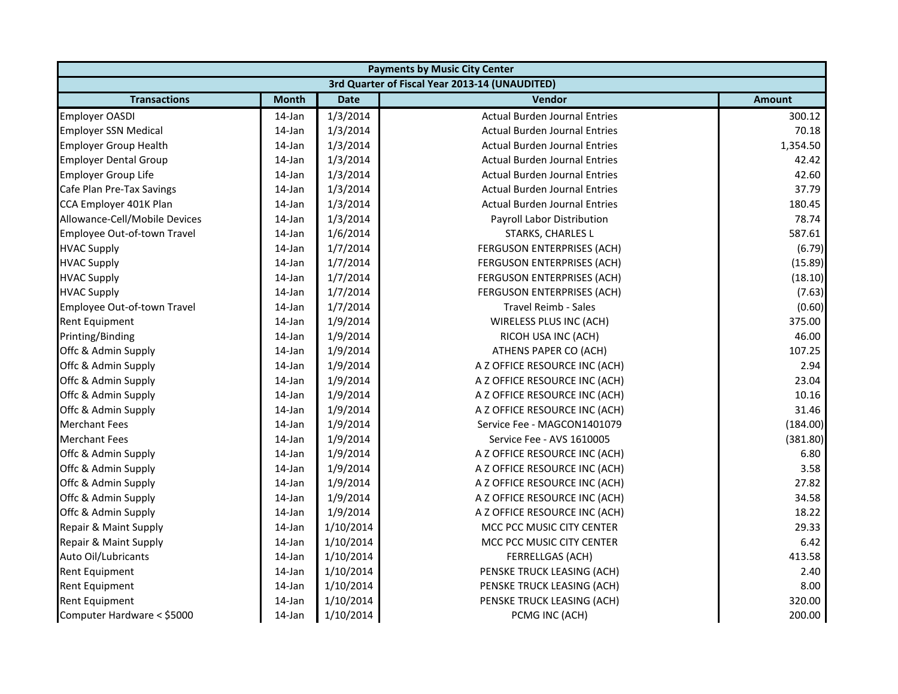| Payments by Music City Center | | | | |
|---|---|---|---|---|
| 3rd Quarter of Fiscal Year 2013-14 (UNAUDITED) | | | | |
| **Transactions** | **Month** | **Date** | **Vendor** | **Amount** |
| Employer OASDI | 14-Jan | 1/3/2014 | Actual Burden Journal Entries | 300.12 |
| Employer SSN Medical | 14-Jan | 1/3/2014 | Actual Burden Journal Entries | 70.18 |
| Employer Group Health | 14-Jan | 1/3/2014 | Actual Burden Journal Entries | 1,354.50 |
| Employer Dental Group | 14-Jan | 1/3/2014 | Actual Burden Journal Entries | 42.42 |
| Employer Group Life | 14-Jan | 1/3/2014 | Actual Burden Journal Entries | 42.60 |
| Cafe Plan Pre-Tax Savings | 14-Jan | 1/3/2014 | Actual Burden Journal Entries | 37.79 |
| CCA Employer 401K Plan | 14-Jan | 1/3/2014 | Actual Burden Journal Entries | 180.45 |
| Allowance-Cell/Mobile Devices | 14-Jan | 1/3/2014 | Payroll Labor Distribution | 78.74 |
| Employee Out-of-town Travel | 14-Jan | 1/6/2014 | STARKS, CHARLES L | 587.61 |
| HVAC Supply | 14-Jan | 1/7/2014 | FERGUSON ENTERPRISES (ACH) | (6.79) |
| HVAC Supply | 14-Jan | 1/7/2014 | FERGUSON ENTERPRISES (ACH) | (15.89) |
| HVAC Supply | 14-Jan | 1/7/2014 | FERGUSON ENTERPRISES (ACH) | (18.10) |
| HVAC Supply | 14-Jan | 1/7/2014 | FERGUSON ENTERPRISES (ACH) | (7.63) |
| Employee Out-of-town Travel | 14-Jan | 1/7/2014 | Travel Reimb - Sales | (0.60) |
| Rent Equipment | 14-Jan | 1/9/2014 | WIRELESS PLUS INC (ACH) | 375.00 |
| Printing/Binding | 14-Jan | 1/9/2014 | RICOH USA INC (ACH) | 46.00 |
| Offc & Admin Supply | 14-Jan | 1/9/2014 | ATHENS PAPER CO (ACH) | 107.25 |
| Offc & Admin Supply | 14-Jan | 1/9/2014 | A Z OFFICE RESOURCE INC (ACH) | 2.94 |
| Offc & Admin Supply | 14-Jan | 1/9/2014 | A Z OFFICE RESOURCE INC (ACH) | 23.04 |
| Offc & Admin Supply | 14-Jan | 1/9/2014 | A Z OFFICE RESOURCE INC (ACH) | 10.16 |
| Offc & Admin Supply | 14-Jan | 1/9/2014 | A Z OFFICE RESOURCE INC (ACH) | 31.46 |
| Merchant Fees | 14-Jan | 1/9/2014 | Service Fee - MAGCON1401079 | (184.00) |
| Merchant Fees | 14-Jan | 1/9/2014 | Service Fee - AVS 1610005 | (381.80) |
| Offc & Admin Supply | 14-Jan | 1/9/2014 | A Z OFFICE RESOURCE INC (ACH) | 6.80 |
| Offc & Admin Supply | 14-Jan | 1/9/2014 | A Z OFFICE RESOURCE INC (ACH) | 3.58 |
| Offc & Admin Supply | 14-Jan | 1/9/2014 | A Z OFFICE RESOURCE INC (ACH) | 27.82 |
| Offc & Admin Supply | 14-Jan | 1/9/2014 | A Z OFFICE RESOURCE INC (ACH) | 34.58 |
| Offc & Admin Supply | 14-Jan | 1/9/2014 | A Z OFFICE RESOURCE INC (ACH) | 18.22 |
| Repair & Maint Supply | 14-Jan | 1/10/2014 | MCC PCC MUSIC CITY CENTER | 29.33 |
| Repair & Maint Supply | 14-Jan | 1/10/2014 | MCC PCC MUSIC CITY CENTER | 6.42 |
| Auto Oil/Lubricants | 14-Jan | 1/10/2014 | FERRELLGAS (ACH) | 413.58 |
| Rent Equipment | 14-Jan | 1/10/2014 | PENSKE TRUCK LEASING (ACH) | 2.40 |
| Rent Equipment | 14-Jan | 1/10/2014 | PENSKE TRUCK LEASING (ACH) | 8.00 |
| Rent Equipment | 14-Jan | 1/10/2014 | PENSKE TRUCK LEASING (ACH) | 320.00 |
| Computer Hardware < $5000 | 14-Jan | 1/10/2014 | PCMG INC (ACH) | 200.00 |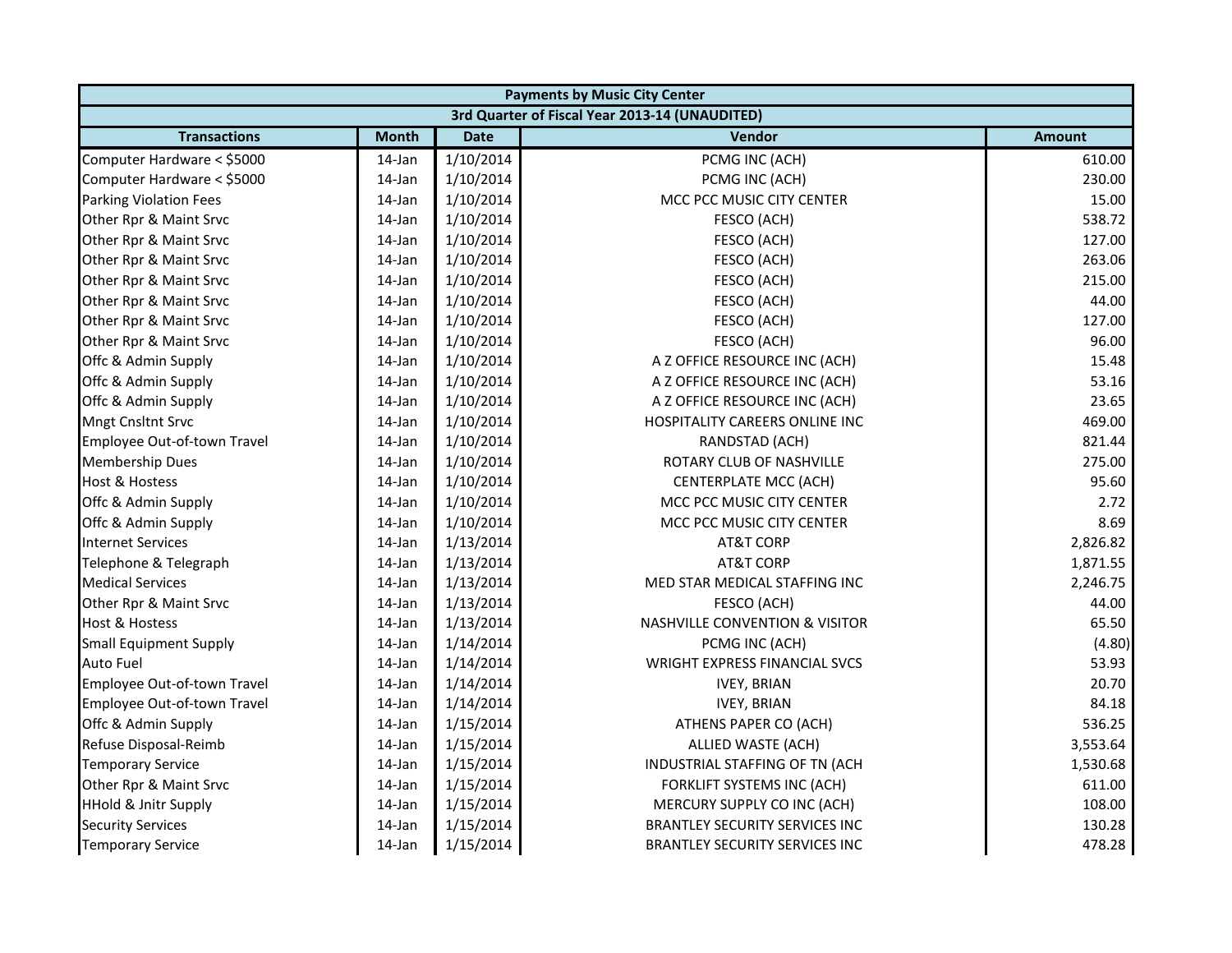| Payments by Music City Center | | | | |
|---|---|---|---|---|
| 3rd Quarter of Fiscal Year 2013-14 (UNAUDITED) | | | | |
| **Transactions** | **Month** | **Date** | **Vendor** | **Amount** |
| Computer Hardware < $5000 | 14-Jan | 1/10/2014 | PCMG INC (ACH) | 610.00 |
| Computer Hardware < $5000 | 14-Jan | 1/10/2014 | PCMG INC (ACH) | 230.00 |
| Parking Violation Fees | 14-Jan | 1/10/2014 | MCC PCC MUSIC CITY CENTER | 15.00 |
| Other Rpr & Maint Srvc | 14-Jan | 1/10/2014 | FESCO (ACH) | 538.72 |
| Other Rpr & Maint Srvc | 14-Jan | 1/10/2014 | FESCO (ACH) | 127.00 |
| Other Rpr & Maint Srvc | 14-Jan | 1/10/2014 | FESCO (ACH) | 263.06 |
| Other Rpr & Maint Srvc | 14-Jan | 1/10/2014 | FESCO (ACH) | 215.00 |
| Other Rpr & Maint Srvc | 14-Jan | 1/10/2014 | FESCO (ACH) | 44.00 |
| Other Rpr & Maint Srvc | 14-Jan | 1/10/2014 | FESCO (ACH) | 127.00 |
| Other Rpr & Maint Srvc | 14-Jan | 1/10/2014 | FESCO (ACH) | 96.00 |
| Offc & Admin Supply | 14-Jan | 1/10/2014 | A Z OFFICE RESOURCE INC (ACH) | 15.48 |
| Offc & Admin Supply | 14-Jan | 1/10/2014 | A Z OFFICE RESOURCE INC (ACH) | 53.16 |
| Offc & Admin Supply | 14-Jan | 1/10/2014 | A Z OFFICE RESOURCE INC (ACH) | 23.65 |
| Mngt Cnsltnt Srvc | 14-Jan | 1/10/2014 | HOSPITALITY CAREERS ONLINE INC | 469.00 |
| Employee Out-of-town Travel | 14-Jan | 1/10/2014 | RANDSTAD (ACH) | 821.44 |
| Membership Dues | 14-Jan | 1/10/2014 | ROTARY CLUB OF NASHVILLE | 275.00 |
| Host & Hostess | 14-Jan | 1/10/2014 | CENTERPLATE MCC (ACH) | 95.60 |
| Offc & Admin Supply | 14-Jan | 1/10/2014 | MCC PCC MUSIC CITY CENTER | 2.72 |
| Offc & Admin Supply | 14-Jan | 1/10/2014 | MCC PCC MUSIC CITY CENTER | 8.69 |
| Internet Services | 14-Jan | 1/13/2014 | AT&T CORP | 2,826.82 |
| Telephone & Telegraph | 14-Jan | 1/13/2014 | AT&T CORP | 1,871.55 |
| Medical Services | 14-Jan | 1/13/2014 | MED STAR MEDICAL STAFFING INC | 2,246.75 |
| Other Rpr & Maint Srvc | 14-Jan | 1/13/2014 | FESCO (ACH) | 44.00 |
| Host & Hostess | 14-Jan | 1/13/2014 | NASHVILLE CONVENTION & VISITOR | 65.50 |
| Small Equipment Supply | 14-Jan | 1/14/2014 | PCMG INC (ACH) | (4.80) |
| Auto Fuel | 14-Jan | 1/14/2014 | WRIGHT EXPRESS FINANCIAL SVCS | 53.93 |
| Employee Out-of-town Travel | 14-Jan | 1/14/2014 | IVEY, BRIAN | 20.70 |
| Employee Out-of-town Travel | 14-Jan | 1/14/2014 | IVEY, BRIAN | 84.18 |
| Offc & Admin Supply | 14-Jan | 1/15/2014 | ATHENS PAPER CO (ACH) | 536.25 |
| Refuse Disposal-Reimb | 14-Jan | 1/15/2014 | ALLIED WASTE (ACH) | 3,553.64 |
| Temporary Service | 14-Jan | 1/15/2014 | INDUSTRIAL STAFFING OF TN (ACH | 1,530.68 |
| Other Rpr & Maint Srvc | 14-Jan | 1/15/2014 | FORKLIFT SYSTEMS INC (ACH) | 611.00 |
| HHold & Jnitr Supply | 14-Jan | 1/15/2014 | MERCURY SUPPLY CO INC (ACH) | 108.00 |
| Security Services | 14-Jan | 1/15/2014 | BRANTLEY SECURITY SERVICES INC | 130.28 |
| Temporary Service | 14-Jan | 1/15/2014 | BRANTLEY SECURITY SERVICES INC | 478.28 |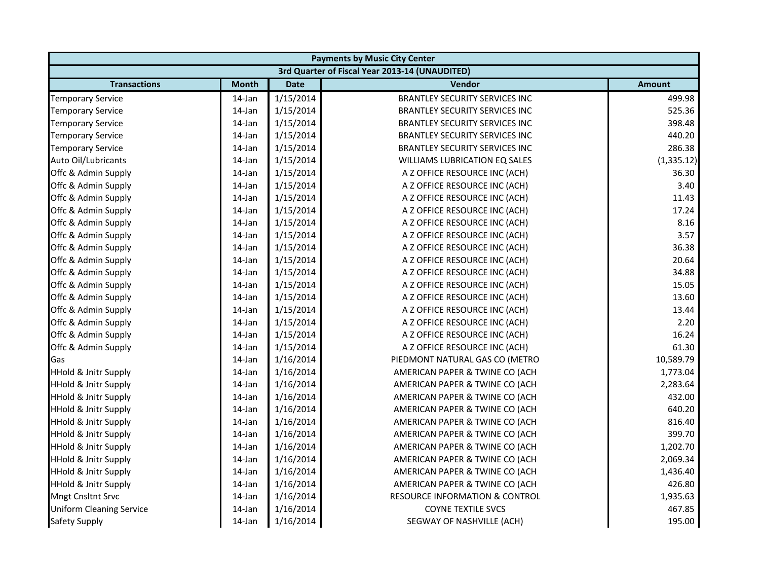| Payments by Music City Center | | | | |
|---|---|---|---|---|
| 3rd Quarter of Fiscal Year 2013-14 (UNAUDITED) | | | | |
| **Transactions** | **Month** | **Date** | **Vendor** | **Amount** |
| Temporary Service | 14-Jan | 1/15/2014 | BRANTLEY SECURITY SERVICES INC | 499.98 |
| Temporary Service | 14-Jan | 1/15/2014 | BRANTLEY SECURITY SERVICES INC | 525.36 |
| Temporary Service | 14-Jan | 1/15/2014 | BRANTLEY SECURITY SERVICES INC | 398.48 |
| Temporary Service | 14-Jan | 1/15/2014 | BRANTLEY SECURITY SERVICES INC | 440.20 |
| Temporary Service | 14-Jan | 1/15/2014 | BRANTLEY SECURITY SERVICES INC | 286.38 |
| Auto Oil/Lubricants | 14-Jan | 1/15/2014 | WILLIAMS LUBRICATION EQ SALES | (1,335.12) |
| Offc & Admin Supply | 14-Jan | 1/15/2014 | A Z OFFICE RESOURCE INC (ACH) | 36.30 |
| Offc & Admin Supply | 14-Jan | 1/15/2014 | A Z OFFICE RESOURCE INC (ACH) | 3.40 |
| Offc & Admin Supply | 14-Jan | 1/15/2014 | A Z OFFICE RESOURCE INC (ACH) | 11.43 |
| Offc & Admin Supply | 14-Jan | 1/15/2014 | A Z OFFICE RESOURCE INC (ACH) | 17.24 |
| Offc & Admin Supply | 14-Jan | 1/15/2014 | A Z OFFICE RESOURCE INC (ACH) | 8.16 |
| Offc & Admin Supply | 14-Jan | 1/15/2014 | A Z OFFICE RESOURCE INC (ACH) | 3.57 |
| Offc & Admin Supply | 14-Jan | 1/15/2014 | A Z OFFICE RESOURCE INC (ACH) | 36.38 |
| Offc & Admin Supply | 14-Jan | 1/15/2014 | A Z OFFICE RESOURCE INC (ACH) | 20.64 |
| Offc & Admin Supply | 14-Jan | 1/15/2014 | A Z OFFICE RESOURCE INC (ACH) | 34.88 |
| Offc & Admin Supply | 14-Jan | 1/15/2014 | A Z OFFICE RESOURCE INC (ACH) | 15.05 |
| Offc & Admin Supply | 14-Jan | 1/15/2014 | A Z OFFICE RESOURCE INC (ACH) | 13.60 |
| Offc & Admin Supply | 14-Jan | 1/15/2014 | A Z OFFICE RESOURCE INC (ACH) | 13.44 |
| Offc & Admin Supply | 14-Jan | 1/15/2014 | A Z OFFICE RESOURCE INC (ACH) | 2.20 |
| Offc & Admin Supply | 14-Jan | 1/15/2014 | A Z OFFICE RESOURCE INC (ACH) | 16.24 |
| Offc & Admin Supply | 14-Jan | 1/15/2014 | A Z OFFICE RESOURCE INC (ACH) | 61.30 |
| Gas | 14-Jan | 1/16/2014 | PIEDMONT NATURAL GAS CO (METRO | 10,589.79 |
| HHold & Jnitr Supply | 14-Jan | 1/16/2014 | AMERICAN PAPER & TWINE CO (ACH | 1,773.04 |
| HHold & Jnitr Supply | 14-Jan | 1/16/2014 | AMERICAN PAPER & TWINE CO (ACH | 2,283.64 |
| HHold & Jnitr Supply | 14-Jan | 1/16/2014 | AMERICAN PAPER & TWINE CO (ACH | 432.00 |
| HHold & Jnitr Supply | 14-Jan | 1/16/2014 | AMERICAN PAPER & TWINE CO (ACH | 640.20 |
| HHold & Jnitr Supply | 14-Jan | 1/16/2014 | AMERICAN PAPER & TWINE CO (ACH | 816.40 |
| HHold & Jnitr Supply | 14-Jan | 1/16/2014 | AMERICAN PAPER & TWINE CO (ACH | 399.70 |
| HHold & Jnitr Supply | 14-Jan | 1/16/2014 | AMERICAN PAPER & TWINE CO (ACH | 1,202.70 |
| HHold & Jnitr Supply | 14-Jan | 1/16/2014 | AMERICAN PAPER & TWINE CO (ACH | 2,069.34 |
| HHold & Jnitr Supply | 14-Jan | 1/16/2014 | AMERICAN PAPER & TWINE CO (ACH | 1,436.40 |
| HHold & Jnitr Supply | 14-Jan | 1/16/2014 | AMERICAN PAPER & TWINE CO (ACH | 426.80 |
| Mngt Cnsltnt Srvc | 14-Jan | 1/16/2014 | RESOURCE INFORMATION & CONTROL | 1,935.63 |
| Uniform Cleaning Service | 14-Jan | 1/16/2014 | COYNE TEXTILE SVCS | 467.85 |
| Safety Supply | 14-Jan | 1/16/2014 | SEGWAY OF NASHVILLE (ACH) | 195.00 |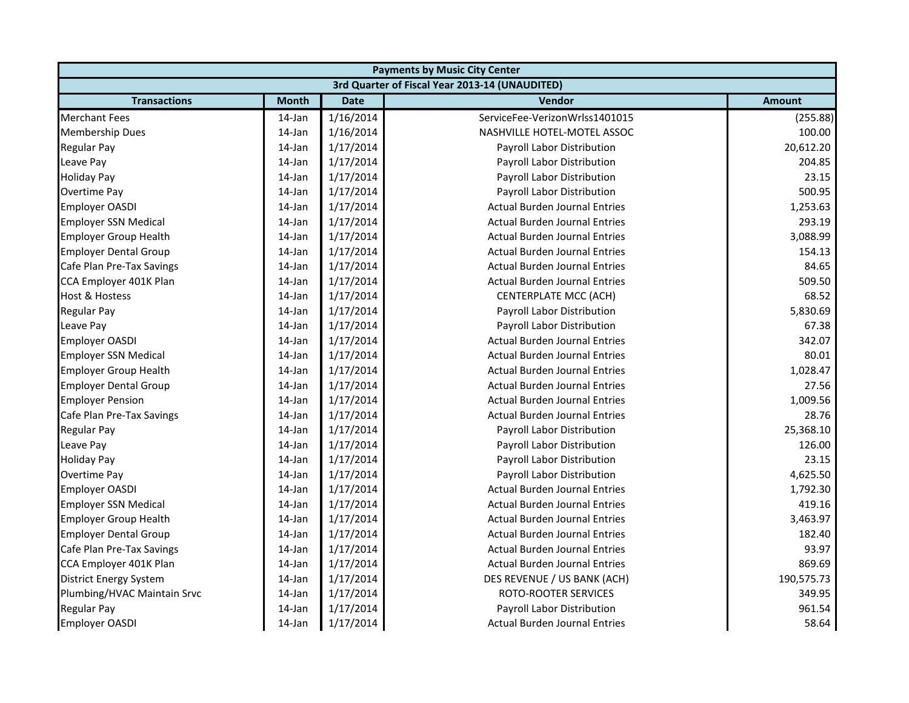| Payments by Music City Center | | | | |
|---|---|---|---|---|
| 3rd Quarter of Fiscal Year 2013-14 (UNAUDITED) | | | | |
| **Transactions** | **Month** | **Date** | **Vendor** | **Amount** |
| Merchant Fees | 14-Jan | 1/16/2014 | ServiceFee-VerizonWrlss1401015 | (255.88) |
| Membership Dues | 14-Jan | 1/16/2014 | NASHVILLE HOTEL-MOTEL ASSOC | 100.00 |
| Regular Pay | 14-Jan | 1/17/2014 | Payroll Labor Distribution | 20,612.20 |
| Leave Pay | 14-Jan | 1/17/2014 | Payroll Labor Distribution | 204.85 |
| Holiday Pay | 14-Jan | 1/17/2014 | Payroll Labor Distribution | 23.15 |
| Overtime Pay | 14-Jan | 1/17/2014 | Payroll Labor Distribution | 500.95 |
| Employer OASDI | 14-Jan | 1/17/2014 | Actual Burden Journal Entries | 1,253.63 |
| Employer SSN Medical | 14-Jan | 1/17/2014 | Actual Burden Journal Entries | 293.19 |
| Employer Group Health | 14-Jan | 1/17/2014 | Actual Burden Journal Entries | 3,088.99 |
| Employer Dental Group | 14-Jan | 1/17/2014 | Actual Burden Journal Entries | 154.13 |
| Cafe Plan Pre-Tax Savings | 14-Jan | 1/17/2014 | Actual Burden Journal Entries | 84.65 |
| CCA Employer 401K Plan | 14-Jan | 1/17/2014 | Actual Burden Journal Entries | 509.50 |
| Host & Hostess | 14-Jan | 1/17/2014 | CENTERPLATE MCC (ACH) | 68.52 |
| Regular Pay | 14-Jan | 1/17/2014 | Payroll Labor Distribution | 5,830.69 |
| Leave Pay | 14-Jan | 1/17/2014 | Payroll Labor Distribution | 67.38 |
| Employer OASDI | 14-Jan | 1/17/2014 | Actual Burden Journal Entries | 342.07 |
| Employer SSN Medical | 14-Jan | 1/17/2014 | Actual Burden Journal Entries | 80.01 |
| Employer Group Health | 14-Jan | 1/17/2014 | Actual Burden Journal Entries | 1,028.47 |
| Employer Dental Group | 14-Jan | 1/17/2014 | Actual Burden Journal Entries | 27.56 |
| Employer Pension | 14-Jan | 1/17/2014 | Actual Burden Journal Entries | 1,009.56 |
| Cafe Plan Pre-Tax Savings | 14-Jan | 1/17/2014 | Actual Burden Journal Entries | 28.76 |
| Regular Pay | 14-Jan | 1/17/2014 | Payroll Labor Distribution | 25,368.10 |
| Leave Pay | 14-Jan | 1/17/2014 | Payroll Labor Distribution | 126.00 |
| Holiday Pay | 14-Jan | 1/17/2014 | Payroll Labor Distribution | 23.15 |
| Overtime Pay | 14-Jan | 1/17/2014 | Payroll Labor Distribution | 4,625.50 |
| Employer OASDI | 14-Jan | 1/17/2014 | Actual Burden Journal Entries | 1,792.30 |
| Employer SSN Medical | 14-Jan | 1/17/2014 | Actual Burden Journal Entries | 419.16 |
| Employer Group Health | 14-Jan | 1/17/2014 | Actual Burden Journal Entries | 3,463.97 |
| Employer Dental Group | 14-Jan | 1/17/2014 | Actual Burden Journal Entries | 182.40 |
| Cafe Plan Pre-Tax Savings | 14-Jan | 1/17/2014 | Actual Burden Journal Entries | 93.97 |
| CCA Employer 401K Plan | 14-Jan | 1/17/2014 | Actual Burden Journal Entries | 869.69 |
| District Energy System | 14-Jan | 1/17/2014 | DES REVENUE / US BANK (ACH) | 190,575.73 |
| Plumbing/HVAC Maintain Srvc | 14-Jan | 1/17/2014 | ROTO-ROOTER SERVICES | 349.95 |
| Regular Pay | 14-Jan | 1/17/2014 | Payroll Labor Distribution | 961.54 |
| Employer OASDI | 14-Jan | 1/17/2014 | Actual Burden Journal Entries | 58.64 |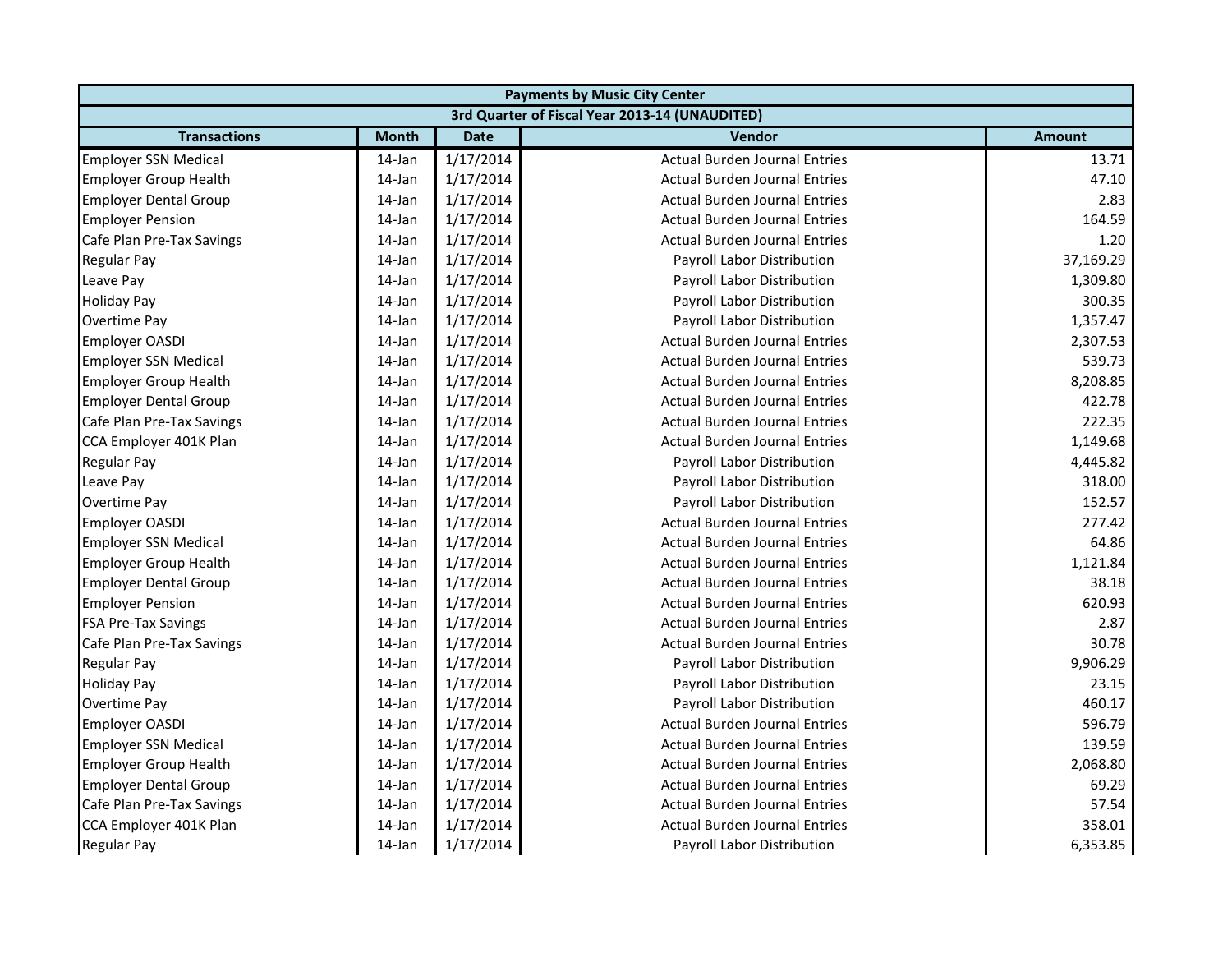| Payments by Music City Center | | | | |
|---|---|---|---|---|
| 3rd Quarter of Fiscal Year 2013-14 (UNAUDITED) | | | | |
| Transactions | Month | Date | Vendor | Amount |
| Employer SSN Medical | 14-Jan | 1/17/2014 | Actual Burden Journal Entries | 13.71 |
| Employer Group Health | 14-Jan | 1/17/2014 | Actual Burden Journal Entries | 47.10 |
| Employer Dental Group | 14-Jan | 1/17/2014 | Actual Burden Journal Entries | 2.83 |
| Employer Pension | 14-Jan | 1/17/2014 | Actual Burden Journal Entries | 164.59 |
| Cafe Plan Pre-Tax Savings | 14-Jan | 1/17/2014 | Actual Burden Journal Entries | 1.20 |
| Regular Pay | 14-Jan | 1/17/2014 | Payroll Labor Distribution | 37,169.29 |
| Leave Pay | 14-Jan | 1/17/2014 | Payroll Labor Distribution | 1,309.80 |
| Holiday Pay | 14-Jan | 1/17/2014 | Payroll Labor Distribution | 300.35 |
| Overtime Pay | 14-Jan | 1/17/2014 | Payroll Labor Distribution | 1,357.47 |
| Employer OASDI | 14-Jan | 1/17/2014 | Actual Burden Journal Entries | 2,307.53 |
| Employer SSN Medical | 14-Jan | 1/17/2014 | Actual Burden Journal Entries | 539.73 |
| Employer Group Health | 14-Jan | 1/17/2014 | Actual Burden Journal Entries | 8,208.85 |
| Employer Dental Group | 14-Jan | 1/17/2014 | Actual Burden Journal Entries | 422.78 |
| Cafe Plan Pre-Tax Savings | 14-Jan | 1/17/2014 | Actual Burden Journal Entries | 222.35 |
| CCA Employer 401K Plan | 14-Jan | 1/17/2014 | Actual Burden Journal Entries | 1,149.68 |
| Regular Pay | 14-Jan | 1/17/2014 | Payroll Labor Distribution | 4,445.82 |
| Leave Pay | 14-Jan | 1/17/2014 | Payroll Labor Distribution | 318.00 |
| Overtime Pay | 14-Jan | 1/17/2014 | Payroll Labor Distribution | 152.57 |
| Employer OASDI | 14-Jan | 1/17/2014 | Actual Burden Journal Entries | 277.42 |
| Employer SSN Medical | 14-Jan | 1/17/2014 | Actual Burden Journal Entries | 64.86 |
| Employer Group Health | 14-Jan | 1/17/2014 | Actual Burden Journal Entries | 1,121.84 |
| Employer Dental Group | 14-Jan | 1/17/2014 | Actual Burden Journal Entries | 38.18 |
| Employer Pension | 14-Jan | 1/17/2014 | Actual Burden Journal Entries | 620.93 |
| FSA Pre-Tax Savings | 14-Jan | 1/17/2014 | Actual Burden Journal Entries | 2.87 |
| Cafe Plan Pre-Tax Savings | 14-Jan | 1/17/2014 | Actual Burden Journal Entries | 30.78 |
| Regular Pay | 14-Jan | 1/17/2014 | Payroll Labor Distribution | 9,906.29 |
| Holiday Pay | 14-Jan | 1/17/2014 | Payroll Labor Distribution | 23.15 |
| Overtime Pay | 14-Jan | 1/17/2014 | Payroll Labor Distribution | 460.17 |
| Employer OASDI | 14-Jan | 1/17/2014 | Actual Burden Journal Entries | 596.79 |
| Employer SSN Medical | 14-Jan | 1/17/2014 | Actual Burden Journal Entries | 139.59 |
| Employer Group Health | 14-Jan | 1/17/2014 | Actual Burden Journal Entries | 2,068.80 |
| Employer Dental Group | 14-Jan | 1/17/2014 | Actual Burden Journal Entries | 69.29 |
| Cafe Plan Pre-Tax Savings | 14-Jan | 1/17/2014 | Actual Burden Journal Entries | 57.54 |
| CCA Employer 401K Plan | 14-Jan | 1/17/2014 | Actual Burden Journal Entries | 358.01 |
| Regular Pay | 14-Jan | 1/17/2014 | Payroll Labor Distribution | 6,353.85 |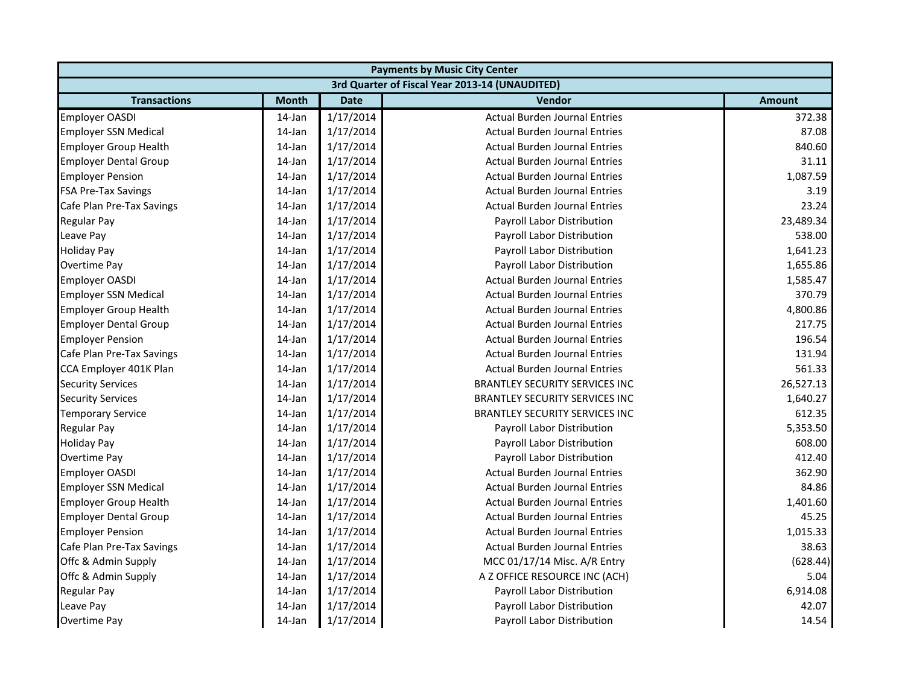| Payments by Music City Center | | | | |
|---|---|---|---|---|
| 3rd Quarter of Fiscal Year 2013-14 (UNAUDITED) | | | | |
| **Transactions** | **Month** | **Date** | **Vendor** | **Amount** |
| Employer OASDI | 14-Jan | 1/17/2014 | Actual Burden Journal Entries | 372.38 |
| Employer SSN Medical | 14-Jan | 1/17/2014 | Actual Burden Journal Entries | 87.08 |
| Employer Group Health | 14-Jan | 1/17/2014 | Actual Burden Journal Entries | 840.60 |
| Employer Dental Group | 14-Jan | 1/17/2014 | Actual Burden Journal Entries | 31.11 |
| Employer Pension | 14-Jan | 1/17/2014 | Actual Burden Journal Entries | 1,087.59 |
| FSA Pre-Tax Savings | 14-Jan | 1/17/2014 | Actual Burden Journal Entries | 3.19 |
| Cafe Plan Pre-Tax Savings | 14-Jan | 1/17/2014 | Actual Burden Journal Entries | 23.24 |
| Regular Pay | 14-Jan | 1/17/2014 | Payroll Labor Distribution | 23,489.34 |
| Leave Pay | 14-Jan | 1/17/2014 | Payroll Labor Distribution | 538.00 |
| Holiday Pay | 14-Jan | 1/17/2014 | Payroll Labor Distribution | 1,641.23 |
| Overtime Pay | 14-Jan | 1/17/2014 | Payroll Labor Distribution | 1,655.86 |
| Employer OASDI | 14-Jan | 1/17/2014 | Actual Burden Journal Entries | 1,585.47 |
| Employer SSN Medical | 14-Jan | 1/17/2014 | Actual Burden Journal Entries | 370.79 |
| Employer Group Health | 14-Jan | 1/17/2014 | Actual Burden Journal Entries | 4,800.86 |
| Employer Dental Group | 14-Jan | 1/17/2014 | Actual Burden Journal Entries | 217.75 |
| Employer Pension | 14-Jan | 1/17/2014 | Actual Burden Journal Entries | 196.54 |
| Cafe Plan Pre-Tax Savings | 14-Jan | 1/17/2014 | Actual Burden Journal Entries | 131.94 |
| CCA Employer 401K Plan | 14-Jan | 1/17/2014 | Actual Burden Journal Entries | 561.33 |
| Security Services | 14-Jan | 1/17/2014 | BRANTLEY SECURITY SERVICES INC | 26,527.13 |
| Security Services | 14-Jan | 1/17/2014 | BRANTLEY SECURITY SERVICES INC | 1,640.27 |
| Temporary Service | 14-Jan | 1/17/2014 | BRANTLEY SECURITY SERVICES INC | 612.35 |
| Regular Pay | 14-Jan | 1/17/2014 | Payroll Labor Distribution | 5,353.50 |
| Holiday Pay | 14-Jan | 1/17/2014 | Payroll Labor Distribution | 608.00 |
| Overtime Pay | 14-Jan | 1/17/2014 | Payroll Labor Distribution | 412.40 |
| Employer OASDI | 14-Jan | 1/17/2014 | Actual Burden Journal Entries | 362.90 |
| Employer SSN Medical | 14-Jan | 1/17/2014 | Actual Burden Journal Entries | 84.86 |
| Employer Group Health | 14-Jan | 1/17/2014 | Actual Burden Journal Entries | 1,401.60 |
| Employer Dental Group | 14-Jan | 1/17/2014 | Actual Burden Journal Entries | 45.25 |
| Employer Pension | 14-Jan | 1/17/2014 | Actual Burden Journal Entries | 1,015.33 |
| Cafe Plan Pre-Tax Savings | 14-Jan | 1/17/2014 | Actual Burden Journal Entries | 38.63 |
| Offc & Admin Supply | 14-Jan | 1/17/2014 | MCC 01/17/14 Misc. A/R Entry | (628.44) |
| Offc & Admin Supply | 14-Jan | 1/17/2014 | A Z OFFICE RESOURCE INC (ACH) | 5.04 |
| Regular Pay | 14-Jan | 1/17/2014 | Payroll Labor Distribution | 6,914.08 |
| Leave Pay | 14-Jan | 1/17/2014 | Payroll Labor Distribution | 42.07 |
| Overtime Pay | 14-Jan | 1/17/2014 | Payroll Labor Distribution | 14.54 |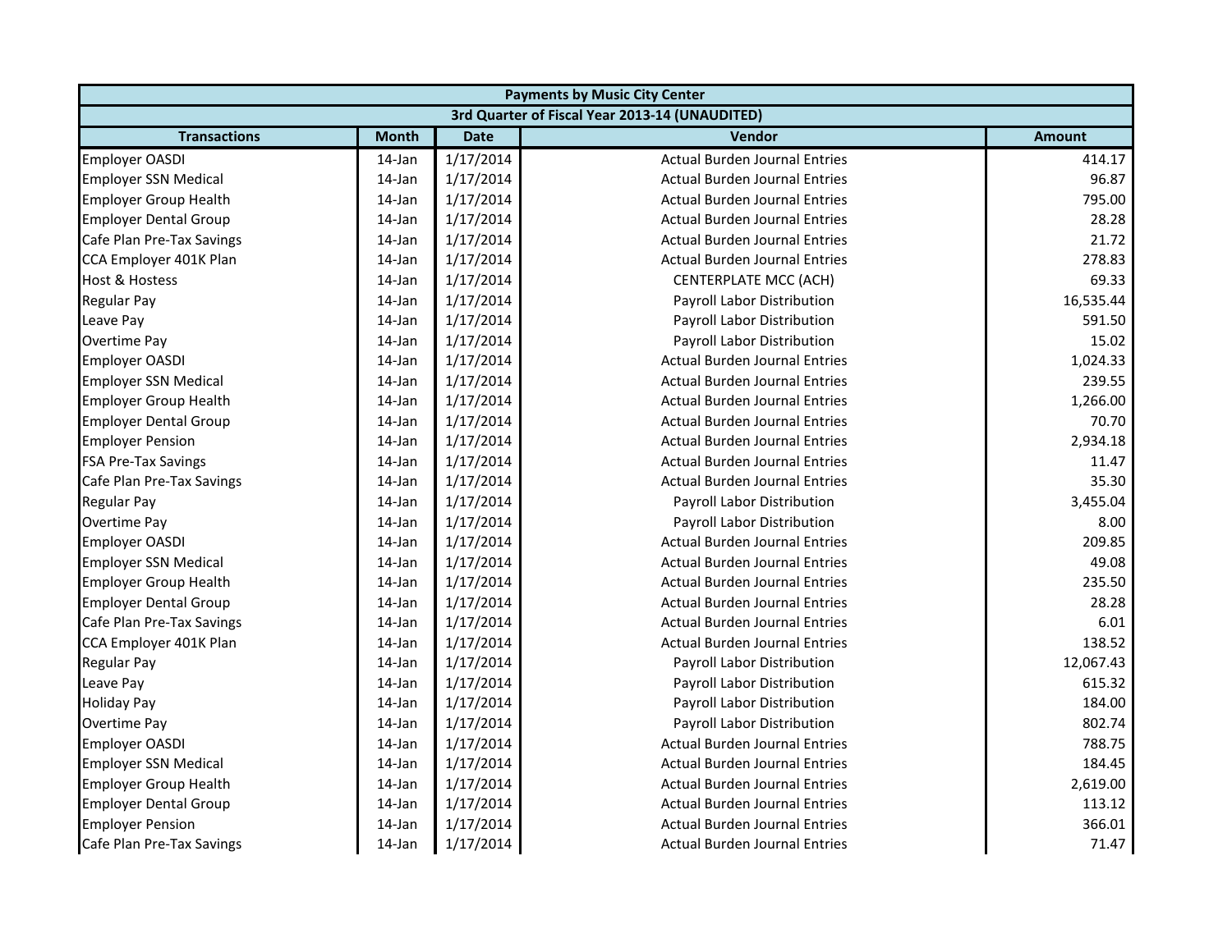| Payments by Music City Center | | | | |
|---|---|---|---|---|
| 3rd Quarter of Fiscal Year 2013-14 (UNAUDITED) | | | | |
| **Transactions** | **Month** | **Date** | **Vendor** | **Amount** |
| Employer OASDI | 14-Jan | 1/17/2014 | Actual Burden Journal Entries | 414.17 |
| Employer SSN Medical | 14-Jan | 1/17/2014 | Actual Burden Journal Entries | 96.87 |
| Employer Group Health | 14-Jan | 1/17/2014 | Actual Burden Journal Entries | 795.00 |
| Employer Dental Group | 14-Jan | 1/17/2014 | Actual Burden Journal Entries | 28.28 |
| Cafe Plan Pre-Tax Savings | 14-Jan | 1/17/2014 | Actual Burden Journal Entries | 21.72 |
| CCA Employer 401K Plan | 14-Jan | 1/17/2014 | Actual Burden Journal Entries | 278.83 |
| Host & Hostess | 14-Jan | 1/17/2014 | CENTERPLATE MCC (ACH) | 69.33 |
| Regular Pay | 14-Jan | 1/17/2014 | Payroll Labor Distribution | 16,535.44 |
| Leave Pay | 14-Jan | 1/17/2014 | Payroll Labor Distribution | 591.50 |
| Overtime Pay | 14-Jan | 1/17/2014 | Payroll Labor Distribution | 15.02 |
| Employer OASDI | 14-Jan | 1/17/2014 | Actual Burden Journal Entries | 1,024.33 |
| Employer SSN Medical | 14-Jan | 1/17/2014 | Actual Burden Journal Entries | 239.55 |
| Employer Group Health | 14-Jan | 1/17/2014 | Actual Burden Journal Entries | 1,266.00 |
| Employer Dental Group | 14-Jan | 1/17/2014 | Actual Burden Journal Entries | 70.70 |
| Employer Pension | 14-Jan | 1/17/2014 | Actual Burden Journal Entries | 2,934.18 |
| FSA Pre-Tax Savings | 14-Jan | 1/17/2014 | Actual Burden Journal Entries | 11.47 |
| Cafe Plan Pre-Tax Savings | 14-Jan | 1/17/2014 | Actual Burden Journal Entries | 35.30 |
| Regular Pay | 14-Jan | 1/17/2014 | Payroll Labor Distribution | 3,455.04 |
| Overtime Pay | 14-Jan | 1/17/2014 | Payroll Labor Distribution | 8.00 |
| Employer OASDI | 14-Jan | 1/17/2014 | Actual Burden Journal Entries | 209.85 |
| Employer SSN Medical | 14-Jan | 1/17/2014 | Actual Burden Journal Entries | 49.08 |
| Employer Group Health | 14-Jan | 1/17/2014 | Actual Burden Journal Entries | 235.50 |
| Employer Dental Group | 14-Jan | 1/17/2014 | Actual Burden Journal Entries | 28.28 |
| Cafe Plan Pre-Tax Savings | 14-Jan | 1/17/2014 | Actual Burden Journal Entries | 6.01 |
| CCA Employer 401K Plan | 14-Jan | 1/17/2014 | Actual Burden Journal Entries | 138.52 |
| Regular Pay | 14-Jan | 1/17/2014 | Payroll Labor Distribution | 12,067.43 |
| Leave Pay | 14-Jan | 1/17/2014 | Payroll Labor Distribution | 615.32 |
| Holiday Pay | 14-Jan | 1/17/2014 | Payroll Labor Distribution | 184.00 |
| Overtime Pay | 14-Jan | 1/17/2014 | Payroll Labor Distribution | 802.74 |
| Employer OASDI | 14-Jan | 1/17/2014 | Actual Burden Journal Entries | 788.75 |
| Employer SSN Medical | 14-Jan | 1/17/2014 | Actual Burden Journal Entries | 184.45 |
| Employer Group Health | 14-Jan | 1/17/2014 | Actual Burden Journal Entries | 2,619.00 |
| Employer Dental Group | 14-Jan | 1/17/2014 | Actual Burden Journal Entries | 113.12 |
| Employer Pension | 14-Jan | 1/17/2014 | Actual Burden Journal Entries | 366.01 |
| Cafe Plan Pre-Tax Savings | 14-Jan | 1/17/2014 | Actual Burden Journal Entries | 71.47 |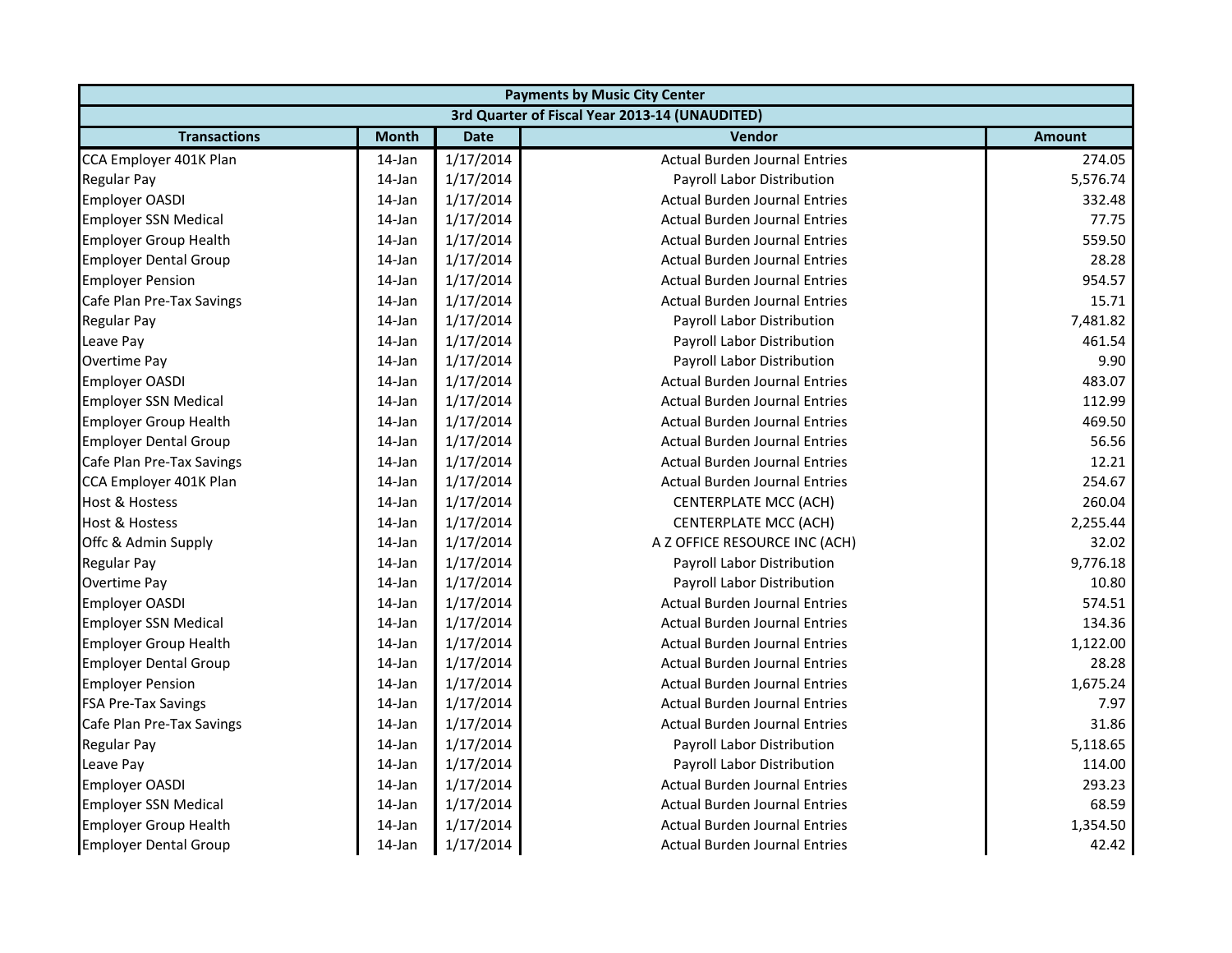| Payments by Music City Center | | | | |
|---|---|---|---|---|
| 3rd Quarter of Fiscal Year 2013-14 (UNAUDITED) | | | | |
| **Transactions** | **Month** | **Date** | **Vendor** | **Amount** |
| CCA Employer 401K Plan | 14-Jan | 1/17/2014 | Actual Burden Journal Entries | 274.05 |
| Regular Pay | 14-Jan | 1/17/2014 | Payroll Labor Distribution | 5,576.74 |
| Employer OASDI | 14-Jan | 1/17/2014 | Actual Burden Journal Entries | 332.48 |
| Employer SSN Medical | 14-Jan | 1/17/2014 | Actual Burden Journal Entries | 77.75 |
| Employer Group Health | 14-Jan | 1/17/2014 | Actual Burden Journal Entries | 559.50 |
| Employer Dental Group | 14-Jan | 1/17/2014 | Actual Burden Journal Entries | 28.28 |
| Employer Pension | 14-Jan | 1/17/2014 | Actual Burden Journal Entries | 954.57 |
| Cafe Plan Pre-Tax Savings | 14-Jan | 1/17/2014 | Actual Burden Journal Entries | 15.71 |
| Regular Pay | 14-Jan | 1/17/2014 | Payroll Labor Distribution | 7,481.82 |
| Leave Pay | 14-Jan | 1/17/2014 | Payroll Labor Distribution | 461.54 |
| Overtime Pay | 14-Jan | 1/17/2014 | Payroll Labor Distribution | 9.90 |
| Employer OASDI | 14-Jan | 1/17/2014 | Actual Burden Journal Entries | 483.07 |
| Employer SSN Medical | 14-Jan | 1/17/2014 | Actual Burden Journal Entries | 112.99 |
| Employer Group Health | 14-Jan | 1/17/2014 | Actual Burden Journal Entries | 469.50 |
| Employer Dental Group | 14-Jan | 1/17/2014 | Actual Burden Journal Entries | 56.56 |
| Cafe Plan Pre-Tax Savings | 14-Jan | 1/17/2014 | Actual Burden Journal Entries | 12.21 |
| CCA Employer 401K Plan | 14-Jan | 1/17/2014 | Actual Burden Journal Entries | 254.67 |
| Host & Hostess | 14-Jan | 1/17/2014 | CENTERPLATE MCC (ACH) | 260.04 |
| Host & Hostess | 14-Jan | 1/17/2014 | CENTERPLATE MCC (ACH) | 2,255.44 |
| Offc & Admin Supply | 14-Jan | 1/17/2014 | A Z OFFICE RESOURCE INC (ACH) | 32.02 |
| Regular Pay | 14-Jan | 1/17/2014 | Payroll Labor Distribution | 9,776.18 |
| Overtime Pay | 14-Jan | 1/17/2014 | Payroll Labor Distribution | 10.80 |
| Employer OASDI | 14-Jan | 1/17/2014 | Actual Burden Journal Entries | 574.51 |
| Employer SSN Medical | 14-Jan | 1/17/2014 | Actual Burden Journal Entries | 134.36 |
| Employer Group Health | 14-Jan | 1/17/2014 | Actual Burden Journal Entries | 1,122.00 |
| Employer Dental Group | 14-Jan | 1/17/2014 | Actual Burden Journal Entries | 28.28 |
| Employer Pension | 14-Jan | 1/17/2014 | Actual Burden Journal Entries | 1,675.24 |
| FSA Pre-Tax Savings | 14-Jan | 1/17/2014 | Actual Burden Journal Entries | 7.97 |
| Cafe Plan Pre-Tax Savings | 14-Jan | 1/17/2014 | Actual Burden Journal Entries | 31.86 |
| Regular Pay | 14-Jan | 1/17/2014 | Payroll Labor Distribution | 5,118.65 |
| Leave Pay | 14-Jan | 1/17/2014 | Payroll Labor Distribution | 114.00 |
| Employer OASDI | 14-Jan | 1/17/2014 | Actual Burden Journal Entries | 293.23 |
| Employer SSN Medical | 14-Jan | 1/17/2014 | Actual Burden Journal Entries | 68.59 |
| Employer Group Health | 14-Jan | 1/17/2014 | Actual Burden Journal Entries | 1,354.50 |
| Employer Dental Group | 14-Jan | 1/17/2014 | Actual Burden Journal Entries | 42.42 |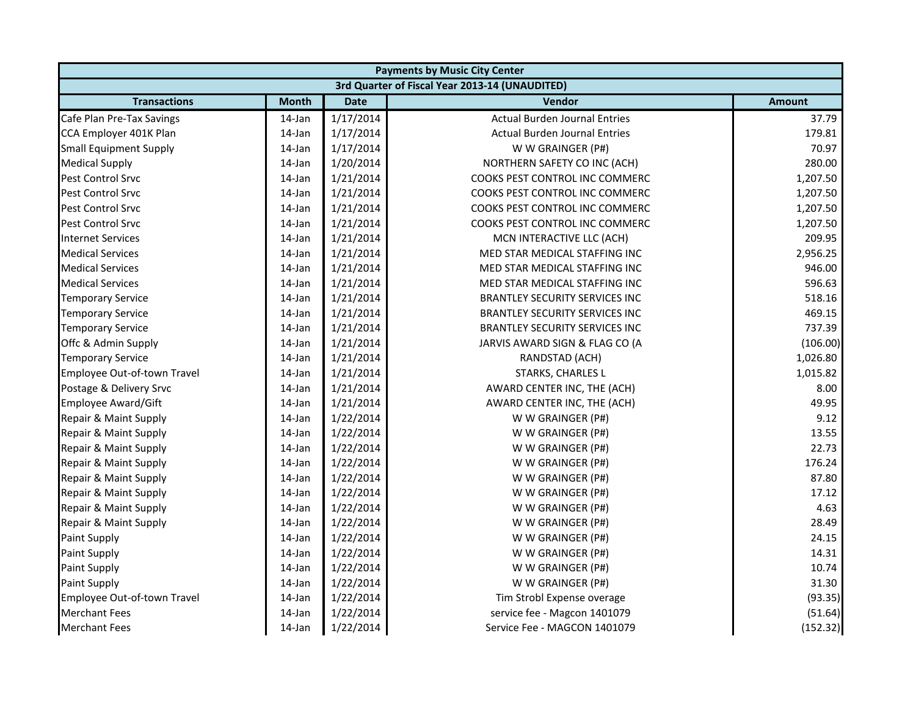| Payments by Music City Center | | | | |
|---|---|---|---|---|
| 3rd Quarter of Fiscal Year 2013-14 (UNAUDITED) | | | | |
| **Transactions** | **Month** | **Date** | **Vendor** | **Amount** |
| Cafe Plan Pre-Tax Savings | 14-Jan | 1/17/2014 | Actual Burden Journal Entries | 37.79 |
| CCA Employer 401K Plan | 14-Jan | 1/17/2014 | Actual Burden Journal Entries | 179.81 |
| Small Equipment Supply | 14-Jan | 1/17/2014 | W W GRAINGER (P#) | 70.97 |
| Medical Supply | 14-Jan | 1/20/2014 | NORTHERN SAFETY CO INC (ACH) | 280.00 |
| Pest Control Srvc | 14-Jan | 1/21/2014 | COOKS PEST CONTROL INC COMMERC | 1,207.50 |
| Pest Control Srvc | 14-Jan | 1/21/2014 | COOKS PEST CONTROL INC COMMERC | 1,207.50 |
| Pest Control Srvc | 14-Jan | 1/21/2014 | COOKS PEST CONTROL INC COMMERC | 1,207.50 |
| Pest Control Srvc | 14-Jan | 1/21/2014 | COOKS PEST CONTROL INC COMMERC | 1,207.50 |
| Internet Services | 14-Jan | 1/21/2014 | MCN INTERACTIVE LLC (ACH) | 209.95 |
| Medical Services | 14-Jan | 1/21/2014 | MED STAR MEDICAL STAFFING INC | 2,956.25 |
| Medical Services | 14-Jan | 1/21/2014 | MED STAR MEDICAL STAFFING INC | 946.00 |
| Medical Services | 14-Jan | 1/21/2014 | MED STAR MEDICAL STAFFING INC | 596.63 |
| Temporary Service | 14-Jan | 1/21/2014 | BRANTLEY SECURITY SERVICES INC | 518.16 |
| Temporary Service | 14-Jan | 1/21/2014 | BRANTLEY SECURITY SERVICES INC | 469.15 |
| Temporary Service | 14-Jan | 1/21/2014 | BRANTLEY SECURITY SERVICES INC | 737.39 |
| Offc & Admin Supply | 14-Jan | 1/21/2014 | JARVIS AWARD SIGN & FLAG CO (A | (106.00) |
| Temporary Service | 14-Jan | 1/21/2014 | RANDSTAD (ACH) | 1,026.80 |
| Employee Out-of-town Travel | 14-Jan | 1/21/2014 | STARKS, CHARLES L | 1,015.82 |
| Postage & Delivery Srvc | 14-Jan | 1/21/2014 | AWARD CENTER INC, THE (ACH) | 8.00 |
| Employee Award/Gift | 14-Jan | 1/21/2014 | AWARD CENTER INC, THE (ACH) | 49.95 |
| Repair & Maint Supply | 14-Jan | 1/22/2014 | W W GRAINGER (P#) | 9.12 |
| Repair & Maint Supply | 14-Jan | 1/22/2014 | W W GRAINGER (P#) | 13.55 |
| Repair & Maint Supply | 14-Jan | 1/22/2014 | W W GRAINGER (P#) | 22.73 |
| Repair & Maint Supply | 14-Jan | 1/22/2014 | W W GRAINGER (P#) | 176.24 |
| Repair & Maint Supply | 14-Jan | 1/22/2014 | W W GRAINGER (P#) | 87.80 |
| Repair & Maint Supply | 14-Jan | 1/22/2014 | W W GRAINGER (P#) | 17.12 |
| Repair & Maint Supply | 14-Jan | 1/22/2014 | W W GRAINGER (P#) | 4.63 |
| Repair & Maint Supply | 14-Jan | 1/22/2014 | W W GRAINGER (P#) | 28.49 |
| Paint Supply | 14-Jan | 1/22/2014 | W W GRAINGER (P#) | 24.15 |
| Paint Supply | 14-Jan | 1/22/2014 | W W GRAINGER (P#) | 14.31 |
| Paint Supply | 14-Jan | 1/22/2014 | W W GRAINGER (P#) | 10.74 |
| Paint Supply | 14-Jan | 1/22/2014 | W W GRAINGER (P#) | 31.30 |
| Employee Out-of-town Travel | 14-Jan | 1/22/2014 | Tim Strobl Expense overage | (93.35) |
| Merchant Fees | 14-Jan | 1/22/2014 | service fee - Magcon 1401079 | (51.64) |
| Merchant Fees | 14-Jan | 1/22/2014 | Service Fee - MAGCON 1401079 | (152.32) |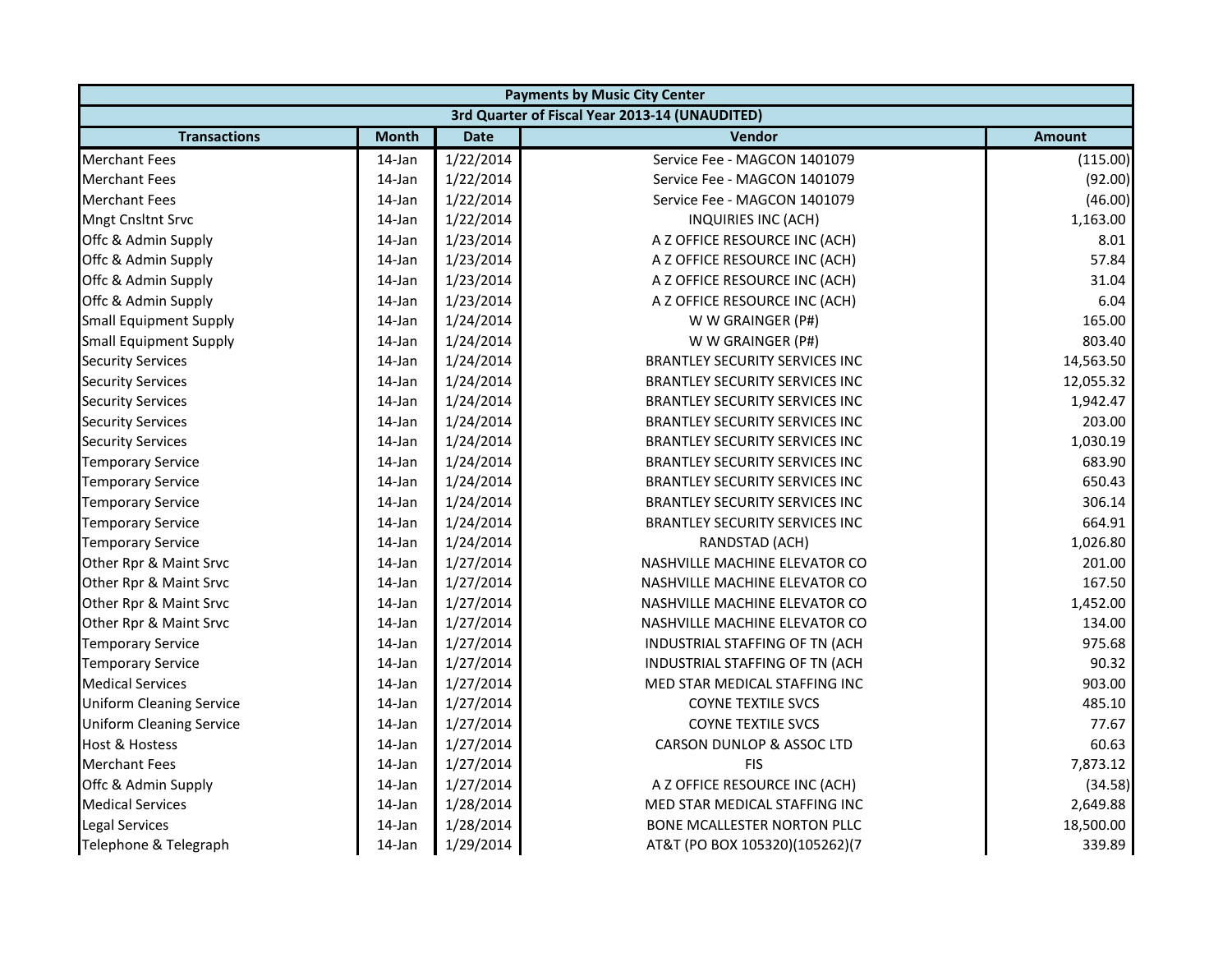| Payments by Music City Center | | | | |
|---|---|---|---|---|
| 3rd Quarter of Fiscal Year 2013-14 (UNAUDITED) | | | | |
| **Transactions** | **Month** | **Date** | **Vendor** | **Amount** |
| Merchant Fees | 14-Jan | 1/22/2014 | Service Fee - MAGCON 1401079 | (115.00) |
| Merchant Fees | 14-Jan | 1/22/2014 | Service Fee - MAGCON 1401079 | (92.00) |
| Merchant Fees | 14-Jan | 1/22/2014 | Service Fee - MAGCON 1401079 | (46.00) |
| Mngt Cnsltnt Srvc | 14-Jan | 1/22/2014 | INQUIRIES INC (ACH) | 1,163.00 |
| Offc & Admin Supply | 14-Jan | 1/23/2014 | A Z OFFICE RESOURCE INC (ACH) | 8.01 |
| Offc & Admin Supply | 14-Jan | 1/23/2014 | A Z OFFICE RESOURCE INC (ACH) | 57.84 |
| Offc & Admin Supply | 14-Jan | 1/23/2014 | A Z OFFICE RESOURCE INC (ACH) | 31.04 |
| Offc & Admin Supply | 14-Jan | 1/23/2014 | A Z OFFICE RESOURCE INC (ACH) | 6.04 |
| Small Equipment Supply | 14-Jan | 1/24/2014 | W W GRAINGER (P#) | 165.00 |
| Small Equipment Supply | 14-Jan | 1/24/2014 | W W GRAINGER (P#) | 803.40 |
| Security Services | 14-Jan | 1/24/2014 | BRANTLEY SECURITY SERVICES INC | 14,563.50 |
| Security Services | 14-Jan | 1/24/2014 | BRANTLEY SECURITY SERVICES INC | 12,055.32 |
| Security Services | 14-Jan | 1/24/2014 | BRANTLEY SECURITY SERVICES INC | 1,942.47 |
| Security Services | 14-Jan | 1/24/2014 | BRANTLEY SECURITY SERVICES INC | 203.00 |
| Security Services | 14-Jan | 1/24/2014 | BRANTLEY SECURITY SERVICES INC | 1,030.19 |
| Temporary Service | 14-Jan | 1/24/2014 | BRANTLEY SECURITY SERVICES INC | 683.90 |
| Temporary Service | 14-Jan | 1/24/2014 | BRANTLEY SECURITY SERVICES INC | 650.43 |
| Temporary Service | 14-Jan | 1/24/2014 | BRANTLEY SECURITY SERVICES INC | 306.14 |
| Temporary Service | 14-Jan | 1/24/2014 | BRANTLEY SECURITY SERVICES INC | 664.91 |
| Temporary Service | 14-Jan | 1/24/2014 | RANDSTAD (ACH) | 1,026.80 |
| Other Rpr & Maint Srvc | 14-Jan | 1/27/2014 | NASHVILLE MACHINE ELEVATOR CO | 201.00 |
| Other Rpr & Maint Srvc | 14-Jan | 1/27/2014 | NASHVILLE MACHINE ELEVATOR CO | 167.50 |
| Other Rpr & Maint Srvc | 14-Jan | 1/27/2014 | NASHVILLE MACHINE ELEVATOR CO | 1,452.00 |
| Other Rpr & Maint Srvc | 14-Jan | 1/27/2014 | NASHVILLE MACHINE ELEVATOR CO | 134.00 |
| Temporary Service | 14-Jan | 1/27/2014 | INDUSTRIAL STAFFING OF TN (ACH | 975.68 |
| Temporary Service | 14-Jan | 1/27/2014 | INDUSTRIAL STAFFING OF TN (ACH | 90.32 |
| Medical Services | 14-Jan | 1/27/2014 | MED STAR MEDICAL STAFFING INC | 903.00 |
| Uniform Cleaning Service | 14-Jan | 1/27/2014 | COYNE TEXTILE SVCS | 485.10 |
| Uniform Cleaning Service | 14-Jan | 1/27/2014 | COYNE TEXTILE SVCS | 77.67 |
| Host & Hostess | 14-Jan | 1/27/2014 | CARSON DUNLOP & ASSOC LTD | 60.63 |
| Merchant Fees | 14-Jan | 1/27/2014 | FIS | 7,873.12 |
| Offc & Admin Supply | 14-Jan | 1/27/2014 | A Z OFFICE RESOURCE INC (ACH) | (34.58) |
| Medical Services | 14-Jan | 1/28/2014 | MED STAR MEDICAL STAFFING INC | 2,649.88 |
| Legal Services | 14-Jan | 1/28/2014 | BONE MCALLESTER NORTON PLLC | 18,500.00 |
| Telephone & Telegraph | 14-Jan | 1/29/2014 | AT&T (PO BOX 105320)(105262)(7 | 339.89 |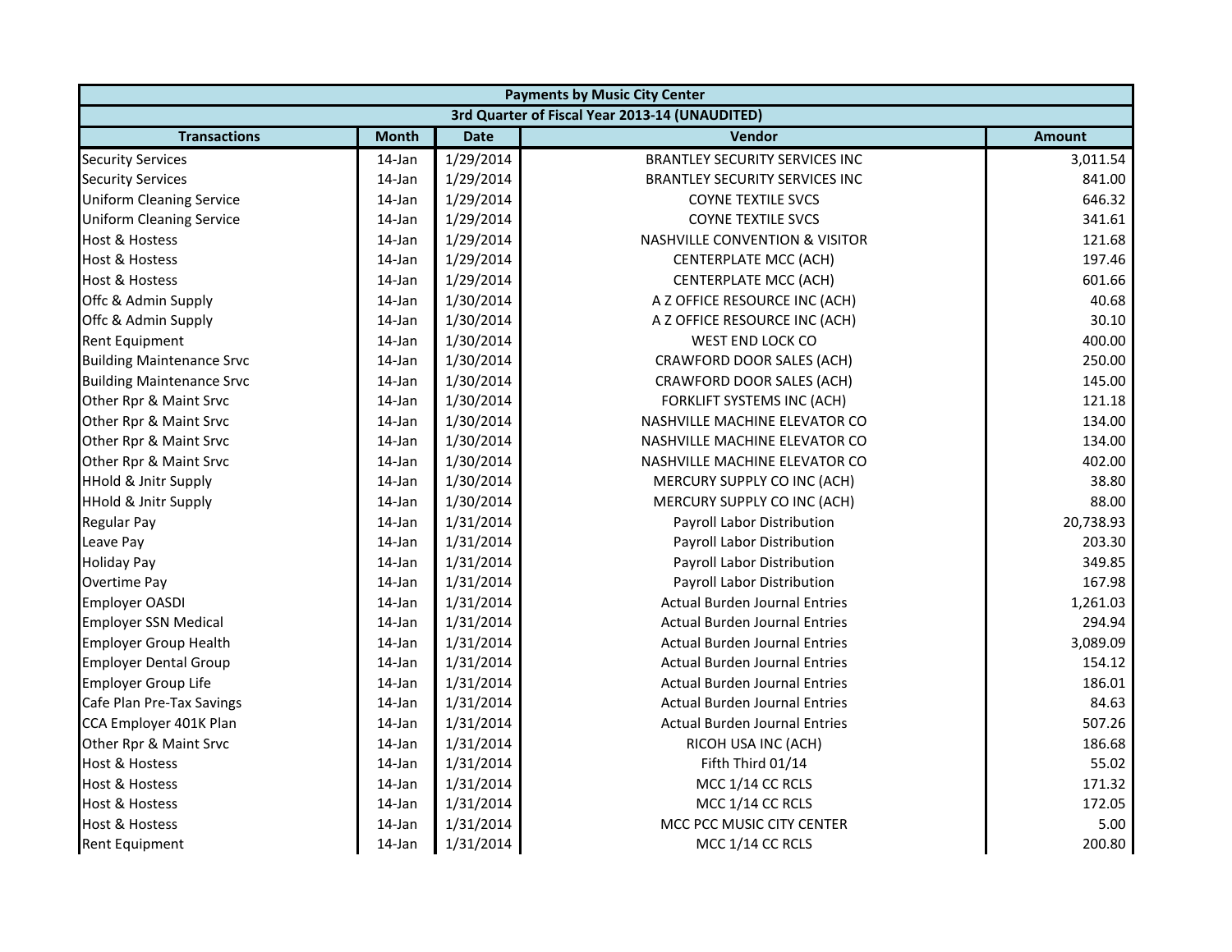| Payments by Music City Center | | | | |
|---|---|---|---|---|
| 3rd Quarter of Fiscal Year 2013-14 (UNAUDITED) | | | | |
| **Transactions** | **Month** | **Date** | **Vendor** | **Amount** |
| Security Services | 14-Jan | 1/29/2014 | BRANTLEY SECURITY SERVICES INC | 3,011.54 |
| Security Services | 14-Jan | 1/29/2014 | BRANTLEY SECURITY SERVICES INC | 841.00 |
| Uniform Cleaning Service | 14-Jan | 1/29/2014 | COYNE TEXTILE SVCS | 646.32 |
| Uniform Cleaning Service | 14-Jan | 1/29/2014 | COYNE TEXTILE SVCS | 341.61 |
| Host & Hostess | 14-Jan | 1/29/2014 | NASHVILLE CONVENTION & VISITOR | 121.68 |
| Host & Hostess | 14-Jan | 1/29/2014 | CENTERPLATE MCC (ACH) | 197.46 |
| Host & Hostess | 14-Jan | 1/29/2014 | CENTERPLATE MCC (ACH) | 601.66 |
| Offc & Admin Supply | 14-Jan | 1/30/2014 | A Z OFFICE RESOURCE INC (ACH) | 40.68 |
| Offc & Admin Supply | 14-Jan | 1/30/2014 | A Z OFFICE RESOURCE INC (ACH) | 30.10 |
| Rent Equipment | 14-Jan | 1/30/2014 | WEST END LOCK CO | 400.00 |
| Building Maintenance Srvc | 14-Jan | 1/30/2014 | CRAWFORD DOOR SALES (ACH) | 250.00 |
| Building Maintenance Srvc | 14-Jan | 1/30/2014 | CRAWFORD DOOR SALES (ACH) | 145.00 |
| Other Rpr & Maint Srvc | 14-Jan | 1/30/2014 | FORKLIFT SYSTEMS INC (ACH) | 121.18 |
| Other Rpr & Maint Srvc | 14-Jan | 1/30/2014 | NASHVILLE MACHINE ELEVATOR CO | 134.00 |
| Other Rpr & Maint Srvc | 14-Jan | 1/30/2014 | NASHVILLE MACHINE ELEVATOR CO | 134.00 |
| Other Rpr & Maint Srvc | 14-Jan | 1/30/2014 | NASHVILLE MACHINE ELEVATOR CO | 402.00 |
| HHold & Jnitr Supply | 14-Jan | 1/30/2014 | MERCURY SUPPLY CO INC (ACH) | 38.80 |
| HHold & Jnitr Supply | 14-Jan | 1/30/2014 | MERCURY SUPPLY CO INC (ACH) | 88.00 |
| Regular Pay | 14-Jan | 1/31/2014 | Payroll Labor Distribution | 20,738.93 |
| Leave Pay | 14-Jan | 1/31/2014 | Payroll Labor Distribution | 203.30 |
| Holiday Pay | 14-Jan | 1/31/2014 | Payroll Labor Distribution | 349.85 |
| Overtime Pay | 14-Jan | 1/31/2014 | Payroll Labor Distribution | 167.98 |
| Employer OASDI | 14-Jan | 1/31/2014 | Actual Burden Journal Entries | 1,261.03 |
| Employer SSN Medical | 14-Jan | 1/31/2014 | Actual Burden Journal Entries | 294.94 |
| Employer Group Health | 14-Jan | 1/31/2014 | Actual Burden Journal Entries | 3,089.09 |
| Employer Dental Group | 14-Jan | 1/31/2014 | Actual Burden Journal Entries | 154.12 |
| Employer Group Life | 14-Jan | 1/31/2014 | Actual Burden Journal Entries | 186.01 |
| Cafe Plan Pre-Tax Savings | 14-Jan | 1/31/2014 | Actual Burden Journal Entries | 84.63 |
| CCA Employer 401K Plan | 14-Jan | 1/31/2014 | Actual Burden Journal Entries | 507.26 |
| Other Rpr & Maint Srvc | 14-Jan | 1/31/2014 | RICOH USA INC (ACH) | 186.68 |
| Host & Hostess | 14-Jan | 1/31/2014 | Fifth Third 01/14 | 55.02 |
| Host & Hostess | 14-Jan | 1/31/2014 | MCC 1/14 CC RCLS | 171.32 |
| Host & Hostess | 14-Jan | 1/31/2014 | MCC 1/14 CC RCLS | 172.05 |
| Host & Hostess | 14-Jan | 1/31/2014 | MCC PCC MUSIC CITY CENTER | 5.00 |
| Rent Equipment | 14-Jan | 1/31/2014 | MCC 1/14 CC RCLS | 200.80 |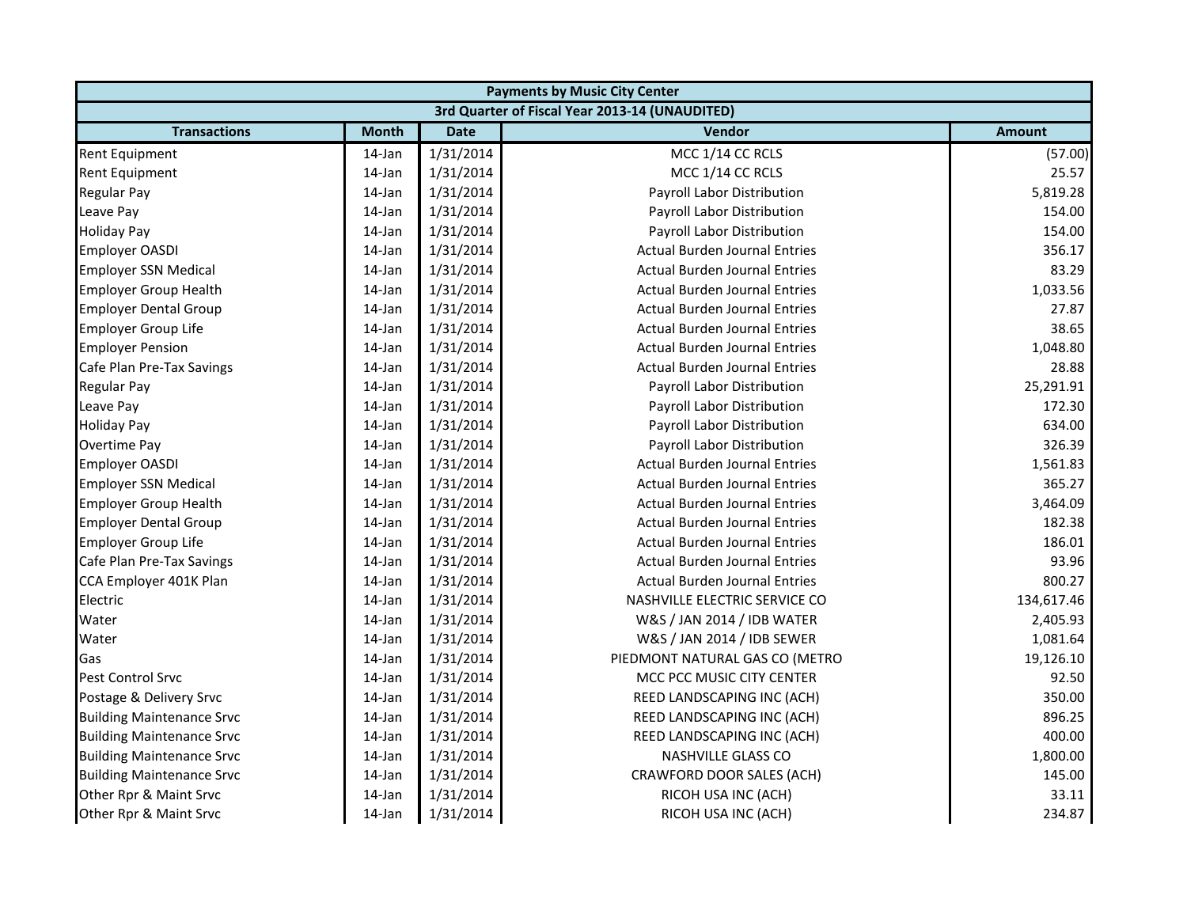| Payments by Music City Center | | | | |
|---|---|---|---|---|
| 3rd Quarter of Fiscal Year 2013-14 (UNAUDITED) | | | | |
| **Transactions** | **Month** | **Date** | **Vendor** | **Amount** |
| Rent Equipment | 14-Jan | 1/31/2014 | MCC 1/14 CC RCLS | (57.00) |
| Rent Equipment | 14-Jan | 1/31/2014 | MCC 1/14 CC RCLS | 25.57 |
| Regular Pay | 14-Jan | 1/31/2014 | Payroll Labor Distribution | 5,819.28 |
| Leave Pay | 14-Jan | 1/31/2014 | Payroll Labor Distribution | 154.00 |
| Holiday Pay | 14-Jan | 1/31/2014 | Payroll Labor Distribution | 154.00 |
| Employer OASDI | 14-Jan | 1/31/2014 | Actual Burden Journal Entries | 356.17 |
| Employer SSN Medical | 14-Jan | 1/31/2014 | Actual Burden Journal Entries | 83.29 |
| Employer Group Health | 14-Jan | 1/31/2014 | Actual Burden Journal Entries | 1,033.56 |
| Employer Dental Group | 14-Jan | 1/31/2014 | Actual Burden Journal Entries | 27.87 |
| Employer Group Life | 14-Jan | 1/31/2014 | Actual Burden Journal Entries | 38.65 |
| Employer Pension | 14-Jan | 1/31/2014 | Actual Burden Journal Entries | 1,048.80 |
| Cafe Plan Pre-Tax Savings | 14-Jan | 1/31/2014 | Actual Burden Journal Entries | 28.88 |
| Regular Pay | 14-Jan | 1/31/2014 | Payroll Labor Distribution | 25,291.91 |
| Leave Pay | 14-Jan | 1/31/2014 | Payroll Labor Distribution | 172.30 |
| Holiday Pay | 14-Jan | 1/31/2014 | Payroll Labor Distribution | 634.00 |
| Overtime Pay | 14-Jan | 1/31/2014 | Payroll Labor Distribution | 326.39 |
| Employer OASDI | 14-Jan | 1/31/2014 | Actual Burden Journal Entries | 1,561.83 |
| Employer SSN Medical | 14-Jan | 1/31/2014 | Actual Burden Journal Entries | 365.27 |
| Employer Group Health | 14-Jan | 1/31/2014 | Actual Burden Journal Entries | 3,464.09 |
| Employer Dental Group | 14-Jan | 1/31/2014 | Actual Burden Journal Entries | 182.38 |
| Employer Group Life | 14-Jan | 1/31/2014 | Actual Burden Journal Entries | 186.01 |
| Cafe Plan Pre-Tax Savings | 14-Jan | 1/31/2014 | Actual Burden Journal Entries | 93.96 |
| CCA Employer 401K Plan | 14-Jan | 1/31/2014 | Actual Burden Journal Entries | 800.27 |
| Electric | 14-Jan | 1/31/2014 | NASHVILLE ELECTRIC SERVICE CO | 134,617.46 |
| Water | 14-Jan | 1/31/2014 | W&S / JAN 2014 / IDB WATER | 2,405.93 |
| Water | 14-Jan | 1/31/2014 | W&S / JAN 2014 / IDB SEWER | 1,081.64 |
| Gas | 14-Jan | 1/31/2014 | PIEDMONT NATURAL GAS CO (METRO | 19,126.10 |
| Pest Control Srvc | 14-Jan | 1/31/2014 | MCC PCC MUSIC CITY CENTER | 92.50 |
| Postage & Delivery Srvc | 14-Jan | 1/31/2014 | REED LANDSCAPING INC (ACH) | 350.00 |
| Building Maintenance Srvc | 14-Jan | 1/31/2014 | REED LANDSCAPING INC (ACH) | 896.25 |
| Building Maintenance Srvc | 14-Jan | 1/31/2014 | REED LANDSCAPING INC (ACH) | 400.00 |
| Building Maintenance Srvc | 14-Jan | 1/31/2014 | NASHVILLE GLASS CO | 1,800.00 |
| Building Maintenance Srvc | 14-Jan | 1/31/2014 | CRAWFORD DOOR SALES (ACH) | 145.00 |
| Other Rpr & Maint Srvc | 14-Jan | 1/31/2014 | RICOH USA INC (ACH) | 33.11 |
| Other Rpr & Maint Srvc | 14-Jan | 1/31/2014 | RICOH USA INC (ACH) | 234.87 |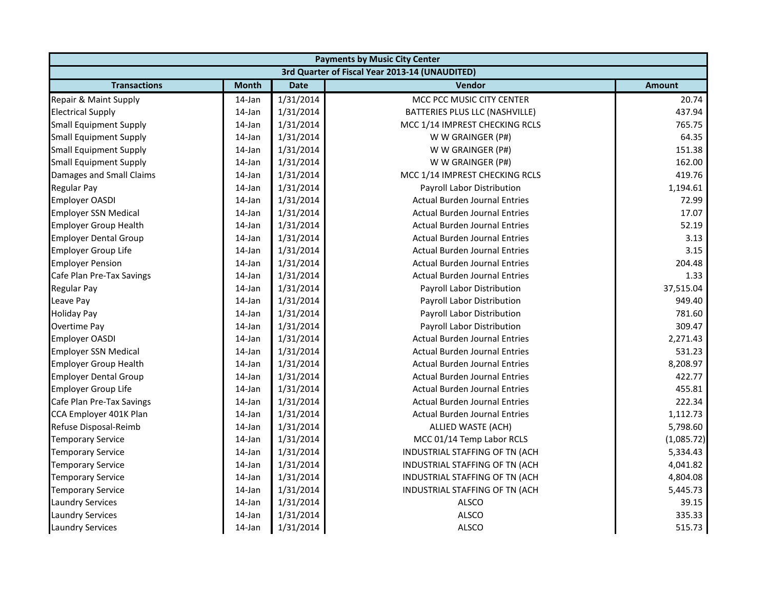| Payments by Music City Center | | | | |
|---|---|---|---|---|
| 3rd Quarter of Fiscal Year 2013-14 (UNAUDITED) | | | | |
| Transactions | Month | Date | Vendor | Amount |
| Repair & Maint Supply | 14-Jan | 1/31/2014 | MCC PCC MUSIC CITY CENTER | 20.74 |
| Electrical Supply | 14-Jan | 1/31/2014 | BATTERIES PLUS LLC (NASHVILLE) | 437.94 |
| Small Equipment Supply | 14-Jan | 1/31/2014 | MCC 1/14 IMPREST CHECKING RCLS | 765.75 |
| Small Equipment Supply | 14-Jan | 1/31/2014 | W W GRAINGER (P#) | 64.35 |
| Small Equipment Supply | 14-Jan | 1/31/2014 | W W GRAINGER (P#) | 151.38 |
| Small Equipment Supply | 14-Jan | 1/31/2014 | W W GRAINGER (P#) | 162.00 |
| Damages and Small Claims | 14-Jan | 1/31/2014 | MCC 1/14 IMPREST CHECKING RCLS | 419.76 |
| Regular Pay | 14-Jan | 1/31/2014 | Payroll Labor Distribution | 1,194.61 |
| Employer OASDI | 14-Jan | 1/31/2014 | Actual Burden Journal Entries | 72.99 |
| Employer SSN Medical | 14-Jan | 1/31/2014 | Actual Burden Journal Entries | 17.07 |
| Employer Group Health | 14-Jan | 1/31/2014 | Actual Burden Journal Entries | 52.19 |
| Employer Dental Group | 14-Jan | 1/31/2014 | Actual Burden Journal Entries | 3.13 |
| Employer Group Life | 14-Jan | 1/31/2014 | Actual Burden Journal Entries | 3.15 |
| Employer Pension | 14-Jan | 1/31/2014 | Actual Burden Journal Entries | 204.48 |
| Cafe Plan Pre-Tax Savings | 14-Jan | 1/31/2014 | Actual Burden Journal Entries | 1.33 |
| Regular Pay | 14-Jan | 1/31/2014 | Payroll Labor Distribution | 37,515.04 |
| Leave Pay | 14-Jan | 1/31/2014 | Payroll Labor Distribution | 949.40 |
| Holiday Pay | 14-Jan | 1/31/2014 | Payroll Labor Distribution | 781.60 |
| Overtime Pay | 14-Jan | 1/31/2014 | Payroll Labor Distribution | 309.47 |
| Employer OASDI | 14-Jan | 1/31/2014 | Actual Burden Journal Entries | 2,271.43 |
| Employer SSN Medical | 14-Jan | 1/31/2014 | Actual Burden Journal Entries | 531.23 |
| Employer Group Health | 14-Jan | 1/31/2014 | Actual Burden Journal Entries | 8,208.97 |
| Employer Dental Group | 14-Jan | 1/31/2014 | Actual Burden Journal Entries | 422.77 |
| Employer Group Life | 14-Jan | 1/31/2014 | Actual Burden Journal Entries | 455.81 |
| Cafe Plan Pre-Tax Savings | 14-Jan | 1/31/2014 | Actual Burden Journal Entries | 222.34 |
| CCA Employer 401K Plan | 14-Jan | 1/31/2014 | Actual Burden Journal Entries | 1,112.73 |
| Refuse Disposal-Reimb | 14-Jan | 1/31/2014 | ALLIED WASTE (ACH) | 5,798.60 |
| Temporary Service | 14-Jan | 1/31/2014 | MCC 01/14 Temp Labor RCLS | (1,085.72) |
| Temporary Service | 14-Jan | 1/31/2014 | INDUSTRIAL STAFFING OF TN (ACH | 5,334.43 |
| Temporary Service | 14-Jan | 1/31/2014 | INDUSTRIAL STAFFING OF TN (ACH | 4,041.82 |
| Temporary Service | 14-Jan | 1/31/2014 | INDUSTRIAL STAFFING OF TN (ACH | 4,804.08 |
| Temporary Service | 14-Jan | 1/31/2014 | INDUSTRIAL STAFFING OF TN (ACH | 5,445.73 |
| Laundry Services | 14-Jan | 1/31/2014 | ALSCO | 39.15 |
| Laundry Services | 14-Jan | 1/31/2014 | ALSCO | 335.33 |
| Laundry Services | 14-Jan | 1/31/2014 | ALSCO | 515.73 |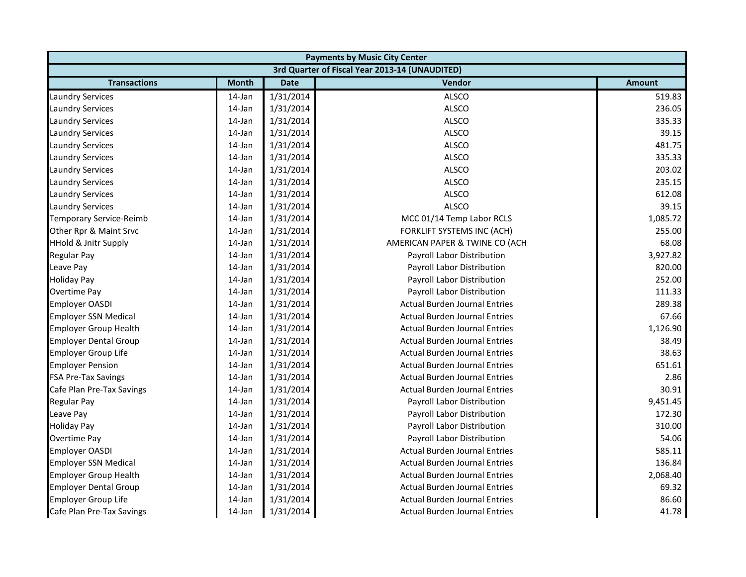| Payments by Music City Center | | | | |
|---|---|---|---|---|
| 3rd Quarter of Fiscal Year 2013-14 (UNAUDITED) | | | | |
| **Transactions** | **Month** | **Date** | **Vendor** | **Amount** |
| Laundry Services | 14-Jan | 1/31/2014 | ALSCO | 519.83 |
| Laundry Services | 14-Jan | 1/31/2014 | ALSCO | 236.05 |
| Laundry Services | 14-Jan | 1/31/2014 | ALSCO | 335.33 |
| Laundry Services | 14-Jan | 1/31/2014 | ALSCO | 39.15 |
| Laundry Services | 14-Jan | 1/31/2014 | ALSCO | 481.75 |
| Laundry Services | 14-Jan | 1/31/2014 | ALSCO | 335.33 |
| Laundry Services | 14-Jan | 1/31/2014 | ALSCO | 203.02 |
| Laundry Services | 14-Jan | 1/31/2014 | ALSCO | 235.15 |
| Laundry Services | 14-Jan | 1/31/2014 | ALSCO | 612.08 |
| Laundry Services | 14-Jan | 1/31/2014 | ALSCO | 39.15 |
| Temporary Service-Reimb | 14-Jan | 1/31/2014 | MCC 01/14 Temp Labor RCLS | 1,085.72 |
| Other Rpr & Maint Srvc | 14-Jan | 1/31/2014 | FORKLIFT SYSTEMS INC (ACH) | 255.00 |
| HHold & Jnitr Supply | 14-Jan | 1/31/2014 | AMERICAN PAPER & TWINE CO (ACH | 68.08 |
| Regular Pay | 14-Jan | 1/31/2014 | Payroll Labor Distribution | 3,927.82 |
| Leave Pay | 14-Jan | 1/31/2014 | Payroll Labor Distribution | 820.00 |
| Holiday Pay | 14-Jan | 1/31/2014 | Payroll Labor Distribution | 252.00 |
| Overtime Pay | 14-Jan | 1/31/2014 | Payroll Labor Distribution | 111.33 |
| Employer OASDI | 14-Jan | 1/31/2014 | Actual Burden Journal Entries | 289.38 |
| Employer SSN Medical | 14-Jan | 1/31/2014 | Actual Burden Journal Entries | 67.66 |
| Employer Group Health | 14-Jan | 1/31/2014 | Actual Burden Journal Entries | 1,126.90 |
| Employer Dental Group | 14-Jan | 1/31/2014 | Actual Burden Journal Entries | 38.49 |
| Employer Group Life | 14-Jan | 1/31/2014 | Actual Burden Journal Entries | 38.63 |
| Employer Pension | 14-Jan | 1/31/2014 | Actual Burden Journal Entries | 651.61 |
| FSA Pre-Tax Savings | 14-Jan | 1/31/2014 | Actual Burden Journal Entries | 2.86 |
| Cafe Plan Pre-Tax Savings | 14-Jan | 1/31/2014 | Actual Burden Journal Entries | 30.91 |
| Regular Pay | 14-Jan | 1/31/2014 | Payroll Labor Distribution | 9,451.45 |
| Leave Pay | 14-Jan | 1/31/2014 | Payroll Labor Distribution | 172.30 |
| Holiday Pay | 14-Jan | 1/31/2014 | Payroll Labor Distribution | 310.00 |
| Overtime Pay | 14-Jan | 1/31/2014 | Payroll Labor Distribution | 54.06 |
| Employer OASDI | 14-Jan | 1/31/2014 | Actual Burden Journal Entries | 585.11 |
| Employer SSN Medical | 14-Jan | 1/31/2014 | Actual Burden Journal Entries | 136.84 |
| Employer Group Health | 14-Jan | 1/31/2014 | Actual Burden Journal Entries | 2,068.40 |
| Employer Dental Group | 14-Jan | 1/31/2014 | Actual Burden Journal Entries | 69.32 |
| Employer Group Life | 14-Jan | 1/31/2014 | Actual Burden Journal Entries | 86.60 |
| Cafe Plan Pre-Tax Savings | 14-Jan | 1/31/2014 | Actual Burden Journal Entries | 41.78 |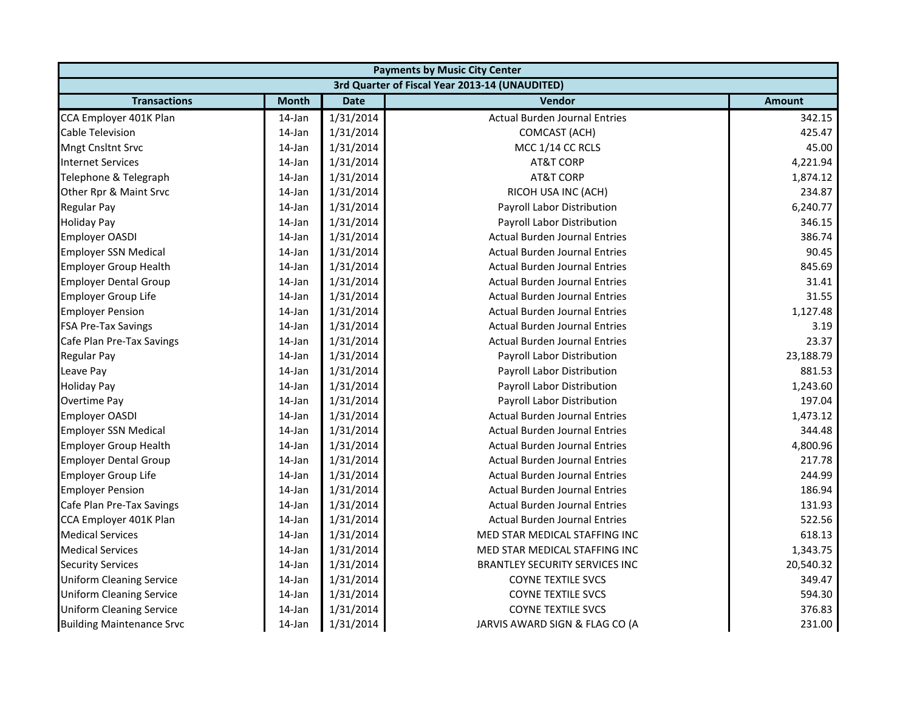| Payments by Music City Center | | | | |
|---|---|---|---|---|
| 3rd Quarter of Fiscal Year 2013-14 (UNAUDITED) | | | | |
| **Transactions** | **Month** | **Date** | **Vendor** | **Amount** |
| CCA Employer 401K Plan | 14-Jan | 1/31/2014 | Actual Burden Journal Entries | 342.15 |
| Cable Television | 14-Jan | 1/31/2014 | COMCAST (ACH) | 425.47 |
| Mngt Cnsltnt Srvc | 14-Jan | 1/31/2014 | MCC 1/14 CC RCLS | 45.00 |
| Internet Services | 14-Jan | 1/31/2014 | AT&T CORP | 4,221.94 |
| Telephone & Telegraph | 14-Jan | 1/31/2014 | AT&T CORP | 1,874.12 |
| Other Rpr & Maint Srvc | 14-Jan | 1/31/2014 | RICOH USA INC (ACH) | 234.87 |
| Regular Pay | 14-Jan | 1/31/2014 | Payroll Labor Distribution | 6,240.77 |
| Holiday Pay | 14-Jan | 1/31/2014 | Payroll Labor Distribution | 346.15 |
| Employer OASDI | 14-Jan | 1/31/2014 | Actual Burden Journal Entries | 386.74 |
| Employer SSN Medical | 14-Jan | 1/31/2014 | Actual Burden Journal Entries | 90.45 |
| Employer Group Health | 14-Jan | 1/31/2014 | Actual Burden Journal Entries | 845.69 |
| Employer Dental Group | 14-Jan | 1/31/2014 | Actual Burden Journal Entries | 31.41 |
| Employer Group Life | 14-Jan | 1/31/2014 | Actual Burden Journal Entries | 31.55 |
| Employer Pension | 14-Jan | 1/31/2014 | Actual Burden Journal Entries | 1,127.48 |
| FSA Pre-Tax Savings | 14-Jan | 1/31/2014 | Actual Burden Journal Entries | 3.19 |
| Cafe Plan Pre-Tax Savings | 14-Jan | 1/31/2014 | Actual Burden Journal Entries | 23.37 |
| Regular Pay | 14-Jan | 1/31/2014 | Payroll Labor Distribution | 23,188.79 |
| Leave Pay | 14-Jan | 1/31/2014 | Payroll Labor Distribution | 881.53 |
| Holiday Pay | 14-Jan | 1/31/2014 | Payroll Labor Distribution | 1,243.60 |
| Overtime Pay | 14-Jan | 1/31/2014 | Payroll Labor Distribution | 197.04 |
| Employer OASDI | 14-Jan | 1/31/2014 | Actual Burden Journal Entries | 1,473.12 |
| Employer SSN Medical | 14-Jan | 1/31/2014 | Actual Burden Journal Entries | 344.48 |
| Employer Group Health | 14-Jan | 1/31/2014 | Actual Burden Journal Entries | 4,800.96 |
| Employer Dental Group | 14-Jan | 1/31/2014 | Actual Burden Journal Entries | 217.78 |
| Employer Group Life | 14-Jan | 1/31/2014 | Actual Burden Journal Entries | 244.99 |
| Employer Pension | 14-Jan | 1/31/2014 | Actual Burden Journal Entries | 186.94 |
| Cafe Plan Pre-Tax Savings | 14-Jan | 1/31/2014 | Actual Burden Journal Entries | 131.93 |
| CCA Employer 401K Plan | 14-Jan | 1/31/2014 | Actual Burden Journal Entries | 522.56 |
| Medical Services | 14-Jan | 1/31/2014 | MED STAR MEDICAL STAFFING INC | 618.13 |
| Medical Services | 14-Jan | 1/31/2014 | MED STAR MEDICAL STAFFING INC | 1,343.75 |
| Security Services | 14-Jan | 1/31/2014 | BRANTLEY SECURITY SERVICES INC | 20,540.32 |
| Uniform Cleaning Service | 14-Jan | 1/31/2014 | COYNE TEXTILE SVCS | 349.47 |
| Uniform Cleaning Service | 14-Jan | 1/31/2014 | COYNE TEXTILE SVCS | 594.30 |
| Uniform Cleaning Service | 14-Jan | 1/31/2014 | COYNE TEXTILE SVCS | 376.83 |
| Building Maintenance Srvc | 14-Jan | 1/31/2014 | JARVIS AWARD SIGN & FLAG CO (A | 231.00 |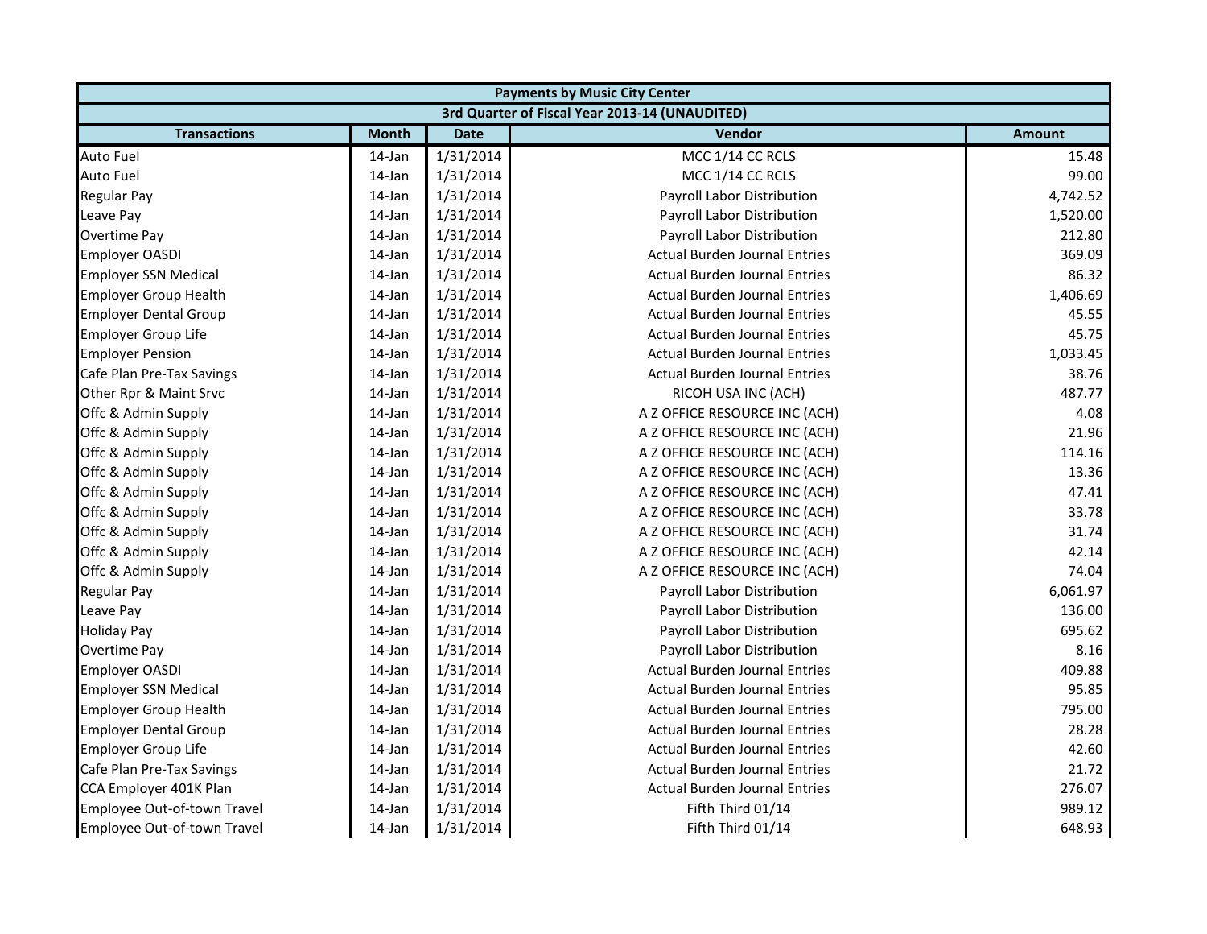| Payments by Music City Center | | | | |
|---|---|---|---|---|
| 3rd Quarter of Fiscal Year 2013-14 (UNAUDITED) | | | | |
| **Transactions** | **Month** | **Date** | **Vendor** | **Amount** |
| Auto Fuel | 14-Jan | 1/31/2014 | MCC 1/14 CC RCLS | 15.48 |
| Auto Fuel | 14-Jan | 1/31/2014 | MCC 1/14 CC RCLS | 99.00 |
| Regular Pay | 14-Jan | 1/31/2014 | Payroll Labor Distribution | 4,742.52 |
| Leave Pay | 14-Jan | 1/31/2014 | Payroll Labor Distribution | 1,520.00 |
| Overtime Pay | 14-Jan | 1/31/2014 | Payroll Labor Distribution | 212.80 |
| Employer OASDI | 14-Jan | 1/31/2014 | Actual Burden Journal Entries | 369.09 |
| Employer SSN Medical | 14-Jan | 1/31/2014 | Actual Burden Journal Entries | 86.32 |
| Employer Group Health | 14-Jan | 1/31/2014 | Actual Burden Journal Entries | 1,406.69 |
| Employer Dental Group | 14-Jan | 1/31/2014 | Actual Burden Journal Entries | 45.55 |
| Employer Group Life | 14-Jan | 1/31/2014 | Actual Burden Journal Entries | 45.75 |
| Employer Pension | 14-Jan | 1/31/2014 | Actual Burden Journal Entries | 1,033.45 |
| Cafe Plan Pre-Tax Savings | 14-Jan | 1/31/2014 | Actual Burden Journal Entries | 38.76 |
| Other Rpr & Maint Srvc | 14-Jan | 1/31/2014 | RICOH USA INC (ACH) | 487.77 |
| Offc & Admin Supply | 14-Jan | 1/31/2014 | A Z OFFICE RESOURCE INC (ACH) | 4.08 |
| Offc & Admin Supply | 14-Jan | 1/31/2014 | A Z OFFICE RESOURCE INC (ACH) | 21.96 |
| Offc & Admin Supply | 14-Jan | 1/31/2014 | A Z OFFICE RESOURCE INC (ACH) | 114.16 |
| Offc & Admin Supply | 14-Jan | 1/31/2014 | A Z OFFICE RESOURCE INC (ACH) | 13.36 |
| Offc & Admin Supply | 14-Jan | 1/31/2014 | A Z OFFICE RESOURCE INC (ACH) | 47.41 |
| Offc & Admin Supply | 14-Jan | 1/31/2014 | A Z OFFICE RESOURCE INC (ACH) | 33.78 |
| Offc & Admin Supply | 14-Jan | 1/31/2014 | A Z OFFICE RESOURCE INC (ACH) | 31.74 |
| Offc & Admin Supply | 14-Jan | 1/31/2014 | A Z OFFICE RESOURCE INC (ACH) | 42.14 |
| Offc & Admin Supply | 14-Jan | 1/31/2014 | A Z OFFICE RESOURCE INC (ACH) | 74.04 |
| Regular Pay | 14-Jan | 1/31/2014 | Payroll Labor Distribution | 6,061.97 |
| Leave Pay | 14-Jan | 1/31/2014 | Payroll Labor Distribution | 136.00 |
| Holiday Pay | 14-Jan | 1/31/2014 | Payroll Labor Distribution | 695.62 |
| Overtime Pay | 14-Jan | 1/31/2014 | Payroll Labor Distribution | 8.16 |
| Employer OASDI | 14-Jan | 1/31/2014 | Actual Burden Journal Entries | 409.88 |
| Employer SSN Medical | 14-Jan | 1/31/2014 | Actual Burden Journal Entries | 95.85 |
| Employer Group Health | 14-Jan | 1/31/2014 | Actual Burden Journal Entries | 795.00 |
| Employer Dental Group | 14-Jan | 1/31/2014 | Actual Burden Journal Entries | 28.28 |
| Employer Group Life | 14-Jan | 1/31/2014 | Actual Burden Journal Entries | 42.60 |
| Cafe Plan Pre-Tax Savings | 14-Jan | 1/31/2014 | Actual Burden Journal Entries | 21.72 |
| CCA Employer 401K Plan | 14-Jan | 1/31/2014 | Actual Burden Journal Entries | 276.07 |
| Employee Out-of-town Travel | 14-Jan | 1/31/2014 | Fifth Third 01/14 | 989.12 |
| Employee Out-of-town Travel | 14-Jan | 1/31/2014 | Fifth Third 01/14 | 648.93 |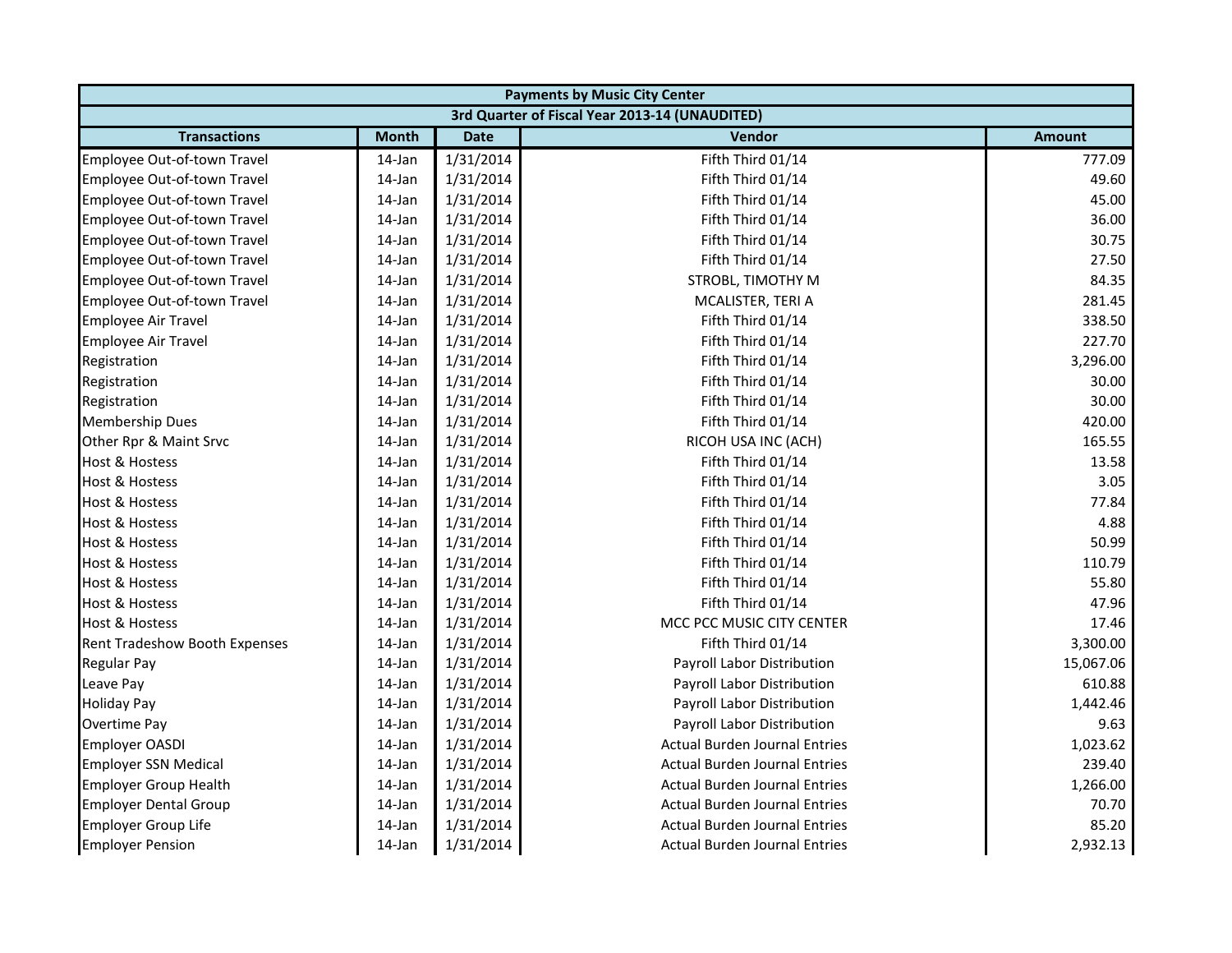| Payments by Music City Center | | | | |
|---|---|---|---|---|
| 3rd Quarter of Fiscal Year 2013-14 (UNAUDITED) | | | | |
| **Transactions** | **Month** | **Date** | **Vendor** | **Amount** |
| Employee Out-of-town Travel | 14-Jan | 1/31/2014 | Fifth Third 01/14 | 777.09 |
| Employee Out-of-town Travel | 14-Jan | 1/31/2014 | Fifth Third 01/14 | 49.60 |
| Employee Out-of-town Travel | 14-Jan | 1/31/2014 | Fifth Third 01/14 | 45.00 |
| Employee Out-of-town Travel | 14-Jan | 1/31/2014 | Fifth Third 01/14 | 36.00 |
| Employee Out-of-town Travel | 14-Jan | 1/31/2014 | Fifth Third 01/14 | 30.75 |
| Employee Out-of-town Travel | 14-Jan | 1/31/2014 | Fifth Third 01/14 | 27.50 |
| Employee Out-of-town Travel | 14-Jan | 1/31/2014 | STROBL, TIMOTHY M | 84.35 |
| Employee Out-of-town Travel | 14-Jan | 1/31/2014 | MCALISTER, TERI A | 281.45 |
| Employee Air Travel | 14-Jan | 1/31/2014 | Fifth Third 01/14 | 338.50 |
| Employee Air Travel | 14-Jan | 1/31/2014 | Fifth Third 01/14 | 227.70 |
| Registration | 14-Jan | 1/31/2014 | Fifth Third 01/14 | 3,296.00 |
| Registration | 14-Jan | 1/31/2014 | Fifth Third 01/14 | 30.00 |
| Registration | 14-Jan | 1/31/2014 | Fifth Third 01/14 | 30.00 |
| Membership Dues | 14-Jan | 1/31/2014 | Fifth Third 01/14 | 420.00 |
| Other Rpr & Maint Srvc | 14-Jan | 1/31/2014 | RICOH USA INC (ACH) | 165.55 |
| Host & Hostess | 14-Jan | 1/31/2014 | Fifth Third 01/14 | 13.58 |
| Host & Hostess | 14-Jan | 1/31/2014 | Fifth Third 01/14 | 3.05 |
| Host & Hostess | 14-Jan | 1/31/2014 | Fifth Third 01/14 | 77.84 |
| Host & Hostess | 14-Jan | 1/31/2014 | Fifth Third 01/14 | 4.88 |
| Host & Hostess | 14-Jan | 1/31/2014 | Fifth Third 01/14 | 50.99 |
| Host & Hostess | 14-Jan | 1/31/2014 | Fifth Third 01/14 | 110.79 |
| Host & Hostess | 14-Jan | 1/31/2014 | Fifth Third 01/14 | 55.80 |
| Host & Hostess | 14-Jan | 1/31/2014 | Fifth Third 01/14 | 47.96 |
| Host & Hostess | 14-Jan | 1/31/2014 | MCC PCC MUSIC CITY CENTER | 17.46 |
| Rent Tradeshow Booth Expenses | 14-Jan | 1/31/2014 | Fifth Third 01/14 | 3,300.00 |
| Regular Pay | 14-Jan | 1/31/2014 | Payroll Labor Distribution | 15,067.06 |
| Leave Pay | 14-Jan | 1/31/2014 | Payroll Labor Distribution | 610.88 |
| Holiday Pay | 14-Jan | 1/31/2014 | Payroll Labor Distribution | 1,442.46 |
| Overtime Pay | 14-Jan | 1/31/2014 | Payroll Labor Distribution | 9.63 |
| Employer OASDI | 14-Jan | 1/31/2014 | Actual Burden Journal Entries | 1,023.62 |
| Employer SSN Medical | 14-Jan | 1/31/2014 | Actual Burden Journal Entries | 239.40 |
| Employer Group Health | 14-Jan | 1/31/2014 | Actual Burden Journal Entries | 1,266.00 |
| Employer Dental Group | 14-Jan | 1/31/2014 | Actual Burden Journal Entries | 70.70 |
| Employer Group Life | 14-Jan | 1/31/2014 | Actual Burden Journal Entries | 85.20 |
| Employer Pension | 14-Jan | 1/31/2014 | Actual Burden Journal Entries | 2,932.13 |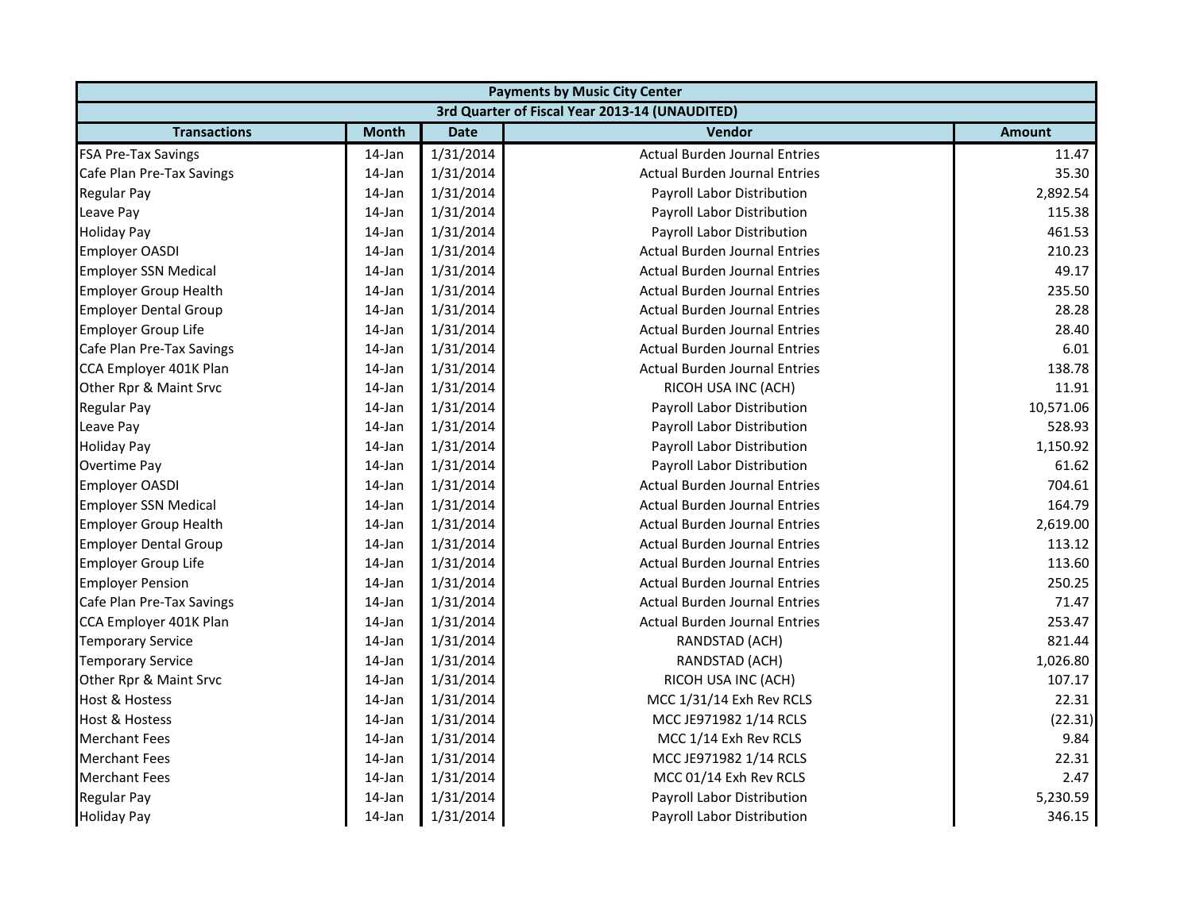| Payments by Music City Center | | | | |
|---|---|---|---|---|
| 3rd Quarter of Fiscal Year 2013-14 (UNAUDITED) | | | | |
| **Transactions** | **Month** | **Date** | **Vendor** | **Amount** |
| FSA Pre-Tax Savings | 14-Jan | 1/31/2014 | Actual Burden Journal Entries | 11.47 |
| Cafe Plan Pre-Tax Savings | 14-Jan | 1/31/2014 | Actual Burden Journal Entries | 35.30 |
| Regular Pay | 14-Jan | 1/31/2014 | Payroll Labor Distribution | 2,892.54 |
| Leave Pay | 14-Jan | 1/31/2014 | Payroll Labor Distribution | 115.38 |
| Holiday Pay | 14-Jan | 1/31/2014 | Payroll Labor Distribution | 461.53 |
| Employer OASDI | 14-Jan | 1/31/2014 | Actual Burden Journal Entries | 210.23 |
| Employer SSN Medical | 14-Jan | 1/31/2014 | Actual Burden Journal Entries | 49.17 |
| Employer Group Health | 14-Jan | 1/31/2014 | Actual Burden Journal Entries | 235.50 |
| Employer Dental Group | 14-Jan | 1/31/2014 | Actual Burden Journal Entries | 28.28 |
| Employer Group Life | 14-Jan | 1/31/2014 | Actual Burden Journal Entries | 28.40 |
| Cafe Plan Pre-Tax Savings | 14-Jan | 1/31/2014 | Actual Burden Journal Entries | 6.01 |
| CCA Employer 401K Plan | 14-Jan | 1/31/2014 | Actual Burden Journal Entries | 138.78 |
| Other Rpr & Maint Srvc | 14-Jan | 1/31/2014 | RICOH USA INC (ACH) | 11.91 |
| Regular Pay | 14-Jan | 1/31/2014 | Payroll Labor Distribution | 10,571.06 |
| Leave Pay | 14-Jan | 1/31/2014 | Payroll Labor Distribution | 528.93 |
| Holiday Pay | 14-Jan | 1/31/2014 | Payroll Labor Distribution | 1,150.92 |
| Overtime Pay | 14-Jan | 1/31/2014 | Payroll Labor Distribution | 61.62 |
| Employer OASDI | 14-Jan | 1/31/2014 | Actual Burden Journal Entries | 704.61 |
| Employer SSN Medical | 14-Jan | 1/31/2014 | Actual Burden Journal Entries | 164.79 |
| Employer Group Health | 14-Jan | 1/31/2014 | Actual Burden Journal Entries | 2,619.00 |
| Employer Dental Group | 14-Jan | 1/31/2014 | Actual Burden Journal Entries | 113.12 |
| Employer Group Life | 14-Jan | 1/31/2014 | Actual Burden Journal Entries | 113.60 |
| Employer Pension | 14-Jan | 1/31/2014 | Actual Burden Journal Entries | 250.25 |
| Cafe Plan Pre-Tax Savings | 14-Jan | 1/31/2014 | Actual Burden Journal Entries | 71.47 |
| CCA Employer 401K Plan | 14-Jan | 1/31/2014 | Actual Burden Journal Entries | 253.47 |
| Temporary Service | 14-Jan | 1/31/2014 | RANDSTAD (ACH) | 821.44 |
| Temporary Service | 14-Jan | 1/31/2014 | RANDSTAD (ACH) | 1,026.80 |
| Other Rpr & Maint Srvc | 14-Jan | 1/31/2014 | RICOH USA INC (ACH) | 107.17 |
| Host & Hostess | 14-Jan | 1/31/2014 | MCC 1/31/14 Exh Rev RCLS | 22.31 |
| Host & Hostess | 14-Jan | 1/31/2014 | MCC JE971982 1/14 RCLS | (22.31) |
| Merchant Fees | 14-Jan | 1/31/2014 | MCC 1/14 Exh Rev RCLS | 9.84 |
| Merchant Fees | 14-Jan | 1/31/2014 | MCC JE971982 1/14 RCLS | 22.31 |
| Merchant Fees | 14-Jan | 1/31/2014 | MCC 01/14 Exh Rev RCLS | 2.47 |
| Regular Pay | 14-Jan | 1/31/2014 | Payroll Labor Distribution | 5,230.59 |
| Holiday Pay | 14-Jan | 1/31/2014 | Payroll Labor Distribution | 346.15 |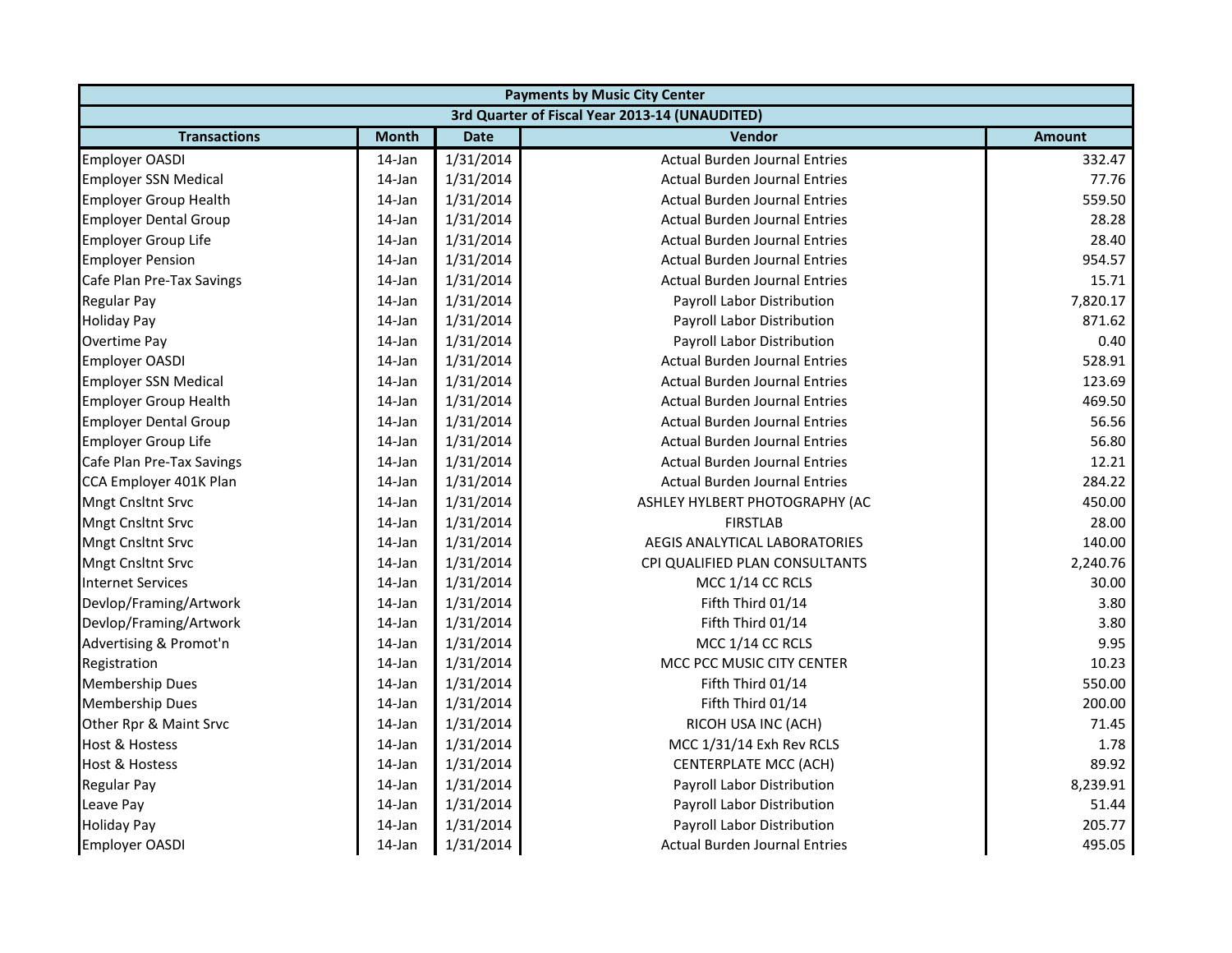| Payments by Music City Center | | | | |
|---|---|---|---|---|
| 3rd Quarter of Fiscal Year 2013-14 (UNAUDITED) | | | | |
| **Transactions** | **Month** | **Date** | **Vendor** | **Amount** |
| Employer OASDI | 14-Jan | 1/31/2014 | Actual Burden Journal Entries | 332.47 |
| Employer SSN Medical | 14-Jan | 1/31/2014 | Actual Burden Journal Entries | 77.76 |
| Employer Group Health | 14-Jan | 1/31/2014 | Actual Burden Journal Entries | 559.50 |
| Employer Dental Group | 14-Jan | 1/31/2014 | Actual Burden Journal Entries | 28.28 |
| Employer Group Life | 14-Jan | 1/31/2014 | Actual Burden Journal Entries | 28.40 |
| Employer Pension | 14-Jan | 1/31/2014 | Actual Burden Journal Entries | 954.57 |
| Cafe Plan Pre-Tax Savings | 14-Jan | 1/31/2014 | Actual Burden Journal Entries | 15.71 |
| Regular Pay | 14-Jan | 1/31/2014 | Payroll Labor Distribution | 7,820.17 |
| Holiday Pay | 14-Jan | 1/31/2014 | Payroll Labor Distribution | 871.62 |
| Overtime Pay | 14-Jan | 1/31/2014 | Payroll Labor Distribution | 0.40 |
| Employer OASDI | 14-Jan | 1/31/2014 | Actual Burden Journal Entries | 528.91 |
| Employer SSN Medical | 14-Jan | 1/31/2014 | Actual Burden Journal Entries | 123.69 |
| Employer Group Health | 14-Jan | 1/31/2014 | Actual Burden Journal Entries | 469.50 |
| Employer Dental Group | 14-Jan | 1/31/2014 | Actual Burden Journal Entries | 56.56 |
| Employer Group Life | 14-Jan | 1/31/2014 | Actual Burden Journal Entries | 56.80 |
| Cafe Plan Pre-Tax Savings | 14-Jan | 1/31/2014 | Actual Burden Journal Entries | 12.21 |
| CCA Employer 401K Plan | 14-Jan | 1/31/2014 | Actual Burden Journal Entries | 284.22 |
| Mngt Cnsltnt Srvc | 14-Jan | 1/31/2014 | ASHLEY HYLBERT PHOTOGRAPHY (AC | 450.00 |
| Mngt Cnsltnt Srvc | 14-Jan | 1/31/2014 | FIRSTLAB | 28.00 |
| Mngt Cnsltnt Srvc | 14-Jan | 1/31/2014 | AEGIS ANALYTICAL LABORATORIES | 140.00 |
| Mngt Cnsltnt Srvc | 14-Jan | 1/31/2014 | CPI QUALIFIED PLAN CONSULTANTS | 2,240.76 |
| Internet Services | 14-Jan | 1/31/2014 | MCC 1/14 CC RCLS | 30.00 |
| Devlop/Framing/Artwork | 14-Jan | 1/31/2014 | Fifth Third 01/14 | 3.80 |
| Devlop/Framing/Artwork | 14-Jan | 1/31/2014 | Fifth Third 01/14 | 3.80 |
| Advertising & Promot'n | 14-Jan | 1/31/2014 | MCC 1/14 CC RCLS | 9.95 |
| Registration | 14-Jan | 1/31/2014 | MCC PCC MUSIC CITY CENTER | 10.23 |
| Membership Dues | 14-Jan | 1/31/2014 | Fifth Third 01/14 | 550.00 |
| Membership Dues | 14-Jan | 1/31/2014 | Fifth Third 01/14 | 200.00 |
| Other Rpr & Maint Srvc | 14-Jan | 1/31/2014 | RICOH USA INC (ACH) | 71.45 |
| Host & Hostess | 14-Jan | 1/31/2014 | MCC 1/31/14 Exh Rev RCLS | 1.78 |
| Host & Hostess | 14-Jan | 1/31/2014 | CENTERPLATE MCC (ACH) | 89.92 |
| Regular Pay | 14-Jan | 1/31/2014 | Payroll Labor Distribution | 8,239.91 |
| Leave Pay | 14-Jan | 1/31/2014 | Payroll Labor Distribution | 51.44 |
| Holiday Pay | 14-Jan | 1/31/2014 | Payroll Labor Distribution | 205.77 |
| Employer OASDI | 14-Jan | 1/31/2014 | Actual Burden Journal Entries | 495.05 |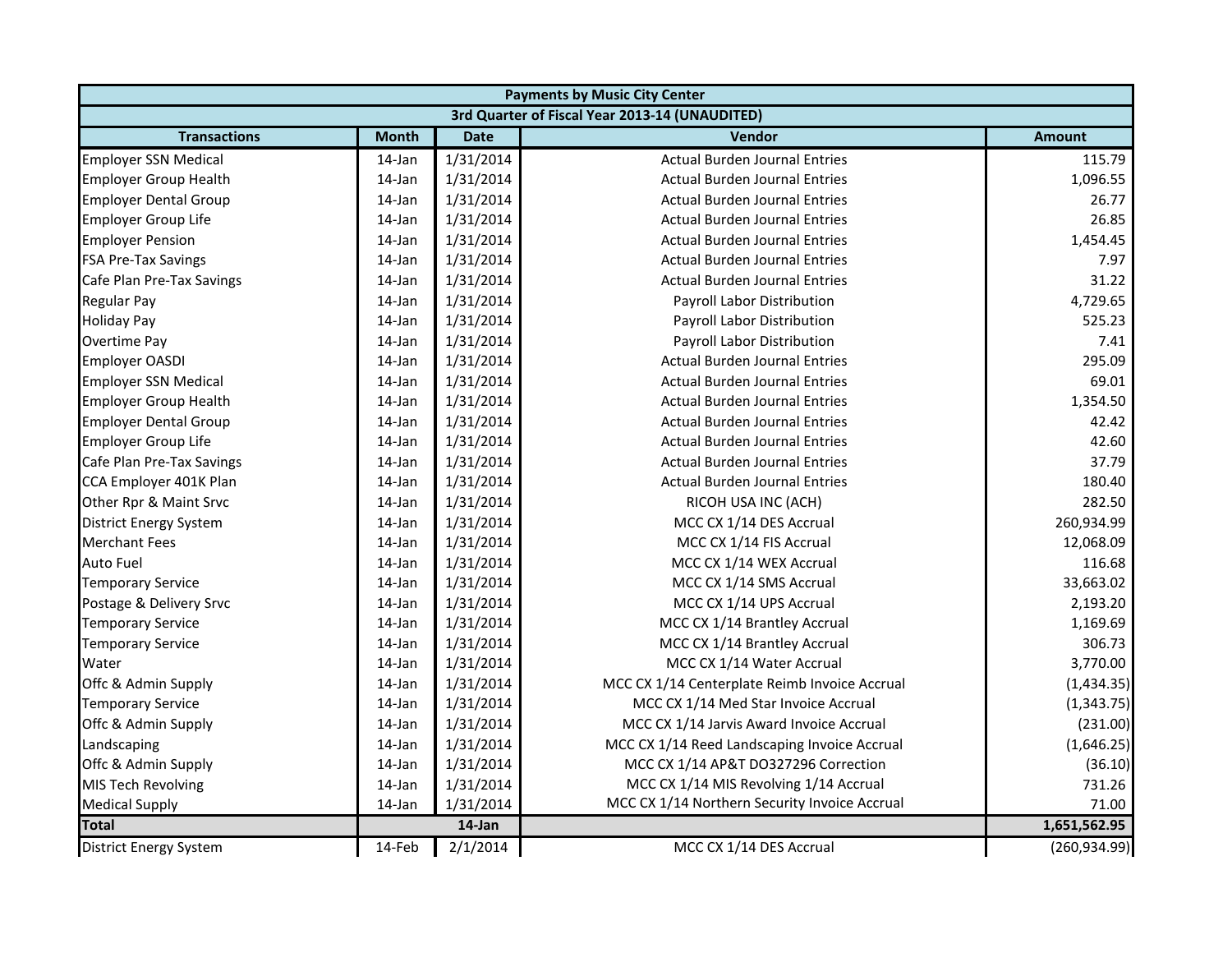| Payments by Music City Center | | | | |
|---|---|---|---|---|
| 3rd Quarter of Fiscal Year 2013-14 (UNAUDITED) | | | | |
| **Transactions** | **Month** | **Date** | **Vendor** | **Amount** |
| Employer SSN Medical | 14-Jan | 1/31/2014 | Actual Burden Journal Entries | 115.79 |
| Employer Group Health | 14-Jan | 1/31/2014 | Actual Burden Journal Entries | 1,096.55 |
| Employer Dental Group | 14-Jan | 1/31/2014 | Actual Burden Journal Entries | 26.77 |
| Employer Group Life | 14-Jan | 1/31/2014 | Actual Burden Journal Entries | 26.85 |
| Employer Pension | 14-Jan | 1/31/2014 | Actual Burden Journal Entries | 1,454.45 |
| FSA Pre-Tax Savings | 14-Jan | 1/31/2014 | Actual Burden Journal Entries | 7.97 |
| Cafe Plan Pre-Tax Savings | 14-Jan | 1/31/2014 | Actual Burden Journal Entries | 31.22 |
| Regular Pay | 14-Jan | 1/31/2014 | Payroll Labor Distribution | 4,729.65 |
| Holiday Pay | 14-Jan | 1/31/2014 | Payroll Labor Distribution | 525.23 |
| Overtime Pay | 14-Jan | 1/31/2014 | Payroll Labor Distribution | 7.41 |
| Employer OASDI | 14-Jan | 1/31/2014 | Actual Burden Journal Entries | 295.09 |
| Employer SSN Medical | 14-Jan | 1/31/2014 | Actual Burden Journal Entries | 69.01 |
| Employer Group Health | 14-Jan | 1/31/2014 | Actual Burden Journal Entries | 1,354.50 |
| Employer Dental Group | 14-Jan | 1/31/2014 | Actual Burden Journal Entries | 42.42 |
| Employer Group Life | 14-Jan | 1/31/2014 | Actual Burden Journal Entries | 42.60 |
| Cafe Plan Pre-Tax Savings | 14-Jan | 1/31/2014 | Actual Burden Journal Entries | 37.79 |
| CCA Employer 401K Plan | 14-Jan | 1/31/2014 | Actual Burden Journal Entries | 180.40 |
| Other Rpr & Maint Srvc | 14-Jan | 1/31/2014 | RICOH USA INC (ACH) | 282.50 |
| District Energy System | 14-Jan | 1/31/2014 | MCC CX 1/14 DES Accrual | 260,934.99 |
| Merchant Fees | 14-Jan | 1/31/2014 | MCC CX 1/14 FIS Accrual | 12,068.09 |
| Auto Fuel | 14-Jan | 1/31/2014 | MCC CX 1/14 WEX Accrual | 116.68 |
| Temporary Service | 14-Jan | 1/31/2014 | MCC CX 1/14 SMS Accrual | 33,663.02 |
| Postage & Delivery Srvc | 14-Jan | 1/31/2014 | MCC CX 1/14 UPS Accrual | 2,193.20 |
| Temporary Service | 14-Jan | 1/31/2014 | MCC CX 1/14 Brantley Accrual | 1,169.69 |
| Temporary Service | 14-Jan | 1/31/2014 | MCC CX 1/14 Brantley Accrual | 306.73 |
| Water | 14-Jan | 1/31/2014 | MCC CX 1/14 Water Accrual | 3,770.00 |
| Offc & Admin Supply | 14-Jan | 1/31/2014 | MCC CX 1/14 Centerplate Reimb Invoice Accrual | (1,434.35) |
| Temporary Service | 14-Jan | 1/31/2014 | MCC CX 1/14 Med Star Invoice Accrual | (1,343.75) |
| Offc & Admin Supply | 14-Jan | 1/31/2014 | MCC CX 1/14 Jarvis Award Invoice Accrual | (231.00) |
| Landscaping | 14-Jan | 1/31/2014 | MCC CX 1/14 Reed Landscaping Invoice Accrual | (1,646.25) |
| Offc & Admin Supply | 14-Jan | 1/31/2014 | MCC CX 1/14 AP&T DO327296 Correction | (36.10) |
| MIS Tech Revolving | 14-Jan | 1/31/2014 | MCC CX 1/14 MIS Revolving 1/14 Accrual | 731.26 |
| Medical Supply | 14-Jan | 1/31/2014 | MCC CX 1/14 Northern Security Invoice Accrual | 71.00 |
| **Total** | | **14-Jan** | | **1,651,562.95** |
| District Energy System | 14-Feb | 2/1/2014 | MCC CX 1/14 DES Accrual | (260,934.99) |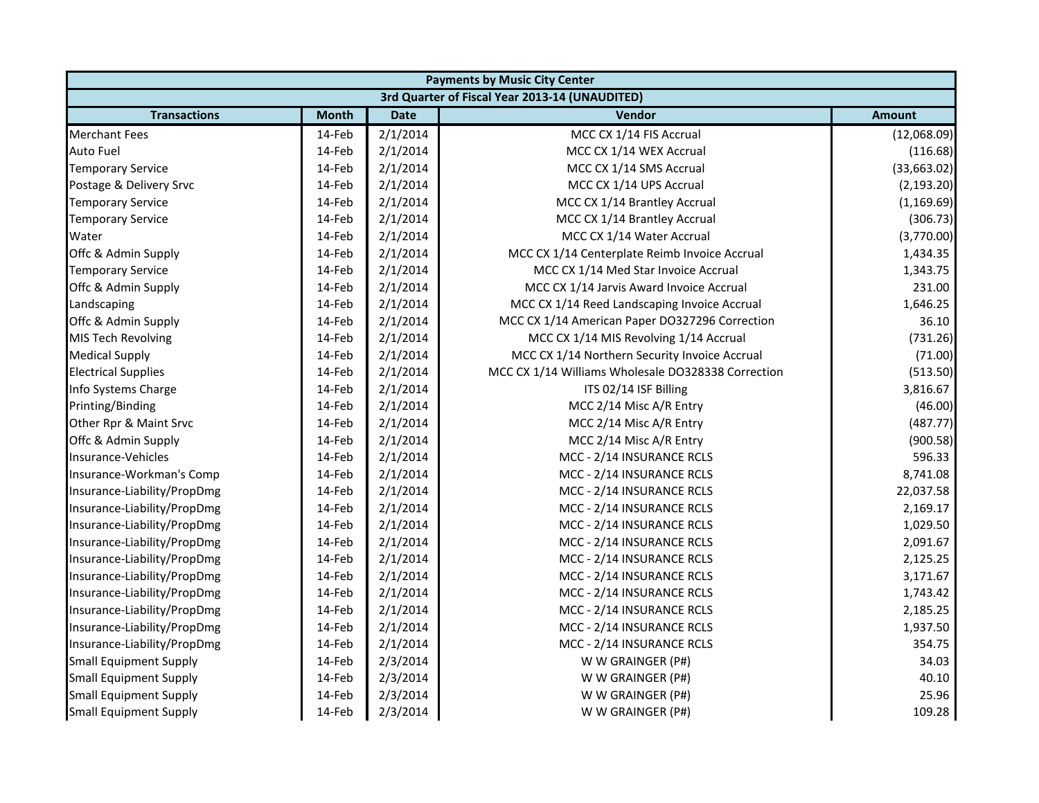| Payments by Music City Center | | | | |
|---|---|---|---|---|
| 3rd Quarter of Fiscal Year 2013-14 (UNAUDITED) | | | | |
| **Transactions** | **Month** | **Date** | **Vendor** | **Amount** |
| Merchant Fees | 14-Feb | 2/1/2014 | MCC CX 1/14 FIS Accrual | (12,068.09) |
| Auto Fuel | 14-Feb | 2/1/2014 | MCC CX 1/14 WEX Accrual | (116.68) |
| Temporary Service | 14-Feb | 2/1/2014 | MCC CX 1/14 SMS Accrual | (33,663.02) |
| Postage & Delivery Srvc | 14-Feb | 2/1/2014 | MCC CX 1/14 UPS Accrual | (2,193.20) |
| Temporary Service | 14-Feb | 2/1/2014 | MCC CX 1/14 Brantley Accrual | (1,169.69) |
| Temporary Service | 14-Feb | 2/1/2014 | MCC CX 1/14 Brantley Accrual | (306.73) |
| Water | 14-Feb | 2/1/2014 | MCC CX 1/14 Water Accrual | (3,770.00) |
| Offc & Admin Supply | 14-Feb | 2/1/2014 | MCC CX 1/14 Centerplate Reimb Invoice Accrual | 1,434.35 |
| Temporary Service | 14-Feb | 2/1/2014 | MCC CX 1/14 Med Star Invoice Accrual | 1,343.75 |
| Offc & Admin Supply | 14-Feb | 2/1/2014 | MCC CX 1/14 Jarvis Award Invoice Accrual | 231.00 |
| Landscaping | 14-Feb | 2/1/2014 | MCC CX 1/14 Reed Landscaping Invoice Accrual | 1,646.25 |
| Offc & Admin Supply | 14-Feb | 2/1/2014 | MCC CX 1/14 American Paper DO327296 Correction | 36.10 |
| MIS Tech Revolving | 14-Feb | 2/1/2014 | MCC CX 1/14 MIS Revolving 1/14 Accrual | (731.26) |
| Medical Supply | 14-Feb | 2/1/2014 | MCC CX 1/14 Northern Security Invoice Accrual | (71.00) |
| Electrical Supplies | 14-Feb | 2/1/2014 | MCC CX 1/14 Williams Wholesale DO328338 Correction | (513.50) |
| Info Systems Charge | 14-Feb | 2/1/2014 | ITS 02/14 ISF Billing | 3,816.67 |
| Printing/Binding | 14-Feb | 2/1/2014 | MCC 2/14 Misc A/R Entry | (46.00) |
| Other Rpr & Maint Srvc | 14-Feb | 2/1/2014 | MCC 2/14 Misc A/R Entry | (487.77) |
| Offc & Admin Supply | 14-Feb | 2/1/2014 | MCC 2/14 Misc A/R Entry | (900.58) |
| Insurance-Vehicles | 14-Feb | 2/1/2014 | MCC - 2/14 INSURANCE RCLS | 596.33 |
| Insurance-Workman's Comp | 14-Feb | 2/1/2014 | MCC - 2/14 INSURANCE RCLS | 8,741.08 |
| Insurance-Liability/PropDmg | 14-Feb | 2/1/2014 | MCC - 2/14 INSURANCE RCLS | 22,037.58 |
| Insurance-Liability/PropDmg | 14-Feb | 2/1/2014 | MCC - 2/14 INSURANCE RCLS | 2,169.17 |
| Insurance-Liability/PropDmg | 14-Feb | 2/1/2014 | MCC - 2/14 INSURANCE RCLS | 1,029.50 |
| Insurance-Liability/PropDmg | 14-Feb | 2/1/2014 | MCC - 2/14 INSURANCE RCLS | 2,091.67 |
| Insurance-Liability/PropDmg | 14-Feb | 2/1/2014 | MCC - 2/14 INSURANCE RCLS | 2,125.25 |
| Insurance-Liability/PropDmg | 14-Feb | 2/1/2014 | MCC - 2/14 INSURANCE RCLS | 3,171.67 |
| Insurance-Liability/PropDmg | 14-Feb | 2/1/2014 | MCC - 2/14 INSURANCE RCLS | 1,743.42 |
| Insurance-Liability/PropDmg | 14-Feb | 2/1/2014 | MCC - 2/14 INSURANCE RCLS | 2,185.25 |
| Insurance-Liability/PropDmg | 14-Feb | 2/1/2014 | MCC - 2/14 INSURANCE RCLS | 1,937.50 |
| Insurance-Liability/PropDmg | 14-Feb | 2/1/2014 | MCC - 2/14 INSURANCE RCLS | 354.75 |
| Small Equipment Supply | 14-Feb | 2/3/2014 | W W GRAINGER (P#) | 34.03 |
| Small Equipment Supply | 14-Feb | 2/3/2014 | W W GRAINGER (P#) | 40.10 |
| Small Equipment Supply | 14-Feb | 2/3/2014 | W W GRAINGER (P#) | 25.96 |
| Small Equipment Supply | 14-Feb | 2/3/2014 | W W GRAINGER (P#) | 109.28 |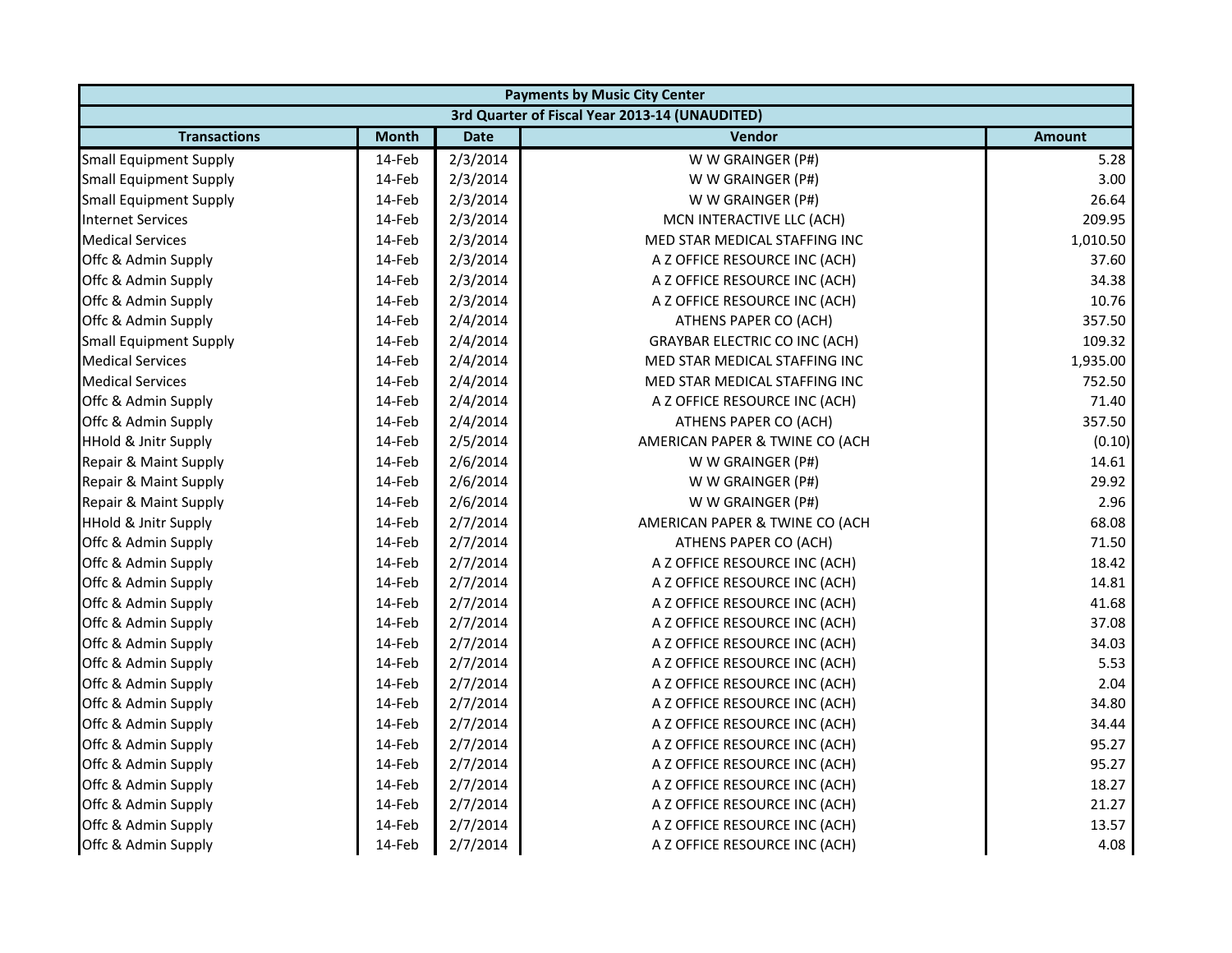| Payments by Music City Center | | | | |
|---|---|---|---|---|
| 3rd Quarter of Fiscal Year 2013-14 (UNAUDITED) | | | | |
| **Transactions** | **Month** | **Date** | **Vendor** | **Amount** |
| Small Equipment Supply | 14-Feb | 2/3/2014 | W W GRAINGER (P#) | 5.28 |
| Small Equipment Supply | 14-Feb | 2/3/2014 | W W GRAINGER (P#) | 3.00 |
| Small Equipment Supply | 14-Feb | 2/3/2014 | W W GRAINGER (P#) | 26.64 |
| Internet Services | 14-Feb | 2/3/2014 | MCN INTERACTIVE LLC (ACH) | 209.95 |
| Medical Services | 14-Feb | 2/3/2014 | MED STAR MEDICAL STAFFING INC | 1,010.50 |
| Offc & Admin Supply | 14-Feb | 2/3/2014 | A Z OFFICE RESOURCE INC (ACH) | 37.60 |
| Offc & Admin Supply | 14-Feb | 2/3/2014 | A Z OFFICE RESOURCE INC (ACH) | 34.38 |
| Offc & Admin Supply | 14-Feb | 2/3/2014 | A Z OFFICE RESOURCE INC (ACH) | 10.76 |
| Offc & Admin Supply | 14-Feb | 2/4/2014 | ATHENS PAPER CO (ACH) | 357.50 |
| Small Equipment Supply | 14-Feb | 2/4/2014 | GRAYBAR ELECTRIC CO INC (ACH) | 109.32 |
| Medical Services | 14-Feb | 2/4/2014 | MED STAR MEDICAL STAFFING INC | 1,935.00 |
| Medical Services | 14-Feb | 2/4/2014 | MED STAR MEDICAL STAFFING INC | 752.50 |
| Offc & Admin Supply | 14-Feb | 2/4/2014 | A Z OFFICE RESOURCE INC (ACH) | 71.40 |
| Offc & Admin Supply | 14-Feb | 2/4/2014 | ATHENS PAPER CO (ACH) | 357.50 |
| HHold & Jnitr Supply | 14-Feb | 2/5/2014 | AMERICAN PAPER & TWINE CO (ACH | (0.10) |
| Repair & Maint Supply | 14-Feb | 2/6/2014 | W W GRAINGER (P#) | 14.61 |
| Repair & Maint Supply | 14-Feb | 2/6/2014 | W W GRAINGER (P#) | 29.92 |
| Repair & Maint Supply | 14-Feb | 2/6/2014 | W W GRAINGER (P#) | 2.96 |
| HHold & Jnitr Supply | 14-Feb | 2/7/2014 | AMERICAN PAPER & TWINE CO (ACH | 68.08 |
| Offc & Admin Supply | 14-Feb | 2/7/2014 | ATHENS PAPER CO (ACH) | 71.50 |
| Offc & Admin Supply | 14-Feb | 2/7/2014 | A Z OFFICE RESOURCE INC (ACH) | 18.42 |
| Offc & Admin Supply | 14-Feb | 2/7/2014 | A Z OFFICE RESOURCE INC (ACH) | 14.81 |
| Offc & Admin Supply | 14-Feb | 2/7/2014 | A Z OFFICE RESOURCE INC (ACH) | 41.68 |
| Offc & Admin Supply | 14-Feb | 2/7/2014 | A Z OFFICE RESOURCE INC (ACH) | 37.08 |
| Offc & Admin Supply | 14-Feb | 2/7/2014 | A Z OFFICE RESOURCE INC (ACH) | 34.03 |
| Offc & Admin Supply | 14-Feb | 2/7/2014 | A Z OFFICE RESOURCE INC (ACH) | 5.53 |
| Offc & Admin Supply | 14-Feb | 2/7/2014 | A Z OFFICE RESOURCE INC (ACH) | 2.04 |
| Offc & Admin Supply | 14-Feb | 2/7/2014 | A Z OFFICE RESOURCE INC (ACH) | 34.80 |
| Offc & Admin Supply | 14-Feb | 2/7/2014 | A Z OFFICE RESOURCE INC (ACH) | 34.44 |
| Offc & Admin Supply | 14-Feb | 2/7/2014 | A Z OFFICE RESOURCE INC (ACH) | 95.27 |
| Offc & Admin Supply | 14-Feb | 2/7/2014 | A Z OFFICE RESOURCE INC (ACH) | 95.27 |
| Offc & Admin Supply | 14-Feb | 2/7/2014 | A Z OFFICE RESOURCE INC (ACH) | 18.27 |
| Offc & Admin Supply | 14-Feb | 2/7/2014 | A Z OFFICE RESOURCE INC (ACH) | 21.27 |
| Offc & Admin Supply | 14-Feb | 2/7/2014 | A Z OFFICE RESOURCE INC (ACH) | 13.57 |
| Offc & Admin Supply | 14-Feb | 2/7/2014 | A Z OFFICE RESOURCE INC (ACH) | 4.08 |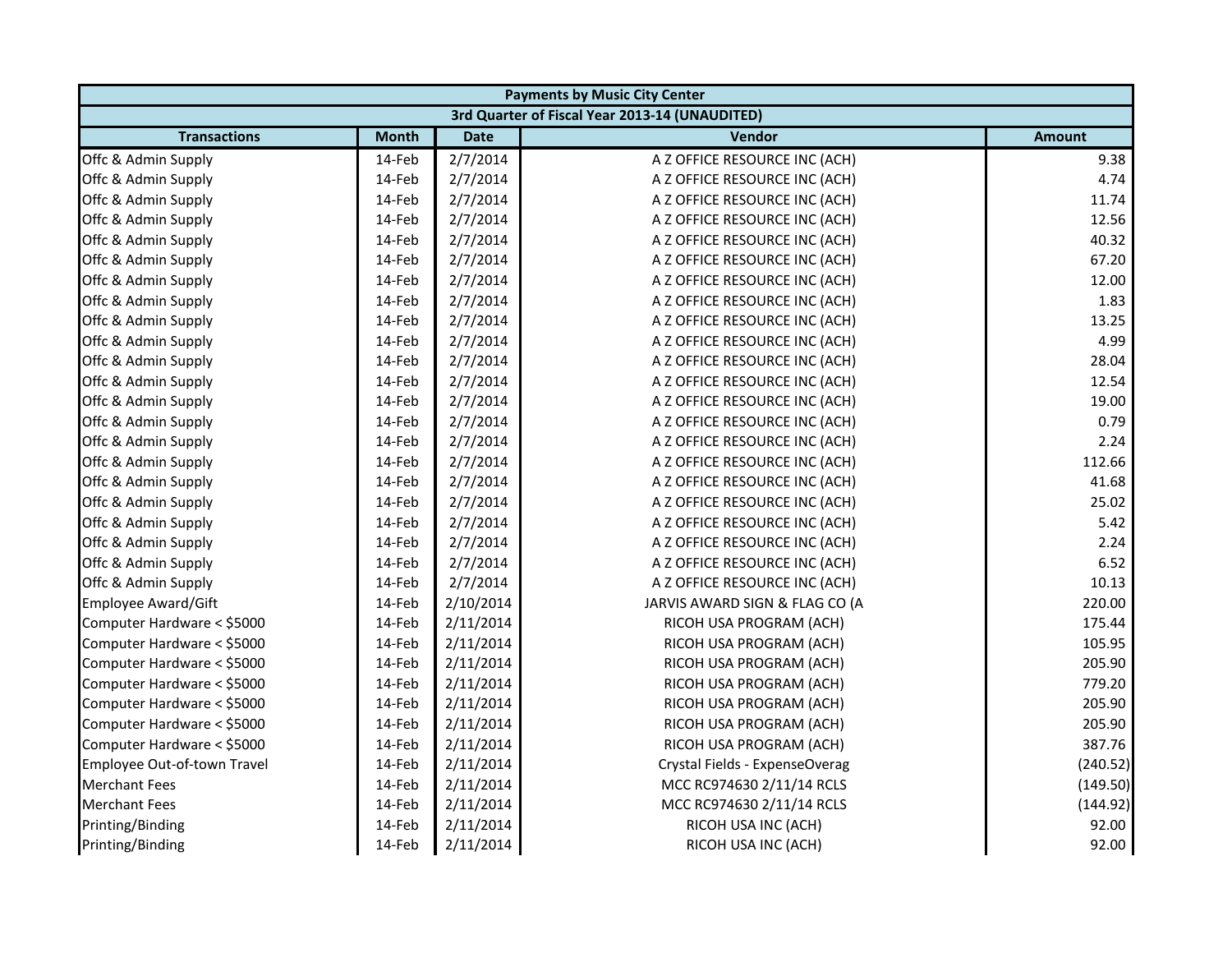| Payments by Music City Center | | | | |
|---|---|---|---|---|
| 3rd Quarter of Fiscal Year 2013-14 (UNAUDITED) | | | | |
| **Transactions** | **Month** | **Date** | **Vendor** | **Amount** |
| Offc & Admin Supply | 14-Feb | 2/7/2014 | A Z OFFICE RESOURCE INC (ACH) | 9.38 |
| Offc & Admin Supply | 14-Feb | 2/7/2014 | A Z OFFICE RESOURCE INC (ACH) | 4.74 |
| Offc & Admin Supply | 14-Feb | 2/7/2014 | A Z OFFICE RESOURCE INC (ACH) | 11.74 |
| Offc & Admin Supply | 14-Feb | 2/7/2014 | A Z OFFICE RESOURCE INC (ACH) | 12.56 |
| Offc & Admin Supply | 14-Feb | 2/7/2014 | A Z OFFICE RESOURCE INC (ACH) | 40.32 |
| Offc & Admin Supply | 14-Feb | 2/7/2014 | A Z OFFICE RESOURCE INC (ACH) | 67.20 |
| Offc & Admin Supply | 14-Feb | 2/7/2014 | A Z OFFICE RESOURCE INC (ACH) | 12.00 |
| Offc & Admin Supply | 14-Feb | 2/7/2014 | A Z OFFICE RESOURCE INC (ACH) | 1.83 |
| Offc & Admin Supply | 14-Feb | 2/7/2014 | A Z OFFICE RESOURCE INC (ACH) | 13.25 |
| Offc & Admin Supply | 14-Feb | 2/7/2014 | A Z OFFICE RESOURCE INC (ACH) | 4.99 |
| Offc & Admin Supply | 14-Feb | 2/7/2014 | A Z OFFICE RESOURCE INC (ACH) | 28.04 |
| Offc & Admin Supply | 14-Feb | 2/7/2014 | A Z OFFICE RESOURCE INC (ACH) | 12.54 |
| Offc & Admin Supply | 14-Feb | 2/7/2014 | A Z OFFICE RESOURCE INC (ACH) | 19.00 |
| Offc & Admin Supply | 14-Feb | 2/7/2014 | A Z OFFICE RESOURCE INC (ACH) | 0.79 |
| Offc & Admin Supply | 14-Feb | 2/7/2014 | A Z OFFICE RESOURCE INC (ACH) | 2.24 |
| Offc & Admin Supply | 14-Feb | 2/7/2014 | A Z OFFICE RESOURCE INC (ACH) | 112.66 |
| Offc & Admin Supply | 14-Feb | 2/7/2014 | A Z OFFICE RESOURCE INC (ACH) | 41.68 |
| Offc & Admin Supply | 14-Feb | 2/7/2014 | A Z OFFICE RESOURCE INC (ACH) | 25.02 |
| Offc & Admin Supply | 14-Feb | 2/7/2014 | A Z OFFICE RESOURCE INC (ACH) | 5.42 |
| Offc & Admin Supply | 14-Feb | 2/7/2014 | A Z OFFICE RESOURCE INC (ACH) | 2.24 |
| Offc & Admin Supply | 14-Feb | 2/7/2014 | A Z OFFICE RESOURCE INC (ACH) | 6.52 |
| Offc & Admin Supply | 14-Feb | 2/7/2014 | A Z OFFICE RESOURCE INC (ACH) | 10.13 |
| Employee Award/Gift | 14-Feb | 2/10/2014 | JARVIS AWARD SIGN & FLAG CO (A | 220.00 |
| Computer Hardware < $5000 | 14-Feb | 2/11/2014 | RICOH USA PROGRAM (ACH) | 175.44 |
| Computer Hardware < $5000 | 14-Feb | 2/11/2014 | RICOH USA PROGRAM (ACH) | 105.95 |
| Computer Hardware < $5000 | 14-Feb | 2/11/2014 | RICOH USA PROGRAM (ACH) | 205.90 |
| Computer Hardware < $5000 | 14-Feb | 2/11/2014 | RICOH USA PROGRAM (ACH) | 779.20 |
| Computer Hardware < $5000 | 14-Feb | 2/11/2014 | RICOH USA PROGRAM (ACH) | 205.90 |
| Computer Hardware < $5000 | 14-Feb | 2/11/2014 | RICOH USA PROGRAM (ACH) | 205.90 |
| Computer Hardware < $5000 | 14-Feb | 2/11/2014 | RICOH USA PROGRAM (ACH) | 387.76 |
| Employee Out-of-town Travel | 14-Feb | 2/11/2014 | Crystal Fields - ExpenseOverag | (240.52) |
| Merchant Fees | 14-Feb | 2/11/2014 | MCC RC974630 2/11/14 RCLS | (149.50) |
| Merchant Fees | 14-Feb | 2/11/2014 | MCC RC974630 2/11/14 RCLS | (144.92) |
| Printing/Binding | 14-Feb | 2/11/2014 | RICOH USA INC (ACH) | 92.00 |
| Printing/Binding | 14-Feb | 2/11/2014 | RICOH USA INC (ACH) | 92.00 |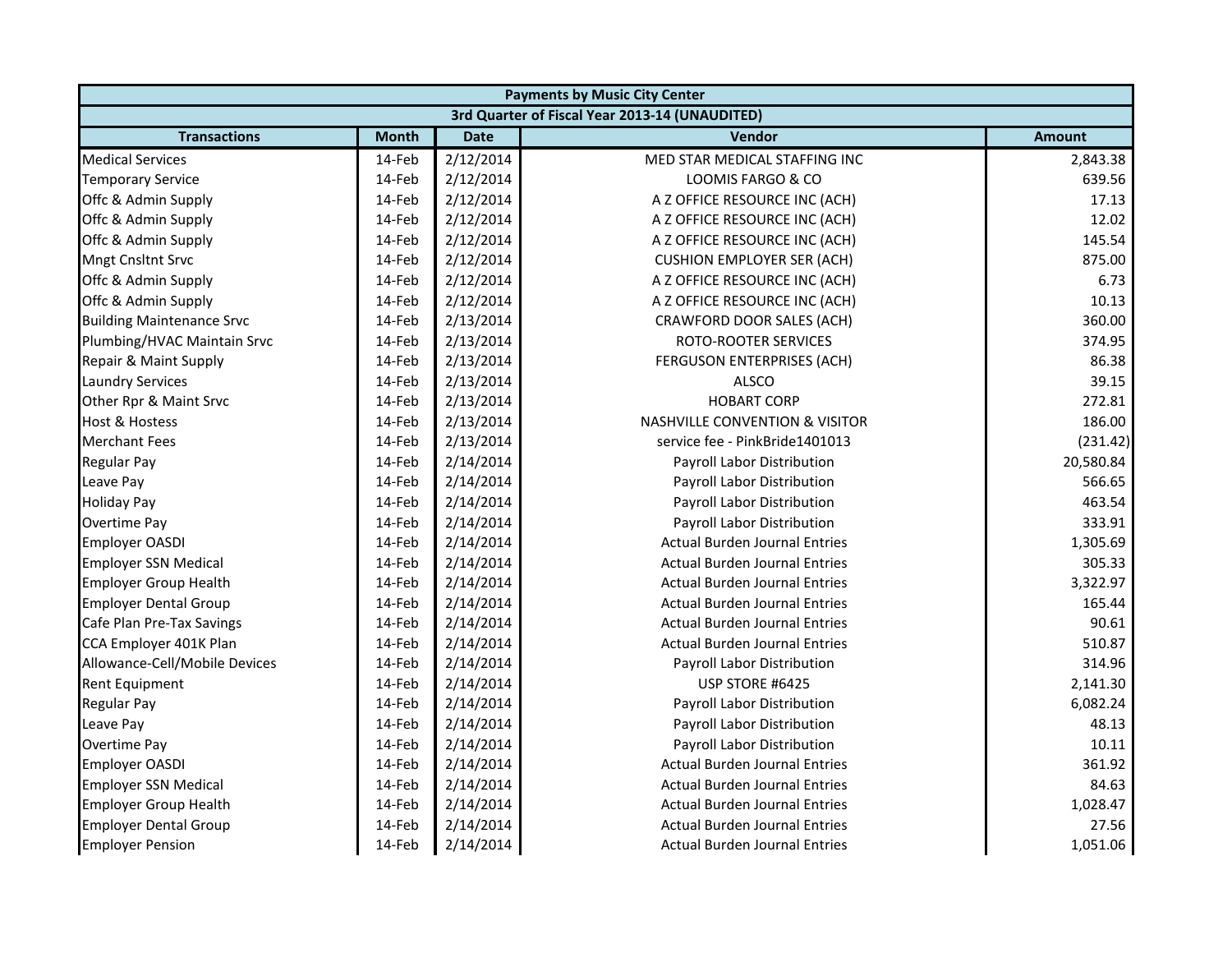| Payments by Music City Center | | | | |
|---|---|---|---|---|
| 3rd Quarter of Fiscal Year 2013-14 (UNAUDITED) | | | | |
| **Transactions** | **Month** | **Date** | **Vendor** | **Amount** |
| Medical Services | 14-Feb | 2/12/2014 | MED STAR MEDICAL STAFFING INC | 2,843.38 |
| Temporary Service | 14-Feb | 2/12/2014 | LOOMIS FARGO & CO | 639.56 |
| Offc & Admin Supply | 14-Feb | 2/12/2014 | A Z OFFICE RESOURCE INC (ACH) | 17.13 |
| Offc & Admin Supply | 14-Feb | 2/12/2014 | A Z OFFICE RESOURCE INC (ACH) | 12.02 |
| Offc & Admin Supply | 14-Feb | 2/12/2014 | A Z OFFICE RESOURCE INC (ACH) | 145.54 |
| Mngt Cnsltnt Srvc | 14-Feb | 2/12/2014 | CUSHION EMPLOYER SER (ACH) | 875.00 |
| Offc & Admin Supply | 14-Feb | 2/12/2014 | A Z OFFICE RESOURCE INC (ACH) | 6.73 |
| Offc & Admin Supply | 14-Feb | 2/12/2014 | A Z OFFICE RESOURCE INC (ACH) | 10.13 |
| Building Maintenance Srvc | 14-Feb | 2/13/2014 | CRAWFORD DOOR SALES (ACH) | 360.00 |
| Plumbing/HVAC Maintain Srvc | 14-Feb | 2/13/2014 | ROTO-ROOTER SERVICES | 374.95 |
| Repair & Maint Supply | 14-Feb | 2/13/2014 | FERGUSON ENTERPRISES (ACH) | 86.38 |
| Laundry Services | 14-Feb | 2/13/2014 | ALSCO | 39.15 |
| Other Rpr & Maint Srvc | 14-Feb | 2/13/2014 | HOBART CORP | 272.81 |
| Host & Hostess | 14-Feb | 2/13/2014 | NASHVILLE CONVENTION & VISITOR | 186.00 |
| Merchant Fees | 14-Feb | 2/13/2014 | service fee - PinkBride1401013 | (231.42) |
| Regular Pay | 14-Feb | 2/14/2014 | Payroll Labor Distribution | 20,580.84 |
| Leave Pay | 14-Feb | 2/14/2014 | Payroll Labor Distribution | 566.65 |
| Holiday Pay | 14-Feb | 2/14/2014 | Payroll Labor Distribution | 463.54 |
| Overtime Pay | 14-Feb | 2/14/2014 | Payroll Labor Distribution | 333.91 |
| Employer OASDI | 14-Feb | 2/14/2014 | Actual Burden Journal Entries | 1,305.69 |
| Employer SSN Medical | 14-Feb | 2/14/2014 | Actual Burden Journal Entries | 305.33 |
| Employer Group Health | 14-Feb | 2/14/2014 | Actual Burden Journal Entries | 3,322.97 |
| Employer Dental Group | 14-Feb | 2/14/2014 | Actual Burden Journal Entries | 165.44 |
| Cafe Plan Pre-Tax Savings | 14-Feb | 2/14/2014 | Actual Burden Journal Entries | 90.61 |
| CCA Employer 401K Plan | 14-Feb | 2/14/2014 | Actual Burden Journal Entries | 510.87 |
| Allowance-Cell/Mobile Devices | 14-Feb | 2/14/2014 | Payroll Labor Distribution | 314.96 |
| Rent Equipment | 14-Feb | 2/14/2014 | USP STORE #6425 | 2,141.30 |
| Regular Pay | 14-Feb | 2/14/2014 | Payroll Labor Distribution | 6,082.24 |
| Leave Pay | 14-Feb | 2/14/2014 | Payroll Labor Distribution | 48.13 |
| Overtime Pay | 14-Feb | 2/14/2014 | Payroll Labor Distribution | 10.11 |
| Employer OASDI | 14-Feb | 2/14/2014 | Actual Burden Journal Entries | 361.92 |
| Employer SSN Medical | 14-Feb | 2/14/2014 | Actual Burden Journal Entries | 84.63 |
| Employer Group Health | 14-Feb | 2/14/2014 | Actual Burden Journal Entries | 1,028.47 |
| Employer Dental Group | 14-Feb | 2/14/2014 | Actual Burden Journal Entries | 27.56 |
| Employer Pension | 14-Feb | 2/14/2014 | Actual Burden Journal Entries | 1,051.06 |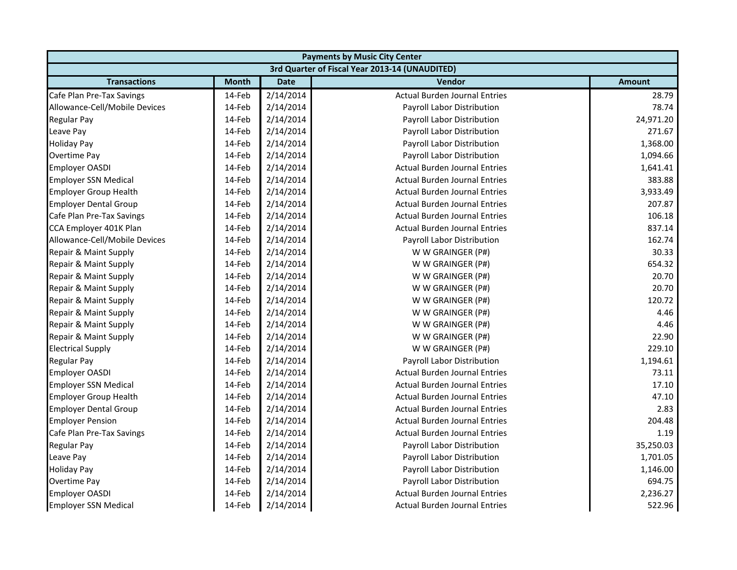| Payments by Music City Center | | | | |
|---|---|---|---|---|
| 3rd Quarter of Fiscal Year 2013-14 (UNAUDITED) | | | | |
| **Transactions** | **Month** | **Date** | **Vendor** | **Amount** |
| Cafe Plan Pre-Tax Savings | 14-Feb | 2/14/2014 | Actual Burden Journal Entries | 28.79 |
| Allowance-Cell/Mobile Devices | 14-Feb | 2/14/2014 | Payroll Labor Distribution | 78.74 |
| Regular Pay | 14-Feb | 2/14/2014 | Payroll Labor Distribution | 24,971.20 |
| Leave Pay | 14-Feb | 2/14/2014 | Payroll Labor Distribution | 271.67 |
| Holiday Pay | 14-Feb | 2/14/2014 | Payroll Labor Distribution | 1,368.00 |
| Overtime Pay | 14-Feb | 2/14/2014 | Payroll Labor Distribution | 1,094.66 |
| Employer OASDI | 14-Feb | 2/14/2014 | Actual Burden Journal Entries | 1,641.41 |
| Employer SSN Medical | 14-Feb | 2/14/2014 | Actual Burden Journal Entries | 383.88 |
| Employer Group Health | 14-Feb | 2/14/2014 | Actual Burden Journal Entries | 3,933.49 |
| Employer Dental Group | 14-Feb | 2/14/2014 | Actual Burden Journal Entries | 207.87 |
| Cafe Plan Pre-Tax Savings | 14-Feb | 2/14/2014 | Actual Burden Journal Entries | 106.18 |
| CCA Employer 401K Plan | 14-Feb | 2/14/2014 | Actual Burden Journal Entries | 837.14 |
| Allowance-Cell/Mobile Devices | 14-Feb | 2/14/2014 | Payroll Labor Distribution | 162.74 |
| Repair & Maint Supply | 14-Feb | 2/14/2014 | W W GRAINGER (P#) | 30.33 |
| Repair & Maint Supply | 14-Feb | 2/14/2014 | W W GRAINGER (P#) | 654.32 |
| Repair & Maint Supply | 14-Feb | 2/14/2014 | W W GRAINGER (P#) | 20.70 |
| Repair & Maint Supply | 14-Feb | 2/14/2014 | W W GRAINGER (P#) | 20.70 |
| Repair & Maint Supply | 14-Feb | 2/14/2014 | W W GRAINGER (P#) | 120.72 |
| Repair & Maint Supply | 14-Feb | 2/14/2014 | W W GRAINGER (P#) | 4.46 |
| Repair & Maint Supply | 14-Feb | 2/14/2014 | W W GRAINGER (P#) | 4.46 |
| Repair & Maint Supply | 14-Feb | 2/14/2014 | W W GRAINGER (P#) | 22.90 |
| Electrical Supply | 14-Feb | 2/14/2014 | W W GRAINGER (P#) | 229.10 |
| Regular Pay | 14-Feb | 2/14/2014 | Payroll Labor Distribution | 1,194.61 |
| Employer OASDI | 14-Feb | 2/14/2014 | Actual Burden Journal Entries | 73.11 |
| Employer SSN Medical | 14-Feb | 2/14/2014 | Actual Burden Journal Entries | 17.10 |
| Employer Group Health | 14-Feb | 2/14/2014 | Actual Burden Journal Entries | 47.10 |
| Employer Dental Group | 14-Feb | 2/14/2014 | Actual Burden Journal Entries | 2.83 |
| Employer Pension | 14-Feb | 2/14/2014 | Actual Burden Journal Entries | 204.48 |
| Cafe Plan Pre-Tax Savings | 14-Feb | 2/14/2014 | Actual Burden Journal Entries | 1.19 |
| Regular Pay | 14-Feb | 2/14/2014 | Payroll Labor Distribution | 35,250.03 |
| Leave Pay | 14-Feb | 2/14/2014 | Payroll Labor Distribution | 1,701.05 |
| Holiday Pay | 14-Feb | 2/14/2014 | Payroll Labor Distribution | 1,146.00 |
| Overtime Pay | 14-Feb | 2/14/2014 | Payroll Labor Distribution | 694.75 |
| Employer OASDI | 14-Feb | 2/14/2014 | Actual Burden Journal Entries | 2,236.27 |
| Employer SSN Medical | 14-Feb | 2/14/2014 | Actual Burden Journal Entries | 522.96 |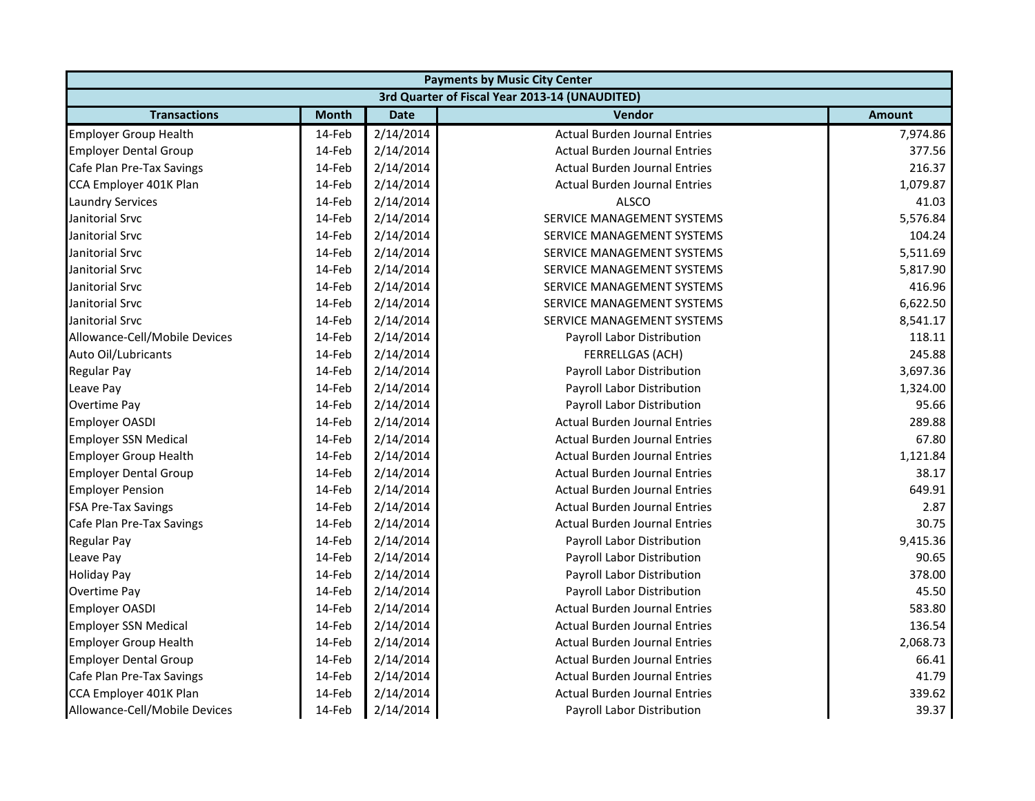| Payments by Music City Center | | | | |
|---|---|---|---|---|
| 3rd Quarter of Fiscal Year 2013-14 (UNAUDITED) | | | | |
| Transactions | Month | Date | Vendor | Amount |
| Employer Group Health | 14-Feb | 2/14/2014 | Actual Burden Journal Entries | 7,974.86 |
| Employer Dental Group | 14-Feb | 2/14/2014 | Actual Burden Journal Entries | 377.56 |
| Cafe Plan Pre-Tax Savings | 14-Feb | 2/14/2014 | Actual Burden Journal Entries | 216.37 |
| CCA Employer 401K Plan | 14-Feb | 2/14/2014 | Actual Burden Journal Entries | 1,079.87 |
| Laundry Services | 14-Feb | 2/14/2014 | ALSCO | 41.03 |
| Janitorial Srvc | 14-Feb | 2/14/2014 | SERVICE MANAGEMENT SYSTEMS | 5,576.84 |
| Janitorial Srvc | 14-Feb | 2/14/2014 | SERVICE MANAGEMENT SYSTEMS | 104.24 |
| Janitorial Srvc | 14-Feb | 2/14/2014 | SERVICE MANAGEMENT SYSTEMS | 5,511.69 |
| Janitorial Srvc | 14-Feb | 2/14/2014 | SERVICE MANAGEMENT SYSTEMS | 5,817.90 |
| Janitorial Srvc | 14-Feb | 2/14/2014 | SERVICE MANAGEMENT SYSTEMS | 416.96 |
| Janitorial Srvc | 14-Feb | 2/14/2014 | SERVICE MANAGEMENT SYSTEMS | 6,622.50 |
| Janitorial Srvc | 14-Feb | 2/14/2014 | SERVICE MANAGEMENT SYSTEMS | 8,541.17 |
| Allowance-Cell/Mobile Devices | 14-Feb | 2/14/2014 | Payroll Labor Distribution | 118.11 |
| Auto Oil/Lubricants | 14-Feb | 2/14/2014 | FERRELLGAS (ACH) | 245.88 |
| Regular Pay | 14-Feb | 2/14/2014 | Payroll Labor Distribution | 3,697.36 |
| Leave Pay | 14-Feb | 2/14/2014 | Payroll Labor Distribution | 1,324.00 |
| Overtime Pay | 14-Feb | 2/14/2014 | Payroll Labor Distribution | 95.66 |
| Employer OASDI | 14-Feb | 2/14/2014 | Actual Burden Journal Entries | 289.88 |
| Employer SSN Medical | 14-Feb | 2/14/2014 | Actual Burden Journal Entries | 67.80 |
| Employer Group Health | 14-Feb | 2/14/2014 | Actual Burden Journal Entries | 1,121.84 |
| Employer Dental Group | 14-Feb | 2/14/2014 | Actual Burden Journal Entries | 38.17 |
| Employer Pension | 14-Feb | 2/14/2014 | Actual Burden Journal Entries | 649.91 |
| FSA Pre-Tax Savings | 14-Feb | 2/14/2014 | Actual Burden Journal Entries | 2.87 |
| Cafe Plan Pre-Tax Savings | 14-Feb | 2/14/2014 | Actual Burden Journal Entries | 30.75 |
| Regular Pay | 14-Feb | 2/14/2014 | Payroll Labor Distribution | 9,415.36 |
| Leave Pay | 14-Feb | 2/14/2014 | Payroll Labor Distribution | 90.65 |
| Holiday Pay | 14-Feb | 2/14/2014 | Payroll Labor Distribution | 378.00 |
| Overtime Pay | 14-Feb | 2/14/2014 | Payroll Labor Distribution | 45.50 |
| Employer OASDI | 14-Feb | 2/14/2014 | Actual Burden Journal Entries | 583.80 |
| Employer SSN Medical | 14-Feb | 2/14/2014 | Actual Burden Journal Entries | 136.54 |
| Employer Group Health | 14-Feb | 2/14/2014 | Actual Burden Journal Entries | 2,068.73 |
| Employer Dental Group | 14-Feb | 2/14/2014 | Actual Burden Journal Entries | 66.41 |
| Cafe Plan Pre-Tax Savings | 14-Feb | 2/14/2014 | Actual Burden Journal Entries | 41.79 |
| CCA Employer 401K Plan | 14-Feb | 2/14/2014 | Actual Burden Journal Entries | 339.62 |
| Allowance-Cell/Mobile Devices | 14-Feb | 2/14/2014 | Payroll Labor Distribution | 39.37 |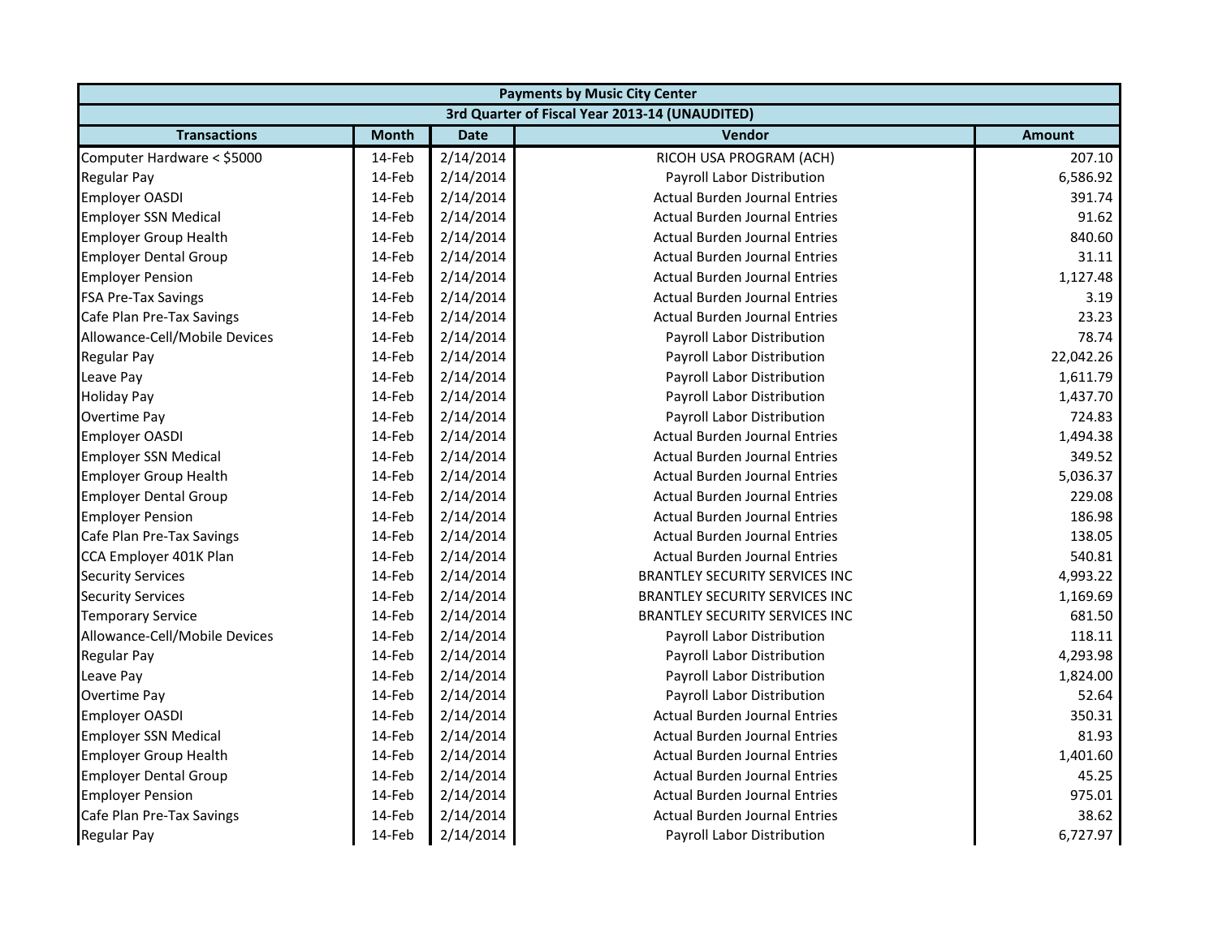| Payments by Music City Center | | | | |
|---|---|---|---|---|
| 3rd Quarter of Fiscal Year 2013-14 (UNAUDITED) | | | | |
| **Transactions** | **Month** | **Date** | **Vendor** | **Amount** |
| Computer Hardware < $5000 | 14-Feb | 2/14/2014 | RICOH USA PROGRAM (ACH) | 207.10 |
| Regular Pay | 14-Feb | 2/14/2014 | Payroll Labor Distribution | 6,586.92 |
| Employer OASDI | 14-Feb | 2/14/2014 | Actual Burden Journal Entries | 391.74 |
| Employer SSN Medical | 14-Feb | 2/14/2014 | Actual Burden Journal Entries | 91.62 |
| Employer Group Health | 14-Feb | 2/14/2014 | Actual Burden Journal Entries | 840.60 |
| Employer Dental Group | 14-Feb | 2/14/2014 | Actual Burden Journal Entries | 31.11 |
| Employer Pension | 14-Feb | 2/14/2014 | Actual Burden Journal Entries | 1,127.48 |
| FSA Pre-Tax Savings | 14-Feb | 2/14/2014 | Actual Burden Journal Entries | 3.19 |
| Cafe Plan Pre-Tax Savings | 14-Feb | 2/14/2014 | Actual Burden Journal Entries | 23.23 |
| Allowance-Cell/Mobile Devices | 14-Feb | 2/14/2014 | Payroll Labor Distribution | 78.74 |
| Regular Pay | 14-Feb | 2/14/2014 | Payroll Labor Distribution | 22,042.26 |
| Leave Pay | 14-Feb | 2/14/2014 | Payroll Labor Distribution | 1,611.79 |
| Holiday Pay | 14-Feb | 2/14/2014 | Payroll Labor Distribution | 1,437.70 |
| Overtime Pay | 14-Feb | 2/14/2014 | Payroll Labor Distribution | 724.83 |
| Employer OASDI | 14-Feb | 2/14/2014 | Actual Burden Journal Entries | 1,494.38 |
| Employer SSN Medical | 14-Feb | 2/14/2014 | Actual Burden Journal Entries | 349.52 |
| Employer Group Health | 14-Feb | 2/14/2014 | Actual Burden Journal Entries | 5,036.37 |
| Employer Dental Group | 14-Feb | 2/14/2014 | Actual Burden Journal Entries | 229.08 |
| Employer Pension | 14-Feb | 2/14/2014 | Actual Burden Journal Entries | 186.98 |
| Cafe Plan Pre-Tax Savings | 14-Feb | 2/14/2014 | Actual Burden Journal Entries | 138.05 |
| CCA Employer 401K Plan | 14-Feb | 2/14/2014 | Actual Burden Journal Entries | 540.81 |
| Security Services | 14-Feb | 2/14/2014 | BRANTLEY SECURITY SERVICES INC | 4,993.22 |
| Security Services | 14-Feb | 2/14/2014 | BRANTLEY SECURITY SERVICES INC | 1,169.69 |
| Temporary Service | 14-Feb | 2/14/2014 | BRANTLEY SECURITY SERVICES INC | 681.50 |
| Allowance-Cell/Mobile Devices | 14-Feb | 2/14/2014 | Payroll Labor Distribution | 118.11 |
| Regular Pay | 14-Feb | 2/14/2014 | Payroll Labor Distribution | 4,293.98 |
| Leave Pay | 14-Feb | 2/14/2014 | Payroll Labor Distribution | 1,824.00 |
| Overtime Pay | 14-Feb | 2/14/2014 | Payroll Labor Distribution | 52.64 |
| Employer OASDI | 14-Feb | 2/14/2014 | Actual Burden Journal Entries | 350.31 |
| Employer SSN Medical | 14-Feb | 2/14/2014 | Actual Burden Journal Entries | 81.93 |
| Employer Group Health | 14-Feb | 2/14/2014 | Actual Burden Journal Entries | 1,401.60 |
| Employer Dental Group | 14-Feb | 2/14/2014 | Actual Burden Journal Entries | 45.25 |
| Employer Pension | 14-Feb | 2/14/2014 | Actual Burden Journal Entries | 975.01 |
| Cafe Plan Pre-Tax Savings | 14-Feb | 2/14/2014 | Actual Burden Journal Entries | 38.62 |
| Regular Pay | 14-Feb | 2/14/2014 | Payroll Labor Distribution | 6,727.97 |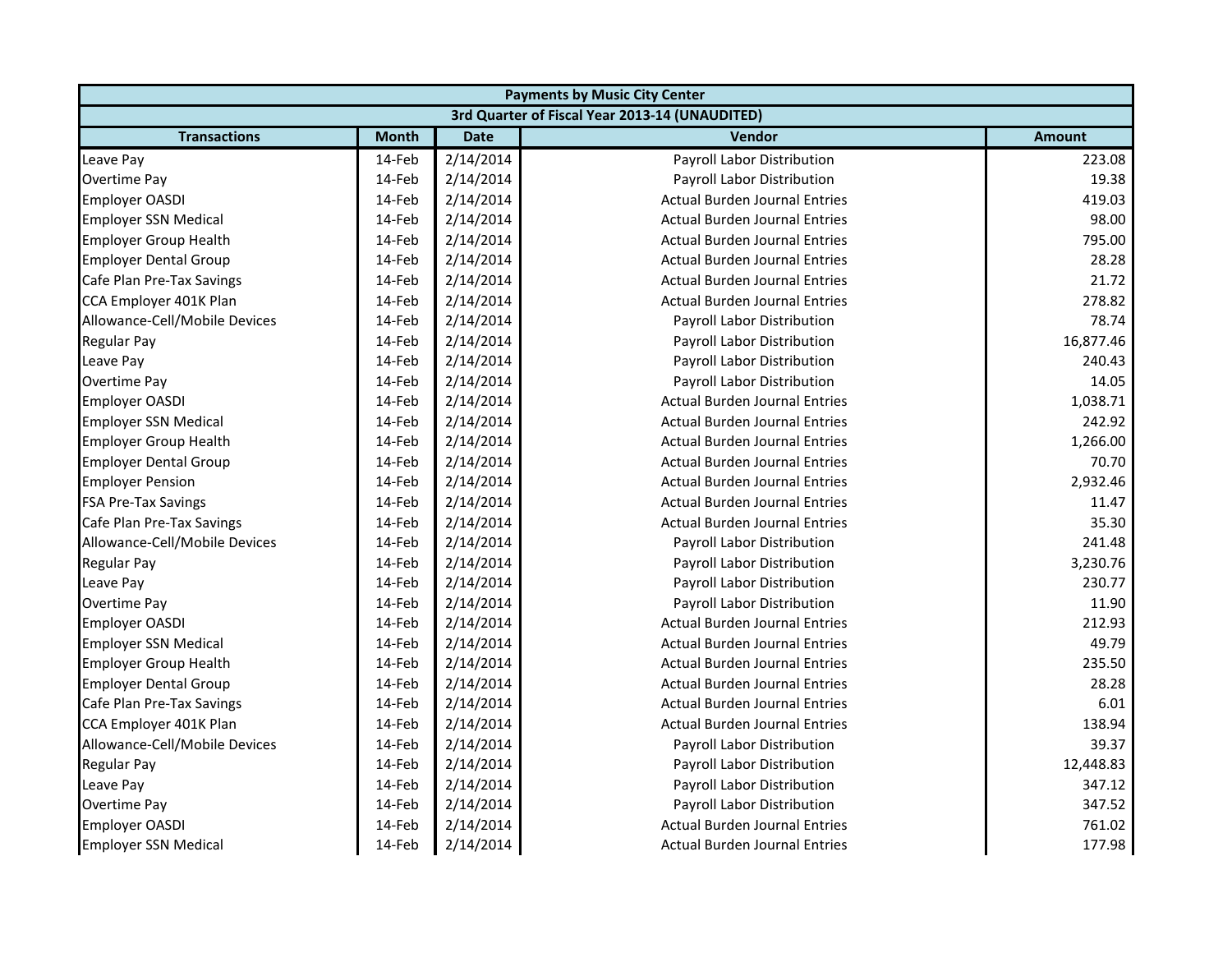| Payments by Music City Center | | | | |
|---|---|---|---|---|
| 3rd Quarter of Fiscal Year 2013-14 (UNAUDITED) | | | | |
| Transactions | Month | Date | Vendor | Amount |
| Leave Pay | 14-Feb | 2/14/2014 | Payroll Labor Distribution | 223.08 |
| Overtime Pay | 14-Feb | 2/14/2014 | Payroll Labor Distribution | 19.38 |
| Employer OASDI | 14-Feb | 2/14/2014 | Actual Burden Journal Entries | 419.03 |
| Employer SSN Medical | 14-Feb | 2/14/2014 | Actual Burden Journal Entries | 98.00 |
| Employer Group Health | 14-Feb | 2/14/2014 | Actual Burden Journal Entries | 795.00 |
| Employer Dental Group | 14-Feb | 2/14/2014 | Actual Burden Journal Entries | 28.28 |
| Cafe Plan Pre-Tax Savings | 14-Feb | 2/14/2014 | Actual Burden Journal Entries | 21.72 |
| CCA Employer 401K Plan | 14-Feb | 2/14/2014 | Actual Burden Journal Entries | 278.82 |
| Allowance-Cell/Mobile Devices | 14-Feb | 2/14/2014 | Payroll Labor Distribution | 78.74 |
| Regular Pay | 14-Feb | 2/14/2014 | Payroll Labor Distribution | 16,877.46 |
| Leave Pay | 14-Feb | 2/14/2014 | Payroll Labor Distribution | 240.43 |
| Overtime Pay | 14-Feb | 2/14/2014 | Payroll Labor Distribution | 14.05 |
| Employer OASDI | 14-Feb | 2/14/2014 | Actual Burden Journal Entries | 1,038.71 |
| Employer SSN Medical | 14-Feb | 2/14/2014 | Actual Burden Journal Entries | 242.92 |
| Employer Group Health | 14-Feb | 2/14/2014 | Actual Burden Journal Entries | 1,266.00 |
| Employer Dental Group | 14-Feb | 2/14/2014 | Actual Burden Journal Entries | 70.70 |
| Employer Pension | 14-Feb | 2/14/2014 | Actual Burden Journal Entries | 2,932.46 |
| FSA Pre-Tax Savings | 14-Feb | 2/14/2014 | Actual Burden Journal Entries | 11.47 |
| Cafe Plan Pre-Tax Savings | 14-Feb | 2/14/2014 | Actual Burden Journal Entries | 35.30 |
| Allowance-Cell/Mobile Devices | 14-Feb | 2/14/2014 | Payroll Labor Distribution | 241.48 |
| Regular Pay | 14-Feb | 2/14/2014 | Payroll Labor Distribution | 3,230.76 |
| Leave Pay | 14-Feb | 2/14/2014 | Payroll Labor Distribution | 230.77 |
| Overtime Pay | 14-Feb | 2/14/2014 | Payroll Labor Distribution | 11.90 |
| Employer OASDI | 14-Feb | 2/14/2014 | Actual Burden Journal Entries | 212.93 |
| Employer SSN Medical | 14-Feb | 2/14/2014 | Actual Burden Journal Entries | 49.79 |
| Employer Group Health | 14-Feb | 2/14/2014 | Actual Burden Journal Entries | 235.50 |
| Employer Dental Group | 14-Feb | 2/14/2014 | Actual Burden Journal Entries | 28.28 |
| Cafe Plan Pre-Tax Savings | 14-Feb | 2/14/2014 | Actual Burden Journal Entries | 6.01 |
| CCA Employer 401K Plan | 14-Feb | 2/14/2014 | Actual Burden Journal Entries | 138.94 |
| Allowance-Cell/Mobile Devices | 14-Feb | 2/14/2014 | Payroll Labor Distribution | 39.37 |
| Regular Pay | 14-Feb | 2/14/2014 | Payroll Labor Distribution | 12,448.83 |
| Leave Pay | 14-Feb | 2/14/2014 | Payroll Labor Distribution | 347.12 |
| Overtime Pay | 14-Feb | 2/14/2014 | Payroll Labor Distribution | 347.52 |
| Employer OASDI | 14-Feb | 2/14/2014 | Actual Burden Journal Entries | 761.02 |
| Employer SSN Medical | 14-Feb | 2/14/2014 | Actual Burden Journal Entries | 177.98 |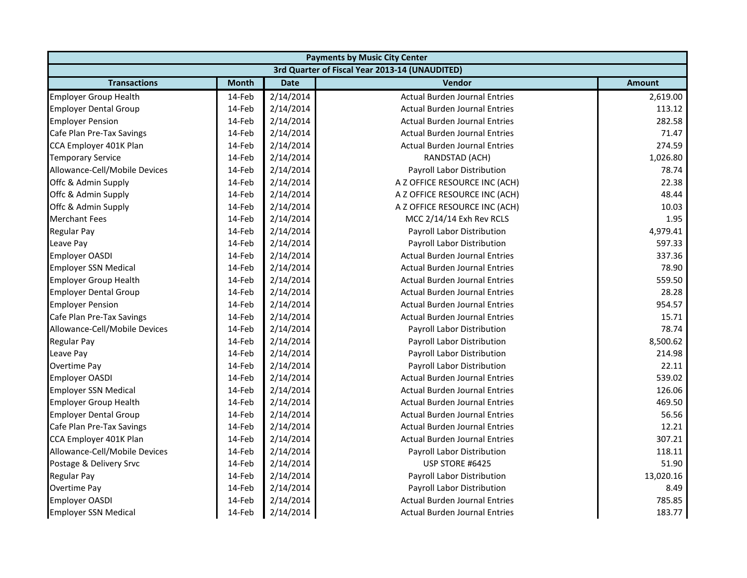| Payments by Music City Center | | | | |
|---|---|---|---|---|
| 3rd Quarter of Fiscal Year 2013-14 (UNAUDITED) | | | | |
| **Transactions** | **Month** | **Date** | **Vendor** | **Amount** |
| Employer Group Health | 14-Feb | 2/14/2014 | Actual Burden Journal Entries | 2,619.00 |
| Employer Dental Group | 14-Feb | 2/14/2014 | Actual Burden Journal Entries | 113.12 |
| Employer Pension | 14-Feb | 2/14/2014 | Actual Burden Journal Entries | 282.58 |
| Cafe Plan Pre-Tax Savings | 14-Feb | 2/14/2014 | Actual Burden Journal Entries | 71.47 |
| CCA Employer 401K Plan | 14-Feb | 2/14/2014 | Actual Burden Journal Entries | 274.59 |
| Temporary Service | 14-Feb | 2/14/2014 | RANDSTAD (ACH) | 1,026.80 |
| Allowance-Cell/Mobile Devices | 14-Feb | 2/14/2014 | Payroll Labor Distribution | 78.74 |
| Offc & Admin Supply | 14-Feb | 2/14/2014 | A Z OFFICE RESOURCE INC (ACH) | 22.38 |
| Offc & Admin Supply | 14-Feb | 2/14/2014 | A Z OFFICE RESOURCE INC (ACH) | 48.44 |
| Offc & Admin Supply | 14-Feb | 2/14/2014 | A Z OFFICE RESOURCE INC (ACH) | 10.03 |
| Merchant Fees | 14-Feb | 2/14/2014 | MCC 2/14/14 Exh Rev RCLS | 1.95 |
| Regular Pay | 14-Feb | 2/14/2014 | Payroll Labor Distribution | 4,979.41 |
| Leave Pay | 14-Feb | 2/14/2014 | Payroll Labor Distribution | 597.33 |
| Employer OASDI | 14-Feb | 2/14/2014 | Actual Burden Journal Entries | 337.36 |
| Employer SSN Medical | 14-Feb | 2/14/2014 | Actual Burden Journal Entries | 78.90 |
| Employer Group Health | 14-Feb | 2/14/2014 | Actual Burden Journal Entries | 559.50 |
| Employer Dental Group | 14-Feb | 2/14/2014 | Actual Burden Journal Entries | 28.28 |
| Employer Pension | 14-Feb | 2/14/2014 | Actual Burden Journal Entries | 954.57 |
| Cafe Plan Pre-Tax Savings | 14-Feb | 2/14/2014 | Actual Burden Journal Entries | 15.71 |
| Allowance-Cell/Mobile Devices | 14-Feb | 2/14/2014 | Payroll Labor Distribution | 78.74 |
| Regular Pay | 14-Feb | 2/14/2014 | Payroll Labor Distribution | 8,500.62 |
| Leave Pay | 14-Feb | 2/14/2014 | Payroll Labor Distribution | 214.98 |
| Overtime Pay | 14-Feb | 2/14/2014 | Payroll Labor Distribution | 22.11 |
| Employer OASDI | 14-Feb | 2/14/2014 | Actual Burden Journal Entries | 539.02 |
| Employer SSN Medical | 14-Feb | 2/14/2014 | Actual Burden Journal Entries | 126.06 |
| Employer Group Health | 14-Feb | 2/14/2014 | Actual Burden Journal Entries | 469.50 |
| Employer Dental Group | 14-Feb | 2/14/2014 | Actual Burden Journal Entries | 56.56 |
| Cafe Plan Pre-Tax Savings | 14-Feb | 2/14/2014 | Actual Burden Journal Entries | 12.21 |
| CCA Employer 401K Plan | 14-Feb | 2/14/2014 | Actual Burden Journal Entries | 307.21 |
| Allowance-Cell/Mobile Devices | 14-Feb | 2/14/2014 | Payroll Labor Distribution | 118.11 |
| Postage & Delivery Srvc | 14-Feb | 2/14/2014 | USP STORE #6425 | 51.90 |
| Regular Pay | 14-Feb | 2/14/2014 | Payroll Labor Distribution | 13,020.16 |
| Overtime Pay | 14-Feb | 2/14/2014 | Payroll Labor Distribution | 8.49 |
| Employer OASDI | 14-Feb | 2/14/2014 | Actual Burden Journal Entries | 785.85 |
| Employer SSN Medical | 14-Feb | 2/14/2014 | Actual Burden Journal Entries | 183.77 |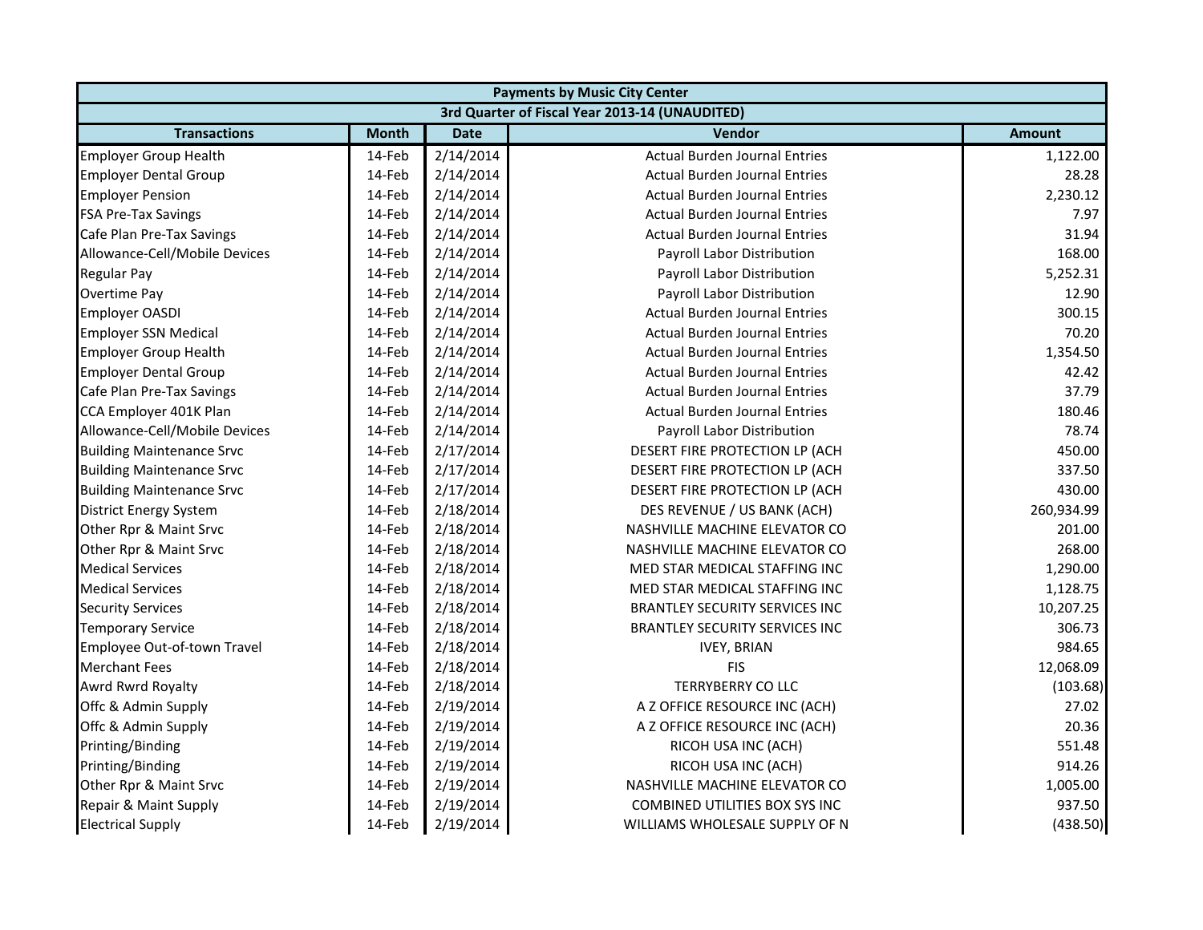| Payments by Music City Center | | | | |
|---|---|---|---|---|
| 3rd Quarter of Fiscal Year 2013-14 (UNAUDITED) | | | | |
| **Transactions** | **Month** | **Date** | **Vendor** | **Amount** |
| Employer Group Health | 14-Feb | 2/14/2014 | Actual Burden Journal Entries | 1,122.00 |
| Employer Dental Group | 14-Feb | 2/14/2014 | Actual Burden Journal Entries | 28.28 |
| Employer Pension | 14-Feb | 2/14/2014 | Actual Burden Journal Entries | 2,230.12 |
| FSA Pre-Tax Savings | 14-Feb | 2/14/2014 | Actual Burden Journal Entries | 7.97 |
| Cafe Plan Pre-Tax Savings | 14-Feb | 2/14/2014 | Actual Burden Journal Entries | 31.94 |
| Allowance-Cell/Mobile Devices | 14-Feb | 2/14/2014 | Payroll Labor Distribution | 168.00 |
| Regular Pay | 14-Feb | 2/14/2014 | Payroll Labor Distribution | 5,252.31 |
| Overtime Pay | 14-Feb | 2/14/2014 | Payroll Labor Distribution | 12.90 |
| Employer OASDI | 14-Feb | 2/14/2014 | Actual Burden Journal Entries | 300.15 |
| Employer SSN Medical | 14-Feb | 2/14/2014 | Actual Burden Journal Entries | 70.20 |
| Employer Group Health | 14-Feb | 2/14/2014 | Actual Burden Journal Entries | 1,354.50 |
| Employer Dental Group | 14-Feb | 2/14/2014 | Actual Burden Journal Entries | 42.42 |
| Cafe Plan Pre-Tax Savings | 14-Feb | 2/14/2014 | Actual Burden Journal Entries | 37.79 |
| CCA Employer 401K Plan | 14-Feb | 2/14/2014 | Actual Burden Journal Entries | 180.46 |
| Allowance-Cell/Mobile Devices | 14-Feb | 2/14/2014 | Payroll Labor Distribution | 78.74 |
| Building Maintenance Srvc | 14-Feb | 2/17/2014 | DESERT FIRE PROTECTION LP (ACH | 450.00 |
| Building Maintenance Srvc | 14-Feb | 2/17/2014 | DESERT FIRE PROTECTION LP (ACH | 337.50 |
| Building Maintenance Srvc | 14-Feb | 2/17/2014 | DESERT FIRE PROTECTION LP (ACH | 430.00 |
| District Energy System | 14-Feb | 2/18/2014 | DES REVENUE / US BANK (ACH) | 260,934.99 |
| Other Rpr & Maint Srvc | 14-Feb | 2/18/2014 | NASHVILLE MACHINE ELEVATOR CO | 201.00 |
| Other Rpr & Maint Srvc | 14-Feb | 2/18/2014 | NASHVILLE MACHINE ELEVATOR CO | 268.00 |
| Medical Services | 14-Feb | 2/18/2014 | MED STAR MEDICAL STAFFING INC | 1,290.00 |
| Medical Services | 14-Feb | 2/18/2014 | MED STAR MEDICAL STAFFING INC | 1,128.75 |
| Security Services | 14-Feb | 2/18/2014 | BRANTLEY SECURITY SERVICES INC | 10,207.25 |
| Temporary Service | 14-Feb | 2/18/2014 | BRANTLEY SECURITY SERVICES INC | 306.73 |
| Employee Out-of-town Travel | 14-Feb | 2/18/2014 | IVEY, BRIAN | 984.65 |
| Merchant Fees | 14-Feb | 2/18/2014 | FIS | 12,068.09 |
| Awrd Rwrd Royalty | 14-Feb | 2/18/2014 | TERRYBERRY CO LLC | (103.68) |
| Offc & Admin Supply | 14-Feb | 2/19/2014 | A Z OFFICE RESOURCE INC (ACH) | 27.02 |
| Offc & Admin Supply | 14-Feb | 2/19/2014 | A Z OFFICE RESOURCE INC (ACH) | 20.36 |
| Printing/Binding | 14-Feb | 2/19/2014 | RICOH USA INC (ACH) | 551.48 |
| Printing/Binding | 14-Feb | 2/19/2014 | RICOH USA INC (ACH) | 914.26 |
| Other Rpr & Maint Srvc | 14-Feb | 2/19/2014 | NASHVILLE MACHINE ELEVATOR CO | 1,005.00 |
| Repair & Maint Supply | 14-Feb | 2/19/2014 | COMBINED UTILITIES BOX SYS INC | 937.50 |
| Electrical Supply | 14-Feb | 2/19/2014 | WILLIAMS WHOLESALE SUPPLY OF N | (438.50) |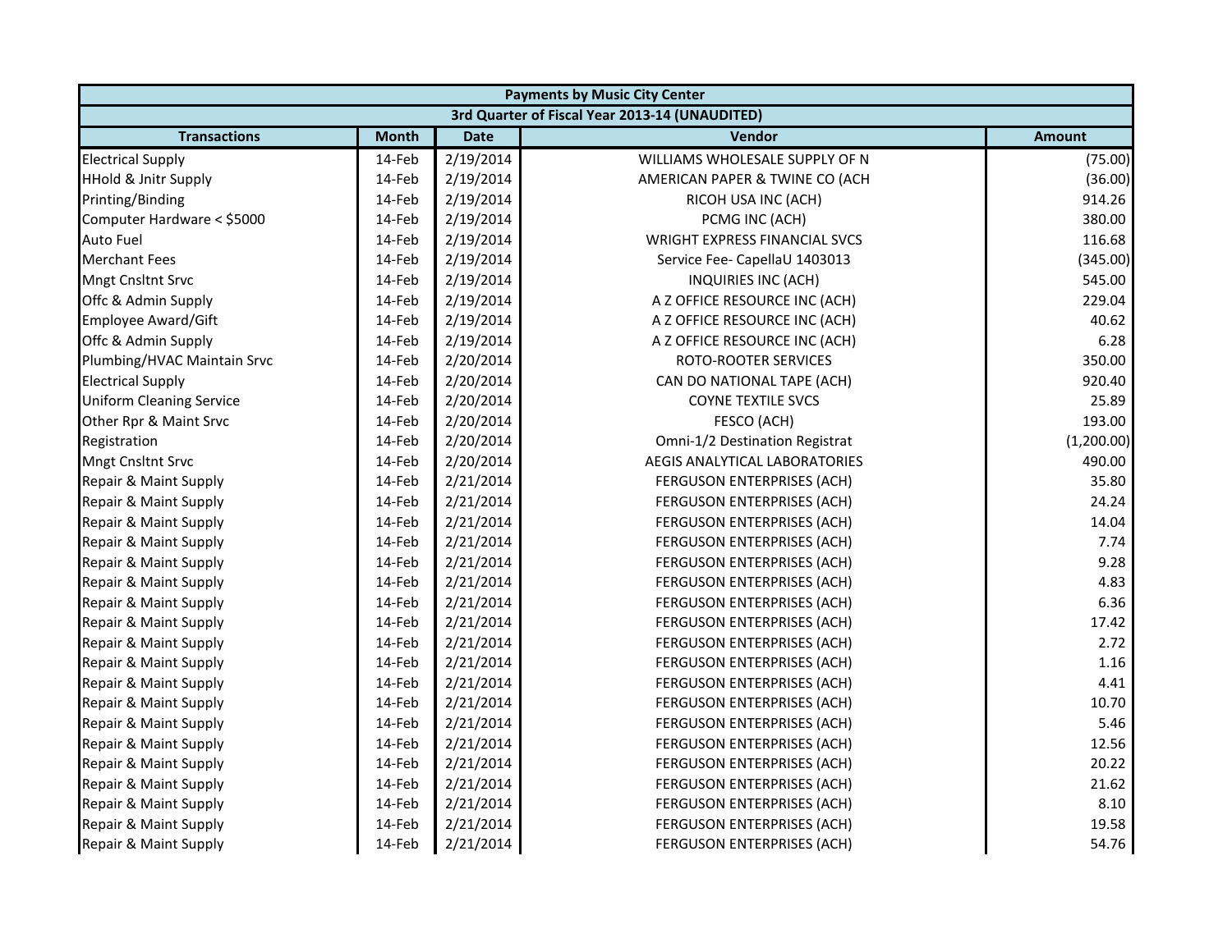| Payments by Music City Center | | | | |
|---|---|---|---|---|
| 3rd Quarter of Fiscal Year 2013-14 (UNAUDITED) | | | | |
| **Transactions** | **Month** | **Date** | **Vendor** | **Amount** |
| Electrical Supply | 14-Feb | 2/19/2014 | WILLIAMS WHOLESALE SUPPLY OF N | (75.00) |
| HHold & Jnitr Supply | 14-Feb | 2/19/2014 | AMERICAN PAPER & TWINE CO (ACH | (36.00) |
| Printing/Binding | 14-Feb | 2/19/2014 | RICOH USA INC (ACH) | 914.26 |
| Computer Hardware < $5000 | 14-Feb | 2/19/2014 | PCMG INC (ACH) | 380.00 |
| Auto Fuel | 14-Feb | 2/19/2014 | WRIGHT EXPRESS FINANCIAL SVCS | 116.68 |
| Merchant Fees | 14-Feb | 2/19/2014 | Service Fee- CapellaU 1403013 | (345.00) |
| Mngt Cnsltnt Srvc | 14-Feb | 2/19/2014 | INQUIRIES INC (ACH) | 545.00 |
| Offc & Admin Supply | 14-Feb | 2/19/2014 | A Z OFFICE RESOURCE INC (ACH) | 229.04 |
| Employee Award/Gift | 14-Feb | 2/19/2014 | A Z OFFICE RESOURCE INC (ACH) | 40.62 |
| Offc & Admin Supply | 14-Feb | 2/19/2014 | A Z OFFICE RESOURCE INC (ACH) | 6.28 |
| Plumbing/HVAC Maintain Srvc | 14-Feb | 2/20/2014 | ROTO-ROOTER SERVICES | 350.00 |
| Electrical Supply | 14-Feb | 2/20/2014 | CAN DO NATIONAL TAPE (ACH) | 920.40 |
| Uniform Cleaning Service | 14-Feb | 2/20/2014 | COYNE TEXTILE SVCS | 25.89 |
| Other Rpr & Maint Srvc | 14-Feb | 2/20/2014 | FESCO (ACH) | 193.00 |
| Registration | 14-Feb | 2/20/2014 | Omni-1/2 Destination Registrat | (1,200.00) |
| Mngt Cnsltnt Srvc | 14-Feb | 2/20/2014 | AEGIS ANALYTICAL LABORATORIES | 490.00 |
| Repair & Maint Supply | 14-Feb | 2/21/2014 | FERGUSON ENTERPRISES (ACH) | 35.80 |
| Repair & Maint Supply | 14-Feb | 2/21/2014 | FERGUSON ENTERPRISES (ACH) | 24.24 |
| Repair & Maint Supply | 14-Feb | 2/21/2014 | FERGUSON ENTERPRISES (ACH) | 14.04 |
| Repair & Maint Supply | 14-Feb | 2/21/2014 | FERGUSON ENTERPRISES (ACH) | 7.74 |
| Repair & Maint Supply | 14-Feb | 2/21/2014 | FERGUSON ENTERPRISES (ACH) | 9.28 |
| Repair & Maint Supply | 14-Feb | 2/21/2014 | FERGUSON ENTERPRISES (ACH) | 4.83 |
| Repair & Maint Supply | 14-Feb | 2/21/2014 | FERGUSON ENTERPRISES (ACH) | 6.36 |
| Repair & Maint Supply | 14-Feb | 2/21/2014 | FERGUSON ENTERPRISES (ACH) | 17.42 |
| Repair & Maint Supply | 14-Feb | 2/21/2014 | FERGUSON ENTERPRISES (ACH) | 2.72 |
| Repair & Maint Supply | 14-Feb | 2/21/2014 | FERGUSON ENTERPRISES (ACH) | 1.16 |
| Repair & Maint Supply | 14-Feb | 2/21/2014 | FERGUSON ENTERPRISES (ACH) | 4.41 |
| Repair & Maint Supply | 14-Feb | 2/21/2014 | FERGUSON ENTERPRISES (ACH) | 10.70 |
| Repair & Maint Supply | 14-Feb | 2/21/2014 | FERGUSON ENTERPRISES (ACH) | 5.46 |
| Repair & Maint Supply | 14-Feb | 2/21/2014 | FERGUSON ENTERPRISES (ACH) | 12.56 |
| Repair & Maint Supply | 14-Feb | 2/21/2014 | FERGUSON ENTERPRISES (ACH) | 20.22 |
| Repair & Maint Supply | 14-Feb | 2/21/2014 | FERGUSON ENTERPRISES (ACH) | 21.62 |
| Repair & Maint Supply | 14-Feb | 2/21/2014 | FERGUSON ENTERPRISES (ACH) | 8.10 |
| Repair & Maint Supply | 14-Feb | 2/21/2014 | FERGUSON ENTERPRISES (ACH) | 19.58 |
| Repair & Maint Supply | 14-Feb | 2/21/2014 | FERGUSON ENTERPRISES (ACH) | 54.76 |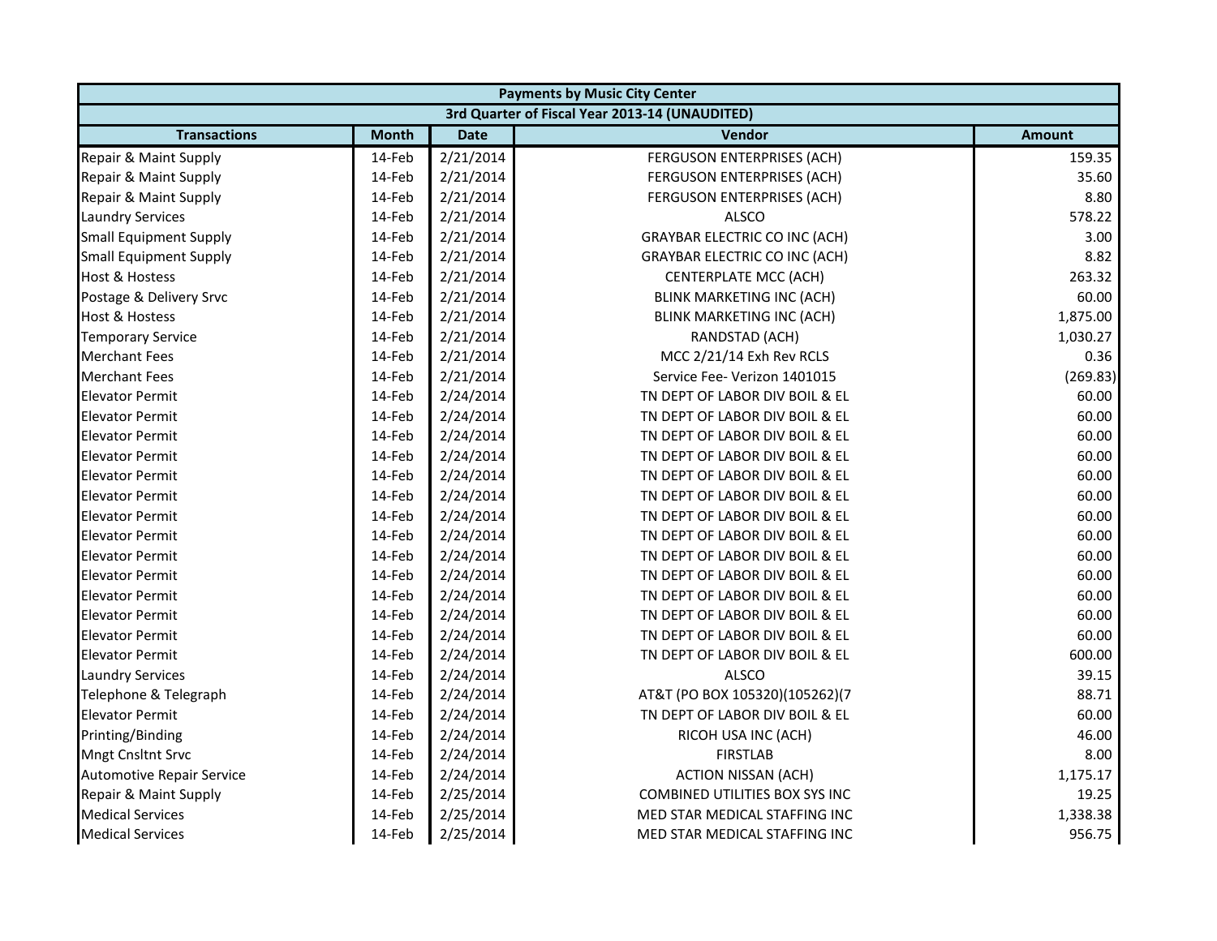| Payments by Music City Center | | | | |
|---|---|---|---|---|
| 3rd Quarter of Fiscal Year 2013-14 (UNAUDITED) | | | | |
| **Transactions** | **Month** | **Date** | **Vendor** | **Amount** |
| Repair & Maint Supply | 14-Feb | 2/21/2014 | FERGUSON ENTERPRISES (ACH) | 159.35 |
| Repair & Maint Supply | 14-Feb | 2/21/2014 | FERGUSON ENTERPRISES (ACH) | 35.60 |
| Repair & Maint Supply | 14-Feb | 2/21/2014 | FERGUSON ENTERPRISES (ACH) | 8.80 |
| Laundry Services | 14-Feb | 2/21/2014 | ALSCO | 578.22 |
| Small Equipment Supply | 14-Feb | 2/21/2014 | GRAYBAR ELECTRIC CO INC (ACH) | 3.00 |
| Small Equipment Supply | 14-Feb | 2/21/2014 | GRAYBAR ELECTRIC CO INC (ACH) | 8.82 |
| Host & Hostess | 14-Feb | 2/21/2014 | CENTERPLATE MCC (ACH) | 263.32 |
| Postage & Delivery Srvc | 14-Feb | 2/21/2014 | BLINK MARKETING INC (ACH) | 60.00 |
| Host & Hostess | 14-Feb | 2/21/2014 | BLINK MARKETING INC (ACH) | 1,875.00 |
| Temporary Service | 14-Feb | 2/21/2014 | RANDSTAD (ACH) | 1,030.27 |
| Merchant Fees | 14-Feb | 2/21/2014 | MCC 2/21/14 Exh Rev RCLS | 0.36 |
| Merchant Fees | 14-Feb | 2/21/2014 | Service Fee- Verizon 1401015 | (269.83) |
| Elevator Permit | 14-Feb | 2/24/2014 | TN DEPT OF LABOR DIV BOIL & EL | 60.00 |
| Elevator Permit | 14-Feb | 2/24/2014 | TN DEPT OF LABOR DIV BOIL & EL | 60.00 |
| Elevator Permit | 14-Feb | 2/24/2014 | TN DEPT OF LABOR DIV BOIL & EL | 60.00 |
| Elevator Permit | 14-Feb | 2/24/2014 | TN DEPT OF LABOR DIV BOIL & EL | 60.00 |
| Elevator Permit | 14-Feb | 2/24/2014 | TN DEPT OF LABOR DIV BOIL & EL | 60.00 |
| Elevator Permit | 14-Feb | 2/24/2014 | TN DEPT OF LABOR DIV BOIL & EL | 60.00 |
| Elevator Permit | 14-Feb | 2/24/2014 | TN DEPT OF LABOR DIV BOIL & EL | 60.00 |
| Elevator Permit | 14-Feb | 2/24/2014 | TN DEPT OF LABOR DIV BOIL & EL | 60.00 |
| Elevator Permit | 14-Feb | 2/24/2014 | TN DEPT OF LABOR DIV BOIL & EL | 60.00 |
| Elevator Permit | 14-Feb | 2/24/2014 | TN DEPT OF LABOR DIV BOIL & EL | 60.00 |
| Elevator Permit | 14-Feb | 2/24/2014 | TN DEPT OF LABOR DIV BOIL & EL | 60.00 |
| Elevator Permit | 14-Feb | 2/24/2014 | TN DEPT OF LABOR DIV BOIL & EL | 60.00 |
| Elevator Permit | 14-Feb | 2/24/2014 | TN DEPT OF LABOR DIV BOIL & EL | 60.00 |
| Elevator Permit | 14-Feb | 2/24/2014 | TN DEPT OF LABOR DIV BOIL & EL | 600.00 |
| Laundry Services | 14-Feb | 2/24/2014 | ALSCO | 39.15 |
| Telephone & Telegraph | 14-Feb | 2/24/2014 | AT&T (PO BOX 105320)(105262)(7 | 88.71 |
| Elevator Permit | 14-Feb | 2/24/2014 | TN DEPT OF LABOR DIV BOIL & EL | 60.00 |
| Printing/Binding | 14-Feb | 2/24/2014 | RICOH USA INC (ACH) | 46.00 |
| Mngt Cnsltnt Srvc | 14-Feb | 2/24/2014 | FIRSTLAB | 8.00 |
| Automotive Repair Service | 14-Feb | 2/24/2014 | ACTION NISSAN (ACH) | 1,175.17 |
| Repair & Maint Supply | 14-Feb | 2/25/2014 | COMBINED UTILITIES BOX SYS INC | 19.25 |
| Medical Services | 14-Feb | 2/25/2014 | MED STAR MEDICAL STAFFING INC | 1,338.38 |
| Medical Services | 14-Feb | 2/25/2014 | MED STAR MEDICAL STAFFING INC | 956.75 |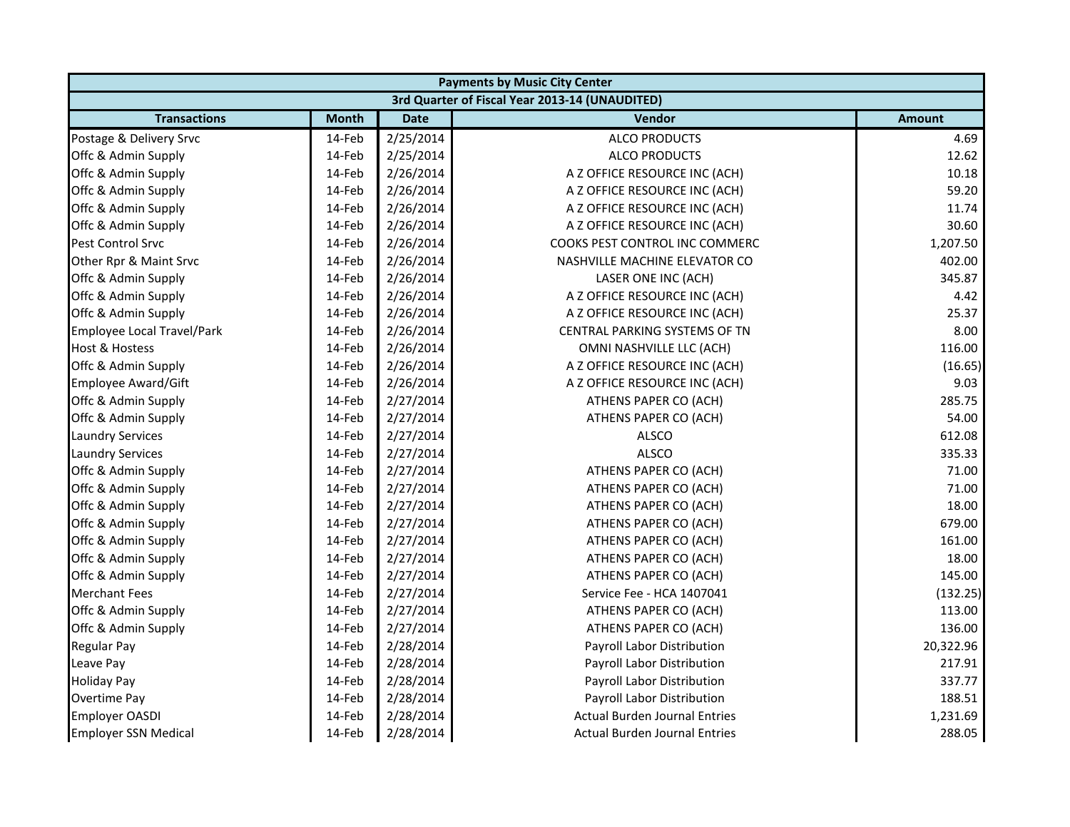| Payments by Music City Center | | | | |
|---|---|---|---|---|
| 3rd Quarter of Fiscal Year 2013-14 (UNAUDITED) | | | | |
| **Transactions** | **Month** | **Date** | **Vendor** | **Amount** |
| Postage & Delivery Srvc | 14-Feb | 2/25/2014 | ALCO PRODUCTS | 4.69 |
| Offc & Admin Supply | 14-Feb | 2/25/2014 | ALCO PRODUCTS | 12.62 |
| Offc & Admin Supply | 14-Feb | 2/26/2014 | A Z OFFICE RESOURCE INC (ACH) | 10.18 |
| Offc & Admin Supply | 14-Feb | 2/26/2014 | A Z OFFICE RESOURCE INC (ACH) | 59.20 |
| Offc & Admin Supply | 14-Feb | 2/26/2014 | A Z OFFICE RESOURCE INC (ACH) | 11.74 |
| Offc & Admin Supply | 14-Feb | 2/26/2014 | A Z OFFICE RESOURCE INC (ACH) | 30.60 |
| Pest Control Srvc | 14-Feb | 2/26/2014 | COOKS PEST CONTROL INC COMMERC | 1,207.50 |
| Other Rpr & Maint Srvc | 14-Feb | 2/26/2014 | NASHVILLE MACHINE ELEVATOR CO | 402.00 |
| Offc & Admin Supply | 14-Feb | 2/26/2014 | LASER ONE INC (ACH) | 345.87 |
| Offc & Admin Supply | 14-Feb | 2/26/2014 | A Z OFFICE RESOURCE INC (ACH) | 4.42 |
| Offc & Admin Supply | 14-Feb | 2/26/2014 | A Z OFFICE RESOURCE INC (ACH) | 25.37 |
| Employee Local Travel/Park | 14-Feb | 2/26/2014 | CENTRAL PARKING SYSTEMS OF TN | 8.00 |
| Host & Hostess | 14-Feb | 2/26/2014 | OMNI NASHVILLE LLC (ACH) | 116.00 |
| Offc & Admin Supply | 14-Feb | 2/26/2014 | A Z OFFICE RESOURCE INC (ACH) | (16.65) |
| Employee Award/Gift | 14-Feb | 2/26/2014 | A Z OFFICE RESOURCE INC (ACH) | 9.03 |
| Offc & Admin Supply | 14-Feb | 2/27/2014 | ATHENS PAPER CO (ACH) | 285.75 |
| Offc & Admin Supply | 14-Feb | 2/27/2014 | ATHENS PAPER CO (ACH) | 54.00 |
| Laundry Services | 14-Feb | 2/27/2014 | ALSCO | 612.08 |
| Laundry Services | 14-Feb | 2/27/2014 | ALSCO | 335.33 |
| Offc & Admin Supply | 14-Feb | 2/27/2014 | ATHENS PAPER CO (ACH) | 71.00 |
| Offc & Admin Supply | 14-Feb | 2/27/2014 | ATHENS PAPER CO (ACH) | 71.00 |
| Offc & Admin Supply | 14-Feb | 2/27/2014 | ATHENS PAPER CO (ACH) | 18.00 |
| Offc & Admin Supply | 14-Feb | 2/27/2014 | ATHENS PAPER CO (ACH) | 679.00 |
| Offc & Admin Supply | 14-Feb | 2/27/2014 | ATHENS PAPER CO (ACH) | 161.00 |
| Offc & Admin Supply | 14-Feb | 2/27/2014 | ATHENS PAPER CO (ACH) | 18.00 |
| Offc & Admin Supply | 14-Feb | 2/27/2014 | ATHENS PAPER CO (ACH) | 145.00 |
| Merchant Fees | 14-Feb | 2/27/2014 | Service Fee - HCA 1407041 | (132.25) |
| Offc & Admin Supply | 14-Feb | 2/27/2014 | ATHENS PAPER CO (ACH) | 113.00 |
| Offc & Admin Supply | 14-Feb | 2/27/2014 | ATHENS PAPER CO (ACH) | 136.00 |
| Regular Pay | 14-Feb | 2/28/2014 | Payroll Labor Distribution | 20,322.96 |
| Leave Pay | 14-Feb | 2/28/2014 | Payroll Labor Distribution | 217.91 |
| Holiday Pay | 14-Feb | 2/28/2014 | Payroll Labor Distribution | 337.77 |
| Overtime Pay | 14-Feb | 2/28/2014 | Payroll Labor Distribution | 188.51 |
| Employer OASDI | 14-Feb | 2/28/2014 | Actual Burden Journal Entries | 1,231.69 |
| Employer SSN Medical | 14-Feb | 2/28/2014 | Actual Burden Journal Entries | 288.05 |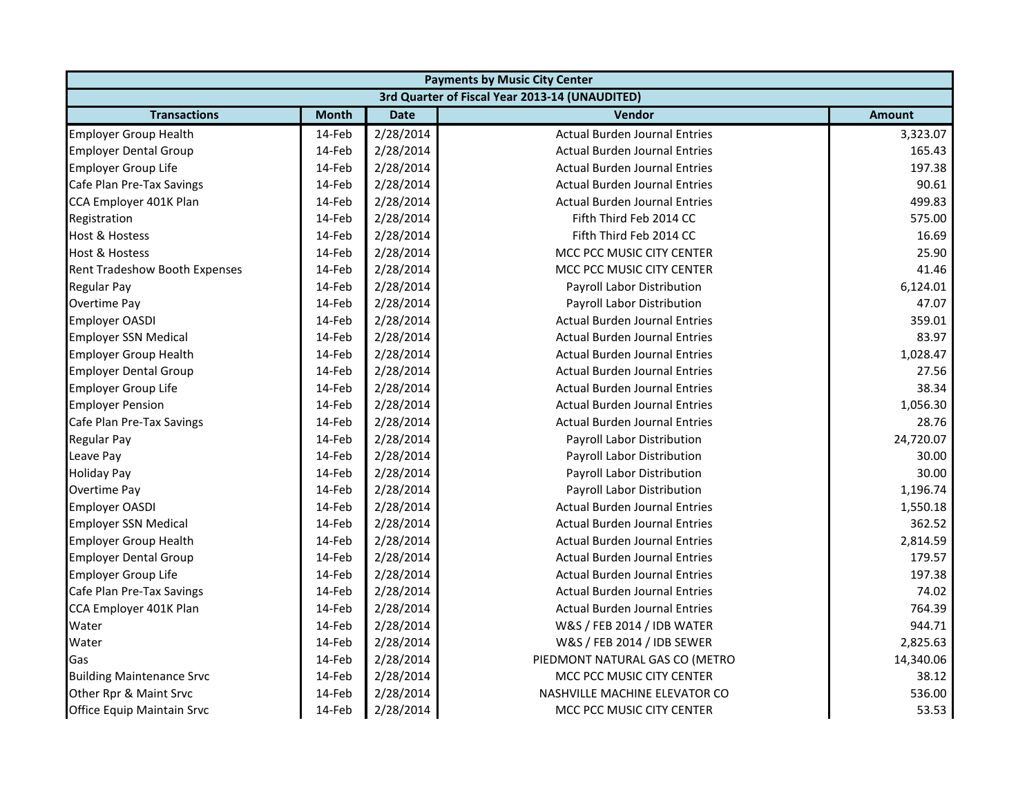| Payments by Music City Center | | | | |
|---|---|---|---|---|
| 3rd Quarter of Fiscal Year 2013-14 (UNAUDITED) | | | | |
| **Transactions** | **Month** | **Date** | **Vendor** | **Amount** |
| Employer Group Health | 14-Feb | 2/28/2014 | Actual Burden Journal Entries | 3,323.07 |
| Employer Dental Group | 14-Feb | 2/28/2014 | Actual Burden Journal Entries | 165.43 |
| Employer Group Life | 14-Feb | 2/28/2014 | Actual Burden Journal Entries | 197.38 |
| Cafe Plan Pre-Tax Savings | 14-Feb | 2/28/2014 | Actual Burden Journal Entries | 90.61 |
| CCA Employer 401K Plan | 14-Feb | 2/28/2014 | Actual Burden Journal Entries | 499.83 |
| Registration | 14-Feb | 2/28/2014 | Fifth Third Feb 2014 CC | 575.00 |
| Host & Hostess | 14-Feb | 2/28/2014 | Fifth Third Feb 2014 CC | 16.69 |
| Host & Hostess | 14-Feb | 2/28/2014 | MCC PCC MUSIC CITY CENTER | 25.90 |
| Rent Tradeshow Booth Expenses | 14-Feb | 2/28/2014 | MCC PCC MUSIC CITY CENTER | 41.46 |
| Regular Pay | 14-Feb | 2/28/2014 | Payroll Labor Distribution | 6,124.01 |
| Overtime Pay | 14-Feb | 2/28/2014 | Payroll Labor Distribution | 47.07 |
| Employer OASDI | 14-Feb | 2/28/2014 | Actual Burden Journal Entries | 359.01 |
| Employer SSN Medical | 14-Feb | 2/28/2014 | Actual Burden Journal Entries | 83.97 |
| Employer Group Health | 14-Feb | 2/28/2014 | Actual Burden Journal Entries | 1,028.47 |
| Employer Dental Group | 14-Feb | 2/28/2014 | Actual Burden Journal Entries | 27.56 |
| Employer Group Life | 14-Feb | 2/28/2014 | Actual Burden Journal Entries | 38.34 |
| Employer Pension | 14-Feb | 2/28/2014 | Actual Burden Journal Entries | 1,056.30 |
| Cafe Plan Pre-Tax Savings | 14-Feb | 2/28/2014 | Actual Burden Journal Entries | 28.76 |
| Regular Pay | 14-Feb | 2/28/2014 | Payroll Labor Distribution | 24,720.07 |
| Leave Pay | 14-Feb | 2/28/2014 | Payroll Labor Distribution | 30.00 |
| Holiday Pay | 14-Feb | 2/28/2014 | Payroll Labor Distribution | 30.00 |
| Overtime Pay | 14-Feb | 2/28/2014 | Payroll Labor Distribution | 1,196.74 |
| Employer OASDI | 14-Feb | 2/28/2014 | Actual Burden Journal Entries | 1,550.18 |
| Employer SSN Medical | 14-Feb | 2/28/2014 | Actual Burden Journal Entries | 362.52 |
| Employer Group Health | 14-Feb | 2/28/2014 | Actual Burden Journal Entries | 2,814.59 |
| Employer Dental Group | 14-Feb | 2/28/2014 | Actual Burden Journal Entries | 179.57 |
| Employer Group Life | 14-Feb | 2/28/2014 | Actual Burden Journal Entries | 197.38 |
| Cafe Plan Pre-Tax Savings | 14-Feb | 2/28/2014 | Actual Burden Journal Entries | 74.02 |
| CCA Employer 401K Plan | 14-Feb | 2/28/2014 | Actual Burden Journal Entries | 764.39 |
| Water | 14-Feb | 2/28/2014 | W&S / FEB 2014 / IDB WATER | 944.71 |
| Water | 14-Feb | 2/28/2014 | W&S / FEB 2014 / IDB SEWER | 2,825.63 |
| Gas | 14-Feb | 2/28/2014 | PIEDMONT NATURAL GAS CO (METRO | 14,340.06 |
| Building Maintenance Srvc | 14-Feb | 2/28/2014 | MCC PCC MUSIC CITY CENTER | 38.12 |
| Other Rpr & Maint Srvc | 14-Feb | 2/28/2014 | NASHVILLE MACHINE ELEVATOR CO | 536.00 |
| Office Equip Maintain Srvc | 14-Feb | 2/28/2014 | MCC PCC MUSIC CITY CENTER | 53.53 |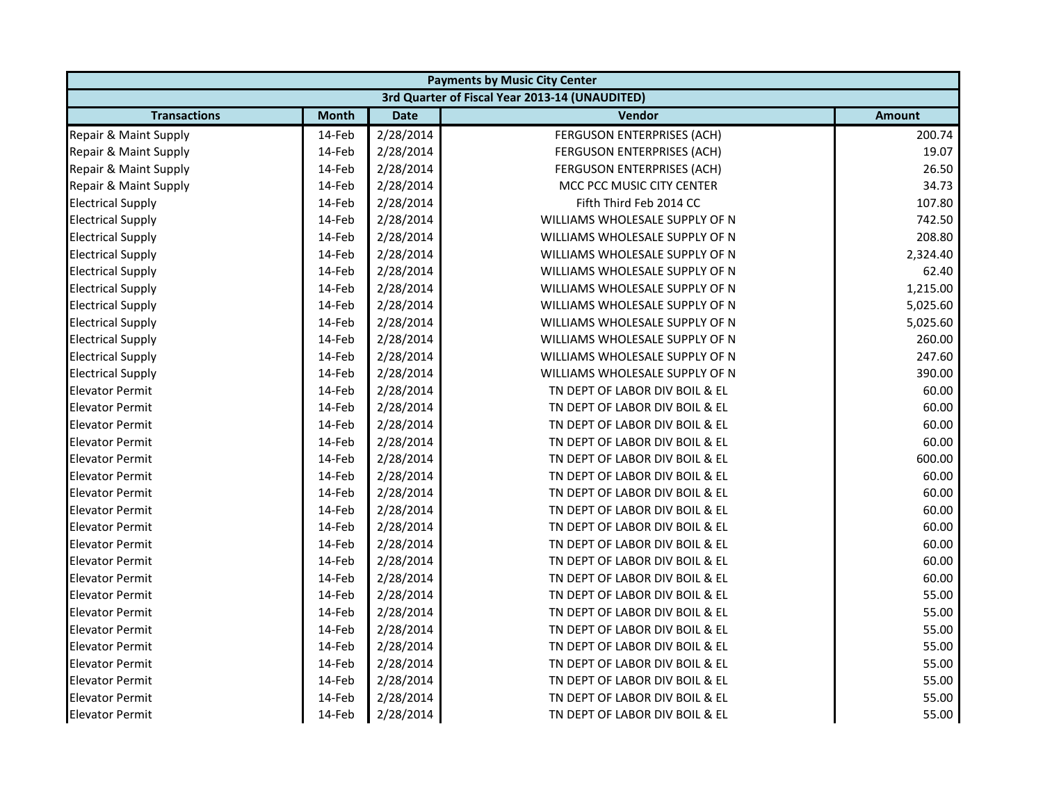| Payments by Music City Center | | | | |
|---|---|---|---|---|
| 3rd Quarter of Fiscal Year 2013-14 (UNAUDITED) | | | | |
| **Transactions** | **Month** | **Date** | **Vendor** | **Amount** |
| Repair & Maint Supply | 14-Feb | 2/28/2014 | FERGUSON ENTERPRISES (ACH) | 200.74 |
| Repair & Maint Supply | 14-Feb | 2/28/2014 | FERGUSON ENTERPRISES (ACH) | 19.07 |
| Repair & Maint Supply | 14-Feb | 2/28/2014 | FERGUSON ENTERPRISES (ACH) | 26.50 |
| Repair & Maint Supply | 14-Feb | 2/28/2014 | MCC PCC MUSIC CITY CENTER | 34.73 |
| Electrical Supply | 14-Feb | 2/28/2014 | Fifth Third Feb 2014 CC | 107.80 |
| Electrical Supply | 14-Feb | 2/28/2014 | WILLIAMS WHOLESALE SUPPLY OF N | 742.50 |
| Electrical Supply | 14-Feb | 2/28/2014 | WILLIAMS WHOLESALE SUPPLY OF N | 208.80 |
| Electrical Supply | 14-Feb | 2/28/2014 | WILLIAMS WHOLESALE SUPPLY OF N | 2,324.40 |
| Electrical Supply | 14-Feb | 2/28/2014 | WILLIAMS WHOLESALE SUPPLY OF N | 62.40 |
| Electrical Supply | 14-Feb | 2/28/2014 | WILLIAMS WHOLESALE SUPPLY OF N | 1,215.00 |
| Electrical Supply | 14-Feb | 2/28/2014 | WILLIAMS WHOLESALE SUPPLY OF N | 5,025.60 |
| Electrical Supply | 14-Feb | 2/28/2014 | WILLIAMS WHOLESALE SUPPLY OF N | 5,025.60 |
| Electrical Supply | 14-Feb | 2/28/2014 | WILLIAMS WHOLESALE SUPPLY OF N | 260.00 |
| Electrical Supply | 14-Feb | 2/28/2014 | WILLIAMS WHOLESALE SUPPLY OF N | 247.60 |
| Electrical Supply | 14-Feb | 2/28/2014 | WILLIAMS WHOLESALE SUPPLY OF N | 390.00 |
| Elevator Permit | 14-Feb | 2/28/2014 | TN DEPT OF LABOR DIV BOIL & EL | 60.00 |
| Elevator Permit | 14-Feb | 2/28/2014 | TN DEPT OF LABOR DIV BOIL & EL | 60.00 |
| Elevator Permit | 14-Feb | 2/28/2014 | TN DEPT OF LABOR DIV BOIL & EL | 60.00 |
| Elevator Permit | 14-Feb | 2/28/2014 | TN DEPT OF LABOR DIV BOIL & EL | 60.00 |
| Elevator Permit | 14-Feb | 2/28/2014 | TN DEPT OF LABOR DIV BOIL & EL | 600.00 |
| Elevator Permit | 14-Feb | 2/28/2014 | TN DEPT OF LABOR DIV BOIL & EL | 60.00 |
| Elevator Permit | 14-Feb | 2/28/2014 | TN DEPT OF LABOR DIV BOIL & EL | 60.00 |
| Elevator Permit | 14-Feb | 2/28/2014 | TN DEPT OF LABOR DIV BOIL & EL | 60.00 |
| Elevator Permit | 14-Feb | 2/28/2014 | TN DEPT OF LABOR DIV BOIL & EL | 60.00 |
| Elevator Permit | 14-Feb | 2/28/2014 | TN DEPT OF LABOR DIV BOIL & EL | 60.00 |
| Elevator Permit | 14-Feb | 2/28/2014 | TN DEPT OF LABOR DIV BOIL & EL | 60.00 |
| Elevator Permit | 14-Feb | 2/28/2014 | TN DEPT OF LABOR DIV BOIL & EL | 60.00 |
| Elevator Permit | 14-Feb | 2/28/2014 | TN DEPT OF LABOR DIV BOIL & EL | 55.00 |
| Elevator Permit | 14-Feb | 2/28/2014 | TN DEPT OF LABOR DIV BOIL & EL | 55.00 |
| Elevator Permit | 14-Feb | 2/28/2014 | TN DEPT OF LABOR DIV BOIL & EL | 55.00 |
| Elevator Permit | 14-Feb | 2/28/2014 | TN DEPT OF LABOR DIV BOIL & EL | 55.00 |
| Elevator Permit | 14-Feb | 2/28/2014 | TN DEPT OF LABOR DIV BOIL & EL | 55.00 |
| Elevator Permit | 14-Feb | 2/28/2014 | TN DEPT OF LABOR DIV BOIL & EL | 55.00 |
| Elevator Permit | 14-Feb | 2/28/2014 | TN DEPT OF LABOR DIV BOIL & EL | 55.00 |
| Elevator Permit | 14-Feb | 2/28/2014 | TN DEPT OF LABOR DIV BOIL & EL | 55.00 |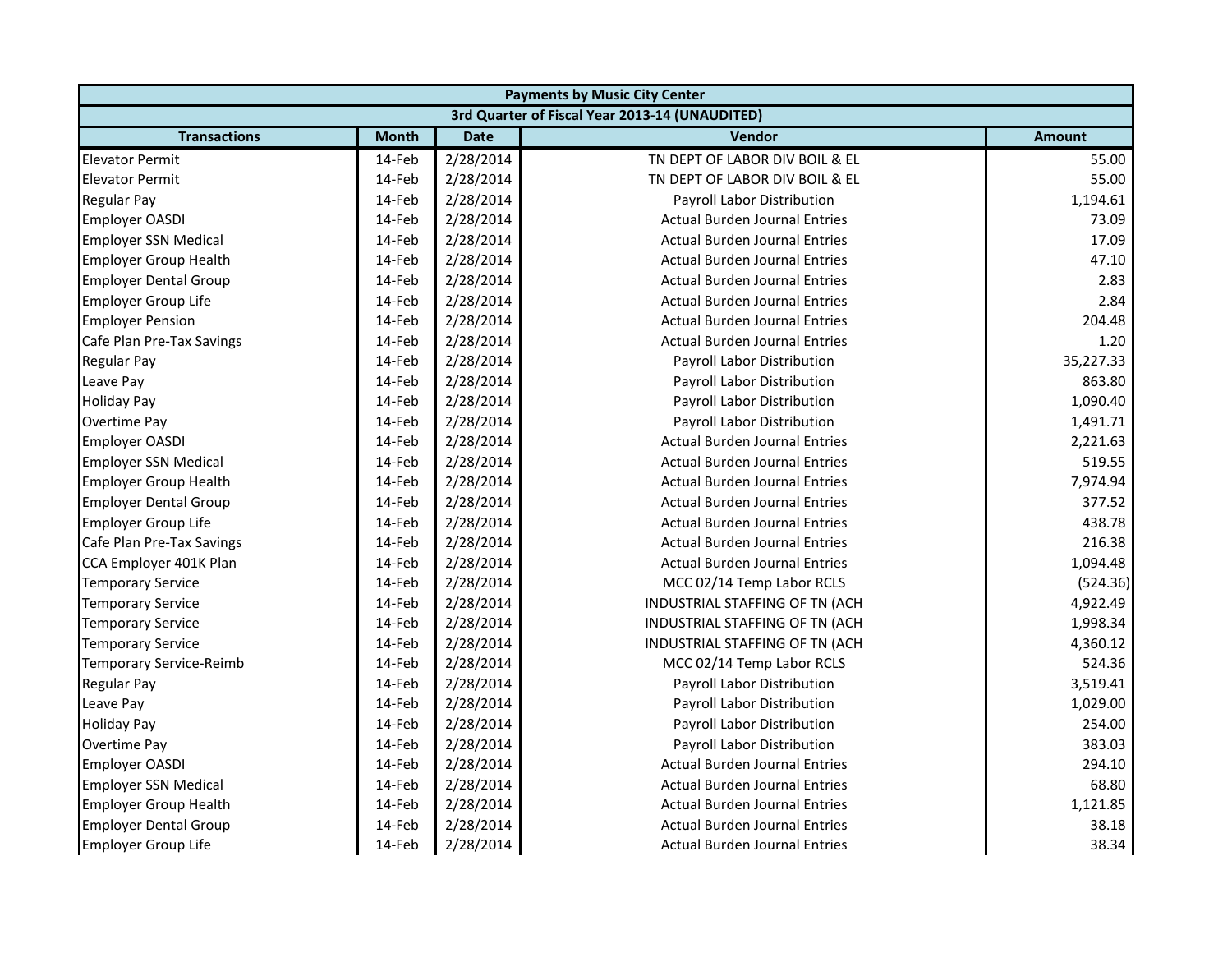| Payments by Music City Center | | | | |
|---|---|---|---|---|
| 3rd Quarter of Fiscal Year 2013-14 (UNAUDITED) | | | | |
| **Transactions** | **Month** | **Date** | **Vendor** | **Amount** |
| Elevator Permit | 14-Feb | 2/28/2014 | TN DEPT OF LABOR DIV BOIL & EL | 55.00 |
| Elevator Permit | 14-Feb | 2/28/2014 | TN DEPT OF LABOR DIV BOIL & EL | 55.00 |
| Regular Pay | 14-Feb | 2/28/2014 | Payroll Labor Distribution | 1,194.61 |
| Employer OASDI | 14-Feb | 2/28/2014 | Actual Burden Journal Entries | 73.09 |
| Employer SSN Medical | 14-Feb | 2/28/2014 | Actual Burden Journal Entries | 17.09 |
| Employer Group Health | 14-Feb | 2/28/2014 | Actual Burden Journal Entries | 47.10 |
| Employer Dental Group | 14-Feb | 2/28/2014 | Actual Burden Journal Entries | 2.83 |
| Employer Group Life | 14-Feb | 2/28/2014 | Actual Burden Journal Entries | 2.84 |
| Employer Pension | 14-Feb | 2/28/2014 | Actual Burden Journal Entries | 204.48 |
| Cafe Plan Pre-Tax Savings | 14-Feb | 2/28/2014 | Actual Burden Journal Entries | 1.20 |
| Regular Pay | 14-Feb | 2/28/2014 | Payroll Labor Distribution | 35,227.33 |
| Leave Pay | 14-Feb | 2/28/2014 | Payroll Labor Distribution | 863.80 |
| Holiday Pay | 14-Feb | 2/28/2014 | Payroll Labor Distribution | 1,090.40 |
| Overtime Pay | 14-Feb | 2/28/2014 | Payroll Labor Distribution | 1,491.71 |
| Employer OASDI | 14-Feb | 2/28/2014 | Actual Burden Journal Entries | 2,221.63 |
| Employer SSN Medical | 14-Feb | 2/28/2014 | Actual Burden Journal Entries | 519.55 |
| Employer Group Health | 14-Feb | 2/28/2014 | Actual Burden Journal Entries | 7,974.94 |
| Employer Dental Group | 14-Feb | 2/28/2014 | Actual Burden Journal Entries | 377.52 |
| Employer Group Life | 14-Feb | 2/28/2014 | Actual Burden Journal Entries | 438.78 |
| Cafe Plan Pre-Tax Savings | 14-Feb | 2/28/2014 | Actual Burden Journal Entries | 216.38 |
| CCA Employer 401K Plan | 14-Feb | 2/28/2014 | Actual Burden Journal Entries | 1,094.48 |
| Temporary Service | 14-Feb | 2/28/2014 | MCC 02/14 Temp Labor RCLS | (524.36) |
| Temporary Service | 14-Feb | 2/28/2014 | INDUSTRIAL STAFFING OF TN (ACH | 4,922.49 |
| Temporary Service | 14-Feb | 2/28/2014 | INDUSTRIAL STAFFING OF TN (ACH | 1,998.34 |
| Temporary Service | 14-Feb | 2/28/2014 | INDUSTRIAL STAFFING OF TN (ACH | 4,360.12 |
| Temporary Service-Reimb | 14-Feb | 2/28/2014 | MCC 02/14 Temp Labor RCLS | 524.36 |
| Regular Pay | 14-Feb | 2/28/2014 | Payroll Labor Distribution | 3,519.41 |
| Leave Pay | 14-Feb | 2/28/2014 | Payroll Labor Distribution | 1,029.00 |
| Holiday Pay | 14-Feb | 2/28/2014 | Payroll Labor Distribution | 254.00 |
| Overtime Pay | 14-Feb | 2/28/2014 | Payroll Labor Distribution | 383.03 |
| Employer OASDI | 14-Feb | 2/28/2014 | Actual Burden Journal Entries | 294.10 |
| Employer SSN Medical | 14-Feb | 2/28/2014 | Actual Burden Journal Entries | 68.80 |
| Employer Group Health | 14-Feb | 2/28/2014 | Actual Burden Journal Entries | 1,121.85 |
| Employer Dental Group | 14-Feb | 2/28/2014 | Actual Burden Journal Entries | 38.18 |
| Employer Group Life | 14-Feb | 2/28/2014 | Actual Burden Journal Entries | 38.34 |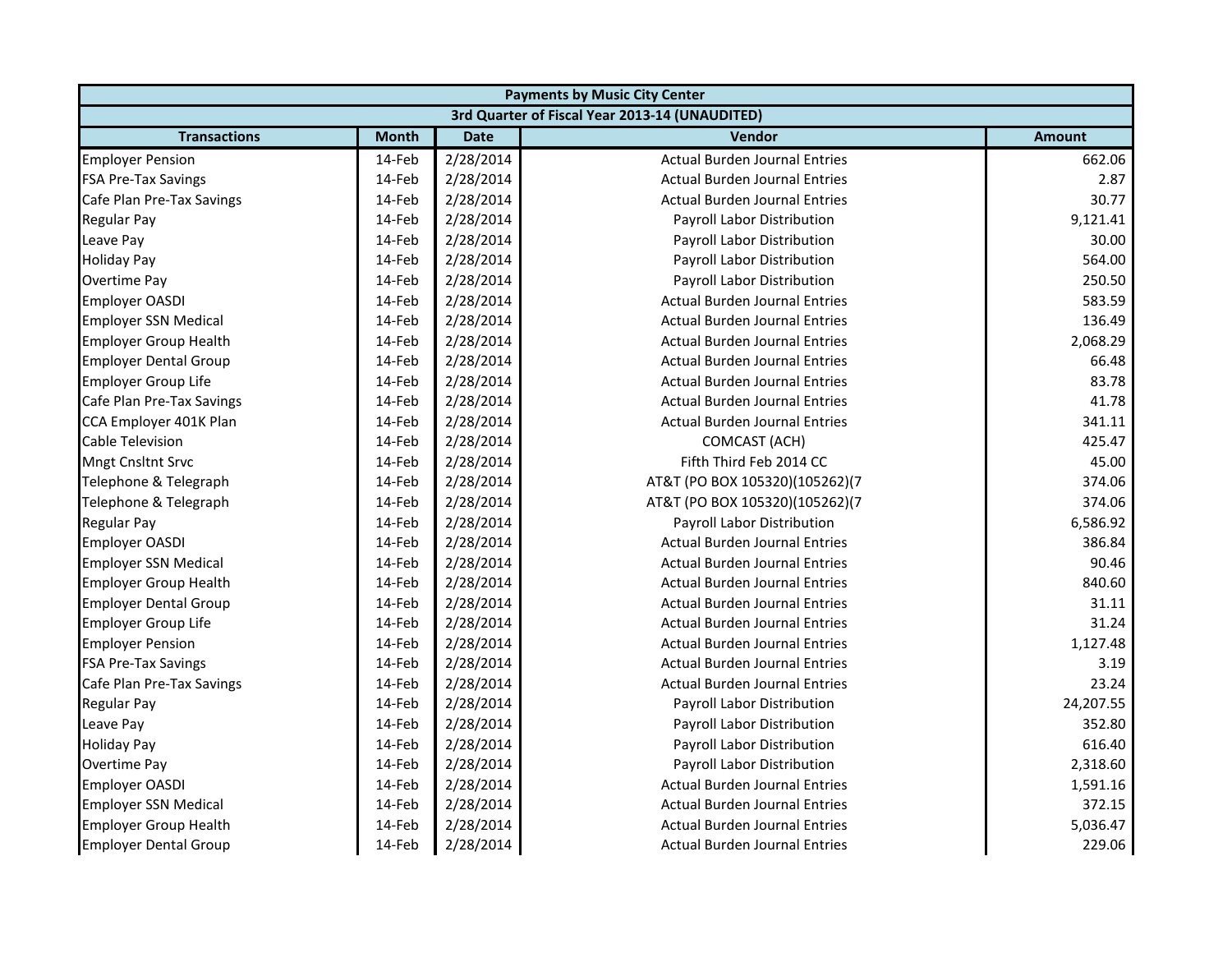| Payments by Music City Center | | | | |
|---|---|---|---|---|
| 3rd Quarter of Fiscal Year 2013-14 (UNAUDITED) | | | | |
| Transactions | Month | Date | Vendor | Amount |
| Employer Pension | 14-Feb | 2/28/2014 | Actual Burden Journal Entries | 662.06 |
| FSA Pre-Tax Savings | 14-Feb | 2/28/2014 | Actual Burden Journal Entries | 2.87 |
| Cafe Plan Pre-Tax Savings | 14-Feb | 2/28/2014 | Actual Burden Journal Entries | 30.77 |
| Regular Pay | 14-Feb | 2/28/2014 | Payroll Labor Distribution | 9,121.41 |
| Leave Pay | 14-Feb | 2/28/2014 | Payroll Labor Distribution | 30.00 |
| Holiday Pay | 14-Feb | 2/28/2014 | Payroll Labor Distribution | 564.00 |
| Overtime Pay | 14-Feb | 2/28/2014 | Payroll Labor Distribution | 250.50 |
| Employer OASDI | 14-Feb | 2/28/2014 | Actual Burden Journal Entries | 583.59 |
| Employer SSN Medical | 14-Feb | 2/28/2014 | Actual Burden Journal Entries | 136.49 |
| Employer Group Health | 14-Feb | 2/28/2014 | Actual Burden Journal Entries | 2,068.29 |
| Employer Dental Group | 14-Feb | 2/28/2014 | Actual Burden Journal Entries | 66.48 |
| Employer Group Life | 14-Feb | 2/28/2014 | Actual Burden Journal Entries | 83.78 |
| Cafe Plan Pre-Tax Savings | 14-Feb | 2/28/2014 | Actual Burden Journal Entries | 41.78 |
| CCA Employer 401K Plan | 14-Feb | 2/28/2014 | Actual Burden Journal Entries | 341.11 |
| Cable Television | 14-Feb | 2/28/2014 | COMCAST (ACH) | 425.47 |
| Mngt Cnsltnt Srvc | 14-Feb | 2/28/2014 | Fifth Third Feb 2014 CC | 45.00 |
| Telephone & Telegraph | 14-Feb | 2/28/2014 | AT&T (PO BOX 105320)(105262)(7 | 374.06 |
| Telephone & Telegraph | 14-Feb | 2/28/2014 | AT&T (PO BOX 105320)(105262)(7 | 374.06 |
| Regular Pay | 14-Feb | 2/28/2014 | Payroll Labor Distribution | 6,586.92 |
| Employer OASDI | 14-Feb | 2/28/2014 | Actual Burden Journal Entries | 386.84 |
| Employer SSN Medical | 14-Feb | 2/28/2014 | Actual Burden Journal Entries | 90.46 |
| Employer Group Health | 14-Feb | 2/28/2014 | Actual Burden Journal Entries | 840.60 |
| Employer Dental Group | 14-Feb | 2/28/2014 | Actual Burden Journal Entries | 31.11 |
| Employer Group Life | 14-Feb | 2/28/2014 | Actual Burden Journal Entries | 31.24 |
| Employer Pension | 14-Feb | 2/28/2014 | Actual Burden Journal Entries | 1,127.48 |
| FSA Pre-Tax Savings | 14-Feb | 2/28/2014 | Actual Burden Journal Entries | 3.19 |
| Cafe Plan Pre-Tax Savings | 14-Feb | 2/28/2014 | Actual Burden Journal Entries | 23.24 |
| Regular Pay | 14-Feb | 2/28/2014 | Payroll Labor Distribution | 24,207.55 |
| Leave Pay | 14-Feb | 2/28/2014 | Payroll Labor Distribution | 352.80 |
| Holiday Pay | 14-Feb | 2/28/2014 | Payroll Labor Distribution | 616.40 |
| Overtime Pay | 14-Feb | 2/28/2014 | Payroll Labor Distribution | 2,318.60 |
| Employer OASDI | 14-Feb | 2/28/2014 | Actual Burden Journal Entries | 1,591.16 |
| Employer SSN Medical | 14-Feb | 2/28/2014 | Actual Burden Journal Entries | 372.15 |
| Employer Group Health | 14-Feb | 2/28/2014 | Actual Burden Journal Entries | 5,036.47 |
| Employer Dental Group | 14-Feb | 2/28/2014 | Actual Burden Journal Entries | 229.06 |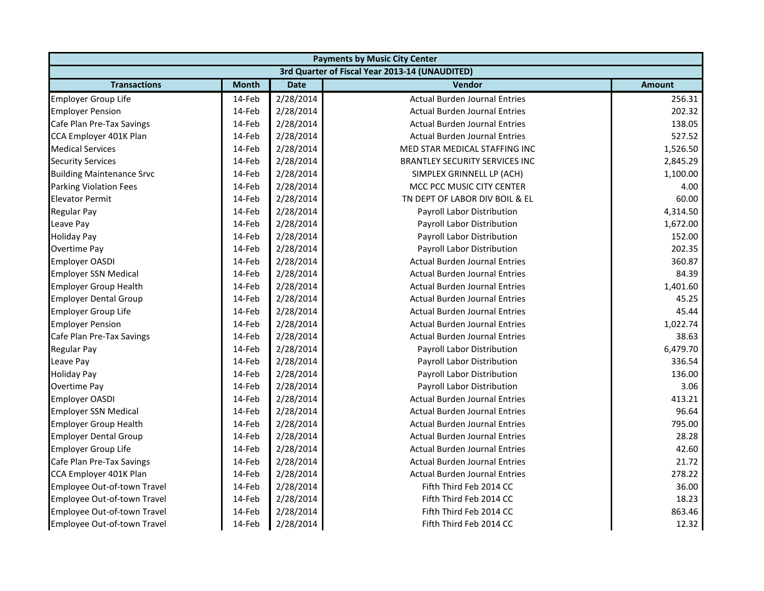| Payments by Music City Center | | | | |
|---|---|---|---|---|
| 3rd Quarter of Fiscal Year 2013-14 (UNAUDITED) | | | | |
| **Transactions** | **Month** | **Date** | **Vendor** | **Amount** |
| Employer Group Life | 14-Feb | 2/28/2014 | Actual Burden Journal Entries | 256.31 |
| Employer Pension | 14-Feb | 2/28/2014 | Actual Burden Journal Entries | 202.32 |
| Cafe Plan Pre-Tax Savings | 14-Feb | 2/28/2014 | Actual Burden Journal Entries | 138.05 |
| CCA Employer 401K Plan | 14-Feb | 2/28/2014 | Actual Burden Journal Entries | 527.52 |
| Medical Services | 14-Feb | 2/28/2014 | MED STAR MEDICAL STAFFING INC | 1,526.50 |
| Security Services | 14-Feb | 2/28/2014 | BRANTLEY SECURITY SERVICES INC | 2,845.29 |
| Building Maintenance Srvc | 14-Feb | 2/28/2014 | SIMPLEX GRINNELL LP (ACH) | 1,100.00 |
| Parking Violation Fees | 14-Feb | 2/28/2014 | MCC PCC MUSIC CITY CENTER | 4.00 |
| Elevator Permit | 14-Feb | 2/28/2014 | TN DEPT OF LABOR DIV BOIL & EL | 60.00 |
| Regular Pay | 14-Feb | 2/28/2014 | Payroll Labor Distribution | 4,314.50 |
| Leave Pay | 14-Feb | 2/28/2014 | Payroll Labor Distribution | 1,672.00 |
| Holiday Pay | 14-Feb | 2/28/2014 | Payroll Labor Distribution | 152.00 |
| Overtime Pay | 14-Feb | 2/28/2014 | Payroll Labor Distribution | 202.35 |
| Employer OASDI | 14-Feb | 2/28/2014 | Actual Burden Journal Entries | 360.87 |
| Employer SSN Medical | 14-Feb | 2/28/2014 | Actual Burden Journal Entries | 84.39 |
| Employer Group Health | 14-Feb | 2/28/2014 | Actual Burden Journal Entries | 1,401.60 |
| Employer Dental Group | 14-Feb | 2/28/2014 | Actual Burden Journal Entries | 45.25 |
| Employer Group Life | 14-Feb | 2/28/2014 | Actual Burden Journal Entries | 45.44 |
| Employer Pension | 14-Feb | 2/28/2014 | Actual Burden Journal Entries | 1,022.74 |
| Cafe Plan Pre-Tax Savings | 14-Feb | 2/28/2014 | Actual Burden Journal Entries | 38.63 |
| Regular Pay | 14-Feb | 2/28/2014 | Payroll Labor Distribution | 6,479.70 |
| Leave Pay | 14-Feb | 2/28/2014 | Payroll Labor Distribution | 336.54 |
| Holiday Pay | 14-Feb | 2/28/2014 | Payroll Labor Distribution | 136.00 |
| Overtime Pay | 14-Feb | 2/28/2014 | Payroll Labor Distribution | 3.06 |
| Employer OASDI | 14-Feb | 2/28/2014 | Actual Burden Journal Entries | 413.21 |
| Employer SSN Medical | 14-Feb | 2/28/2014 | Actual Burden Journal Entries | 96.64 |
| Employer Group Health | 14-Feb | 2/28/2014 | Actual Burden Journal Entries | 795.00 |
| Employer Dental Group | 14-Feb | 2/28/2014 | Actual Burden Journal Entries | 28.28 |
| Employer Group Life | 14-Feb | 2/28/2014 | Actual Burden Journal Entries | 42.60 |
| Cafe Plan Pre-Tax Savings | 14-Feb | 2/28/2014 | Actual Burden Journal Entries | 21.72 |
| CCA Employer 401K Plan | 14-Feb | 2/28/2014 | Actual Burden Journal Entries | 278.22 |
| Employee Out-of-town Travel | 14-Feb | 2/28/2014 | Fifth Third Feb 2014 CC | 36.00 |
| Employee Out-of-town Travel | 14-Feb | 2/28/2014 | Fifth Third Feb 2014 CC | 18.23 |
| Employee Out-of-town Travel | 14-Feb | 2/28/2014 | Fifth Third Feb 2014 CC | 863.46 |
| Employee Out-of-town Travel | 14-Feb | 2/28/2014 | Fifth Third Feb 2014 CC | 12.32 |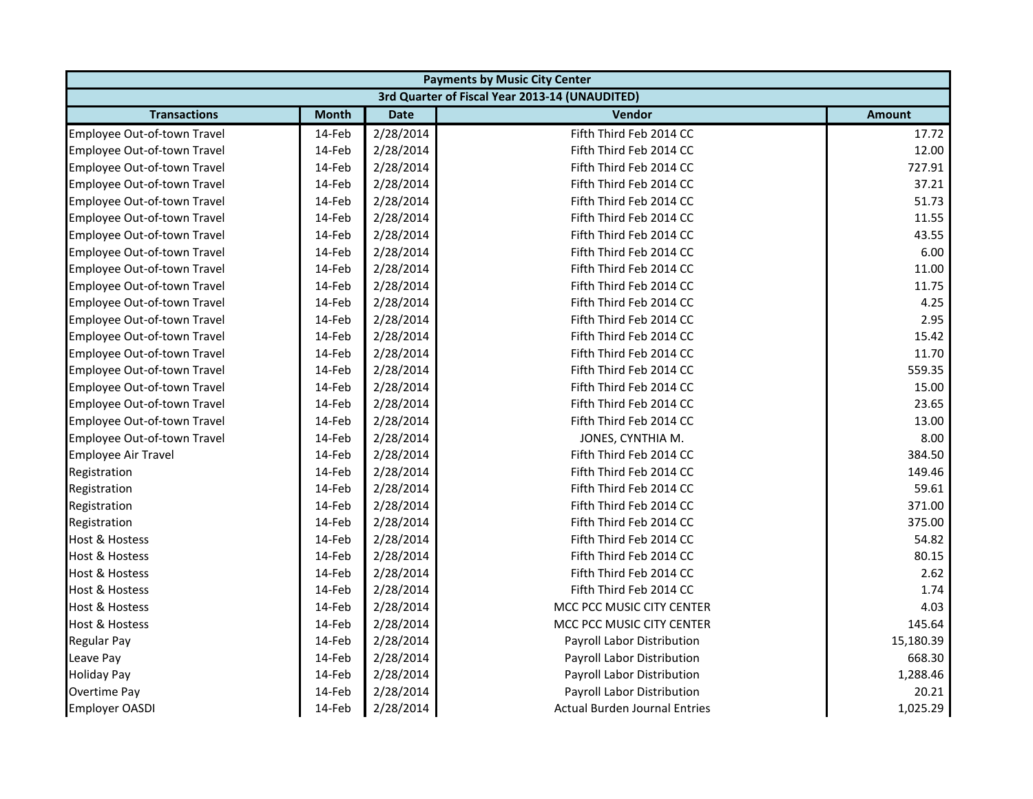| Payments by Music City Center | | | | |
|---|---|---|---|---|
| 3rd Quarter of Fiscal Year 2013-14 (UNAUDITED) | | | | |
| **Transactions** | **Month** | **Date** | **Vendor** | **Amount** |
| Employee Out-of-town Travel | 14-Feb | 2/28/2014 | Fifth Third Feb 2014 CC | 17.72 |
| Employee Out-of-town Travel | 14-Feb | 2/28/2014 | Fifth Third Feb 2014 CC | 12.00 |
| Employee Out-of-town Travel | 14-Feb | 2/28/2014 | Fifth Third Feb 2014 CC | 727.91 |
| Employee Out-of-town Travel | 14-Feb | 2/28/2014 | Fifth Third Feb 2014 CC | 37.21 |
| Employee Out-of-town Travel | 14-Feb | 2/28/2014 | Fifth Third Feb 2014 CC | 51.73 |
| Employee Out-of-town Travel | 14-Feb | 2/28/2014 | Fifth Third Feb 2014 CC | 11.55 |
| Employee Out-of-town Travel | 14-Feb | 2/28/2014 | Fifth Third Feb 2014 CC | 43.55 |
| Employee Out-of-town Travel | 14-Feb | 2/28/2014 | Fifth Third Feb 2014 CC | 6.00 |
| Employee Out-of-town Travel | 14-Feb | 2/28/2014 | Fifth Third Feb 2014 CC | 11.00 |
| Employee Out-of-town Travel | 14-Feb | 2/28/2014 | Fifth Third Feb 2014 CC | 11.75 |
| Employee Out-of-town Travel | 14-Feb | 2/28/2014 | Fifth Third Feb 2014 CC | 4.25 |
| Employee Out-of-town Travel | 14-Feb | 2/28/2014 | Fifth Third Feb 2014 CC | 2.95 |
| Employee Out-of-town Travel | 14-Feb | 2/28/2014 | Fifth Third Feb 2014 CC | 15.42 |
| Employee Out-of-town Travel | 14-Feb | 2/28/2014 | Fifth Third Feb 2014 CC | 11.70 |
| Employee Out-of-town Travel | 14-Feb | 2/28/2014 | Fifth Third Feb 2014 CC | 559.35 |
| Employee Out-of-town Travel | 14-Feb | 2/28/2014 | Fifth Third Feb 2014 CC | 15.00 |
| Employee Out-of-town Travel | 14-Feb | 2/28/2014 | Fifth Third Feb 2014 CC | 23.65 |
| Employee Out-of-town Travel | 14-Feb | 2/28/2014 | Fifth Third Feb 2014 CC | 13.00 |
| Employee Out-of-town Travel | 14-Feb | 2/28/2014 | JONES, CYNTHIA M. | 8.00 |
| Employee Air Travel | 14-Feb | 2/28/2014 | Fifth Third Feb 2014 CC | 384.50 |
| Registration | 14-Feb | 2/28/2014 | Fifth Third Feb 2014 CC | 149.46 |
| Registration | 14-Feb | 2/28/2014 | Fifth Third Feb 2014 CC | 59.61 |
| Registration | 14-Feb | 2/28/2014 | Fifth Third Feb 2014 CC | 371.00 |
| Registration | 14-Feb | 2/28/2014 | Fifth Third Feb 2014 CC | 375.00 |
| Host & Hostess | 14-Feb | 2/28/2014 | Fifth Third Feb 2014 CC | 54.82 |
| Host & Hostess | 14-Feb | 2/28/2014 | Fifth Third Feb 2014 CC | 80.15 |
| Host & Hostess | 14-Feb | 2/28/2014 | Fifth Third Feb 2014 CC | 2.62 |
| Host & Hostess | 14-Feb | 2/28/2014 | Fifth Third Feb 2014 CC | 1.74 |
| Host & Hostess | 14-Feb | 2/28/2014 | MCC PCC MUSIC CITY CENTER | 4.03 |
| Host & Hostess | 14-Feb | 2/28/2014 | MCC PCC MUSIC CITY CENTER | 145.64 |
| Regular Pay | 14-Feb | 2/28/2014 | Payroll Labor Distribution | 15,180.39 |
| Leave Pay | 14-Feb | 2/28/2014 | Payroll Labor Distribution | 668.30 |
| Holiday Pay | 14-Feb | 2/28/2014 | Payroll Labor Distribution | 1,288.46 |
| Overtime Pay | 14-Feb | 2/28/2014 | Payroll Labor Distribution | 20.21 |
| Employer OASDI | 14-Feb | 2/28/2014 | Actual Burden Journal Entries | 1,025.29 |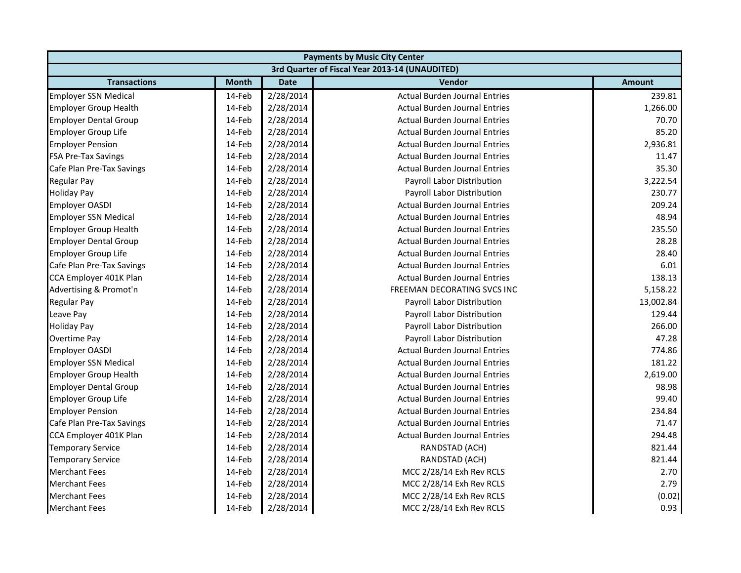| Payments by Music City Center | | | | |
|---|---|---|---|---|
| 3rd Quarter of Fiscal Year 2013-14 (UNAUDITED) | | | | |
| **Transactions** | **Month** | **Date** | **Vendor** | **Amount** |
| Employer SSN Medical | 14-Feb | 2/28/2014 | Actual Burden Journal Entries | 239.81 |
| Employer Group Health | 14-Feb | 2/28/2014 | Actual Burden Journal Entries | 1,266.00 |
| Employer Dental Group | 14-Feb | 2/28/2014 | Actual Burden Journal Entries | 70.70 |
| Employer Group Life | 14-Feb | 2/28/2014 | Actual Burden Journal Entries | 85.20 |
| Employer Pension | 14-Feb | 2/28/2014 | Actual Burden Journal Entries | 2,936.81 |
| FSA Pre-Tax Savings | 14-Feb | 2/28/2014 | Actual Burden Journal Entries | 11.47 |
| Cafe Plan Pre-Tax Savings | 14-Feb | 2/28/2014 | Actual Burden Journal Entries | 35.30 |
| Regular Pay | 14-Feb | 2/28/2014 | Payroll Labor Distribution | 3,222.54 |
| Holiday Pay | 14-Feb | 2/28/2014 | Payroll Labor Distribution | 230.77 |
| Employer OASDI | 14-Feb | 2/28/2014 | Actual Burden Journal Entries | 209.24 |
| Employer SSN Medical | 14-Feb | 2/28/2014 | Actual Burden Journal Entries | 48.94 |
| Employer Group Health | 14-Feb | 2/28/2014 | Actual Burden Journal Entries | 235.50 |
| Employer Dental Group | 14-Feb | 2/28/2014 | Actual Burden Journal Entries | 28.28 |
| Employer Group Life | 14-Feb | 2/28/2014 | Actual Burden Journal Entries | 28.40 |
| Cafe Plan Pre-Tax Savings | 14-Feb | 2/28/2014 | Actual Burden Journal Entries | 6.01 |
| CCA Employer 401K Plan | 14-Feb | 2/28/2014 | Actual Burden Journal Entries | 138.13 |
| Advertising & Promot'n | 14-Feb | 2/28/2014 | FREEMAN DECORATING SVCS INC | 5,158.22 |
| Regular Pay | 14-Feb | 2/28/2014 | Payroll Labor Distribution | 13,002.84 |
| Leave Pay | 14-Feb | 2/28/2014 | Payroll Labor Distribution | 129.44 |
| Holiday Pay | 14-Feb | 2/28/2014 | Payroll Labor Distribution | 266.00 |
| Overtime Pay | 14-Feb | 2/28/2014 | Payroll Labor Distribution | 47.28 |
| Employer OASDI | 14-Feb | 2/28/2014 | Actual Burden Journal Entries | 774.86 |
| Employer SSN Medical | 14-Feb | 2/28/2014 | Actual Burden Journal Entries | 181.22 |
| Employer Group Health | 14-Feb | 2/28/2014 | Actual Burden Journal Entries | 2,619.00 |
| Employer Dental Group | 14-Feb | 2/28/2014 | Actual Burden Journal Entries | 98.98 |
| Employer Group Life | 14-Feb | 2/28/2014 | Actual Burden Journal Entries | 99.40 |
| Employer Pension | 14-Feb | 2/28/2014 | Actual Burden Journal Entries | 234.84 |
| Cafe Plan Pre-Tax Savings | 14-Feb | 2/28/2014 | Actual Burden Journal Entries | 71.47 |
| CCA Employer 401K Plan | 14-Feb | 2/28/2014 | Actual Burden Journal Entries | 294.48 |
| Temporary Service | 14-Feb | 2/28/2014 | RANDSTAD (ACH) | 821.44 |
| Temporary Service | 14-Feb | 2/28/2014 | RANDSTAD (ACH) | 821.44 |
| Merchant Fees | 14-Feb | 2/28/2014 | MCC 2/28/14 Exh Rev RCLS | 2.70 |
| Merchant Fees | 14-Feb | 2/28/2014 | MCC 2/28/14 Exh Rev RCLS | 2.79 |
| Merchant Fees | 14-Feb | 2/28/2014 | MCC 2/28/14 Exh Rev RCLS | (0.02) |
| Merchant Fees | 14-Feb | 2/28/2014 | MCC 2/28/14 Exh Rev RCLS | 0.93 |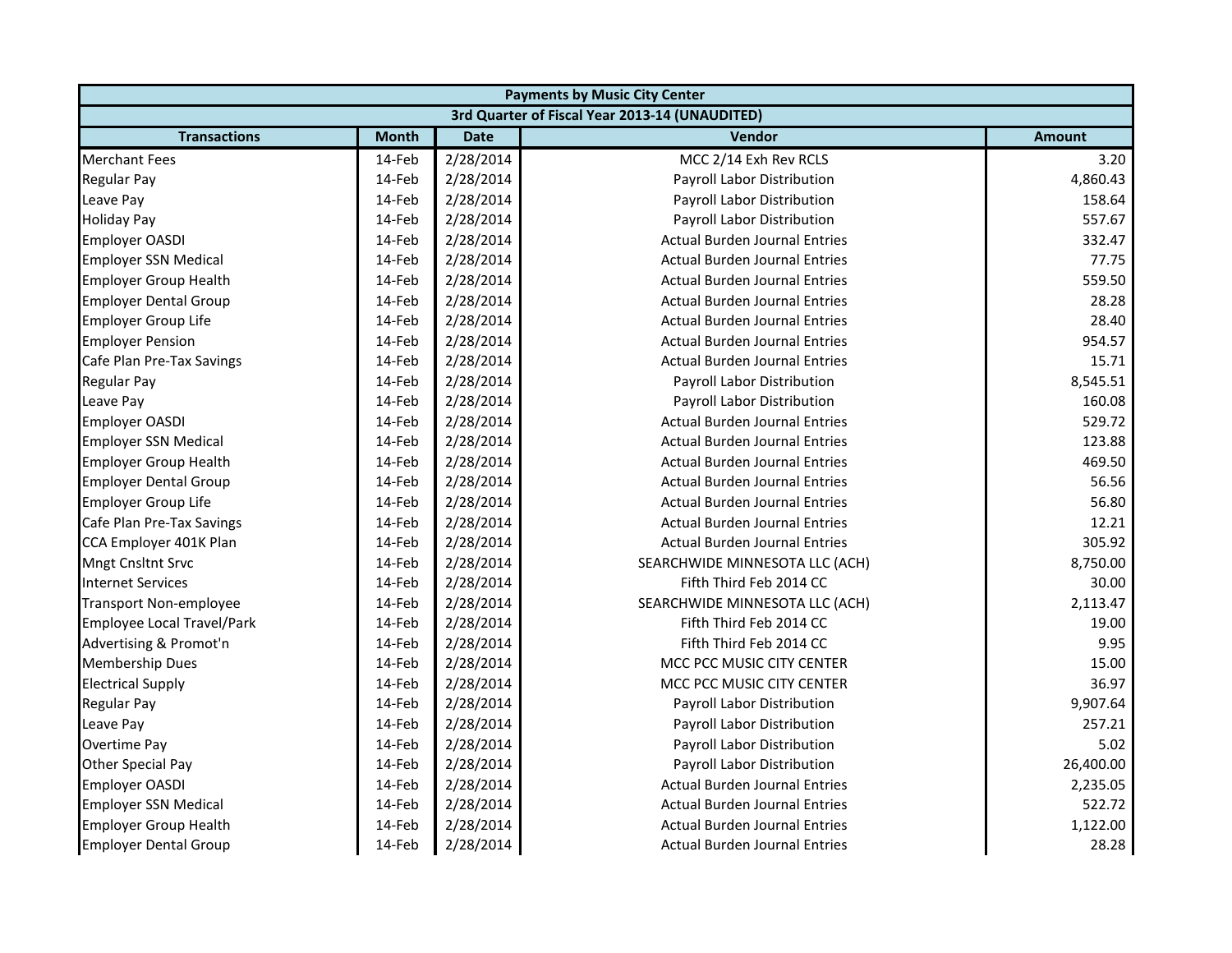| Payments by Music City Center | | | | |
|---|---|---|---|---|
| 3rd Quarter of Fiscal Year 2013-14 (UNAUDITED) | | | | |
| **Transactions** | **Month** | **Date** | **Vendor** | **Amount** |
| Merchant Fees | 14-Feb | 2/28/2014 | MCC 2/14 Exh Rev RCLS | 3.20 |
| Regular Pay | 14-Feb | 2/28/2014 | Payroll Labor Distribution | 4,860.43 |
| Leave Pay | 14-Feb | 2/28/2014 | Payroll Labor Distribution | 158.64 |
| Holiday Pay | 14-Feb | 2/28/2014 | Payroll Labor Distribution | 557.67 |
| Employer OASDI | 14-Feb | 2/28/2014 | Actual Burden Journal Entries | 332.47 |
| Employer SSN Medical | 14-Feb | 2/28/2014 | Actual Burden Journal Entries | 77.75 |
| Employer Group Health | 14-Feb | 2/28/2014 | Actual Burden Journal Entries | 559.50 |
| Employer Dental Group | 14-Feb | 2/28/2014 | Actual Burden Journal Entries | 28.28 |
| Employer Group Life | 14-Feb | 2/28/2014 | Actual Burden Journal Entries | 28.40 |
| Employer Pension | 14-Feb | 2/28/2014 | Actual Burden Journal Entries | 954.57 |
| Cafe Plan Pre-Tax Savings | 14-Feb | 2/28/2014 | Actual Burden Journal Entries | 15.71 |
| Regular Pay | 14-Feb | 2/28/2014 | Payroll Labor Distribution | 8,545.51 |
| Leave Pay | 14-Feb | 2/28/2014 | Payroll Labor Distribution | 160.08 |
| Employer OASDI | 14-Feb | 2/28/2014 | Actual Burden Journal Entries | 529.72 |
| Employer SSN Medical | 14-Feb | 2/28/2014 | Actual Burden Journal Entries | 123.88 |
| Employer Group Health | 14-Feb | 2/28/2014 | Actual Burden Journal Entries | 469.50 |
| Employer Dental Group | 14-Feb | 2/28/2014 | Actual Burden Journal Entries | 56.56 |
| Employer Group Life | 14-Feb | 2/28/2014 | Actual Burden Journal Entries | 56.80 |
| Cafe Plan Pre-Tax Savings | 14-Feb | 2/28/2014 | Actual Burden Journal Entries | 12.21 |
| CCA Employer 401K Plan | 14-Feb | 2/28/2014 | Actual Burden Journal Entries | 305.92 |
| Mngt Cnsltnt Srvc | 14-Feb | 2/28/2014 | SEARCHWIDE MINNESOTA LLC (ACH) | 8,750.00 |
| Internet Services | 14-Feb | 2/28/2014 | Fifth Third Feb 2014 CC | 30.00 |
| Transport Non-employee | 14-Feb | 2/28/2014 | SEARCHWIDE MINNESOTA LLC (ACH) | 2,113.47 |
| Employee Local Travel/Park | 14-Feb | 2/28/2014 | Fifth Third Feb 2014 CC | 19.00 |
| Advertising & Promot'n | 14-Feb | 2/28/2014 | Fifth Third Feb 2014 CC | 9.95 |
| Membership Dues | 14-Feb | 2/28/2014 | MCC PCC MUSIC CITY CENTER | 15.00 |
| Electrical Supply | 14-Feb | 2/28/2014 | MCC PCC MUSIC CITY CENTER | 36.97 |
| Regular Pay | 14-Feb | 2/28/2014 | Payroll Labor Distribution | 9,907.64 |
| Leave Pay | 14-Feb | 2/28/2014 | Payroll Labor Distribution | 257.21 |
| Overtime Pay | 14-Feb | 2/28/2014 | Payroll Labor Distribution | 5.02 |
| Other Special Pay | 14-Feb | 2/28/2014 | Payroll Labor Distribution | 26,400.00 |
| Employer OASDI | 14-Feb | 2/28/2014 | Actual Burden Journal Entries | 2,235.05 |
| Employer SSN Medical | 14-Feb | 2/28/2014 | Actual Burden Journal Entries | 522.72 |
| Employer Group Health | 14-Feb | 2/28/2014 | Actual Burden Journal Entries | 1,122.00 |
| Employer Dental Group | 14-Feb | 2/28/2014 | Actual Burden Journal Entries | 28.28 |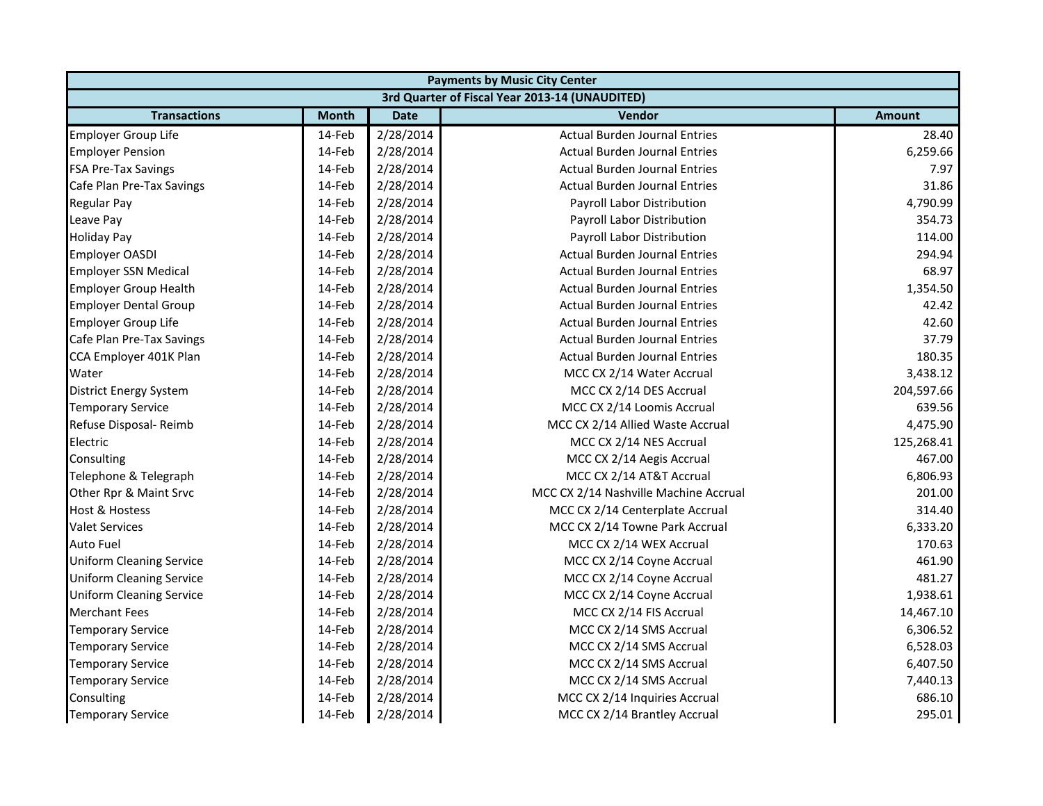| Payments by Music City Center | | | | |
|---|---|---|---|---|
| 3rd Quarter of Fiscal Year 2013-14 (UNAUDITED) | | | | |
| **Transactions** | **Month** | **Date** | **Vendor** | **Amount** |
| Employer Group Life | 14-Feb | 2/28/2014 | Actual Burden Journal Entries | 28.40 |
| Employer Pension | 14-Feb | 2/28/2014 | Actual Burden Journal Entries | 6,259.66 |
| FSA Pre-Tax Savings | 14-Feb | 2/28/2014 | Actual Burden Journal Entries | 7.97 |
| Cafe Plan Pre-Tax Savings | 14-Feb | 2/28/2014 | Actual Burden Journal Entries | 31.86 |
| Regular Pay | 14-Feb | 2/28/2014 | Payroll Labor Distribution | 4,790.99 |
| Leave Pay | 14-Feb | 2/28/2014 | Payroll Labor Distribution | 354.73 |
| Holiday Pay | 14-Feb | 2/28/2014 | Payroll Labor Distribution | 114.00 |
| Employer OASDI | 14-Feb | 2/28/2014 | Actual Burden Journal Entries | 294.94 |
| Employer SSN Medical | 14-Feb | 2/28/2014 | Actual Burden Journal Entries | 68.97 |
| Employer Group Health | 14-Feb | 2/28/2014 | Actual Burden Journal Entries | 1,354.50 |
| Employer Dental Group | 14-Feb | 2/28/2014 | Actual Burden Journal Entries | 42.42 |
| Employer Group Life | 14-Feb | 2/28/2014 | Actual Burden Journal Entries | 42.60 |
| Cafe Plan Pre-Tax Savings | 14-Feb | 2/28/2014 | Actual Burden Journal Entries | 37.79 |
| CCA Employer 401K Plan | 14-Feb | 2/28/2014 | Actual Burden Journal Entries | 180.35 |
| Water | 14-Feb | 2/28/2014 | MCC CX 2/14 Water Accrual | 3,438.12 |
| District Energy System | 14-Feb | 2/28/2014 | MCC CX 2/14 DES Accrual | 204,597.66 |
| Temporary Service | 14-Feb | 2/28/2014 | MCC CX 2/14 Loomis Accrual | 639.56 |
| Refuse Disposal- Reimb | 14-Feb | 2/28/2014 | MCC CX 2/14 Allied Waste Accrual | 4,475.90 |
| Electric | 14-Feb | 2/28/2014 | MCC CX 2/14 NES Accrual | 125,268.41 |
| Consulting | 14-Feb | 2/28/2014 | MCC CX 2/14 Aegis Accrual | 467.00 |
| Telephone & Telegraph | 14-Feb | 2/28/2014 | MCC CX 2/14 AT&T Accrual | 6,806.93 |
| Other Rpr & Maint Srvc | 14-Feb | 2/28/2014 | MCC CX 2/14 Nashville Machine Accrual | 201.00 |
| Host & Hostess | 14-Feb | 2/28/2014 | MCC CX 2/14 Centerplate Accrual | 314.40 |
| Valet Services | 14-Feb | 2/28/2014 | MCC CX 2/14 Towne Park Accrual | 6,333.20 |
| Auto Fuel | 14-Feb | 2/28/2014 | MCC CX 2/14 WEX Accrual | 170.63 |
| Uniform Cleaning Service | 14-Feb | 2/28/2014 | MCC CX 2/14 Coyne Accrual | 461.90 |
| Uniform Cleaning Service | 14-Feb | 2/28/2014 | MCC CX 2/14 Coyne Accrual | 481.27 |
| Uniform Cleaning Service | 14-Feb | 2/28/2014 | MCC CX 2/14 Coyne Accrual | 1,938.61 |
| Merchant Fees | 14-Feb | 2/28/2014 | MCC CX 2/14 FIS Accrual | 14,467.10 |
| Temporary Service | 14-Feb | 2/28/2014 | MCC CX 2/14 SMS Accrual | 6,306.52 |
| Temporary Service | 14-Feb | 2/28/2014 | MCC CX 2/14 SMS Accrual | 6,528.03 |
| Temporary Service | 14-Feb | 2/28/2014 | MCC CX 2/14 SMS Accrual | 6,407.50 |
| Temporary Service | 14-Feb | 2/28/2014 | MCC CX 2/14 SMS Accrual | 7,440.13 |
| Consulting | 14-Feb | 2/28/2014 | MCC CX 2/14 Inquiries Accrual | 686.10 |
| Temporary Service | 14-Feb | 2/28/2014 | MCC CX 2/14 Brantley Accrual | 295.01 |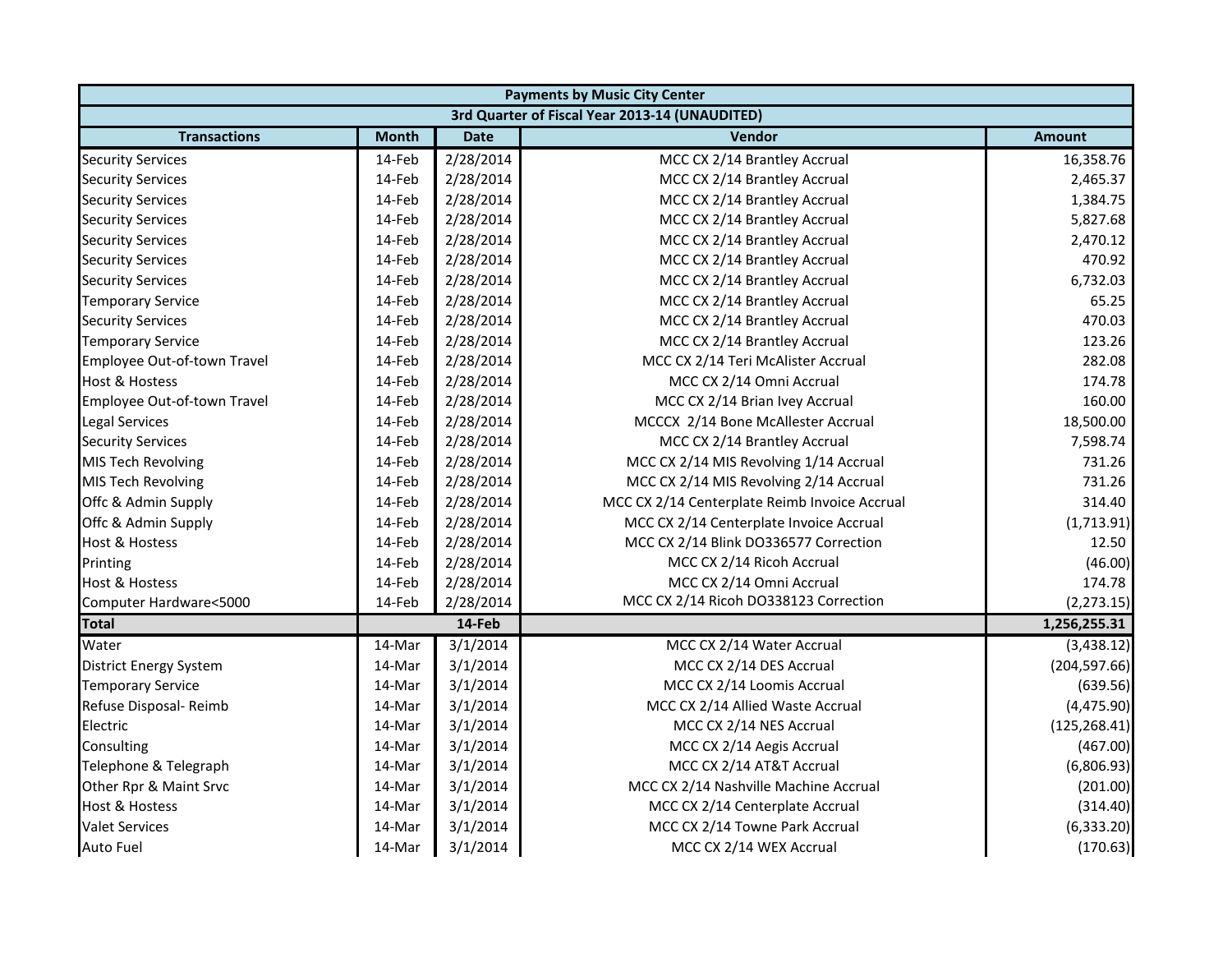| Payments by Music City Center | | | | |
|---|---|---|---|---|
| 3rd Quarter of Fiscal Year 2013-14 (UNAUDITED) | | | | |
| **Transactions** | **Month** | **Date** | **Vendor** | **Amount** |
| Security Services | 14-Feb | 2/28/2014 | MCC CX 2/14 Brantley Accrual | 16,358.76 |
| Security Services | 14-Feb | 2/28/2014 | MCC CX 2/14 Brantley Accrual | 2,465.37 |
| Security Services | 14-Feb | 2/28/2014 | MCC CX 2/14 Brantley Accrual | 1,384.75 |
| Security Services | 14-Feb | 2/28/2014 | MCC CX 2/14 Brantley Accrual | 5,827.68 |
| Security Services | 14-Feb | 2/28/2014 | MCC CX 2/14 Brantley Accrual | 2,470.12 |
| Security Services | 14-Feb | 2/28/2014 | MCC CX 2/14 Brantley Accrual | 470.92 |
| Security Services | 14-Feb | 2/28/2014 | MCC CX 2/14 Brantley Accrual | 6,732.03 |
| Temporary Service | 14-Feb | 2/28/2014 | MCC CX 2/14 Brantley Accrual | 65.25 |
| Security Services | 14-Feb | 2/28/2014 | MCC CX 2/14 Brantley Accrual | 470.03 |
| Temporary Service | 14-Feb | 2/28/2014 | MCC CX 2/14 Brantley Accrual | 123.26 |
| Employee Out-of-town Travel | 14-Feb | 2/28/2014 | MCC CX 2/14 Teri McAlister Accrual | 282.08 |
| Host & Hostess | 14-Feb | 2/28/2014 | MCC CX 2/14 Omni Accrual | 174.78 |
| Employee Out-of-town Travel | 14-Feb | 2/28/2014 | MCC CX 2/14 Brian Ivey Accrual | 160.00 |
| Legal Services | 14-Feb | 2/28/2014 | MCCCX 2/14 Bone McAllester Accrual | 18,500.00 |
| Security Services | 14-Feb | 2/28/2014 | MCC CX 2/14 Brantley Accrual | 7,598.74 |
| MIS Tech Revolving | 14-Feb | 2/28/2014 | MCC CX 2/14 MIS Revolving 1/14 Accrual | 731.26 |
| MIS Tech Revolving | 14-Feb | 2/28/2014 | MCC CX 2/14 MIS Revolving 2/14 Accrual | 731.26 |
| Offc & Admin Supply | 14-Feb | 2/28/2014 | MCC CX 2/14 Centerplate Reimb Invoice Accrual | 314.40 |
| Offc & Admin Supply | 14-Feb | 2/28/2014 | MCC CX 2/14 Centerplate Invoice Accrual | (1,713.91) |
| Host & Hostess | 14-Feb | 2/28/2014 | MCC CX 2/14 Blink DO336577 Correction | 12.50 |
| Printing | 14-Feb | 2/28/2014 | MCC CX 2/14 Ricoh Accrual | (46.00) |
| Host & Hostess | 14-Feb | 2/28/2014 | MCC CX 2/14 Omni Accrual | 174.78 |
| Computer Hardware<5000 | 14-Feb | 2/28/2014 | MCC CX 2/14 Ricoh DO338123 Correction | (2,273.15) |
| **Total** | | **14-Feb** | | **1,256,255.31** |
| Water | 14-Mar | 3/1/2014 | MCC CX 2/14 Water Accrual | (3,438.12) |
| District Energy System | 14-Mar | 3/1/2014 | MCC CX 2/14 DES Accrual | (204,597.66) |
| Temporary Service | 14-Mar | 3/1/2014 | MCC CX 2/14 Loomis Accrual | (639.56) |
| Refuse Disposal- Reimb | 14-Mar | 3/1/2014 | MCC CX 2/14 Allied Waste Accrual | (4,475.90) |
| Electric | 14-Mar | 3/1/2014 | MCC CX 2/14 NES Accrual | (125,268.41) |
| Consulting | 14-Mar | 3/1/2014 | MCC CX 2/14 Aegis Accrual | (467.00) |
| Telephone & Telegraph | 14-Mar | 3/1/2014 | MCC CX 2/14 AT&T Accrual | (6,806.93) |
| Other Rpr & Maint Srvc | 14-Mar | 3/1/2014 | MCC CX 2/14 Nashville Machine Accrual | (201.00) |
| Host & Hostess | 14-Mar | 3/1/2014 | MCC CX 2/14 Centerplate Accrual | (314.40) |
| Valet Services | 14-Mar | 3/1/2014 | MCC CX 2/14 Towne Park Accrual | (6,333.20) |
| Auto Fuel | 14-Mar | 3/1/2014 | MCC CX 2/14 WEX Accrual | (170.63) |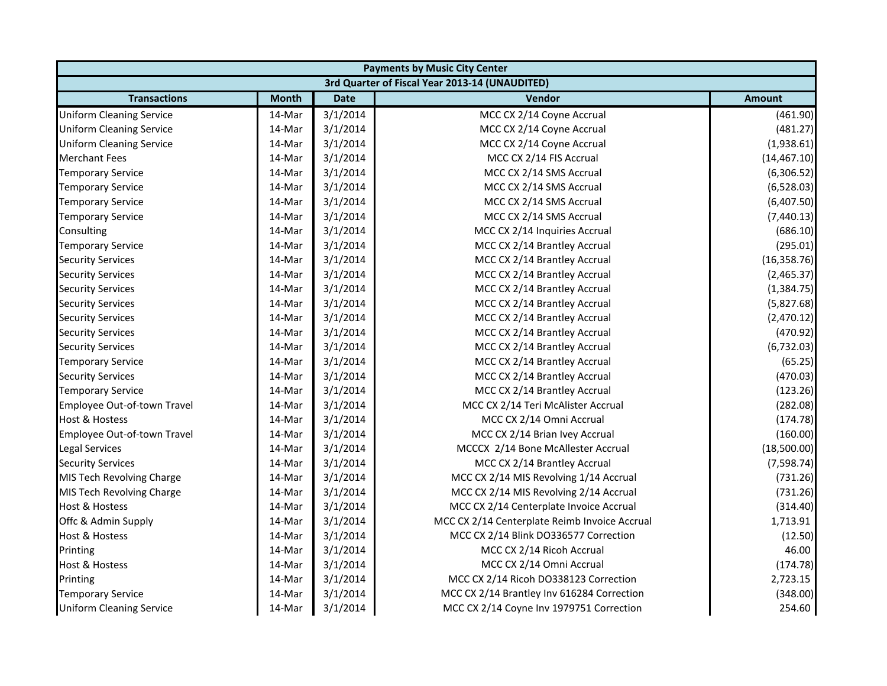| Payments by Music City Center | | | | |
|---|---|---|---|---|
| 3rd Quarter of Fiscal Year 2013-14 (UNAUDITED) | | | | |
| **Transactions** | **Month** | **Date** | **Vendor** | **Amount** |
| Uniform Cleaning Service | 14-Mar | 3/1/2014 | MCC CX 2/14 Coyne Accrual | (461.90) |
| Uniform Cleaning Service | 14-Mar | 3/1/2014 | MCC CX 2/14 Coyne Accrual | (481.27) |
| Uniform Cleaning Service | 14-Mar | 3/1/2014 | MCC CX 2/14 Coyne Accrual | (1,938.61) |
| Merchant Fees | 14-Mar | 3/1/2014 | MCC CX 2/14 FIS Accrual | (14,467.10) |
| Temporary Service | 14-Mar | 3/1/2014 | MCC CX 2/14 SMS Accrual | (6,306.52) |
| Temporary Service | 14-Mar | 3/1/2014 | MCC CX 2/14 SMS Accrual | (6,528.03) |
| Temporary Service | 14-Mar | 3/1/2014 | MCC CX 2/14 SMS Accrual | (6,407.50) |
| Temporary Service | 14-Mar | 3/1/2014 | MCC CX 2/14 SMS Accrual | (7,440.13) |
| Consulting | 14-Mar | 3/1/2014 | MCC CX 2/14 Inquiries Accrual | (686.10) |
| Temporary Service | 14-Mar | 3/1/2014 | MCC CX 2/14 Brantley Accrual | (295.01) |
| Security Services | 14-Mar | 3/1/2014 | MCC CX 2/14 Brantley Accrual | (16,358.76) |
| Security Services | 14-Mar | 3/1/2014 | MCC CX 2/14 Brantley Accrual | (2,465.37) |
| Security Services | 14-Mar | 3/1/2014 | MCC CX 2/14 Brantley Accrual | (1,384.75) |
| Security Services | 14-Mar | 3/1/2014 | MCC CX 2/14 Brantley Accrual | (5,827.68) |
| Security Services | 14-Mar | 3/1/2014 | MCC CX 2/14 Brantley Accrual | (2,470.12) |
| Security Services | 14-Mar | 3/1/2014 | MCC CX 2/14 Brantley Accrual | (470.92) |
| Security Services | 14-Mar | 3/1/2014 | MCC CX 2/14 Brantley Accrual | (6,732.03) |
| Temporary Service | 14-Mar | 3/1/2014 | MCC CX 2/14 Brantley Accrual | (65.25) |
| Security Services | 14-Mar | 3/1/2014 | MCC CX 2/14 Brantley Accrual | (470.03) |
| Temporary Service | 14-Mar | 3/1/2014 | MCC CX 2/14 Brantley Accrual | (123.26) |
| Employee Out-of-town Travel | 14-Mar | 3/1/2014 | MCC CX 2/14 Teri McAlister Accrual | (282.08) |
| Host & Hostess | 14-Mar | 3/1/2014 | MCC CX 2/14 Omni Accrual | (174.78) |
| Employee Out-of-town Travel | 14-Mar | 3/1/2014 | MCC CX 2/14 Brian Ivey Accrual | (160.00) |
| Legal Services | 14-Mar | 3/1/2014 | MCCCX 2/14 Bone McAllester Accrual | (18,500.00) |
| Security Services | 14-Mar | 3/1/2014 | MCC CX 2/14 Brantley Accrual | (7,598.74) |
| MIS Tech Revolving Charge | 14-Mar | 3/1/2014 | MCC CX 2/14 MIS Revolving 1/14 Accrual | (731.26) |
| MIS Tech Revolving Charge | 14-Mar | 3/1/2014 | MCC CX 2/14 MIS Revolving 2/14 Accrual | (731.26) |
| Host & Hostess | 14-Mar | 3/1/2014 | MCC CX 2/14 Centerplate Invoice Accrual | (314.40) |
| Offc & Admin Supply | 14-Mar | 3/1/2014 | MCC CX 2/14 Centerplate Reimb Invoice Accrual | 1,713.91 |
| Host & Hostess | 14-Mar | 3/1/2014 | MCC CX 2/14 Blink DO336577 Correction | (12.50) |
| Printing | 14-Mar | 3/1/2014 | MCC CX 2/14 Ricoh Accrual | 46.00 |
| Host & Hostess | 14-Mar | 3/1/2014 | MCC CX 2/14 Omni Accrual | (174.78) |
| Printing | 14-Mar | 3/1/2014 | MCC CX 2/14 Ricoh DO338123 Correction | 2,723.15 |
| Temporary Service | 14-Mar | 3/1/2014 | MCC CX 2/14 Brantley Inv 616284 Correction | (348.00) |
| Uniform Cleaning Service | 14-Mar | 3/1/2014 | MCC CX 2/14 Coyne Inv 1979751 Correction | 254.60 |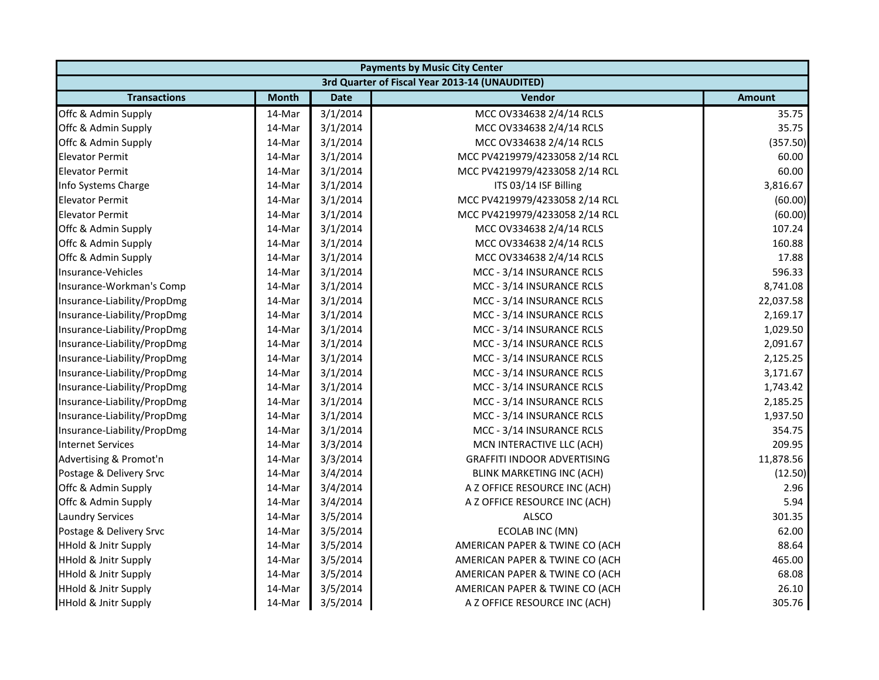| Payments by Music City Center | | | | |
|---|---|---|---|---|
| 3rd Quarter of Fiscal Year 2013-14 (UNAUDITED) | | | | |
| **Transactions** | **Month** | **Date** | **Vendor** | **Amount** |
| Offc & Admin Supply | 14-Mar | 3/1/2014 | MCC OV334638 2/4/14 RCLS | 35.75 |
| Offc & Admin Supply | 14-Mar | 3/1/2014 | MCC OV334638 2/4/14 RCLS | 35.75 |
| Offc & Admin Supply | 14-Mar | 3/1/2014 | MCC OV334638 2/4/14 RCLS | (357.50) |
| Elevator Permit | 14-Mar | 3/1/2014 | MCC PV4219979/4233058 2/14 RCL | 60.00 |
| Elevator Permit | 14-Mar | 3/1/2014 | MCC PV4219979/4233058 2/14 RCL | 60.00 |
| Info Systems Charge | 14-Mar | 3/1/2014 | ITS 03/14 ISF Billing | 3,816.67 |
| Elevator Permit | 14-Mar | 3/1/2014 | MCC PV4219979/4233058 2/14 RCL | (60.00) |
| Elevator Permit | 14-Mar | 3/1/2014 | MCC PV4219979/4233058 2/14 RCL | (60.00) |
| Offc & Admin Supply | 14-Mar | 3/1/2014 | MCC OV334638 2/4/14 RCLS | 107.24 |
| Offc & Admin Supply | 14-Mar | 3/1/2014 | MCC OV334638 2/4/14 RCLS | 160.88 |
| Offc & Admin Supply | 14-Mar | 3/1/2014 | MCC OV334638 2/4/14 RCLS | 17.88 |
| Insurance-Vehicles | 14-Mar | 3/1/2014 | MCC - 3/14 INSURANCE RCLS | 596.33 |
| Insurance-Workman's Comp | 14-Mar | 3/1/2014 | MCC - 3/14 INSURANCE RCLS | 8,741.08 |
| Insurance-Liability/PropDmg | 14-Mar | 3/1/2014 | MCC - 3/14 INSURANCE RCLS | 22,037.58 |
| Insurance-Liability/PropDmg | 14-Mar | 3/1/2014 | MCC - 3/14 INSURANCE RCLS | 2,169.17 |
| Insurance-Liability/PropDmg | 14-Mar | 3/1/2014 | MCC - 3/14 INSURANCE RCLS | 1,029.50 |
| Insurance-Liability/PropDmg | 14-Mar | 3/1/2014 | MCC - 3/14 INSURANCE RCLS | 2,091.67 |
| Insurance-Liability/PropDmg | 14-Mar | 3/1/2014 | MCC - 3/14 INSURANCE RCLS | 2,125.25 |
| Insurance-Liability/PropDmg | 14-Mar | 3/1/2014 | MCC - 3/14 INSURANCE RCLS | 3,171.67 |
| Insurance-Liability/PropDmg | 14-Mar | 3/1/2014 | MCC - 3/14 INSURANCE RCLS | 1,743.42 |
| Insurance-Liability/PropDmg | 14-Mar | 3/1/2014 | MCC - 3/14 INSURANCE RCLS | 2,185.25 |
| Insurance-Liability/PropDmg | 14-Mar | 3/1/2014 | MCC - 3/14 INSURANCE RCLS | 1,937.50 |
| Insurance-Liability/PropDmg | 14-Mar | 3/1/2014 | MCC - 3/14 INSURANCE RCLS | 354.75 |
| Internet Services | 14-Mar | 3/3/2014 | MCN INTERACTIVE LLC (ACH) | 209.95 |
| Advertising & Promot'n | 14-Mar | 3/3/2014 | GRAFFITI INDOOR ADVERTISING | 11,878.56 |
| Postage & Delivery Srvc | 14-Mar | 3/4/2014 | BLINK MARKETING INC (ACH) | (12.50) |
| Offc & Admin Supply | 14-Mar | 3/4/2014 | A Z OFFICE RESOURCE INC (ACH) | 2.96 |
| Offc & Admin Supply | 14-Mar | 3/4/2014 | A Z OFFICE RESOURCE INC (ACH) | 5.94 |
| Laundry Services | 14-Mar | 3/5/2014 | ALSCO | 301.35 |
| Postage & Delivery Srvc | 14-Mar | 3/5/2014 | ECOLAB INC (MN) | 62.00 |
| HHold & Jnitr Supply | 14-Mar | 3/5/2014 | AMERICAN PAPER & TWINE CO (ACH | 88.64 |
| HHold & Jnitr Supply | 14-Mar | 3/5/2014 | AMERICAN PAPER & TWINE CO (ACH | 465.00 |
| HHold & Jnitr Supply | 14-Mar | 3/5/2014 | AMERICAN PAPER & TWINE CO (ACH | 68.08 |
| HHold & Jnitr Supply | 14-Mar | 3/5/2014 | AMERICAN PAPER & TWINE CO (ACH | 26.10 |
| HHold & Jnitr Supply | 14-Mar | 3/5/2014 | A Z OFFICE RESOURCE INC (ACH) | 305.76 |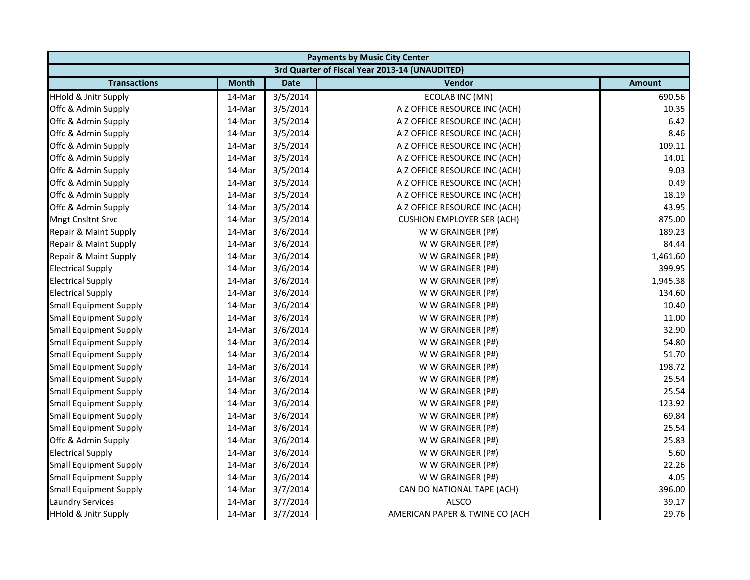| Payments by Music City Center | | | | |
|---|---|---|---|---|
| 3rd Quarter of Fiscal Year 2013-14 (UNAUDITED) | | | | |
| **Transactions** | **Month** | **Date** | **Vendor** | **Amount** |
| HHold & Jnitr Supply | 14-Mar | 3/5/2014 | ECOLAB INC (MN) | 690.56 |
| Offc & Admin Supply | 14-Mar | 3/5/2014 | A Z OFFICE RESOURCE INC (ACH) | 10.35 |
| Offc & Admin Supply | 14-Mar | 3/5/2014 | A Z OFFICE RESOURCE INC (ACH) | 6.42 |
| Offc & Admin Supply | 14-Mar | 3/5/2014 | A Z OFFICE RESOURCE INC (ACH) | 8.46 |
| Offc & Admin Supply | 14-Mar | 3/5/2014 | A Z OFFICE RESOURCE INC (ACH) | 109.11 |
| Offc & Admin Supply | 14-Mar | 3/5/2014 | A Z OFFICE RESOURCE INC (ACH) | 14.01 |
| Offc & Admin Supply | 14-Mar | 3/5/2014 | A Z OFFICE RESOURCE INC (ACH) | 9.03 |
| Offc & Admin Supply | 14-Mar | 3/5/2014 | A Z OFFICE RESOURCE INC (ACH) | 0.49 |
| Offc & Admin Supply | 14-Mar | 3/5/2014 | A Z OFFICE RESOURCE INC (ACH) | 18.19 |
| Offc & Admin Supply | 14-Mar | 3/5/2014 | A Z OFFICE RESOURCE INC (ACH) | 43.95 |
| Mngt Cnsltnt Srvc | 14-Mar | 3/5/2014 | CUSHION EMPLOYER SER (ACH) | 875.00 |
| Repair & Maint Supply | 14-Mar | 3/6/2014 | W W GRAINGER (P#) | 189.23 |
| Repair & Maint Supply | 14-Mar | 3/6/2014 | W W GRAINGER (P#) | 84.44 |
| Repair & Maint Supply | 14-Mar | 3/6/2014 | W W GRAINGER (P#) | 1,461.60 |
| Electrical Supply | 14-Mar | 3/6/2014 | W W GRAINGER (P#) | 399.95 |
| Electrical Supply | 14-Mar | 3/6/2014 | W W GRAINGER (P#) | 1,945.38 |
| Electrical Supply | 14-Mar | 3/6/2014 | W W GRAINGER (P#) | 134.60 |
| Small Equipment Supply | 14-Mar | 3/6/2014 | W W GRAINGER (P#) | 10.40 |
| Small Equipment Supply | 14-Mar | 3/6/2014 | W W GRAINGER (P#) | 11.00 |
| Small Equipment Supply | 14-Mar | 3/6/2014 | W W GRAINGER (P#) | 32.90 |
| Small Equipment Supply | 14-Mar | 3/6/2014 | W W GRAINGER (P#) | 54.80 |
| Small Equipment Supply | 14-Mar | 3/6/2014 | W W GRAINGER (P#) | 51.70 |
| Small Equipment Supply | 14-Mar | 3/6/2014 | W W GRAINGER (P#) | 198.72 |
| Small Equipment Supply | 14-Mar | 3/6/2014 | W W GRAINGER (P#) | 25.54 |
| Small Equipment Supply | 14-Mar | 3/6/2014 | W W GRAINGER (P#) | 25.54 |
| Small Equipment Supply | 14-Mar | 3/6/2014 | W W GRAINGER (P#) | 123.92 |
| Small Equipment Supply | 14-Mar | 3/6/2014 | W W GRAINGER (P#) | 69.84 |
| Small Equipment Supply | 14-Mar | 3/6/2014 | W W GRAINGER (P#) | 25.54 |
| Offc & Admin Supply | 14-Mar | 3/6/2014 | W W GRAINGER (P#) | 25.83 |
| Electrical Supply | 14-Mar | 3/6/2014 | W W GRAINGER (P#) | 5.60 |
| Small Equipment Supply | 14-Mar | 3/6/2014 | W W GRAINGER (P#) | 22.26 |
| Small Equipment Supply | 14-Mar | 3/6/2014 | W W GRAINGER (P#) | 4.05 |
| Small Equipment Supply | 14-Mar | 3/7/2014 | CAN DO NATIONAL TAPE (ACH) | 396.00 |
| Laundry Services | 14-Mar | 3/7/2014 | ALSCO | 39.17 |
| HHold & Jnitr Supply | 14-Mar | 3/7/2014 | AMERICAN PAPER & TWINE CO (ACH | 29.76 |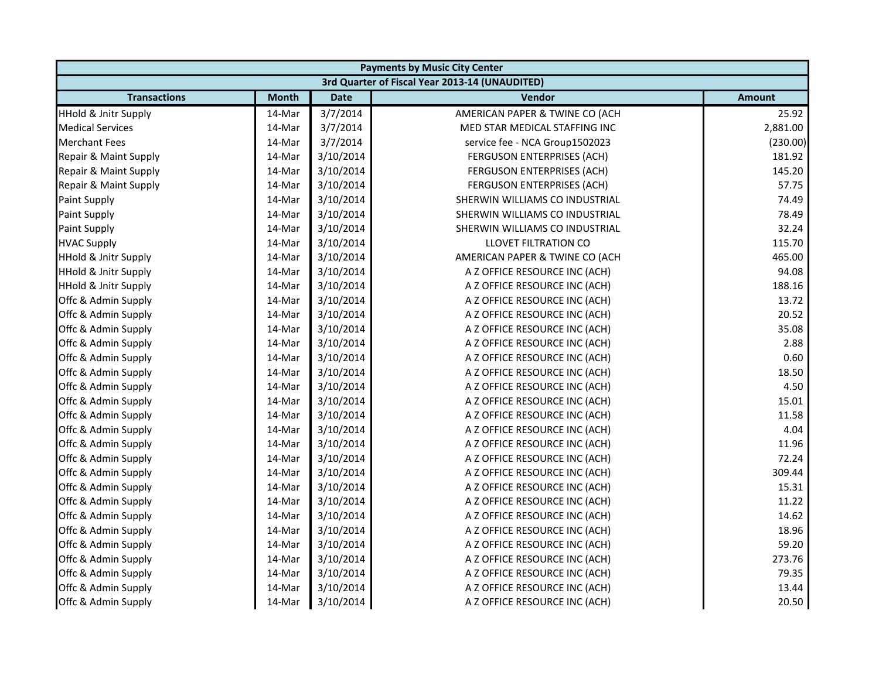| Payments by Music City Center | | | | |
|---|---|---|---|---|
| 3rd Quarter of Fiscal Year 2013-14 (UNAUDITED) | | | | |
| **Transactions** | **Month** | **Date** | **Vendor** | **Amount** |
| HHold & Jnitr Supply | 14-Mar | 3/7/2014 | AMERICAN PAPER & TWINE CO (ACH | 25.92 |
| Medical Services | 14-Mar | 3/7/2014 | MED STAR MEDICAL STAFFING INC | 2,881.00 |
| Merchant Fees | 14-Mar | 3/7/2014 | service fee - NCA Group1502023 | (230.00) |
| Repair & Maint Supply | 14-Mar | 3/10/2014 | FERGUSON ENTERPRISES (ACH) | 181.92 |
| Repair & Maint Supply | 14-Mar | 3/10/2014 | FERGUSON ENTERPRISES (ACH) | 145.20 |
| Repair & Maint Supply | 14-Mar | 3/10/2014 | FERGUSON ENTERPRISES (ACH) | 57.75 |
| Paint Supply | 14-Mar | 3/10/2014 | SHERWIN WILLIAMS CO INDUSTRIAL | 74.49 |
| Paint Supply | 14-Mar | 3/10/2014 | SHERWIN WILLIAMS CO INDUSTRIAL | 78.49 |
| Paint Supply | 14-Mar | 3/10/2014 | SHERWIN WILLIAMS CO INDUSTRIAL | 32.24 |
| HVAC Supply | 14-Mar | 3/10/2014 | LLOVET FILTRATION CO | 115.70 |
| HHold & Jnitr Supply | 14-Mar | 3/10/2014 | AMERICAN PAPER & TWINE CO (ACH | 465.00 |
| HHold & Jnitr Supply | 14-Mar | 3/10/2014 | A Z OFFICE RESOURCE INC (ACH) | 94.08 |
| HHold & Jnitr Supply | 14-Mar | 3/10/2014 | A Z OFFICE RESOURCE INC (ACH) | 188.16 |
| Offc & Admin Supply | 14-Mar | 3/10/2014 | A Z OFFICE RESOURCE INC (ACH) | 13.72 |
| Offc & Admin Supply | 14-Mar | 3/10/2014 | A Z OFFICE RESOURCE INC (ACH) | 20.52 |
| Offc & Admin Supply | 14-Mar | 3/10/2014 | A Z OFFICE RESOURCE INC (ACH) | 35.08 |
| Offc & Admin Supply | 14-Mar | 3/10/2014 | A Z OFFICE RESOURCE INC (ACH) | 2.88 |
| Offc & Admin Supply | 14-Mar | 3/10/2014 | A Z OFFICE RESOURCE INC (ACH) | 0.60 |
| Offc & Admin Supply | 14-Mar | 3/10/2014 | A Z OFFICE RESOURCE INC (ACH) | 18.50 |
| Offc & Admin Supply | 14-Mar | 3/10/2014 | A Z OFFICE RESOURCE INC (ACH) | 4.50 |
| Offc & Admin Supply | 14-Mar | 3/10/2014 | A Z OFFICE RESOURCE INC (ACH) | 15.01 |
| Offc & Admin Supply | 14-Mar | 3/10/2014 | A Z OFFICE RESOURCE INC (ACH) | 11.58 |
| Offc & Admin Supply | 14-Mar | 3/10/2014 | A Z OFFICE RESOURCE INC (ACH) | 4.04 |
| Offc & Admin Supply | 14-Mar | 3/10/2014 | A Z OFFICE RESOURCE INC (ACH) | 11.96 |
| Offc & Admin Supply | 14-Mar | 3/10/2014 | A Z OFFICE RESOURCE INC (ACH) | 72.24 |
| Offc & Admin Supply | 14-Mar | 3/10/2014 | A Z OFFICE RESOURCE INC (ACH) | 309.44 |
| Offc & Admin Supply | 14-Mar | 3/10/2014 | A Z OFFICE RESOURCE INC (ACH) | 15.31 |
| Offc & Admin Supply | 14-Mar | 3/10/2014 | A Z OFFICE RESOURCE INC (ACH) | 11.22 |
| Offc & Admin Supply | 14-Mar | 3/10/2014 | A Z OFFICE RESOURCE INC (ACH) | 14.62 |
| Offc & Admin Supply | 14-Mar | 3/10/2014 | A Z OFFICE RESOURCE INC (ACH) | 18.96 |
| Offc & Admin Supply | 14-Mar | 3/10/2014 | A Z OFFICE RESOURCE INC (ACH) | 59.20 |
| Offc & Admin Supply | 14-Mar | 3/10/2014 | A Z OFFICE RESOURCE INC (ACH) | 273.76 |
| Offc & Admin Supply | 14-Mar | 3/10/2014 | A Z OFFICE RESOURCE INC (ACH) | 79.35 |
| Offc & Admin Supply | 14-Mar | 3/10/2014 | A Z OFFICE RESOURCE INC (ACH) | 13.44 |
| Offc & Admin Supply | 14-Mar | 3/10/2014 | A Z OFFICE RESOURCE INC (ACH) | 20.50 |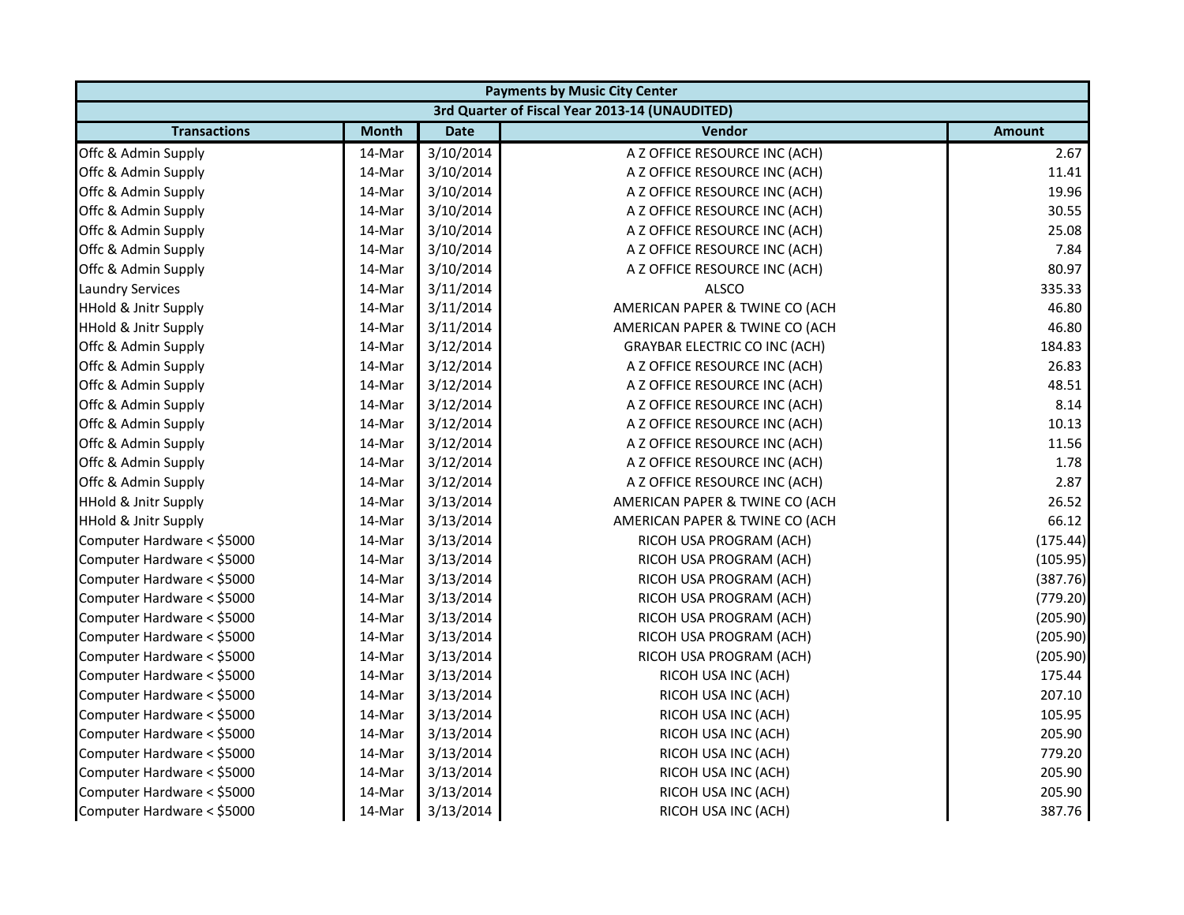| Payments by Music City Center | | | | |
|---|---|---|---|---|
| 3rd Quarter of Fiscal Year 2013-14 (UNAUDITED) | | | | |
| **Transactions** | **Month** | **Date** | **Vendor** | **Amount** |
| Offc & Admin Supply | 14-Mar | 3/10/2014 | A Z OFFICE RESOURCE INC (ACH) | 2.67 |
| Offc & Admin Supply | 14-Mar | 3/10/2014 | A Z OFFICE RESOURCE INC (ACH) | 11.41 |
| Offc & Admin Supply | 14-Mar | 3/10/2014 | A Z OFFICE RESOURCE INC (ACH) | 19.96 |
| Offc & Admin Supply | 14-Mar | 3/10/2014 | A Z OFFICE RESOURCE INC (ACH) | 30.55 |
| Offc & Admin Supply | 14-Mar | 3/10/2014 | A Z OFFICE RESOURCE INC (ACH) | 25.08 |
| Offc & Admin Supply | 14-Mar | 3/10/2014 | A Z OFFICE RESOURCE INC (ACH) | 7.84 |
| Offc & Admin Supply | 14-Mar | 3/10/2014 | A Z OFFICE RESOURCE INC (ACH) | 80.97 |
| Laundry Services | 14-Mar | 3/11/2014 | ALSCO | 335.33 |
| HHold & Jnitr Supply | 14-Mar | 3/11/2014 | AMERICAN PAPER & TWINE CO (ACH | 46.80 |
| HHold & Jnitr Supply | 14-Mar | 3/11/2014 | AMERICAN PAPER & TWINE CO (ACH | 46.80 |
| Offc & Admin Supply | 14-Mar | 3/12/2014 | GRAYBAR ELECTRIC CO INC (ACH) | 184.83 |
| Offc & Admin Supply | 14-Mar | 3/12/2014 | A Z OFFICE RESOURCE INC (ACH) | 26.83 |
| Offc & Admin Supply | 14-Mar | 3/12/2014 | A Z OFFICE RESOURCE INC (ACH) | 48.51 |
| Offc & Admin Supply | 14-Mar | 3/12/2014 | A Z OFFICE RESOURCE INC (ACH) | 8.14 |
| Offc & Admin Supply | 14-Mar | 3/12/2014 | A Z OFFICE RESOURCE INC (ACH) | 10.13 |
| Offc & Admin Supply | 14-Mar | 3/12/2014 | A Z OFFICE RESOURCE INC (ACH) | 11.56 |
| Offc & Admin Supply | 14-Mar | 3/12/2014 | A Z OFFICE RESOURCE INC (ACH) | 1.78 |
| Offc & Admin Supply | 14-Mar | 3/12/2014 | A Z OFFICE RESOURCE INC (ACH) | 2.87 |
| HHold & Jnitr Supply | 14-Mar | 3/13/2014 | AMERICAN PAPER & TWINE CO (ACH | 26.52 |
| HHold & Jnitr Supply | 14-Mar | 3/13/2014 | AMERICAN PAPER & TWINE CO (ACH | 66.12 |
| Computer Hardware < $5000 | 14-Mar | 3/13/2014 | RICOH USA PROGRAM (ACH) | (175.44) |
| Computer Hardware < $5000 | 14-Mar | 3/13/2014 | RICOH USA PROGRAM (ACH) | (105.95) |
| Computer Hardware < $5000 | 14-Mar | 3/13/2014 | RICOH USA PROGRAM (ACH) | (387.76) |
| Computer Hardware < $5000 | 14-Mar | 3/13/2014 | RICOH USA PROGRAM (ACH) | (779.20) |
| Computer Hardware < $5000 | 14-Mar | 3/13/2014 | RICOH USA PROGRAM (ACH) | (205.90) |
| Computer Hardware < $5000 | 14-Mar | 3/13/2014 | RICOH USA PROGRAM (ACH) | (205.90) |
| Computer Hardware < $5000 | 14-Mar | 3/13/2014 | RICOH USA PROGRAM (ACH) | (205.90) |
| Computer Hardware < $5000 | 14-Mar | 3/13/2014 | RICOH USA INC (ACH) | 175.44 |
| Computer Hardware < $5000 | 14-Mar | 3/13/2014 | RICOH USA INC (ACH) | 207.10 |
| Computer Hardware < $5000 | 14-Mar | 3/13/2014 | RICOH USA INC (ACH) | 105.95 |
| Computer Hardware < $5000 | 14-Mar | 3/13/2014 | RICOH USA INC (ACH) | 205.90 |
| Computer Hardware < $5000 | 14-Mar | 3/13/2014 | RICOH USA INC (ACH) | 779.20 |
| Computer Hardware < $5000 | 14-Mar | 3/13/2014 | RICOH USA INC (ACH) | 205.90 |
| Computer Hardware < $5000 | 14-Mar | 3/13/2014 | RICOH USA INC (ACH) | 205.90 |
| Computer Hardware < $5000 | 14-Mar | 3/13/2014 | RICOH USA INC (ACH) | 387.76 |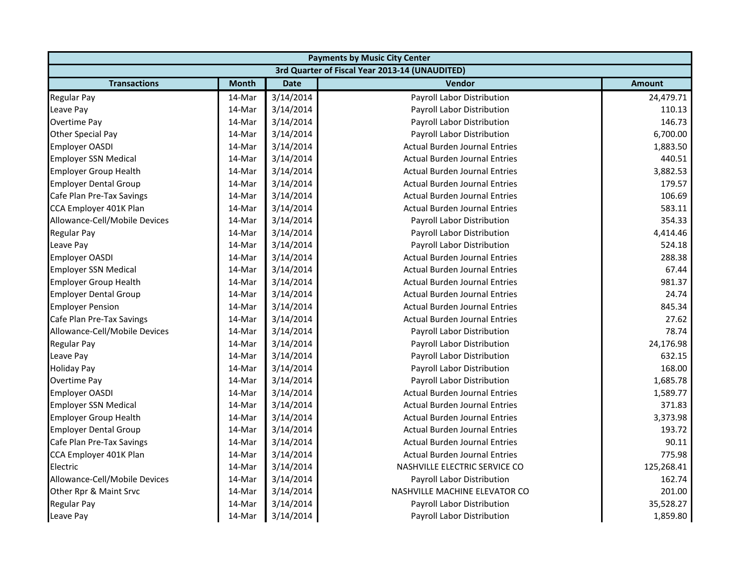| Payments by Music City Center | | | | |
|---|---|---|---|---|
| 3rd Quarter of Fiscal Year 2013-14 (UNAUDITED) | | | | |
| **Transactions** | **Month** | **Date** | **Vendor** | **Amount** |
| Regular Pay | 14-Mar | 3/14/2014 | Payroll Labor Distribution | 24,479.71 |
| Leave Pay | 14-Mar | 3/14/2014 | Payroll Labor Distribution | 110.13 |
| Overtime Pay | 14-Mar | 3/14/2014 | Payroll Labor Distribution | 146.73 |
| Other Special Pay | 14-Mar | 3/14/2014 | Payroll Labor Distribution | 6,700.00 |
| Employer OASDI | 14-Mar | 3/14/2014 | Actual Burden Journal Entries | 1,883.50 |
| Employer SSN Medical | 14-Mar | 3/14/2014 | Actual Burden Journal Entries | 440.51 |
| Employer Group Health | 14-Mar | 3/14/2014 | Actual Burden Journal Entries | 3,882.53 |
| Employer Dental Group | 14-Mar | 3/14/2014 | Actual Burden Journal Entries | 179.57 |
| Cafe Plan Pre-Tax Savings | 14-Mar | 3/14/2014 | Actual Burden Journal Entries | 106.69 |
| CCA Employer 401K Plan | 14-Mar | 3/14/2014 | Actual Burden Journal Entries | 583.11 |
| Allowance-Cell/Mobile Devices | 14-Mar | 3/14/2014 | Payroll Labor Distribution | 354.33 |
| Regular Pay | 14-Mar | 3/14/2014 | Payroll Labor Distribution | 4,414.46 |
| Leave Pay | 14-Mar | 3/14/2014 | Payroll Labor Distribution | 524.18 |
| Employer OASDI | 14-Mar | 3/14/2014 | Actual Burden Journal Entries | 288.38 |
| Employer SSN Medical | 14-Mar | 3/14/2014 | Actual Burden Journal Entries | 67.44 |
| Employer Group Health | 14-Mar | 3/14/2014 | Actual Burden Journal Entries | 981.37 |
| Employer Dental Group | 14-Mar | 3/14/2014 | Actual Burden Journal Entries | 24.74 |
| Employer Pension | 14-Mar | 3/14/2014 | Actual Burden Journal Entries | 845.34 |
| Cafe Plan Pre-Tax Savings | 14-Mar | 3/14/2014 | Actual Burden Journal Entries | 27.62 |
| Allowance-Cell/Mobile Devices | 14-Mar | 3/14/2014 | Payroll Labor Distribution | 78.74 |
| Regular Pay | 14-Mar | 3/14/2014 | Payroll Labor Distribution | 24,176.98 |
| Leave Pay | 14-Mar | 3/14/2014 | Payroll Labor Distribution | 632.15 |
| Holiday Pay | 14-Mar | 3/14/2014 | Payroll Labor Distribution | 168.00 |
| Overtime Pay | 14-Mar | 3/14/2014 | Payroll Labor Distribution | 1,685.78 |
| Employer OASDI | 14-Mar | 3/14/2014 | Actual Burden Journal Entries | 1,589.77 |
| Employer SSN Medical | 14-Mar | 3/14/2014 | Actual Burden Journal Entries | 371.83 |
| Employer Group Health | 14-Mar | 3/14/2014 | Actual Burden Journal Entries | 3,373.98 |
| Employer Dental Group | 14-Mar | 3/14/2014 | Actual Burden Journal Entries | 193.72 |
| Cafe Plan Pre-Tax Savings | 14-Mar | 3/14/2014 | Actual Burden Journal Entries | 90.11 |
| CCA Employer 401K Plan | 14-Mar | 3/14/2014 | Actual Burden Journal Entries | 775.98 |
| Electric | 14-Mar | 3/14/2014 | NASHVILLE ELECTRIC SERVICE CO | 125,268.41 |
| Allowance-Cell/Mobile Devices | 14-Mar | 3/14/2014 | Payroll Labor Distribution | 162.74 |
| Other Rpr & Maint Srvc | 14-Mar | 3/14/2014 | NASHVILLE MACHINE ELEVATOR CO | 201.00 |
| Regular Pay | 14-Mar | 3/14/2014 | Payroll Labor Distribution | 35,528.27 |
| Leave Pay | 14-Mar | 3/14/2014 | Payroll Labor Distribution | 1,859.80 |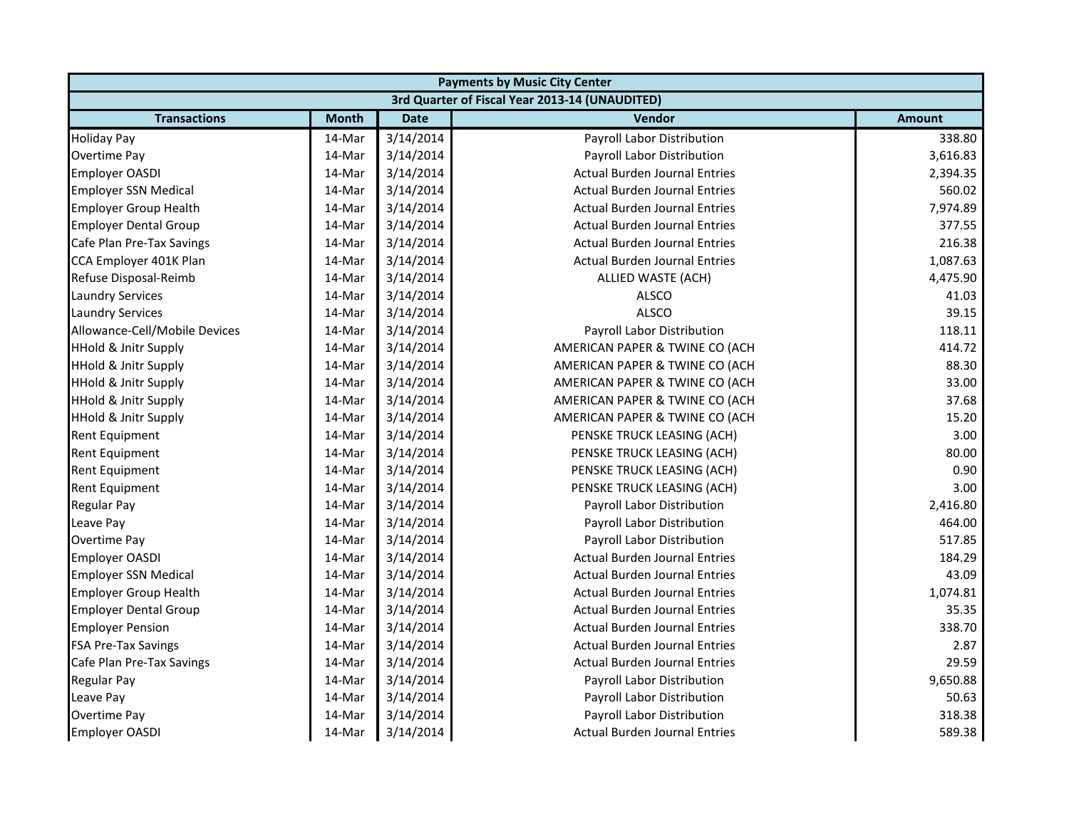| Payments by Music City Center | | | | |
|---|---|---|---|---|
| 3rd Quarter of Fiscal Year 2013-14 (UNAUDITED) | | | | |
| **Transactions** | **Month** | **Date** | **Vendor** | **Amount** |
| Holiday Pay | 14-Mar | 3/14/2014 | Payroll Labor Distribution | 338.80 |
| Overtime Pay | 14-Mar | 3/14/2014 | Payroll Labor Distribution | 3,616.83 |
| Employer OASDI | 14-Mar | 3/14/2014 | Actual Burden Journal Entries | 2,394.35 |
| Employer SSN Medical | 14-Mar | 3/14/2014 | Actual Burden Journal Entries | 560.02 |
| Employer Group Health | 14-Mar | 3/14/2014 | Actual Burden Journal Entries | 7,974.89 |
| Employer Dental Group | 14-Mar | 3/14/2014 | Actual Burden Journal Entries | 377.55 |
| Cafe Plan Pre-Tax Savings | 14-Mar | 3/14/2014 | Actual Burden Journal Entries | 216.38 |
| CCA Employer 401K Plan | 14-Mar | 3/14/2014 | Actual Burden Journal Entries | 1,087.63 |
| Refuse Disposal-Reimb | 14-Mar | 3/14/2014 | ALLIED WASTE (ACH) | 4,475.90 |
| Laundry Services | 14-Mar | 3/14/2014 | ALSCO | 41.03 |
| Laundry Services | 14-Mar | 3/14/2014 | ALSCO | 39.15 |
| Allowance-Cell/Mobile Devices | 14-Mar | 3/14/2014 | Payroll Labor Distribution | 118.11 |
| HHold & Jnitr Supply | 14-Mar | 3/14/2014 | AMERICAN PAPER & TWINE CO (ACH | 414.72 |
| HHold & Jnitr Supply | 14-Mar | 3/14/2014 | AMERICAN PAPER & TWINE CO (ACH | 88.30 |
| HHold & Jnitr Supply | 14-Mar | 3/14/2014 | AMERICAN PAPER & TWINE CO (ACH | 33.00 |
| HHold & Jnitr Supply | 14-Mar | 3/14/2014 | AMERICAN PAPER & TWINE CO (ACH | 37.68 |
| HHold & Jnitr Supply | 14-Mar | 3/14/2014 | AMERICAN PAPER & TWINE CO (ACH | 15.20 |
| Rent Equipment | 14-Mar | 3/14/2014 | PENSKE TRUCK LEASING (ACH) | 3.00 |
| Rent Equipment | 14-Mar | 3/14/2014 | PENSKE TRUCK LEASING (ACH) | 80.00 |
| Rent Equipment | 14-Mar | 3/14/2014 | PENSKE TRUCK LEASING (ACH) | 0.90 |
| Rent Equipment | 14-Mar | 3/14/2014 | PENSKE TRUCK LEASING (ACH) | 3.00 |
| Regular Pay | 14-Mar | 3/14/2014 | Payroll Labor Distribution | 2,416.80 |
| Leave Pay | 14-Mar | 3/14/2014 | Payroll Labor Distribution | 464.00 |
| Overtime Pay | 14-Mar | 3/14/2014 | Payroll Labor Distribution | 517.85 |
| Employer OASDI | 14-Mar | 3/14/2014 | Actual Burden Journal Entries | 184.29 |
| Employer SSN Medical | 14-Mar | 3/14/2014 | Actual Burden Journal Entries | 43.09 |
| Employer Group Health | 14-Mar | 3/14/2014 | Actual Burden Journal Entries | 1,074.81 |
| Employer Dental Group | 14-Mar | 3/14/2014 | Actual Burden Journal Entries | 35.35 |
| Employer Pension | 14-Mar | 3/14/2014 | Actual Burden Journal Entries | 338.70 |
| FSA Pre-Tax Savings | 14-Mar | 3/14/2014 | Actual Burden Journal Entries | 2.87 |
| Cafe Plan Pre-Tax Savings | 14-Mar | 3/14/2014 | Actual Burden Journal Entries | 29.59 |
| Regular Pay | 14-Mar | 3/14/2014 | Payroll Labor Distribution | 9,650.88 |
| Leave Pay | 14-Mar | 3/14/2014 | Payroll Labor Distribution | 50.63 |
| Overtime Pay | 14-Mar | 3/14/2014 | Payroll Labor Distribution | 318.38 |
| Employer OASDI | 14-Mar | 3/14/2014 | Actual Burden Journal Entries | 589.38 |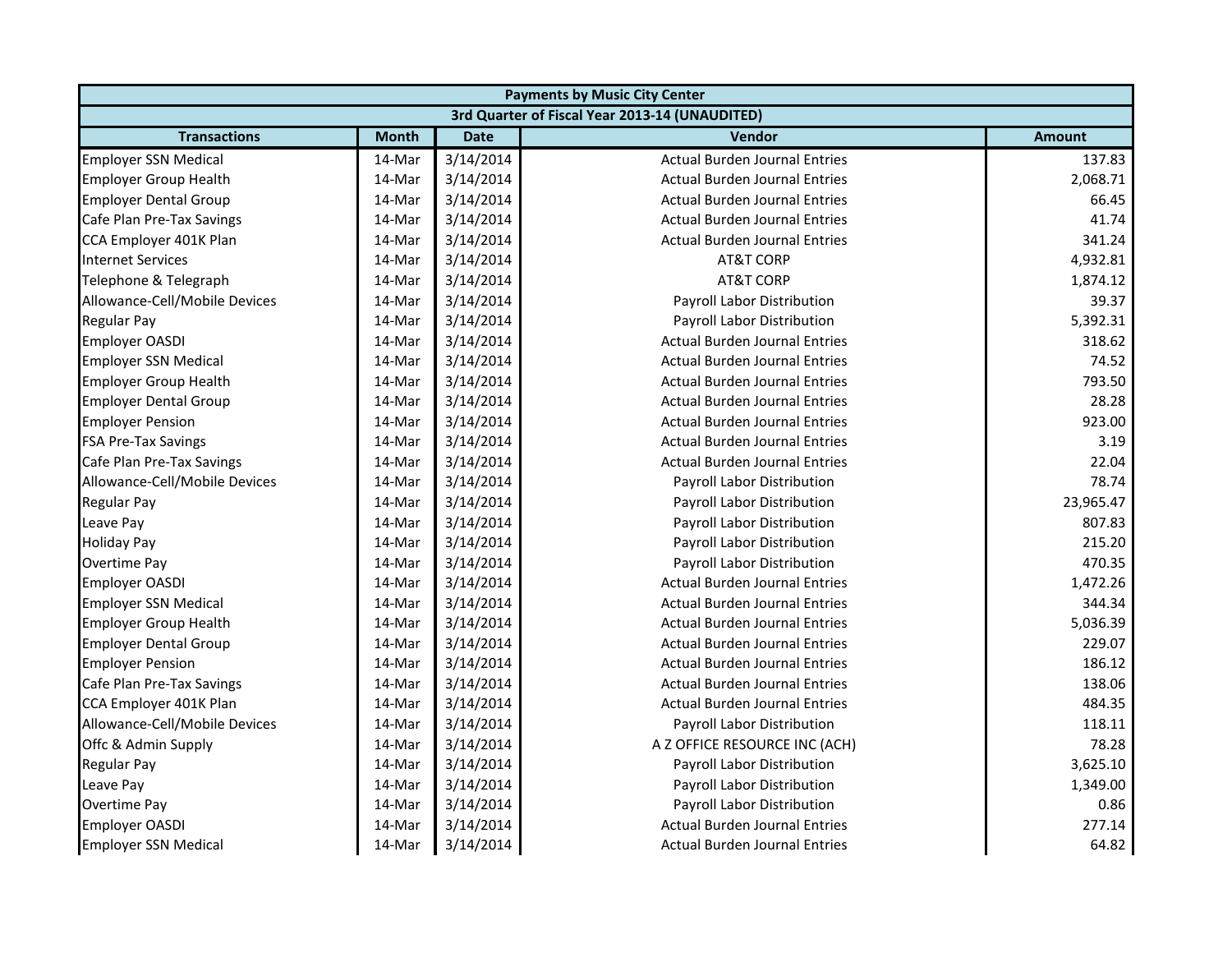| Payments by Music City Center | | | | |
|---|---|---|---|---|
| 3rd Quarter of Fiscal Year 2013-14 (UNAUDITED) | | | | |
| **Transactions** | **Month** | **Date** | **Vendor** | **Amount** |
| Employer SSN Medical | 14-Mar | 3/14/2014 | Actual Burden Journal Entries | 137.83 |
| Employer Group Health | 14-Mar | 3/14/2014 | Actual Burden Journal Entries | 2,068.71 |
| Employer Dental Group | 14-Mar | 3/14/2014 | Actual Burden Journal Entries | 66.45 |
| Cafe Plan Pre-Tax Savings | 14-Mar | 3/14/2014 | Actual Burden Journal Entries | 41.74 |
| CCA Employer 401K Plan | 14-Mar | 3/14/2014 | Actual Burden Journal Entries | 341.24 |
| Internet Services | 14-Mar | 3/14/2014 | AT&T CORP | 4,932.81 |
| Telephone & Telegraph | 14-Mar | 3/14/2014 | AT&T CORP | 1,874.12 |
| Allowance-Cell/Mobile Devices | 14-Mar | 3/14/2014 | Payroll Labor Distribution | 39.37 |
| Regular Pay | 14-Mar | 3/14/2014 | Payroll Labor Distribution | 5,392.31 |
| Employer OASDI | 14-Mar | 3/14/2014 | Actual Burden Journal Entries | 318.62 |
| Employer SSN Medical | 14-Mar | 3/14/2014 | Actual Burden Journal Entries | 74.52 |
| Employer Group Health | 14-Mar | 3/14/2014 | Actual Burden Journal Entries | 793.50 |
| Employer Dental Group | 14-Mar | 3/14/2014 | Actual Burden Journal Entries | 28.28 |
| Employer Pension | 14-Mar | 3/14/2014 | Actual Burden Journal Entries | 923.00 |
| FSA Pre-Tax Savings | 14-Mar | 3/14/2014 | Actual Burden Journal Entries | 3.19 |
| Cafe Plan Pre-Tax Savings | 14-Mar | 3/14/2014 | Actual Burden Journal Entries | 22.04 |
| Allowance-Cell/Mobile Devices | 14-Mar | 3/14/2014 | Payroll Labor Distribution | 78.74 |
| Regular Pay | 14-Mar | 3/14/2014 | Payroll Labor Distribution | 23,965.47 |
| Leave Pay | 14-Mar | 3/14/2014 | Payroll Labor Distribution | 807.83 |
| Holiday Pay | 14-Mar | 3/14/2014 | Payroll Labor Distribution | 215.20 |
| Overtime Pay | 14-Mar | 3/14/2014 | Payroll Labor Distribution | 470.35 |
| Employer OASDI | 14-Mar | 3/14/2014 | Actual Burden Journal Entries | 1,472.26 |
| Employer SSN Medical | 14-Mar | 3/14/2014 | Actual Burden Journal Entries | 344.34 |
| Employer Group Health | 14-Mar | 3/14/2014 | Actual Burden Journal Entries | 5,036.39 |
| Employer Dental Group | 14-Mar | 3/14/2014 | Actual Burden Journal Entries | 229.07 |
| Employer Pension | 14-Mar | 3/14/2014 | Actual Burden Journal Entries | 186.12 |
| Cafe Plan Pre-Tax Savings | 14-Mar | 3/14/2014 | Actual Burden Journal Entries | 138.06 |
| CCA Employer 401K Plan | 14-Mar | 3/14/2014 | Actual Burden Journal Entries | 484.35 |
| Allowance-Cell/Mobile Devices | 14-Mar | 3/14/2014 | Payroll Labor Distribution | 118.11 |
| Offc & Admin Supply | 14-Mar | 3/14/2014 | A Z OFFICE RESOURCE INC (ACH) | 78.28 |
| Regular Pay | 14-Mar | 3/14/2014 | Payroll Labor Distribution | 3,625.10 |
| Leave Pay | 14-Mar | 3/14/2014 | Payroll Labor Distribution | 1,349.00 |
| Overtime Pay | 14-Mar | 3/14/2014 | Payroll Labor Distribution | 0.86 |
| Employer OASDI | 14-Mar | 3/14/2014 | Actual Burden Journal Entries | 277.14 |
| Employer SSN Medical | 14-Mar | 3/14/2014 | Actual Burden Journal Entries | 64.82 |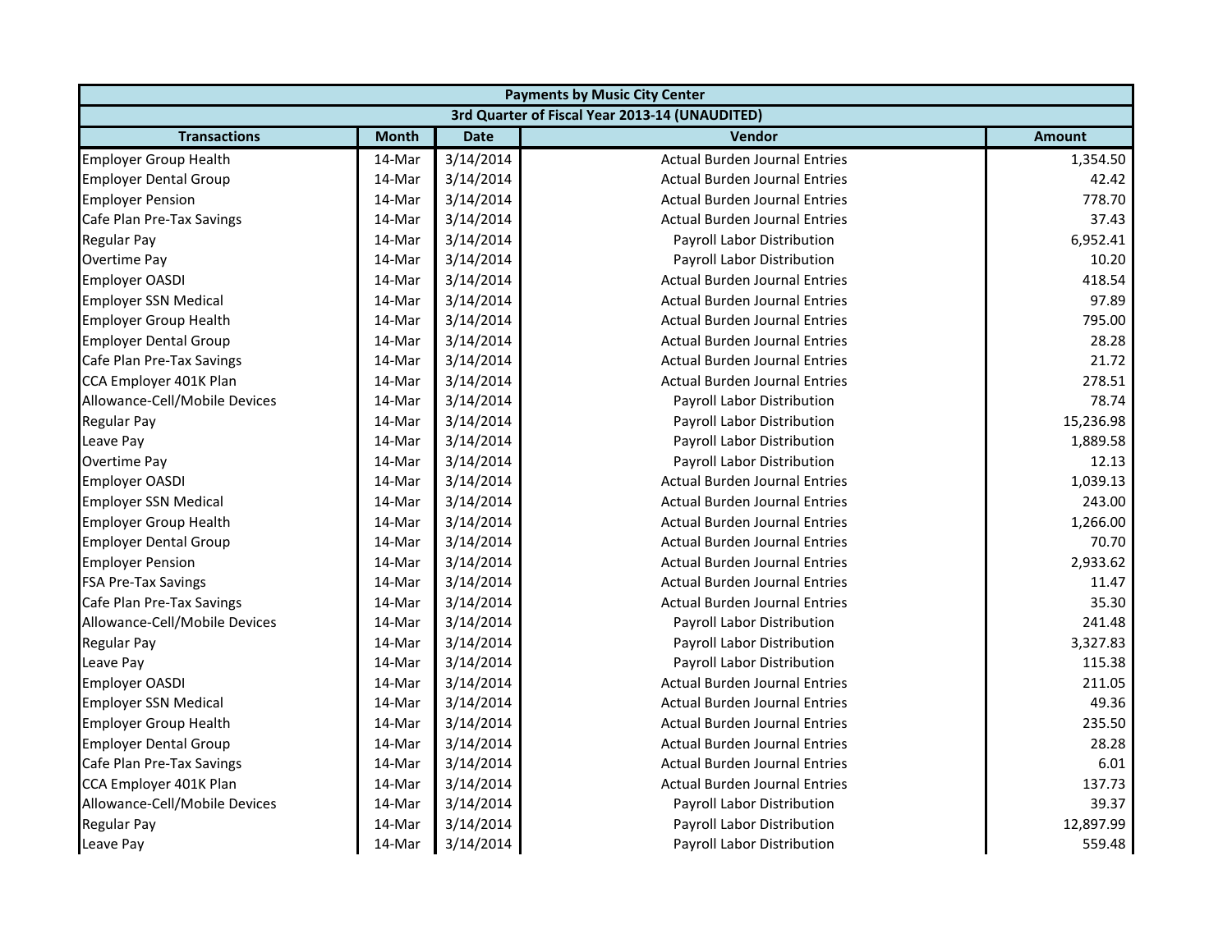| Payments by Music City Center | | | | |
|---|---|---|---|---|
| 3rd Quarter of Fiscal Year 2013-14 (UNAUDITED) | | | | |
| **Transactions** | **Month** | **Date** | **Vendor** | **Amount** |
| Employer Group Health | 14-Mar | 3/14/2014 | Actual Burden Journal Entries | 1,354.50 |
| Employer Dental Group | 14-Mar | 3/14/2014 | Actual Burden Journal Entries | 42.42 |
| Employer Pension | 14-Mar | 3/14/2014 | Actual Burden Journal Entries | 778.70 |
| Cafe Plan Pre-Tax Savings | 14-Mar | 3/14/2014 | Actual Burden Journal Entries | 37.43 |
| Regular Pay | 14-Mar | 3/14/2014 | Payroll Labor Distribution | 6,952.41 |
| Overtime Pay | 14-Mar | 3/14/2014 | Payroll Labor Distribution | 10.20 |
| Employer OASDI | 14-Mar | 3/14/2014 | Actual Burden Journal Entries | 418.54 |
| Employer SSN Medical | 14-Mar | 3/14/2014 | Actual Burden Journal Entries | 97.89 |
| Employer Group Health | 14-Mar | 3/14/2014 | Actual Burden Journal Entries | 795.00 |
| Employer Dental Group | 14-Mar | 3/14/2014 | Actual Burden Journal Entries | 28.28 |
| Cafe Plan Pre-Tax Savings | 14-Mar | 3/14/2014 | Actual Burden Journal Entries | 21.72 |
| CCA Employer 401K Plan | 14-Mar | 3/14/2014 | Actual Burden Journal Entries | 278.51 |
| Allowance-Cell/Mobile Devices | 14-Mar | 3/14/2014 | Payroll Labor Distribution | 78.74 |
| Regular Pay | 14-Mar | 3/14/2014 | Payroll Labor Distribution | 15,236.98 |
| Leave Pay | 14-Mar | 3/14/2014 | Payroll Labor Distribution | 1,889.58 |
| Overtime Pay | 14-Mar | 3/14/2014 | Payroll Labor Distribution | 12.13 |
| Employer OASDI | 14-Mar | 3/14/2014 | Actual Burden Journal Entries | 1,039.13 |
| Employer SSN Medical | 14-Mar | 3/14/2014 | Actual Burden Journal Entries | 243.00 |
| Employer Group Health | 14-Mar | 3/14/2014 | Actual Burden Journal Entries | 1,266.00 |
| Employer Dental Group | 14-Mar | 3/14/2014 | Actual Burden Journal Entries | 70.70 |
| Employer Pension | 14-Mar | 3/14/2014 | Actual Burden Journal Entries | 2,933.62 |
| FSA Pre-Tax Savings | 14-Mar | 3/14/2014 | Actual Burden Journal Entries | 11.47 |
| Cafe Plan Pre-Tax Savings | 14-Mar | 3/14/2014 | Actual Burden Journal Entries | 35.30 |
| Allowance-Cell/Mobile Devices | 14-Mar | 3/14/2014 | Payroll Labor Distribution | 241.48 |
| Regular Pay | 14-Mar | 3/14/2014 | Payroll Labor Distribution | 3,327.83 |
| Leave Pay | 14-Mar | 3/14/2014 | Payroll Labor Distribution | 115.38 |
| Employer OASDI | 14-Mar | 3/14/2014 | Actual Burden Journal Entries | 211.05 |
| Employer SSN Medical | 14-Mar | 3/14/2014 | Actual Burden Journal Entries | 49.36 |
| Employer Group Health | 14-Mar | 3/14/2014 | Actual Burden Journal Entries | 235.50 |
| Employer Dental Group | 14-Mar | 3/14/2014 | Actual Burden Journal Entries | 28.28 |
| Cafe Plan Pre-Tax Savings | 14-Mar | 3/14/2014 | Actual Burden Journal Entries | 6.01 |
| CCA Employer 401K Plan | 14-Mar | 3/14/2014 | Actual Burden Journal Entries | 137.73 |
| Allowance-Cell/Mobile Devices | 14-Mar | 3/14/2014 | Payroll Labor Distribution | 39.37 |
| Regular Pay | 14-Mar | 3/14/2014 | Payroll Labor Distribution | 12,897.99 |
| Leave Pay | 14-Mar | 3/14/2014 | Payroll Labor Distribution | 559.48 |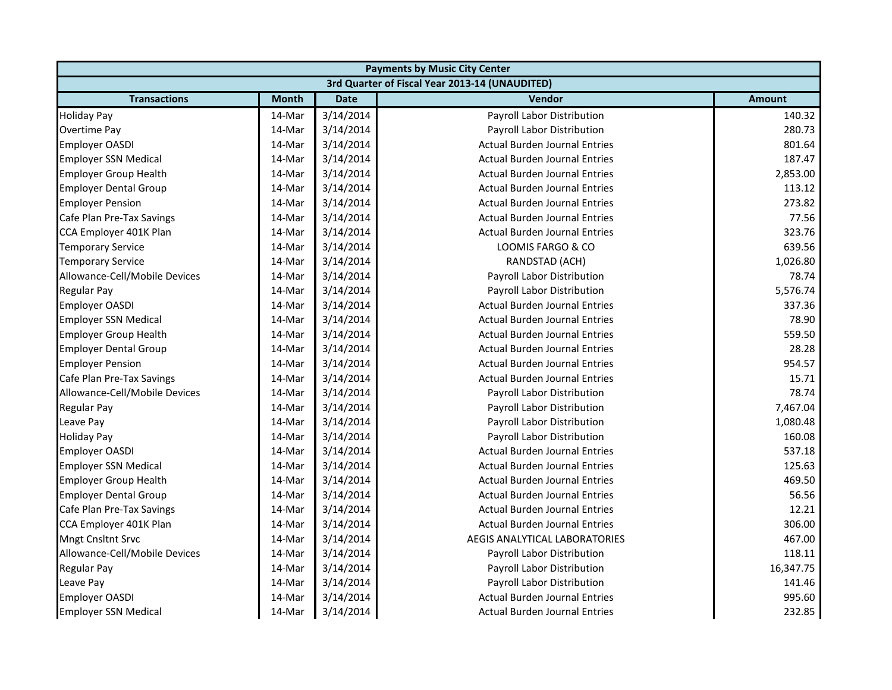| Payments by Music City Center | | | | |
|---|---|---|---|---|
| 3rd Quarter of Fiscal Year 2013-14 (UNAUDITED) | | | | |
| **Transactions** | **Month** | **Date** | **Vendor** | **Amount** |
| Holiday Pay | 14-Mar | 3/14/2014 | Payroll Labor Distribution | 140.32 |
| Overtime Pay | 14-Mar | 3/14/2014 | Payroll Labor Distribution | 280.73 |
| Employer OASDI | 14-Mar | 3/14/2014 | Actual Burden Journal Entries | 801.64 |
| Employer SSN Medical | 14-Mar | 3/14/2014 | Actual Burden Journal Entries | 187.47 |
| Employer Group Health | 14-Mar | 3/14/2014 | Actual Burden Journal Entries | 2,853.00 |
| Employer Dental Group | 14-Mar | 3/14/2014 | Actual Burden Journal Entries | 113.12 |
| Employer Pension | 14-Mar | 3/14/2014 | Actual Burden Journal Entries | 273.82 |
| Cafe Plan Pre-Tax Savings | 14-Mar | 3/14/2014 | Actual Burden Journal Entries | 77.56 |
| CCA Employer 401K Plan | 14-Mar | 3/14/2014 | Actual Burden Journal Entries | 323.76 |
| Temporary Service | 14-Mar | 3/14/2014 | LOOMIS FARGO & CO | 639.56 |
| Temporary Service | 14-Mar | 3/14/2014 | RANDSTAD (ACH) | 1,026.80 |
| Allowance-Cell/Mobile Devices | 14-Mar | 3/14/2014 | Payroll Labor Distribution | 78.74 |
| Regular Pay | 14-Mar | 3/14/2014 | Payroll Labor Distribution | 5,576.74 |
| Employer OASDI | 14-Mar | 3/14/2014 | Actual Burden Journal Entries | 337.36 |
| Employer SSN Medical | 14-Mar | 3/14/2014 | Actual Burden Journal Entries | 78.90 |
| Employer Group Health | 14-Mar | 3/14/2014 | Actual Burden Journal Entries | 559.50 |
| Employer Dental Group | 14-Mar | 3/14/2014 | Actual Burden Journal Entries | 28.28 |
| Employer Pension | 14-Mar | 3/14/2014 | Actual Burden Journal Entries | 954.57 |
| Cafe Plan Pre-Tax Savings | 14-Mar | 3/14/2014 | Actual Burden Journal Entries | 15.71 |
| Allowance-Cell/Mobile Devices | 14-Mar | 3/14/2014 | Payroll Labor Distribution | 78.74 |
| Regular Pay | 14-Mar | 3/14/2014 | Payroll Labor Distribution | 7,467.04 |
| Leave Pay | 14-Mar | 3/14/2014 | Payroll Labor Distribution | 1,080.48 |
| Holiday Pay | 14-Mar | 3/14/2014 | Payroll Labor Distribution | 160.08 |
| Employer OASDI | 14-Mar | 3/14/2014 | Actual Burden Journal Entries | 537.18 |
| Employer SSN Medical | 14-Mar | 3/14/2014 | Actual Burden Journal Entries | 125.63 |
| Employer Group Health | 14-Mar | 3/14/2014 | Actual Burden Journal Entries | 469.50 |
| Employer Dental Group | 14-Mar | 3/14/2014 | Actual Burden Journal Entries | 56.56 |
| Cafe Plan Pre-Tax Savings | 14-Mar | 3/14/2014 | Actual Burden Journal Entries | 12.21 |
| CCA Employer 401K Plan | 14-Mar | 3/14/2014 | Actual Burden Journal Entries | 306.00 |
| Mngt Cnsltnt Srvc | 14-Mar | 3/14/2014 | AEGIS ANALYTICAL LABORATORIES | 467.00 |
| Allowance-Cell/Mobile Devices | 14-Mar | 3/14/2014 | Payroll Labor Distribution | 118.11 |
| Regular Pay | 14-Mar | 3/14/2014 | Payroll Labor Distribution | 16,347.75 |
| Leave Pay | 14-Mar | 3/14/2014 | Payroll Labor Distribution | 141.46 |
| Employer OASDI | 14-Mar | 3/14/2014 | Actual Burden Journal Entries | 995.60 |
| Employer SSN Medical | 14-Mar | 3/14/2014 | Actual Burden Journal Entries | 232.85 |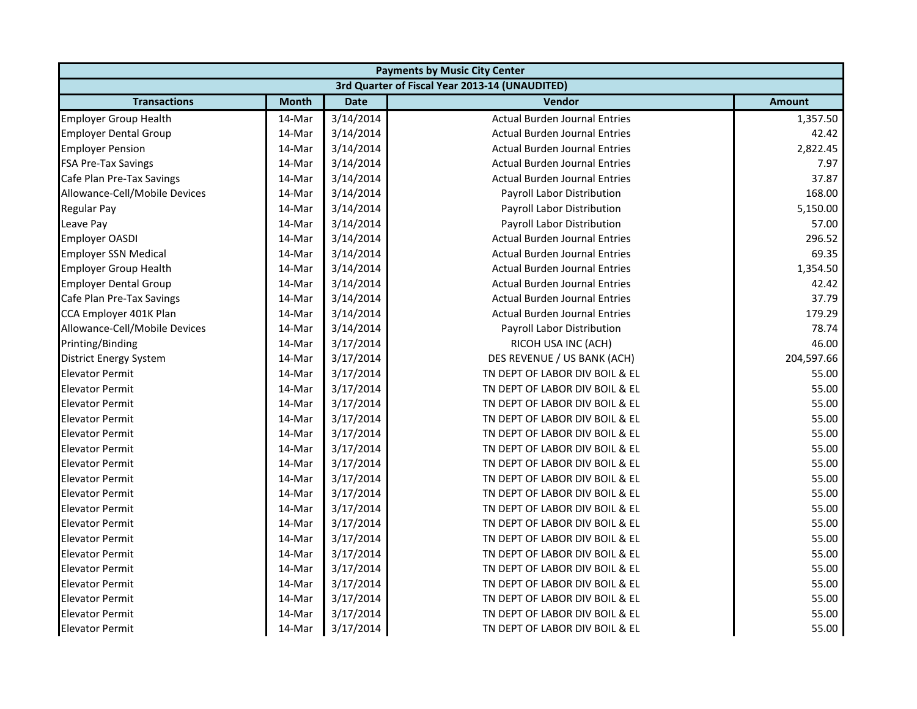| Payments by Music City Center | | | | |
|---|---|---|---|---|
| 3rd Quarter of Fiscal Year 2013-14 (UNAUDITED) | | | | |
| **Transactions** | **Month** | **Date** | **Vendor** | **Amount** |
| Employer Group Health | 14-Mar | 3/14/2014 | Actual Burden Journal Entries | 1,357.50 |
| Employer Dental Group | 14-Mar | 3/14/2014 | Actual Burden Journal Entries | 42.42 |
| Employer Pension | 14-Mar | 3/14/2014 | Actual Burden Journal Entries | 2,822.45 |
| FSA Pre-Tax Savings | 14-Mar | 3/14/2014 | Actual Burden Journal Entries | 7.97 |
| Cafe Plan Pre-Tax Savings | 14-Mar | 3/14/2014 | Actual Burden Journal Entries | 37.87 |
| Allowance-Cell/Mobile Devices | 14-Mar | 3/14/2014 | Payroll Labor Distribution | 168.00 |
| Regular Pay | 14-Mar | 3/14/2014 | Payroll Labor Distribution | 5,150.00 |
| Leave Pay | 14-Mar | 3/14/2014 | Payroll Labor Distribution | 57.00 |
| Employer OASDI | 14-Mar | 3/14/2014 | Actual Burden Journal Entries | 296.52 |
| Employer SSN Medical | 14-Mar | 3/14/2014 | Actual Burden Journal Entries | 69.35 |
| Employer Group Health | 14-Mar | 3/14/2014 | Actual Burden Journal Entries | 1,354.50 |
| Employer Dental Group | 14-Mar | 3/14/2014 | Actual Burden Journal Entries | 42.42 |
| Cafe Plan Pre-Tax Savings | 14-Mar | 3/14/2014 | Actual Burden Journal Entries | 37.79 |
| CCA Employer 401K Plan | 14-Mar | 3/14/2014 | Actual Burden Journal Entries | 179.29 |
| Allowance-Cell/Mobile Devices | 14-Mar | 3/14/2014 | Payroll Labor Distribution | 78.74 |
| Printing/Binding | 14-Mar | 3/17/2014 | RICOH USA INC (ACH) | 46.00 |
| District Energy System | 14-Mar | 3/17/2014 | DES REVENUE / US BANK (ACH) | 204,597.66 |
| Elevator Permit | 14-Mar | 3/17/2014 | TN DEPT OF LABOR DIV BOIL & EL | 55.00 |
| Elevator Permit | 14-Mar | 3/17/2014 | TN DEPT OF LABOR DIV BOIL & EL | 55.00 |
| Elevator Permit | 14-Mar | 3/17/2014 | TN DEPT OF LABOR DIV BOIL & EL | 55.00 |
| Elevator Permit | 14-Mar | 3/17/2014 | TN DEPT OF LABOR DIV BOIL & EL | 55.00 |
| Elevator Permit | 14-Mar | 3/17/2014 | TN DEPT OF LABOR DIV BOIL & EL | 55.00 |
| Elevator Permit | 14-Mar | 3/17/2014 | TN DEPT OF LABOR DIV BOIL & EL | 55.00 |
| Elevator Permit | 14-Mar | 3/17/2014 | TN DEPT OF LABOR DIV BOIL & EL | 55.00 |
| Elevator Permit | 14-Mar | 3/17/2014 | TN DEPT OF LABOR DIV BOIL & EL | 55.00 |
| Elevator Permit | 14-Mar | 3/17/2014 | TN DEPT OF LABOR DIV BOIL & EL | 55.00 |
| Elevator Permit | 14-Mar | 3/17/2014 | TN DEPT OF LABOR DIV BOIL & EL | 55.00 |
| Elevator Permit | 14-Mar | 3/17/2014 | TN DEPT OF LABOR DIV BOIL & EL | 55.00 |
| Elevator Permit | 14-Mar | 3/17/2014 | TN DEPT OF LABOR DIV BOIL & EL | 55.00 |
| Elevator Permit | 14-Mar | 3/17/2014 | TN DEPT OF LABOR DIV BOIL & EL | 55.00 |
| Elevator Permit | 14-Mar | 3/17/2014 | TN DEPT OF LABOR DIV BOIL & EL | 55.00 |
| Elevator Permit | 14-Mar | 3/17/2014 | TN DEPT OF LABOR DIV BOIL & EL | 55.00 |
| Elevator Permit | 14-Mar | 3/17/2014 | TN DEPT OF LABOR DIV BOIL & EL | 55.00 |
| Elevator Permit | 14-Mar | 3/17/2014 | TN DEPT OF LABOR DIV BOIL & EL | 55.00 |
| Elevator Permit | 14-Mar | 3/17/2014 | TN DEPT OF LABOR DIV BOIL & EL | 55.00 |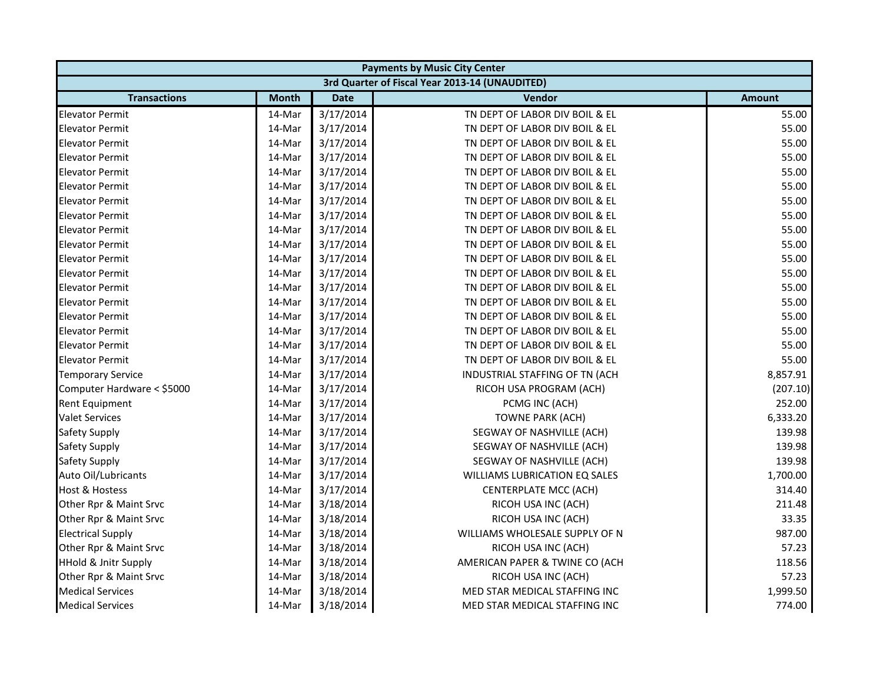| Payments by Music City Center | | | | |
|---|---|---|---|---|
| 3rd Quarter of Fiscal Year 2013-14 (UNAUDITED) | | | | |
| **Transactions** | **Month** | **Date** | **Vendor** | **Amount** |
| Elevator Permit | 14-Mar | 3/17/2014 | TN DEPT OF LABOR DIV BOIL & EL | 55.00 |
| Elevator Permit | 14-Mar | 3/17/2014 | TN DEPT OF LABOR DIV BOIL & EL | 55.00 |
| Elevator Permit | 14-Mar | 3/17/2014 | TN DEPT OF LABOR DIV BOIL & EL | 55.00 |
| Elevator Permit | 14-Mar | 3/17/2014 | TN DEPT OF LABOR DIV BOIL & EL | 55.00 |
| Elevator Permit | 14-Mar | 3/17/2014 | TN DEPT OF LABOR DIV BOIL & EL | 55.00 |
| Elevator Permit | 14-Mar | 3/17/2014 | TN DEPT OF LABOR DIV BOIL & EL | 55.00 |
| Elevator Permit | 14-Mar | 3/17/2014 | TN DEPT OF LABOR DIV BOIL & EL | 55.00 |
| Elevator Permit | 14-Mar | 3/17/2014 | TN DEPT OF LABOR DIV BOIL & EL | 55.00 |
| Elevator Permit | 14-Mar | 3/17/2014 | TN DEPT OF LABOR DIV BOIL & EL | 55.00 |
| Elevator Permit | 14-Mar | 3/17/2014 | TN DEPT OF LABOR DIV BOIL & EL | 55.00 |
| Elevator Permit | 14-Mar | 3/17/2014 | TN DEPT OF LABOR DIV BOIL & EL | 55.00 |
| Elevator Permit | 14-Mar | 3/17/2014 | TN DEPT OF LABOR DIV BOIL & EL | 55.00 |
| Elevator Permit | 14-Mar | 3/17/2014 | TN DEPT OF LABOR DIV BOIL & EL | 55.00 |
| Elevator Permit | 14-Mar | 3/17/2014 | TN DEPT OF LABOR DIV BOIL & EL | 55.00 |
| Elevator Permit | 14-Mar | 3/17/2014 | TN DEPT OF LABOR DIV BOIL & EL | 55.00 |
| Elevator Permit | 14-Mar | 3/17/2014 | TN DEPT OF LABOR DIV BOIL & EL | 55.00 |
| Elevator Permit | 14-Mar | 3/17/2014 | TN DEPT OF LABOR DIV BOIL & EL | 55.00 |
| Elevator Permit | 14-Mar | 3/17/2014 | TN DEPT OF LABOR DIV BOIL & EL | 55.00 |
| Temporary Service | 14-Mar | 3/17/2014 | INDUSTRIAL STAFFING OF TN (ACH | 8,857.91 |
| Computer Hardware < $5000 | 14-Mar | 3/17/2014 | RICOH USA PROGRAM (ACH) | (207.10) |
| Rent Equipment | 14-Mar | 3/17/2014 | PCMG INC (ACH) | 252.00 |
| Valet Services | 14-Mar | 3/17/2014 | TOWNE PARK (ACH) | 6,333.20 |
| Safety Supply | 14-Mar | 3/17/2014 | SEGWAY OF NASHVILLE (ACH) | 139.98 |
| Safety Supply | 14-Mar | 3/17/2014 | SEGWAY OF NASHVILLE (ACH) | 139.98 |
| Safety Supply | 14-Mar | 3/17/2014 | SEGWAY OF NASHVILLE (ACH) | 139.98 |
| Auto Oil/Lubricants | 14-Mar | 3/17/2014 | WILLIAMS LUBRICATION EQ SALES | 1,700.00 |
| Host & Hostess | 14-Mar | 3/17/2014 | CENTERPLATE MCC (ACH) | 314.40 |
| Other Rpr & Maint Srvc | 14-Mar | 3/18/2014 | RICOH USA INC (ACH) | 211.48 |
| Other Rpr & Maint Srvc | 14-Mar | 3/18/2014 | RICOH USA INC (ACH) | 33.35 |
| Electrical Supply | 14-Mar | 3/18/2014 | WILLIAMS WHOLESALE SUPPLY OF N | 987.00 |
| Other Rpr & Maint Srvc | 14-Mar | 3/18/2014 | RICOH USA INC (ACH) | 57.23 |
| HHold & Jnitr Supply | 14-Mar | 3/18/2014 | AMERICAN PAPER & TWINE CO (ACH | 118.56 |
| Other Rpr & Maint Srvc | 14-Mar | 3/18/2014 | RICOH USA INC (ACH) | 57.23 |
| Medical Services | 14-Mar | 3/18/2014 | MED STAR MEDICAL STAFFING INC | 1,999.50 |
| Medical Services | 14-Mar | 3/18/2014 | MED STAR MEDICAL STAFFING INC | 774.00 |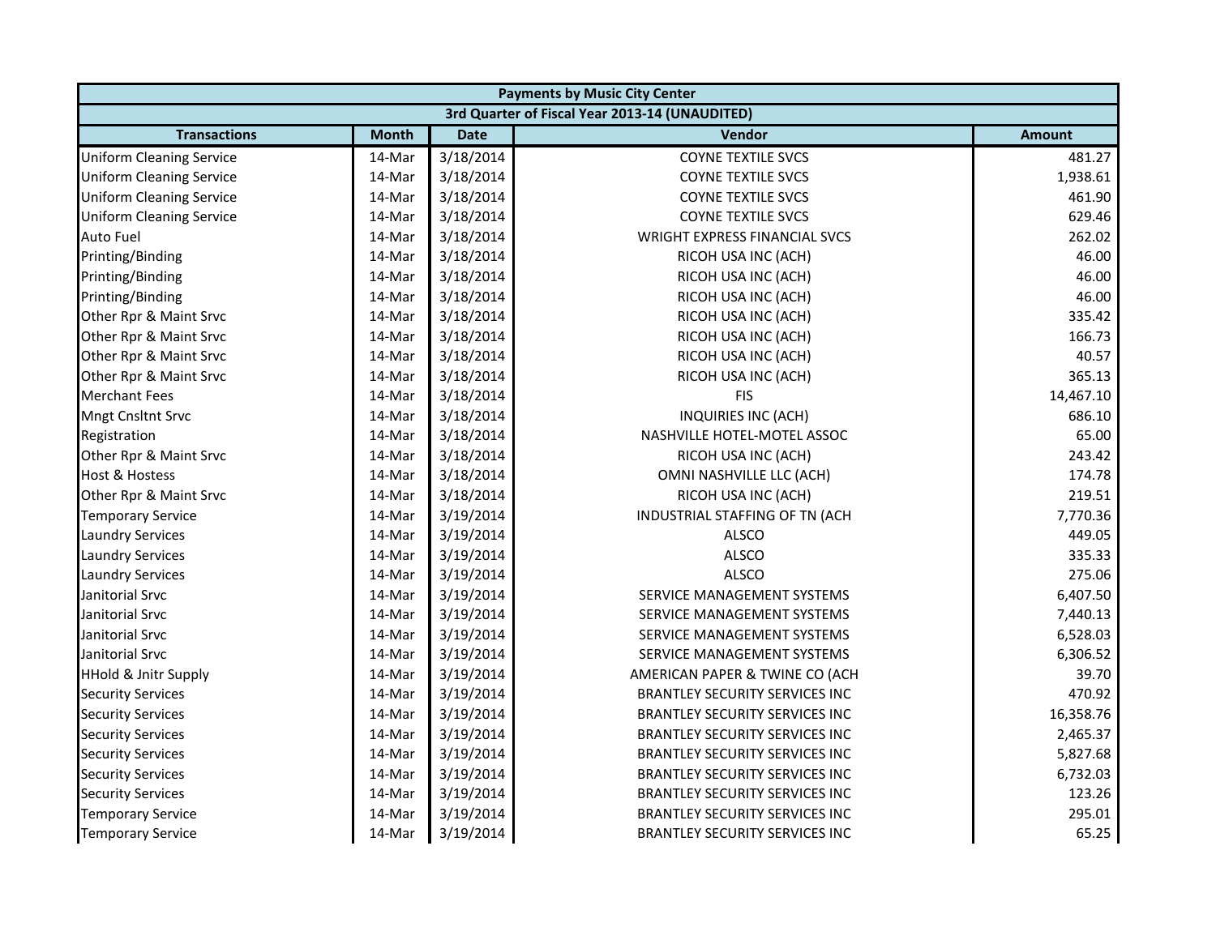| Payments by Music City Center | | | | |
|---|---|---|---|---|
| 3rd Quarter of Fiscal Year 2013-14 (UNAUDITED) | | | | |
| **Transactions** | **Month** | **Date** | **Vendor** | **Amount** |
| Uniform Cleaning Service | 14-Mar | 3/18/2014 | COYNE TEXTILE SVCS | 481.27 |
| Uniform Cleaning Service | 14-Mar | 3/18/2014 | COYNE TEXTILE SVCS | 1,938.61 |
| Uniform Cleaning Service | 14-Mar | 3/18/2014 | COYNE TEXTILE SVCS | 461.90 |
| Uniform Cleaning Service | 14-Mar | 3/18/2014 | COYNE TEXTILE SVCS | 629.46 |
| Auto Fuel | 14-Mar | 3/18/2014 | WRIGHT EXPRESS FINANCIAL SVCS | 262.02 |
| Printing/Binding | 14-Mar | 3/18/2014 | RICOH USA INC (ACH) | 46.00 |
| Printing/Binding | 14-Mar | 3/18/2014 | RICOH USA INC (ACH) | 46.00 |
| Printing/Binding | 14-Mar | 3/18/2014 | RICOH USA INC (ACH) | 46.00 |
| Other Rpr & Maint Srvc | 14-Mar | 3/18/2014 | RICOH USA INC (ACH) | 335.42 |
| Other Rpr & Maint Srvc | 14-Mar | 3/18/2014 | RICOH USA INC (ACH) | 166.73 |
| Other Rpr & Maint Srvc | 14-Mar | 3/18/2014 | RICOH USA INC (ACH) | 40.57 |
| Other Rpr & Maint Srvc | 14-Mar | 3/18/2014 | RICOH USA INC (ACH) | 365.13 |
| Merchant Fees | 14-Mar | 3/18/2014 | FIS | 14,467.10 |
| Mngt Cnsltnt Srvc | 14-Mar | 3/18/2014 | INQUIRIES INC (ACH) | 686.10 |
| Registration | 14-Mar | 3/18/2014 | NASHVILLE HOTEL-MOTEL ASSOC | 65.00 |
| Other Rpr & Maint Srvc | 14-Mar | 3/18/2014 | RICOH USA INC (ACH) | 243.42 |
| Host & Hostess | 14-Mar | 3/18/2014 | OMNI NASHVILLE LLC (ACH) | 174.78 |
| Other Rpr & Maint Srvc | 14-Mar | 3/18/2014 | RICOH USA INC (ACH) | 219.51 |
| Temporary Service | 14-Mar | 3/19/2014 | INDUSTRIAL STAFFING OF TN (ACH | 7,770.36 |
| Laundry Services | 14-Mar | 3/19/2014 | ALSCO | 449.05 |
| Laundry Services | 14-Mar | 3/19/2014 | ALSCO | 335.33 |
| Laundry Services | 14-Mar | 3/19/2014 | ALSCO | 275.06 |
| Janitorial Srvc | 14-Mar | 3/19/2014 | SERVICE MANAGEMENT SYSTEMS | 6,407.50 |
| Janitorial Srvc | 14-Mar | 3/19/2014 | SERVICE MANAGEMENT SYSTEMS | 7,440.13 |
| Janitorial Srvc | 14-Mar | 3/19/2014 | SERVICE MANAGEMENT SYSTEMS | 6,528.03 |
| Janitorial Srvc | 14-Mar | 3/19/2014 | SERVICE MANAGEMENT SYSTEMS | 6,306.52 |
| HHold & Jnitr Supply | 14-Mar | 3/19/2014 | AMERICAN PAPER & TWINE CO (ACH | 39.70 |
| Security Services | 14-Mar | 3/19/2014 | BRANTLEY SECURITY SERVICES INC | 470.92 |
| Security Services | 14-Mar | 3/19/2014 | BRANTLEY SECURITY SERVICES INC | 16,358.76 |
| Security Services | 14-Mar | 3/19/2014 | BRANTLEY SECURITY SERVICES INC | 2,465.37 |
| Security Services | 14-Mar | 3/19/2014 | BRANTLEY SECURITY SERVICES INC | 5,827.68 |
| Security Services | 14-Mar | 3/19/2014 | BRANTLEY SECURITY SERVICES INC | 6,732.03 |
| Security Services | 14-Mar | 3/19/2014 | BRANTLEY SECURITY SERVICES INC | 123.26 |
| Temporary Service | 14-Mar | 3/19/2014 | BRANTLEY SECURITY SERVICES INC | 295.01 |
| Temporary Service | 14-Mar | 3/19/2014 | BRANTLEY SECURITY SERVICES INC | 65.25 |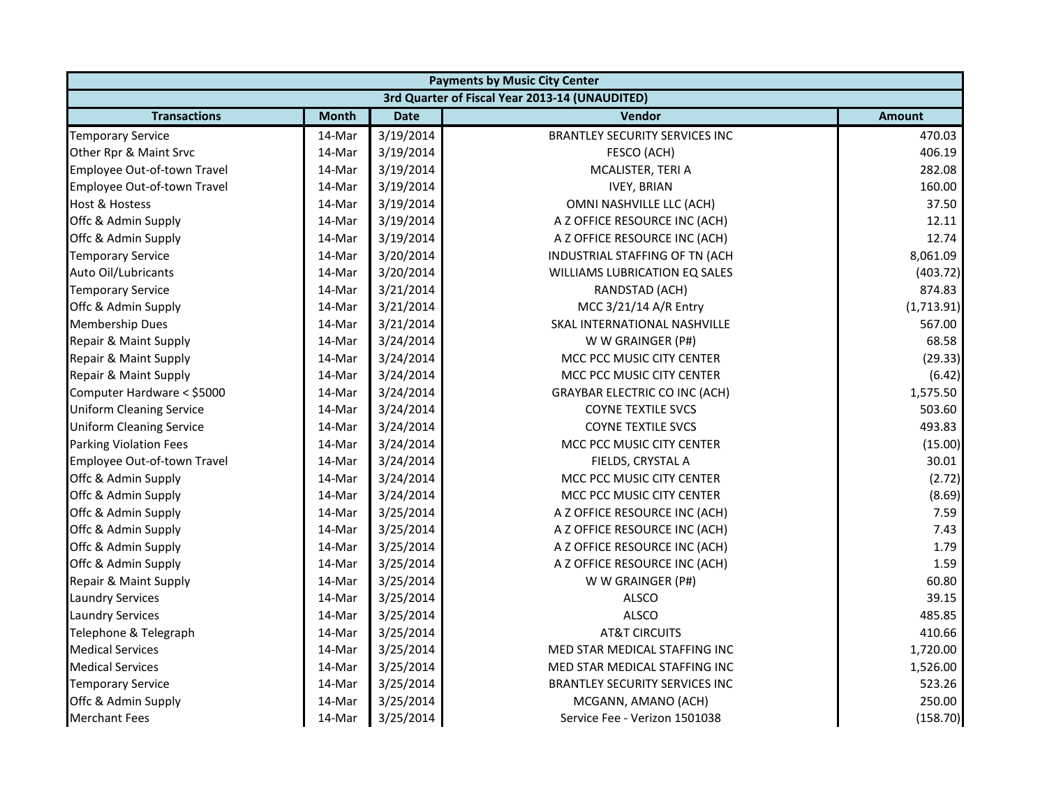| Payments by Music City Center | | | | |
|---|---|---|---|---|
| 3rd Quarter of Fiscal Year 2013-14 (UNAUDITED) | | | | |
| **Transactions** | **Month** | **Date** | **Vendor** | **Amount** |
| Temporary Service | 14-Mar | 3/19/2014 | BRANTLEY SECURITY SERVICES INC | 470.03 |
| Other Rpr & Maint Srvc | 14-Mar | 3/19/2014 | FESCO (ACH) | 406.19 |
| Employee Out-of-town Travel | 14-Mar | 3/19/2014 | MCALISTER, TERI A | 282.08 |
| Employee Out-of-town Travel | 14-Mar | 3/19/2014 | IVEY, BRIAN | 160.00 |
| Host & Hostess | 14-Mar | 3/19/2014 | OMNI NASHVILLE LLC (ACH) | 37.50 |
| Offc & Admin Supply | 14-Mar | 3/19/2014 | A Z OFFICE RESOURCE INC (ACH) | 12.11 |
| Offc & Admin Supply | 14-Mar | 3/19/2014 | A Z OFFICE RESOURCE INC (ACH) | 12.74 |
| Temporary Service | 14-Mar | 3/20/2014 | INDUSTRIAL STAFFING OF TN (ACH | 8,061.09 |
| Auto Oil/Lubricants | 14-Mar | 3/20/2014 | WILLIAMS LUBRICATION EQ SALES | (403.72) |
| Temporary Service | 14-Mar | 3/21/2014 | RANDSTAD (ACH) | 874.83 |
| Offc & Admin Supply | 14-Mar | 3/21/2014 | MCC 3/21/14 A/R Entry | (1,713.91) |
| Membership Dues | 14-Mar | 3/21/2014 | SKAL INTERNATIONAL NASHVILLE | 567.00 |
| Repair & Maint Supply | 14-Mar | 3/24/2014 | W W GRAINGER (P#) | 68.58 |
| Repair & Maint Supply | 14-Mar | 3/24/2014 | MCC PCC MUSIC CITY CENTER | (29.33) |
| Repair & Maint Supply | 14-Mar | 3/24/2014 | MCC PCC MUSIC CITY CENTER | (6.42) |
| Computer Hardware < $5000 | 14-Mar | 3/24/2014 | GRAYBAR ELECTRIC CO INC (ACH) | 1,575.50 |
| Uniform Cleaning Service | 14-Mar | 3/24/2014 | COYNE TEXTILE SVCS | 503.60 |
| Uniform Cleaning Service | 14-Mar | 3/24/2014 | COYNE TEXTILE SVCS | 493.83 |
| Parking Violation Fees | 14-Mar | 3/24/2014 | MCC PCC MUSIC CITY CENTER | (15.00) |
| Employee Out-of-town Travel | 14-Mar | 3/24/2014 | FIELDS, CRYSTAL A | 30.01 |
| Offc & Admin Supply | 14-Mar | 3/24/2014 | MCC PCC MUSIC CITY CENTER | (2.72) |
| Offc & Admin Supply | 14-Mar | 3/24/2014 | MCC PCC MUSIC CITY CENTER | (8.69) |
| Offc & Admin Supply | 14-Mar | 3/25/2014 | A Z OFFICE RESOURCE INC (ACH) | 7.59 |
| Offc & Admin Supply | 14-Mar | 3/25/2014 | A Z OFFICE RESOURCE INC (ACH) | 7.43 |
| Offc & Admin Supply | 14-Mar | 3/25/2014 | A Z OFFICE RESOURCE INC (ACH) | 1.79 |
| Offc & Admin Supply | 14-Mar | 3/25/2014 | A Z OFFICE RESOURCE INC (ACH) | 1.59 |
| Repair & Maint Supply | 14-Mar | 3/25/2014 | W W GRAINGER (P#) | 60.80 |
| Laundry Services | 14-Mar | 3/25/2014 | ALSCO | 39.15 |
| Laundry Services | 14-Mar | 3/25/2014 | ALSCO | 485.85 |
| Telephone & Telegraph | 14-Mar | 3/25/2014 | AT&T CIRCUITS | 410.66 |
| Medical Services | 14-Mar | 3/25/2014 | MED STAR MEDICAL STAFFING INC | 1,720.00 |
| Medical Services | 14-Mar | 3/25/2014 | MED STAR MEDICAL STAFFING INC | 1,526.00 |
| Temporary Service | 14-Mar | 3/25/2014 | BRANTLEY SECURITY SERVICES INC | 523.26 |
| Offc & Admin Supply | 14-Mar | 3/25/2014 | MCGANN, AMANO (ACH) | 250.00 |
| Merchant Fees | 14-Mar | 3/25/2014 | Service Fee - Verizon 1501038 | (158.70) |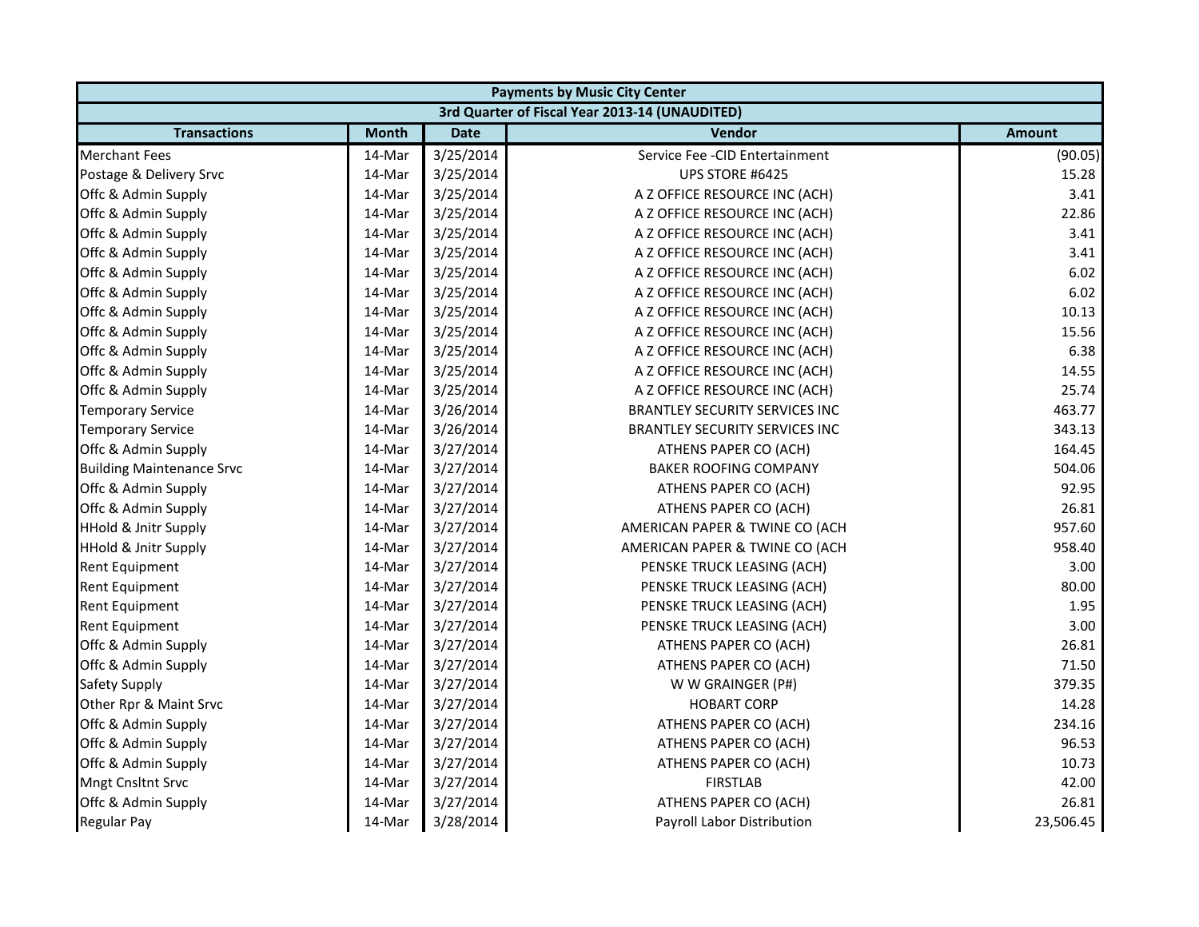| Payments by Music City Center | | | | |
|---|---|---|---|---|
| 3rd Quarter of Fiscal Year 2013-14 (UNAUDITED) | | | | |
| **Transactions** | **Month** | **Date** | **Vendor** | **Amount** |
| Merchant Fees | 14-Mar | 3/25/2014 | Service Fee -CID Entertainment | (90.05) |
| Postage & Delivery Srvc | 14-Mar | 3/25/2014 | UPS STORE #6425 | 15.28 |
| Offc & Admin Supply | 14-Mar | 3/25/2014 | A Z OFFICE RESOURCE INC (ACH) | 3.41 |
| Offc & Admin Supply | 14-Mar | 3/25/2014 | A Z OFFICE RESOURCE INC (ACH) | 22.86 |
| Offc & Admin Supply | 14-Mar | 3/25/2014 | A Z OFFICE RESOURCE INC (ACH) | 3.41 |
| Offc & Admin Supply | 14-Mar | 3/25/2014 | A Z OFFICE RESOURCE INC (ACH) | 3.41 |
| Offc & Admin Supply | 14-Mar | 3/25/2014 | A Z OFFICE RESOURCE INC (ACH) | 6.02 |
| Offc & Admin Supply | 14-Mar | 3/25/2014 | A Z OFFICE RESOURCE INC (ACH) | 6.02 |
| Offc & Admin Supply | 14-Mar | 3/25/2014 | A Z OFFICE RESOURCE INC (ACH) | 10.13 |
| Offc & Admin Supply | 14-Mar | 3/25/2014 | A Z OFFICE RESOURCE INC (ACH) | 15.56 |
| Offc & Admin Supply | 14-Mar | 3/25/2014 | A Z OFFICE RESOURCE INC (ACH) | 6.38 |
| Offc & Admin Supply | 14-Mar | 3/25/2014 | A Z OFFICE RESOURCE INC (ACH) | 14.55 |
| Offc & Admin Supply | 14-Mar | 3/25/2014 | A Z OFFICE RESOURCE INC (ACH) | 25.74 |
| Temporary Service | 14-Mar | 3/26/2014 | BRANTLEY SECURITY SERVICES INC | 463.77 |
| Temporary Service | 14-Mar | 3/26/2014 | BRANTLEY SECURITY SERVICES INC | 343.13 |
| Offc & Admin Supply | 14-Mar | 3/27/2014 | ATHENS PAPER CO (ACH) | 164.45 |
| Building Maintenance Srvc | 14-Mar | 3/27/2014 | BAKER ROOFING COMPANY | 504.06 |
| Offc & Admin Supply | 14-Mar | 3/27/2014 | ATHENS PAPER CO (ACH) | 92.95 |
| Offc & Admin Supply | 14-Mar | 3/27/2014 | ATHENS PAPER CO (ACH) | 26.81 |
| HHold & Jnitr Supply | 14-Mar | 3/27/2014 | AMERICAN PAPER & TWINE CO (ACH | 957.60 |
| HHold & Jnitr Supply | 14-Mar | 3/27/2014 | AMERICAN PAPER & TWINE CO (ACH | 958.40 |
| Rent Equipment | 14-Mar | 3/27/2014 | PENSKE TRUCK LEASING (ACH) | 3.00 |
| Rent Equipment | 14-Mar | 3/27/2014 | PENSKE TRUCK LEASING (ACH) | 80.00 |
| Rent Equipment | 14-Mar | 3/27/2014 | PENSKE TRUCK LEASING (ACH) | 1.95 |
| Rent Equipment | 14-Mar | 3/27/2014 | PENSKE TRUCK LEASING (ACH) | 3.00 |
| Offc & Admin Supply | 14-Mar | 3/27/2014 | ATHENS PAPER CO (ACH) | 26.81 |
| Offc & Admin Supply | 14-Mar | 3/27/2014 | ATHENS PAPER CO (ACH) | 71.50 |
| Safety Supply | 14-Mar | 3/27/2014 | W W GRAINGER (P#) | 379.35 |
| Other Rpr & Maint Srvc | 14-Mar | 3/27/2014 | HOBART CORP | 14.28 |
| Offc & Admin Supply | 14-Mar | 3/27/2014 | ATHENS PAPER CO (ACH) | 234.16 |
| Offc & Admin Supply | 14-Mar | 3/27/2014 | ATHENS PAPER CO (ACH) | 96.53 |
| Offc & Admin Supply | 14-Mar | 3/27/2014 | ATHENS PAPER CO (ACH) | 10.73 |
| Mngt Cnsltnt Srvc | 14-Mar | 3/27/2014 | FIRSTLAB | 42.00 |
| Offc & Admin Supply | 14-Mar | 3/27/2014 | ATHENS PAPER CO (ACH) | 26.81 |
| Regular Pay | 14-Mar | 3/28/2014 | Payroll Labor Distribution | 23,506.45 |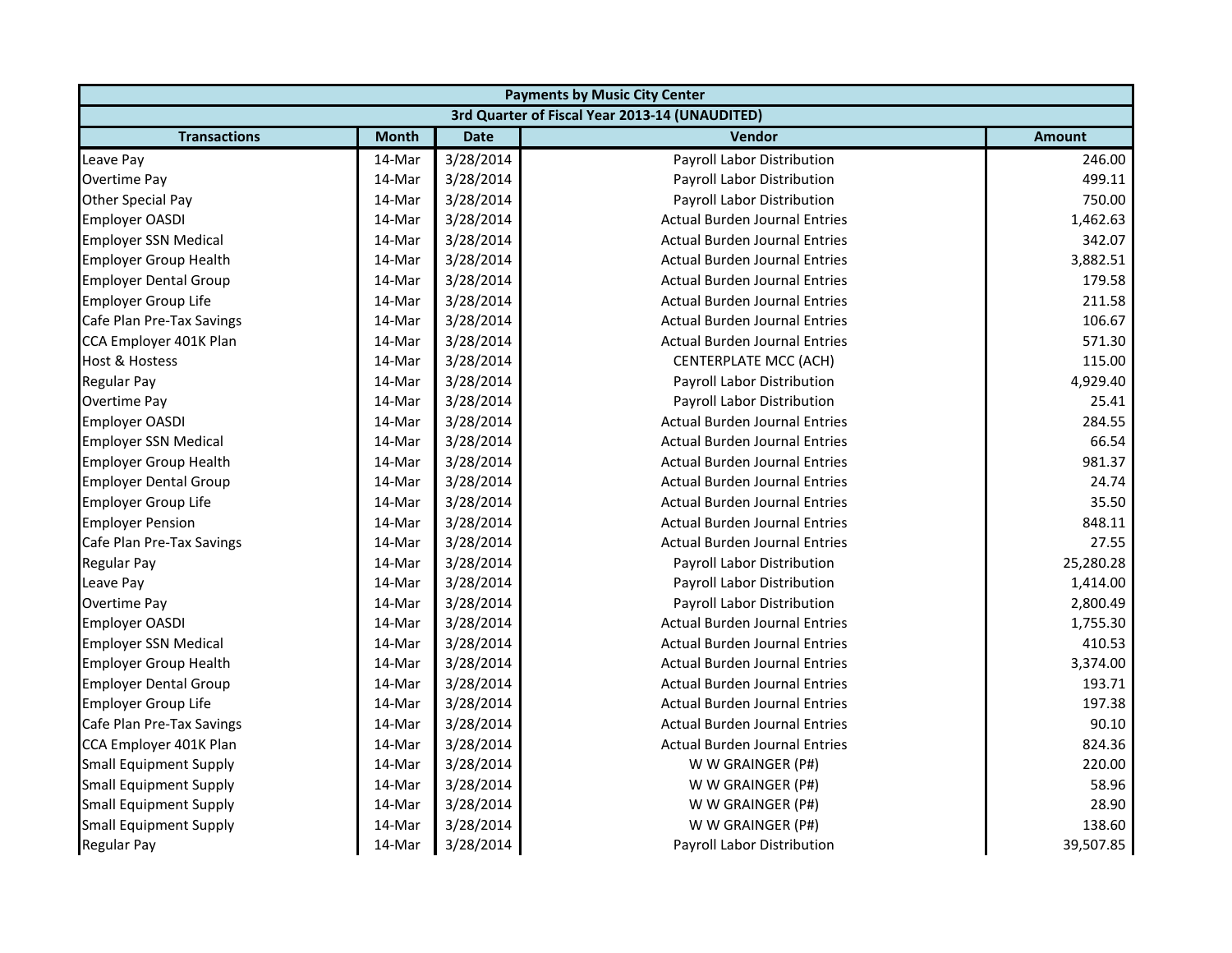| Payments by Music City Center | | | | |
|---|---|---|---|---|
| 3rd Quarter of Fiscal Year 2013-14 (UNAUDITED) | | | | |
| **Transactions** | **Month** | **Date** | **Vendor** | **Amount** |
| Leave Pay | 14-Mar | 3/28/2014 | Payroll Labor Distribution | 246.00 |
| Overtime Pay | 14-Mar | 3/28/2014 | Payroll Labor Distribution | 499.11 |
| Other Special Pay | 14-Mar | 3/28/2014 | Payroll Labor Distribution | 750.00 |
| Employer OASDI | 14-Mar | 3/28/2014 | Actual Burden Journal Entries | 1,462.63 |
| Employer SSN Medical | 14-Mar | 3/28/2014 | Actual Burden Journal Entries | 342.07 |
| Employer Group Health | 14-Mar | 3/28/2014 | Actual Burden Journal Entries | 3,882.51 |
| Employer Dental Group | 14-Mar | 3/28/2014 | Actual Burden Journal Entries | 179.58 |
| Employer Group Life | 14-Mar | 3/28/2014 | Actual Burden Journal Entries | 211.58 |
| Cafe Plan Pre-Tax Savings | 14-Mar | 3/28/2014 | Actual Burden Journal Entries | 106.67 |
| CCA Employer 401K Plan | 14-Mar | 3/28/2014 | Actual Burden Journal Entries | 571.30 |
| Host & Hostess | 14-Mar | 3/28/2014 | CENTERPLATE MCC (ACH) | 115.00 |
| Regular Pay | 14-Mar | 3/28/2014 | Payroll Labor Distribution | 4,929.40 |
| Overtime Pay | 14-Mar | 3/28/2014 | Payroll Labor Distribution | 25.41 |
| Employer OASDI | 14-Mar | 3/28/2014 | Actual Burden Journal Entries | 284.55 |
| Employer SSN Medical | 14-Mar | 3/28/2014 | Actual Burden Journal Entries | 66.54 |
| Employer Group Health | 14-Mar | 3/28/2014 | Actual Burden Journal Entries | 981.37 |
| Employer Dental Group | 14-Mar | 3/28/2014 | Actual Burden Journal Entries | 24.74 |
| Employer Group Life | 14-Mar | 3/28/2014 | Actual Burden Journal Entries | 35.50 |
| Employer Pension | 14-Mar | 3/28/2014 | Actual Burden Journal Entries | 848.11 |
| Cafe Plan Pre-Tax Savings | 14-Mar | 3/28/2014 | Actual Burden Journal Entries | 27.55 |
| Regular Pay | 14-Mar | 3/28/2014 | Payroll Labor Distribution | 25,280.28 |
| Leave Pay | 14-Mar | 3/28/2014 | Payroll Labor Distribution | 1,414.00 |
| Overtime Pay | 14-Mar | 3/28/2014 | Payroll Labor Distribution | 2,800.49 |
| Employer OASDI | 14-Mar | 3/28/2014 | Actual Burden Journal Entries | 1,755.30 |
| Employer SSN Medical | 14-Mar | 3/28/2014 | Actual Burden Journal Entries | 410.53 |
| Employer Group Health | 14-Mar | 3/28/2014 | Actual Burden Journal Entries | 3,374.00 |
| Employer Dental Group | 14-Mar | 3/28/2014 | Actual Burden Journal Entries | 193.71 |
| Employer Group Life | 14-Mar | 3/28/2014 | Actual Burden Journal Entries | 197.38 |
| Cafe Plan Pre-Tax Savings | 14-Mar | 3/28/2014 | Actual Burden Journal Entries | 90.10 |
| CCA Employer 401K Plan | 14-Mar | 3/28/2014 | Actual Burden Journal Entries | 824.36 |
| Small Equipment Supply | 14-Mar | 3/28/2014 | W W GRAINGER (P#) | 220.00 |
| Small Equipment Supply | 14-Mar | 3/28/2014 | W W GRAINGER (P#) | 58.96 |
| Small Equipment Supply | 14-Mar | 3/28/2014 | W W GRAINGER (P#) | 28.90 |
| Small Equipment Supply | 14-Mar | 3/28/2014 | W W GRAINGER (P#) | 138.60 |
| Regular Pay | 14-Mar | 3/28/2014 | Payroll Labor Distribution | 39,507.85 |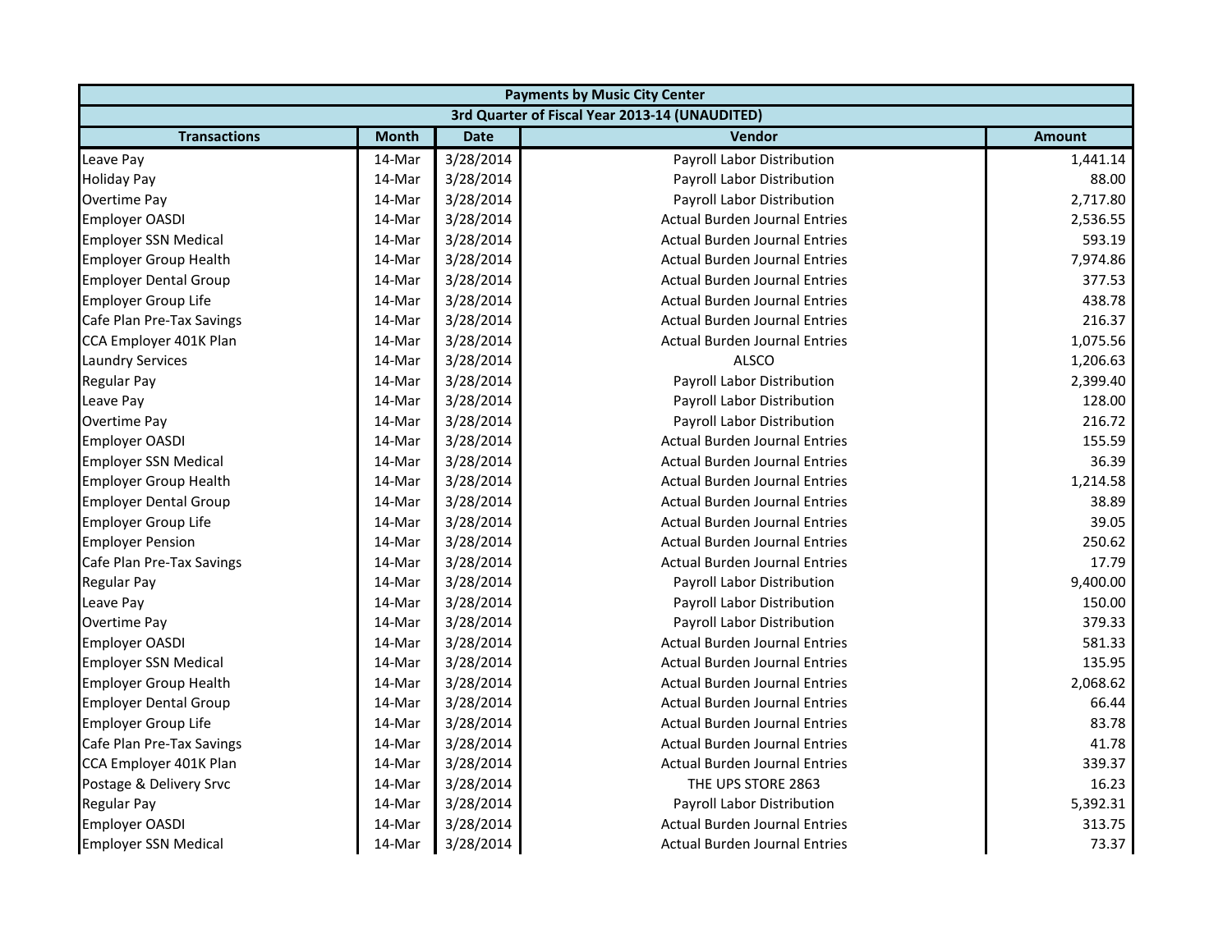| Payments by Music City Center | | | | |
|---|---|---|---|---|
| 3rd Quarter of Fiscal Year 2013-14 (UNAUDITED) | | | | |
| **Transactions** | **Month** | **Date** | **Vendor** | **Amount** |
| Leave Pay | 14-Mar | 3/28/2014 | Payroll Labor Distribution | 1,441.14 |
| Holiday Pay | 14-Mar | 3/28/2014 | Payroll Labor Distribution | 88.00 |
| Overtime Pay | 14-Mar | 3/28/2014 | Payroll Labor Distribution | 2,717.80 |
| Employer OASDI | 14-Mar | 3/28/2014 | Actual Burden Journal Entries | 2,536.55 |
| Employer SSN Medical | 14-Mar | 3/28/2014 | Actual Burden Journal Entries | 593.19 |
| Employer Group Health | 14-Mar | 3/28/2014 | Actual Burden Journal Entries | 7,974.86 |
| Employer Dental Group | 14-Mar | 3/28/2014 | Actual Burden Journal Entries | 377.53 |
| Employer Group Life | 14-Mar | 3/28/2014 | Actual Burden Journal Entries | 438.78 |
| Cafe Plan Pre-Tax Savings | 14-Mar | 3/28/2014 | Actual Burden Journal Entries | 216.37 |
| CCA Employer 401K Plan | 14-Mar | 3/28/2014 | Actual Burden Journal Entries | 1,075.56 |
| Laundry Services | 14-Mar | 3/28/2014 | ALSCO | 1,206.63 |
| Regular Pay | 14-Mar | 3/28/2014 | Payroll Labor Distribution | 2,399.40 |
| Leave Pay | 14-Mar | 3/28/2014 | Payroll Labor Distribution | 128.00 |
| Overtime Pay | 14-Mar | 3/28/2014 | Payroll Labor Distribution | 216.72 |
| Employer OASDI | 14-Mar | 3/28/2014 | Actual Burden Journal Entries | 155.59 |
| Employer SSN Medical | 14-Mar | 3/28/2014 | Actual Burden Journal Entries | 36.39 |
| Employer Group Health | 14-Mar | 3/28/2014 | Actual Burden Journal Entries | 1,214.58 |
| Employer Dental Group | 14-Mar | 3/28/2014 | Actual Burden Journal Entries | 38.89 |
| Employer Group Life | 14-Mar | 3/28/2014 | Actual Burden Journal Entries | 39.05 |
| Employer Pension | 14-Mar | 3/28/2014 | Actual Burden Journal Entries | 250.62 |
| Cafe Plan Pre-Tax Savings | 14-Mar | 3/28/2014 | Actual Burden Journal Entries | 17.79 |
| Regular Pay | 14-Mar | 3/28/2014 | Payroll Labor Distribution | 9,400.00 |
| Leave Pay | 14-Mar | 3/28/2014 | Payroll Labor Distribution | 150.00 |
| Overtime Pay | 14-Mar | 3/28/2014 | Payroll Labor Distribution | 379.33 |
| Employer OASDI | 14-Mar | 3/28/2014 | Actual Burden Journal Entries | 581.33 |
| Employer SSN Medical | 14-Mar | 3/28/2014 | Actual Burden Journal Entries | 135.95 |
| Employer Group Health | 14-Mar | 3/28/2014 | Actual Burden Journal Entries | 2,068.62 |
| Employer Dental Group | 14-Mar | 3/28/2014 | Actual Burden Journal Entries | 66.44 |
| Employer Group Life | 14-Mar | 3/28/2014 | Actual Burden Journal Entries | 83.78 |
| Cafe Plan Pre-Tax Savings | 14-Mar | 3/28/2014 | Actual Burden Journal Entries | 41.78 |
| CCA Employer 401K Plan | 14-Mar | 3/28/2014 | Actual Burden Journal Entries | 339.37 |
| Postage & Delivery Srvc | 14-Mar | 3/28/2014 | THE UPS STORE 2863 | 16.23 |
| Regular Pay | 14-Mar | 3/28/2014 | Payroll Labor Distribution | 5,392.31 |
| Employer OASDI | 14-Mar | 3/28/2014 | Actual Burden Journal Entries | 313.75 |
| Employer SSN Medical | 14-Mar | 3/28/2014 | Actual Burden Journal Entries | 73.37 |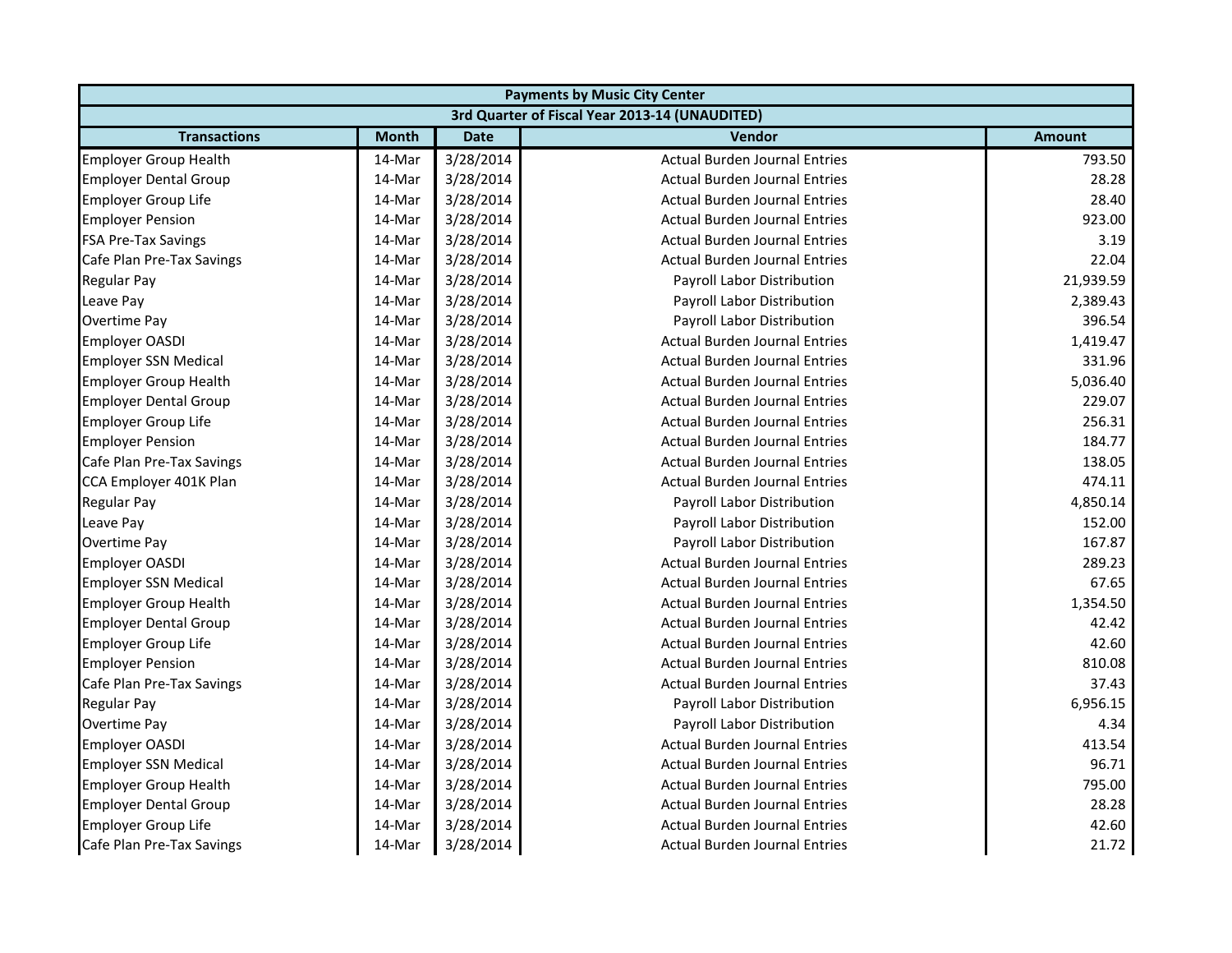| Payments by Music City Center | | | | |
|---|---|---|---|---|
| 3rd Quarter of Fiscal Year 2013-14 (UNAUDITED) | | | | |
| **Transactions** | **Month** | **Date** | **Vendor** | **Amount** |
| Employer Group Health | 14-Mar | 3/28/2014 | Actual Burden Journal Entries | 793.50 |
| Employer Dental Group | 14-Mar | 3/28/2014 | Actual Burden Journal Entries | 28.28 |
| Employer Group Life | 14-Mar | 3/28/2014 | Actual Burden Journal Entries | 28.40 |
| Employer Pension | 14-Mar | 3/28/2014 | Actual Burden Journal Entries | 923.00 |
| FSA Pre-Tax Savings | 14-Mar | 3/28/2014 | Actual Burden Journal Entries | 3.19 |
| Cafe Plan Pre-Tax Savings | 14-Mar | 3/28/2014 | Actual Burden Journal Entries | 22.04 |
| Regular Pay | 14-Mar | 3/28/2014 | Payroll Labor Distribution | 21,939.59 |
| Leave Pay | 14-Mar | 3/28/2014 | Payroll Labor Distribution | 2,389.43 |
| Overtime Pay | 14-Mar | 3/28/2014 | Payroll Labor Distribution | 396.54 |
| Employer OASDI | 14-Mar | 3/28/2014 | Actual Burden Journal Entries | 1,419.47 |
| Employer SSN Medical | 14-Mar | 3/28/2014 | Actual Burden Journal Entries | 331.96 |
| Employer Group Health | 14-Mar | 3/28/2014 | Actual Burden Journal Entries | 5,036.40 |
| Employer Dental Group | 14-Mar | 3/28/2014 | Actual Burden Journal Entries | 229.07 |
| Employer Group Life | 14-Mar | 3/28/2014 | Actual Burden Journal Entries | 256.31 |
| Employer Pension | 14-Mar | 3/28/2014 | Actual Burden Journal Entries | 184.77 |
| Cafe Plan Pre-Tax Savings | 14-Mar | 3/28/2014 | Actual Burden Journal Entries | 138.05 |
| CCA Employer 401K Plan | 14-Mar | 3/28/2014 | Actual Burden Journal Entries | 474.11 |
| Regular Pay | 14-Mar | 3/28/2014 | Payroll Labor Distribution | 4,850.14 |
| Leave Pay | 14-Mar | 3/28/2014 | Payroll Labor Distribution | 152.00 |
| Overtime Pay | 14-Mar | 3/28/2014 | Payroll Labor Distribution | 167.87 |
| Employer OASDI | 14-Mar | 3/28/2014 | Actual Burden Journal Entries | 289.23 |
| Employer SSN Medical | 14-Mar | 3/28/2014 | Actual Burden Journal Entries | 67.65 |
| Employer Group Health | 14-Mar | 3/28/2014 | Actual Burden Journal Entries | 1,354.50 |
| Employer Dental Group | 14-Mar | 3/28/2014 | Actual Burden Journal Entries | 42.42 |
| Employer Group Life | 14-Mar | 3/28/2014 | Actual Burden Journal Entries | 42.60 |
| Employer Pension | 14-Mar | 3/28/2014 | Actual Burden Journal Entries | 810.08 |
| Cafe Plan Pre-Tax Savings | 14-Mar | 3/28/2014 | Actual Burden Journal Entries | 37.43 |
| Regular Pay | 14-Mar | 3/28/2014 | Payroll Labor Distribution | 6,956.15 |
| Overtime Pay | 14-Mar | 3/28/2014 | Payroll Labor Distribution | 4.34 |
| Employer OASDI | 14-Mar | 3/28/2014 | Actual Burden Journal Entries | 413.54 |
| Employer SSN Medical | 14-Mar | 3/28/2014 | Actual Burden Journal Entries | 96.71 |
| Employer Group Health | 14-Mar | 3/28/2014 | Actual Burden Journal Entries | 795.00 |
| Employer Dental Group | 14-Mar | 3/28/2014 | Actual Burden Journal Entries | 28.28 |
| Employer Group Life | 14-Mar | 3/28/2014 | Actual Burden Journal Entries | 42.60 |
| Cafe Plan Pre-Tax Savings | 14-Mar | 3/28/2014 | Actual Burden Journal Entries | 21.72 |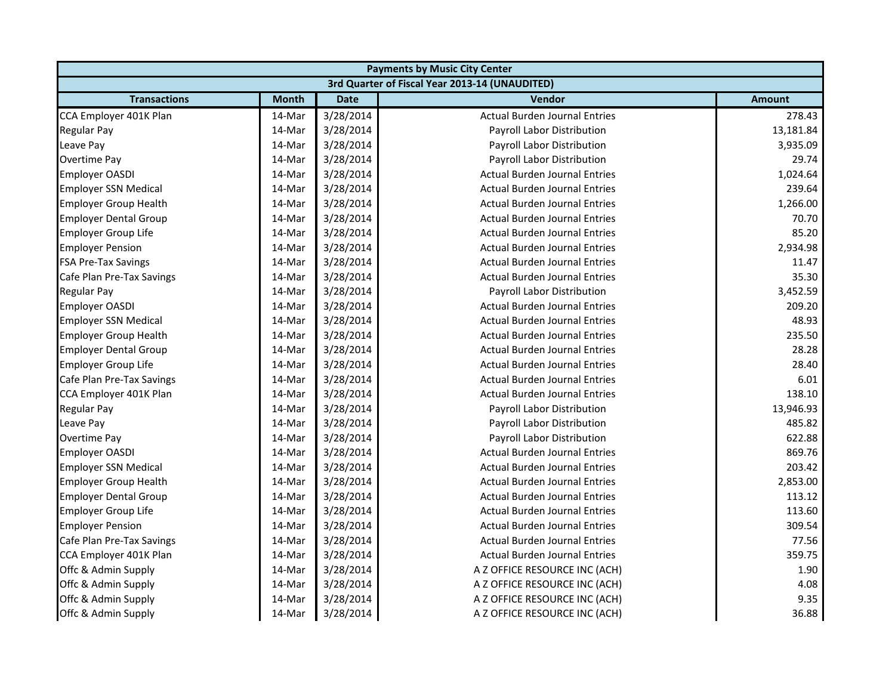| Payments by Music City Center | | | | |
|---|---|---|---|---|
| 3rd Quarter of Fiscal Year 2013-14 (UNAUDITED) | | | | |
| **Transactions** | **Month** | **Date** | **Vendor** | **Amount** |
| CCA Employer 401K Plan | 14-Mar | 3/28/2014 | Actual Burden Journal Entries | 278.43 |
| Regular Pay | 14-Mar | 3/28/2014 | Payroll Labor Distribution | 13,181.84 |
| Leave Pay | 14-Mar | 3/28/2014 | Payroll Labor Distribution | 3,935.09 |
| Overtime Pay | 14-Mar | 3/28/2014 | Payroll Labor Distribution | 29.74 |
| Employer OASDI | 14-Mar | 3/28/2014 | Actual Burden Journal Entries | 1,024.64 |
| Employer SSN Medical | 14-Mar | 3/28/2014 | Actual Burden Journal Entries | 239.64 |
| Employer Group Health | 14-Mar | 3/28/2014 | Actual Burden Journal Entries | 1,266.00 |
| Employer Dental Group | 14-Mar | 3/28/2014 | Actual Burden Journal Entries | 70.70 |
| Employer Group Life | 14-Mar | 3/28/2014 | Actual Burden Journal Entries | 85.20 |
| Employer Pension | 14-Mar | 3/28/2014 | Actual Burden Journal Entries | 2,934.98 |
| FSA Pre-Tax Savings | 14-Mar | 3/28/2014 | Actual Burden Journal Entries | 11.47 |
| Cafe Plan Pre-Tax Savings | 14-Mar | 3/28/2014 | Actual Burden Journal Entries | 35.30 |
| Regular Pay | 14-Mar | 3/28/2014 | Payroll Labor Distribution | 3,452.59 |
| Employer OASDI | 14-Mar | 3/28/2014 | Actual Burden Journal Entries | 209.20 |
| Employer SSN Medical | 14-Mar | 3/28/2014 | Actual Burden Journal Entries | 48.93 |
| Employer Group Health | 14-Mar | 3/28/2014 | Actual Burden Journal Entries | 235.50 |
| Employer Dental Group | 14-Mar | 3/28/2014 | Actual Burden Journal Entries | 28.28 |
| Employer Group Life | 14-Mar | 3/28/2014 | Actual Burden Journal Entries | 28.40 |
| Cafe Plan Pre-Tax Savings | 14-Mar | 3/28/2014 | Actual Burden Journal Entries | 6.01 |
| CCA Employer 401K Plan | 14-Mar | 3/28/2014 | Actual Burden Journal Entries | 138.10 |
| Regular Pay | 14-Mar | 3/28/2014 | Payroll Labor Distribution | 13,946.93 |
| Leave Pay | 14-Mar | 3/28/2014 | Payroll Labor Distribution | 485.82 |
| Overtime Pay | 14-Mar | 3/28/2014 | Payroll Labor Distribution | 622.88 |
| Employer OASDI | 14-Mar | 3/28/2014 | Actual Burden Journal Entries | 869.76 |
| Employer SSN Medical | 14-Mar | 3/28/2014 | Actual Burden Journal Entries | 203.42 |
| Employer Group Health | 14-Mar | 3/28/2014 | Actual Burden Journal Entries | 2,853.00 |
| Employer Dental Group | 14-Mar | 3/28/2014 | Actual Burden Journal Entries | 113.12 |
| Employer Group Life | 14-Mar | 3/28/2014 | Actual Burden Journal Entries | 113.60 |
| Employer Pension | 14-Mar | 3/28/2014 | Actual Burden Journal Entries | 309.54 |
| Cafe Plan Pre-Tax Savings | 14-Mar | 3/28/2014 | Actual Burden Journal Entries | 77.56 |
| CCA Employer 401K Plan | 14-Mar | 3/28/2014 | Actual Burden Journal Entries | 359.75 |
| Offc & Admin Supply | 14-Mar | 3/28/2014 | A Z OFFICE RESOURCE INC (ACH) | 1.90 |
| Offc & Admin Supply | 14-Mar | 3/28/2014 | A Z OFFICE RESOURCE INC (ACH) | 4.08 |
| Offc & Admin Supply | 14-Mar | 3/28/2014 | A Z OFFICE RESOURCE INC (ACH) | 9.35 |
| Offc & Admin Supply | 14-Mar | 3/28/2014 | A Z OFFICE RESOURCE INC (ACH) | 36.88 |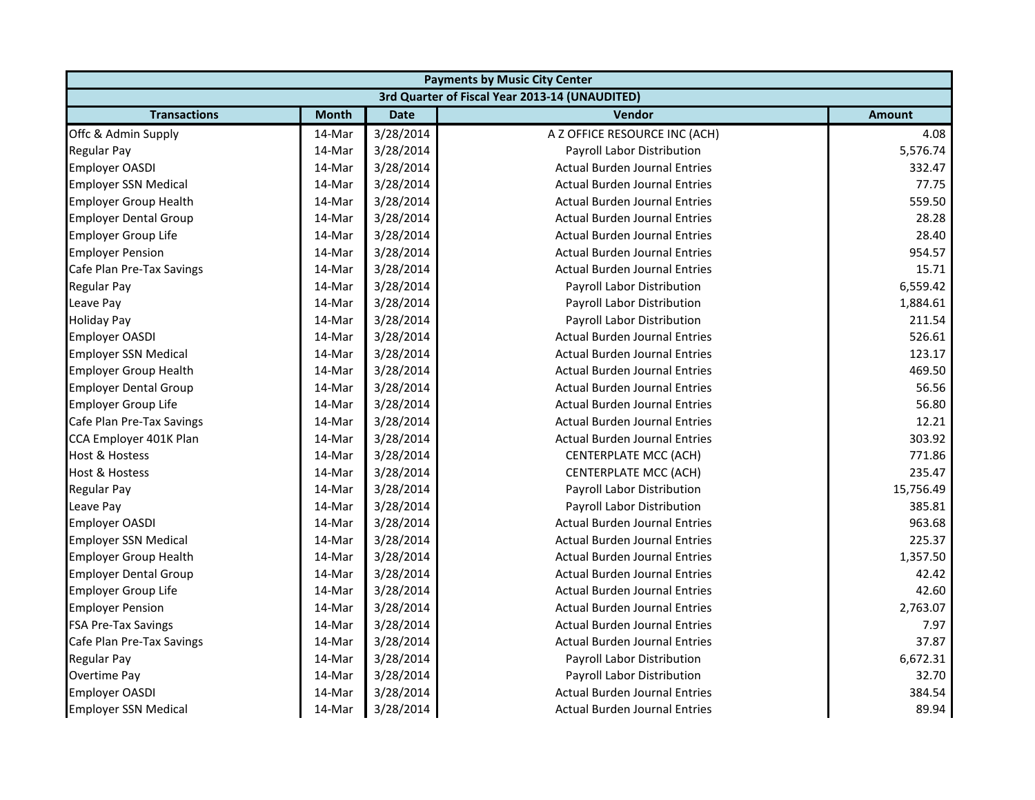| Payments by Music City Center | | | | |
|---|---|---|---|---|
| 3rd Quarter of Fiscal Year 2013-14 (UNAUDITED) | | | | |
| **Transactions** | **Month** | **Date** | **Vendor** | **Amount** |
| Offc & Admin Supply | 14-Mar | 3/28/2014 | A Z OFFICE RESOURCE INC (ACH) | 4.08 |
| Regular Pay | 14-Mar | 3/28/2014 | Payroll Labor Distribution | 5,576.74 |
| Employer OASDI | 14-Mar | 3/28/2014 | Actual Burden Journal Entries | 332.47 |
| Employer SSN Medical | 14-Mar | 3/28/2014 | Actual Burden Journal Entries | 77.75 |
| Employer Group Health | 14-Mar | 3/28/2014 | Actual Burden Journal Entries | 559.50 |
| Employer Dental Group | 14-Mar | 3/28/2014 | Actual Burden Journal Entries | 28.28 |
| Employer Group Life | 14-Mar | 3/28/2014 | Actual Burden Journal Entries | 28.40 |
| Employer Pension | 14-Mar | 3/28/2014 | Actual Burden Journal Entries | 954.57 |
| Cafe Plan Pre-Tax Savings | 14-Mar | 3/28/2014 | Actual Burden Journal Entries | 15.71 |
| Regular Pay | 14-Mar | 3/28/2014 | Payroll Labor Distribution | 6,559.42 |
| Leave Pay | 14-Mar | 3/28/2014 | Payroll Labor Distribution | 1,884.61 |
| Holiday Pay | 14-Mar | 3/28/2014 | Payroll Labor Distribution | 211.54 |
| Employer OASDI | 14-Mar | 3/28/2014 | Actual Burden Journal Entries | 526.61 |
| Employer SSN Medical | 14-Mar | 3/28/2014 | Actual Burden Journal Entries | 123.17 |
| Employer Group Health | 14-Mar | 3/28/2014 | Actual Burden Journal Entries | 469.50 |
| Employer Dental Group | 14-Mar | 3/28/2014 | Actual Burden Journal Entries | 56.56 |
| Employer Group Life | 14-Mar | 3/28/2014 | Actual Burden Journal Entries | 56.80 |
| Cafe Plan Pre-Tax Savings | 14-Mar | 3/28/2014 | Actual Burden Journal Entries | 12.21 |
| CCA Employer 401K Plan | 14-Mar | 3/28/2014 | Actual Burden Journal Entries | 303.92 |
| Host & Hostess | 14-Mar | 3/28/2014 | CENTERPLATE MCC (ACH) | 771.86 |
| Host & Hostess | 14-Mar | 3/28/2014 | CENTERPLATE MCC (ACH) | 235.47 |
| Regular Pay | 14-Mar | 3/28/2014 | Payroll Labor Distribution | 15,756.49 |
| Leave Pay | 14-Mar | 3/28/2014 | Payroll Labor Distribution | 385.81 |
| Employer OASDI | 14-Mar | 3/28/2014 | Actual Burden Journal Entries | 963.68 |
| Employer SSN Medical | 14-Mar | 3/28/2014 | Actual Burden Journal Entries | 225.37 |
| Employer Group Health | 14-Mar | 3/28/2014 | Actual Burden Journal Entries | 1,357.50 |
| Employer Dental Group | 14-Mar | 3/28/2014 | Actual Burden Journal Entries | 42.42 |
| Employer Group Life | 14-Mar | 3/28/2014 | Actual Burden Journal Entries | 42.60 |
| Employer Pension | 14-Mar | 3/28/2014 | Actual Burden Journal Entries | 2,763.07 |
| FSA Pre-Tax Savings | 14-Mar | 3/28/2014 | Actual Burden Journal Entries | 7.97 |
| Cafe Plan Pre-Tax Savings | 14-Mar | 3/28/2014 | Actual Burden Journal Entries | 37.87 |
| Regular Pay | 14-Mar | 3/28/2014 | Payroll Labor Distribution | 6,672.31 |
| Overtime Pay | 14-Mar | 3/28/2014 | Payroll Labor Distribution | 32.70 |
| Employer OASDI | 14-Mar | 3/28/2014 | Actual Burden Journal Entries | 384.54 |
| Employer SSN Medical | 14-Mar | 3/28/2014 | Actual Burden Journal Entries | 89.94 |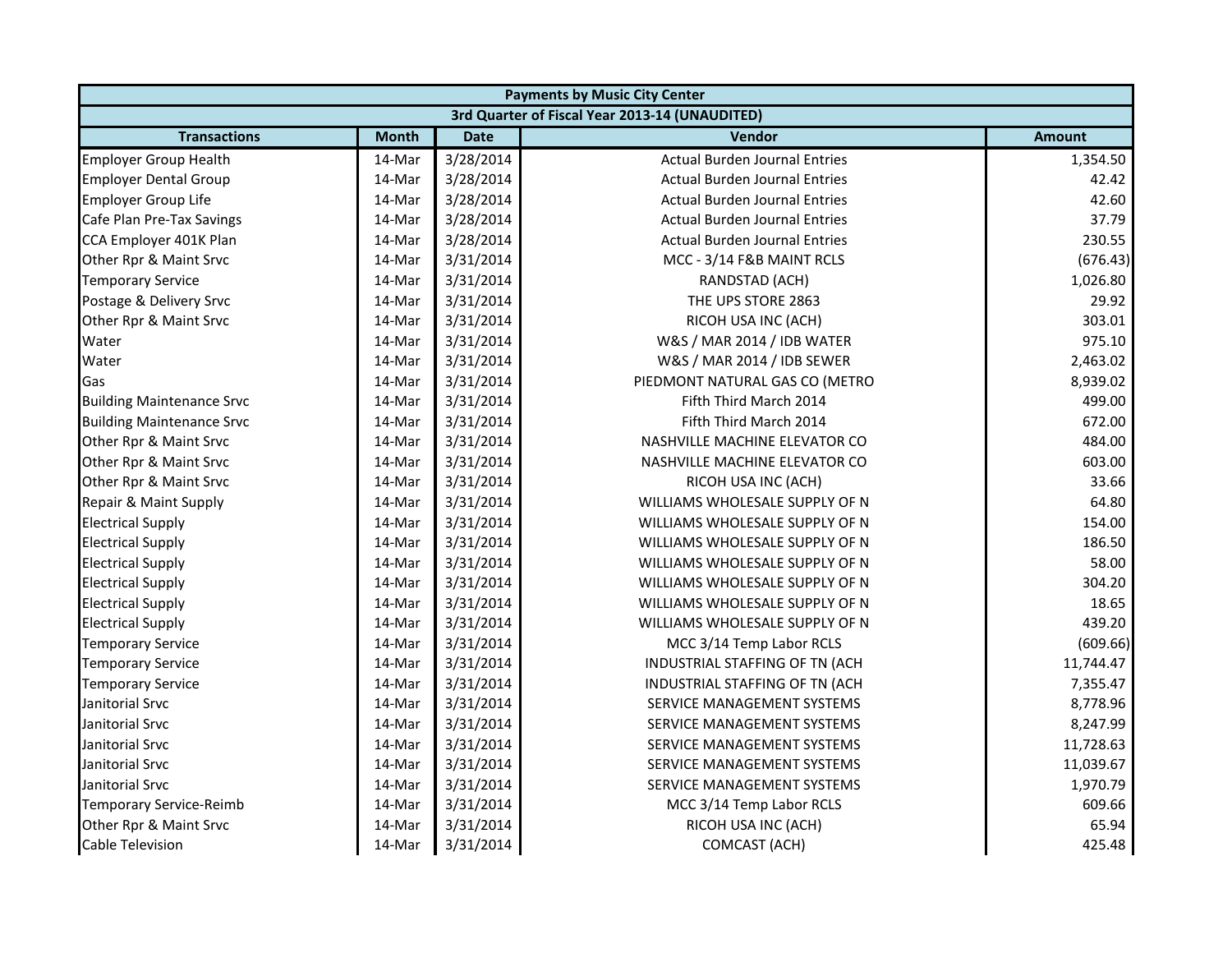| Payments by Music City Center | | | | |
|---|---|---|---|---|
| 3rd Quarter of Fiscal Year 2013-14 (UNAUDITED) | | | | |
| **Transactions** | **Month** | **Date** | **Vendor** | **Amount** |
| Employer Group Health | 14-Mar | 3/28/2014 | Actual Burden Journal Entries | 1,354.50 |
| Employer Dental Group | 14-Mar | 3/28/2014 | Actual Burden Journal Entries | 42.42 |
| Employer Group Life | 14-Mar | 3/28/2014 | Actual Burden Journal Entries | 42.60 |
| Cafe Plan Pre-Tax Savings | 14-Mar | 3/28/2014 | Actual Burden Journal Entries | 37.79 |
| CCA Employer 401K Plan | 14-Mar | 3/28/2014 | Actual Burden Journal Entries | 230.55 |
| Other Rpr & Maint Srvc | 14-Mar | 3/31/2014 | MCC - 3/14 F&B MAINT RCLS | (676.43) |
| Temporary Service | 14-Mar | 3/31/2014 | RANDSTAD (ACH) | 1,026.80 |
| Postage & Delivery Srvc | 14-Mar | 3/31/2014 | THE UPS STORE 2863 | 29.92 |
| Other Rpr & Maint Srvc | 14-Mar | 3/31/2014 | RICOH USA INC (ACH) | 303.01 |
| Water | 14-Mar | 3/31/2014 | W&S / MAR 2014 / IDB WATER | 975.10 |
| Water | 14-Mar | 3/31/2014 | W&S / MAR 2014 / IDB SEWER | 2,463.02 |
| Gas | 14-Mar | 3/31/2014 | PIEDMONT NATURAL GAS CO (METRO | 8,939.02 |
| Building Maintenance Srvc | 14-Mar | 3/31/2014 | Fifth Third March 2014 | 499.00 |
| Building Maintenance Srvc | 14-Mar | 3/31/2014 | Fifth Third March 2014 | 672.00 |
| Other Rpr & Maint Srvc | 14-Mar | 3/31/2014 | NASHVILLE MACHINE ELEVATOR CO | 484.00 |
| Other Rpr & Maint Srvc | 14-Mar | 3/31/2014 | NASHVILLE MACHINE ELEVATOR CO | 603.00 |
| Other Rpr & Maint Srvc | 14-Mar | 3/31/2014 | RICOH USA INC (ACH) | 33.66 |
| Repair & Maint Supply | 14-Mar | 3/31/2014 | WILLIAMS WHOLESALE SUPPLY OF N | 64.80 |
| Electrical Supply | 14-Mar | 3/31/2014 | WILLIAMS WHOLESALE SUPPLY OF N | 154.00 |
| Electrical Supply | 14-Mar | 3/31/2014 | WILLIAMS WHOLESALE SUPPLY OF N | 186.50 |
| Electrical Supply | 14-Mar | 3/31/2014 | WILLIAMS WHOLESALE SUPPLY OF N | 58.00 |
| Electrical Supply | 14-Mar | 3/31/2014 | WILLIAMS WHOLESALE SUPPLY OF N | 304.20 |
| Electrical Supply | 14-Mar | 3/31/2014 | WILLIAMS WHOLESALE SUPPLY OF N | 18.65 |
| Electrical Supply | 14-Mar | 3/31/2014 | WILLIAMS WHOLESALE SUPPLY OF N | 439.20 |
| Temporary Service | 14-Mar | 3/31/2014 | MCC 3/14 Temp Labor RCLS | (609.66) |
| Temporary Service | 14-Mar | 3/31/2014 | INDUSTRIAL STAFFING OF TN (ACH | 11,744.47 |
| Temporary Service | 14-Mar | 3/31/2014 | INDUSTRIAL STAFFING OF TN (ACH | 7,355.47 |
| Janitorial Srvc | 14-Mar | 3/31/2014 | SERVICE MANAGEMENT SYSTEMS | 8,778.96 |
| Janitorial Srvc | 14-Mar | 3/31/2014 | SERVICE MANAGEMENT SYSTEMS | 8,247.99 |
| Janitorial Srvc | 14-Mar | 3/31/2014 | SERVICE MANAGEMENT SYSTEMS | 11,728.63 |
| Janitorial Srvc | 14-Mar | 3/31/2014 | SERVICE MANAGEMENT SYSTEMS | 11,039.67 |
| Janitorial Srvc | 14-Mar | 3/31/2014 | SERVICE MANAGEMENT SYSTEMS | 1,970.79 |
| Temporary Service-Reimb | 14-Mar | 3/31/2014 | MCC 3/14 Temp Labor RCLS | 609.66 |
| Other Rpr & Maint Srvc | 14-Mar | 3/31/2014 | RICOH USA INC (ACH) | 65.94 |
| Cable Television | 14-Mar | 3/31/2014 | COMCAST (ACH) | 425.48 |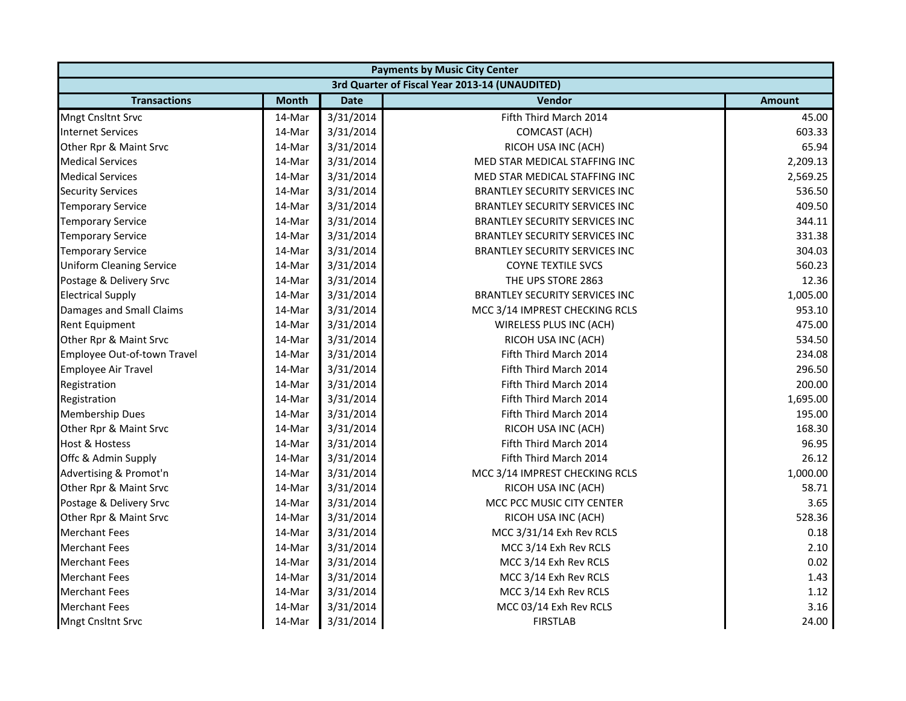| Payments by Music City Center | | | | |
|---|---|---|---|---|
| 3rd Quarter of Fiscal Year 2013-14 (UNAUDITED) | | | | |
| **Transactions** | **Month** | **Date** | **Vendor** | **Amount** |
| Mngt Cnsltnt Srvc | 14-Mar | 3/31/2014 | Fifth Third March 2014 | 45.00 |
| Internet Services | 14-Mar | 3/31/2014 | COMCAST (ACH) | 603.33 |
| Other Rpr & Maint Srvc | 14-Mar | 3/31/2014 | RICOH USA INC (ACH) | 65.94 |
| Medical Services | 14-Mar | 3/31/2014 | MED STAR MEDICAL STAFFING INC | 2,209.13 |
| Medical Services | 14-Mar | 3/31/2014 | MED STAR MEDICAL STAFFING INC | 2,569.25 |
| Security Services | 14-Mar | 3/31/2014 | BRANTLEY SECURITY SERVICES INC | 536.50 |
| Temporary Service | 14-Mar | 3/31/2014 | BRANTLEY SECURITY SERVICES INC | 409.50 |
| Temporary Service | 14-Mar | 3/31/2014 | BRANTLEY SECURITY SERVICES INC | 344.11 |
| Temporary Service | 14-Mar | 3/31/2014 | BRANTLEY SECURITY SERVICES INC | 331.38 |
| Temporary Service | 14-Mar | 3/31/2014 | BRANTLEY SECURITY SERVICES INC | 304.03 |
| Uniform Cleaning Service | 14-Mar | 3/31/2014 | COYNE TEXTILE SVCS | 560.23 |
| Postage & Delivery Srvc | 14-Mar | 3/31/2014 | THE UPS STORE 2863 | 12.36 |
| Electrical Supply | 14-Mar | 3/31/2014 | BRANTLEY SECURITY SERVICES INC | 1,005.00 |
| Damages and Small Claims | 14-Mar | 3/31/2014 | MCC 3/14 IMPREST CHECKING RCLS | 953.10 |
| Rent Equipment | 14-Mar | 3/31/2014 | WIRELESS PLUS INC (ACH) | 475.00 |
| Other Rpr & Maint Srvc | 14-Mar | 3/31/2014 | RICOH USA INC (ACH) | 534.50 |
| Employee Out-of-town Travel | 14-Mar | 3/31/2014 | Fifth Third March 2014 | 234.08 |
| Employee Air Travel | 14-Mar | 3/31/2014 | Fifth Third March 2014 | 296.50 |
| Registration | 14-Mar | 3/31/2014 | Fifth Third March 2014 | 200.00 |
| Registration | 14-Mar | 3/31/2014 | Fifth Third March 2014 | 1,695.00 |
| Membership Dues | 14-Mar | 3/31/2014 | Fifth Third March 2014 | 195.00 |
| Other Rpr & Maint Srvc | 14-Mar | 3/31/2014 | RICOH USA INC (ACH) | 168.30 |
| Host & Hostess | 14-Mar | 3/31/2014 | Fifth Third March 2014 | 96.95 |
| Offc & Admin Supply | 14-Mar | 3/31/2014 | Fifth Third March 2014 | 26.12 |
| Advertising & Promot'n | 14-Mar | 3/31/2014 | MCC 3/14 IMPREST CHECKING RCLS | 1,000.00 |
| Other Rpr & Maint Srvc | 14-Mar | 3/31/2014 | RICOH USA INC (ACH) | 58.71 |
| Postage & Delivery Srvc | 14-Mar | 3/31/2014 | MCC PCC MUSIC CITY CENTER | 3.65 |
| Other Rpr & Maint Srvc | 14-Mar | 3/31/2014 | RICOH USA INC (ACH) | 528.36 |
| Merchant Fees | 14-Mar | 3/31/2014 | MCC 3/31/14 Exh Rev RCLS | 0.18 |
| Merchant Fees | 14-Mar | 3/31/2014 | MCC 3/14 Exh Rev RCLS | 2.10 |
| Merchant Fees | 14-Mar | 3/31/2014 | MCC 3/14 Exh Rev RCLS | 0.02 |
| Merchant Fees | 14-Mar | 3/31/2014 | MCC 3/14 Exh Rev RCLS | 1.43 |
| Merchant Fees | 14-Mar | 3/31/2014 | MCC 3/14 Exh Rev RCLS | 1.12 |
| Merchant Fees | 14-Mar | 3/31/2014 | MCC 03/14 Exh Rev RCLS | 3.16 |
| Mngt Cnsltnt Srvc | 14-Mar | 3/31/2014 | FIRSTLAB | 24.00 |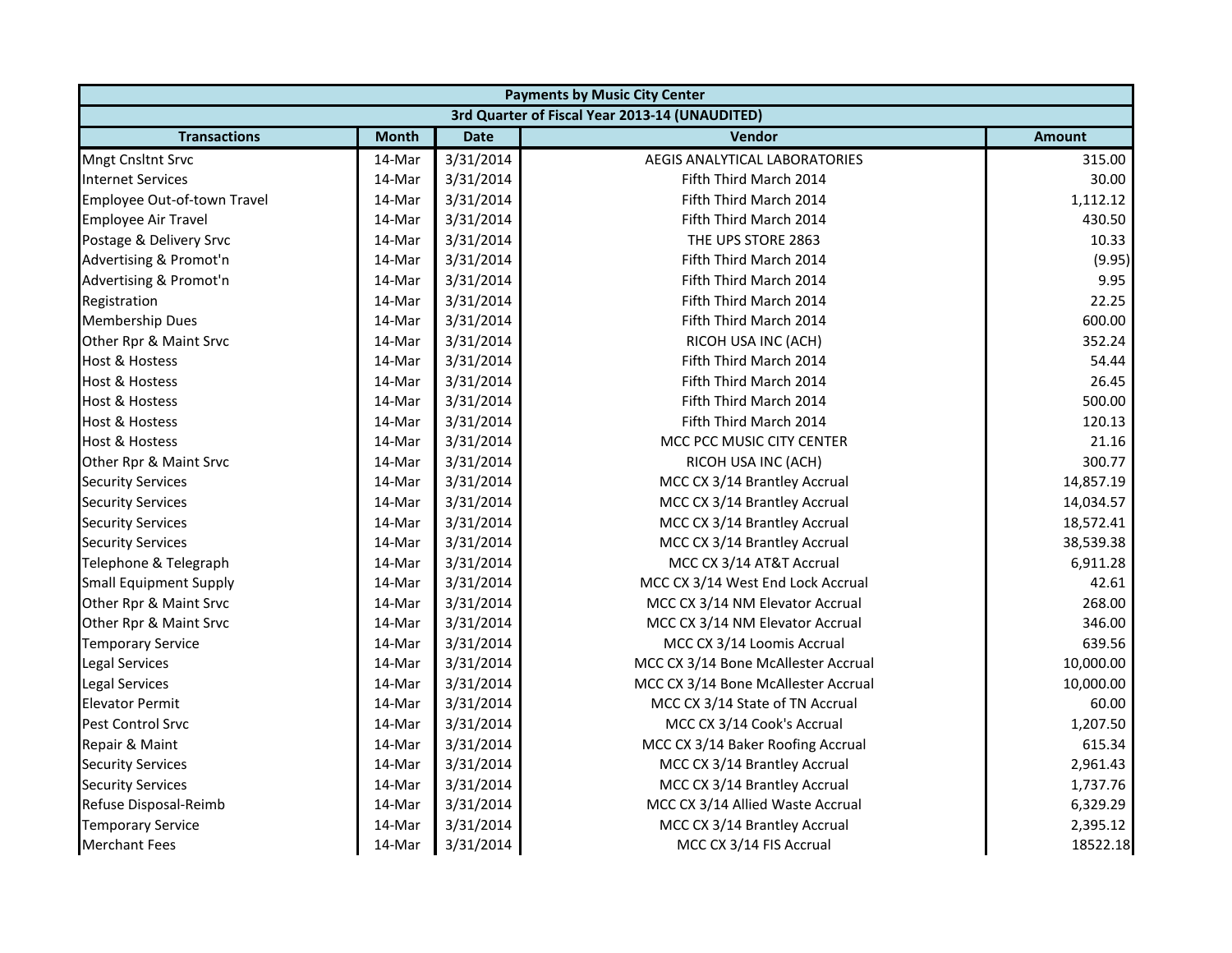| Payments by Music City Center | | | | |
|---|---|---|---|---|
| 3rd Quarter of Fiscal Year 2013-14 (UNAUDITED) | | | | |
| **Transactions** | **Month** | **Date** | **Vendor** | **Amount** |
| Mngt Cnsltnt Srvc | 14-Mar | 3/31/2014 | AEGIS ANALYTICAL LABORATORIES | 315.00 |
| Internet Services | 14-Mar | 3/31/2014 | Fifth Third March 2014 | 30.00 |
| Employee Out-of-town Travel | 14-Mar | 3/31/2014 | Fifth Third March 2014 | 1,112.12 |
| Employee Air Travel | 14-Mar | 3/31/2014 | Fifth Third March 2014 | 430.50 |
| Postage & Delivery Srvc | 14-Mar | 3/31/2014 | THE UPS STORE 2863 | 10.33 |
| Advertising & Promot'n | 14-Mar | 3/31/2014 | Fifth Third March 2014 | (9.95) |
| Advertising & Promot'n | 14-Mar | 3/31/2014 | Fifth Third March 2014 | 9.95 |
| Registration | 14-Mar | 3/31/2014 | Fifth Third March 2014 | 22.25 |
| Membership Dues | 14-Mar | 3/31/2014 | Fifth Third March 2014 | 600.00 |
| Other Rpr & Maint Srvc | 14-Mar | 3/31/2014 | RICOH USA INC (ACH) | 352.24 |
| Host & Hostess | 14-Mar | 3/31/2014 | Fifth Third March 2014 | 54.44 |
| Host & Hostess | 14-Mar | 3/31/2014 | Fifth Third March 2014 | 26.45 |
| Host & Hostess | 14-Mar | 3/31/2014 | Fifth Third March 2014 | 500.00 |
| Host & Hostess | 14-Mar | 3/31/2014 | Fifth Third March 2014 | 120.13 |
| Host & Hostess | 14-Mar | 3/31/2014 | MCC PCC MUSIC CITY CENTER | 21.16 |
| Other Rpr & Maint Srvc | 14-Mar | 3/31/2014 | RICOH USA INC (ACH) | 300.77 |
| Security Services | 14-Mar | 3/31/2014 | MCC CX 3/14 Brantley Accrual | 14,857.19 |
| Security Services | 14-Mar | 3/31/2014 | MCC CX 3/14 Brantley Accrual | 14,034.57 |
| Security Services | 14-Mar | 3/31/2014 | MCC CX 3/14 Brantley Accrual | 18,572.41 |
| Security Services | 14-Mar | 3/31/2014 | MCC CX 3/14 Brantley Accrual | 38,539.38 |
| Telephone & Telegraph | 14-Mar | 3/31/2014 | MCC CX 3/14 AT&T Accrual | 6,911.28 |
| Small Equipment Supply | 14-Mar | 3/31/2014 | MCC CX 3/14 West End Lock Accrual | 42.61 |
| Other Rpr & Maint Srvc | 14-Mar | 3/31/2014 | MCC CX 3/14 NM Elevator Accrual | 268.00 |
| Other Rpr & Maint Srvc | 14-Mar | 3/31/2014 | MCC CX 3/14 NM Elevator Accrual | 346.00 |
| Temporary Service | 14-Mar | 3/31/2014 | MCC CX 3/14 Loomis Accrual | 639.56 |
| Legal Services | 14-Mar | 3/31/2014 | MCC CX 3/14 Bone McAllester Accrual | 10,000.00 |
| Legal Services | 14-Mar | 3/31/2014 | MCC CX 3/14 Bone McAllester Accrual | 10,000.00 |
| Elevator Permit | 14-Mar | 3/31/2014 | MCC CX 3/14 State of TN Accrual | 60.00 |
| Pest Control Srvc | 14-Mar | 3/31/2014 | MCC CX 3/14 Cook's Accrual | 1,207.50 |
| Repair & Maint | 14-Mar | 3/31/2014 | MCC CX 3/14 Baker Roofing Accrual | 615.34 |
| Security Services | 14-Mar | 3/31/2014 | MCC CX 3/14 Brantley Accrual | 2,961.43 |
| Security Services | 14-Mar | 3/31/2014 | MCC CX 3/14 Brantley Accrual | 1,737.76 |
| Refuse Disposal-Reimb | 14-Mar | 3/31/2014 | MCC CX 3/14 Allied Waste Accrual | 6,329.29 |
| Temporary Service | 14-Mar | 3/31/2014 | MCC CX 3/14 Brantley Accrual | 2,395.12 |
| Merchant Fees | 14-Mar | 3/31/2014 | MCC CX 3/14 FIS Accrual | 18522.18 |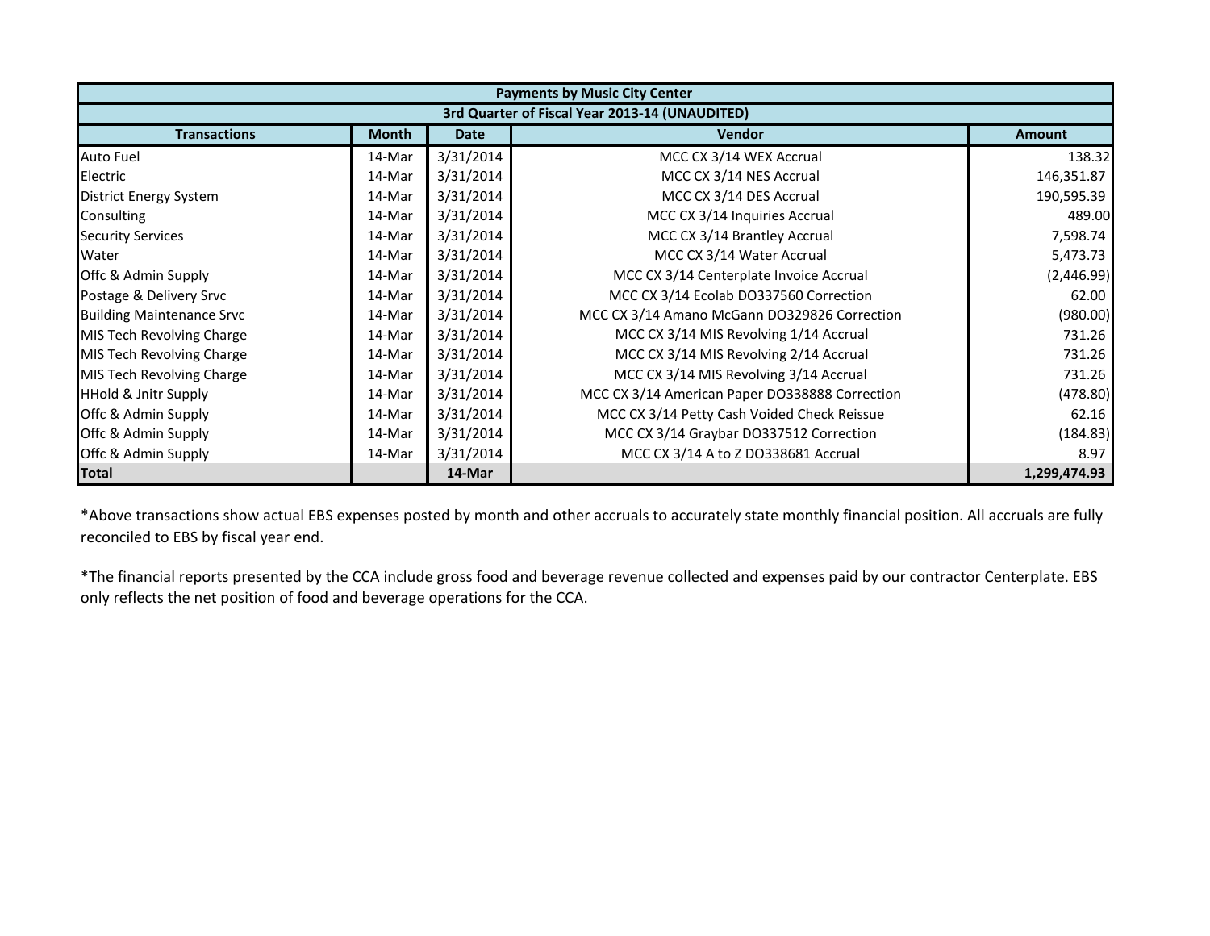| Payments by Music City Center | | | | |
|---|---|---|---|---|
| 3rd Quarter of Fiscal Year 2013-14 (UNAUDITED) | | | | |
| **Transactions** | **Month** | **Date** | **Vendor** | **Amount** |
| Auto Fuel | 14-Mar | 3/31/2014 | MCC CX 3/14 WEX Accrual | 138.32 |
| Electric | 14-Mar | 3/31/2014 | MCC CX 3/14 NES Accrual | 146,351.87 |
| District Energy System | 14-Mar | 3/31/2014 | MCC CX 3/14 DES Accrual | 190,595.39 |
| Consulting | 14-Mar | 3/31/2014 | MCC CX 3/14 Inquiries Accrual | 489.00 |
| Security Services | 14-Mar | 3/31/2014 | MCC CX 3/14 Brantley Accrual | 7,598.74 |
| Water | 14-Mar | 3/31/2014 | MCC CX 3/14 Water Accrual | 5,473.73 |
| Offc & Admin Supply | 14-Mar | 3/31/2014 | MCC CX 3/14 Centerplate Invoice Accrual | (2,446.99) |
| Postage & Delivery Srvc | 14-Mar | 3/31/2014 | MCC CX 3/14 Ecolab DO337560 Correction | 62.00 |
| Building Maintenance Srvc | 14-Mar | 3/31/2014 | MCC CX 3/14 Amano McGann DO329826 Correction | (980.00) |
| MIS Tech Revolving Charge | 14-Mar | 3/31/2014 | MCC CX 3/14 MIS Revolving 1/14 Accrual | 731.26 |
| MIS Tech Revolving Charge | 14-Mar | 3/31/2014 | MCC CX 3/14 MIS Revolving 2/14 Accrual | 731.26 |
| MIS Tech Revolving Charge | 14-Mar | 3/31/2014 | MCC CX 3/14 MIS Revolving 3/14 Accrual | 731.26 |
| HHold & Jnitr Supply | 14-Mar | 3/31/2014 | MCC CX 3/14 American Paper DO338888 Correction | (478.80) |
| Offc & Admin Supply | 14-Mar | 3/31/2014 | MCC CX 3/14 Petty Cash Voided Check Reissue | 62.16 |
| Offc & Admin Supply | 14-Mar | 3/31/2014 | MCC CX 3/14 Graybar DO337512 Correction | (184.83) |
| Offc & Admin Supply | 14-Mar | 3/31/2014 | MCC CX 3/14 A to Z DO338681 Accrual | 8.97 |
| **Total** | | **14-Mar** | | **1,299,474.93** |

*Above transactions show actual EBS expenses posted by month and other accruals to accurately state monthly financial position. All accruals are fully reconciled to EBS by fiscal year end.

*The financial reports presented by the CCA include gross food and beverage revenue collected and expenses paid by our contractor Centerplate. EBS only reflects the net position of food and beverage operations for the CCA.